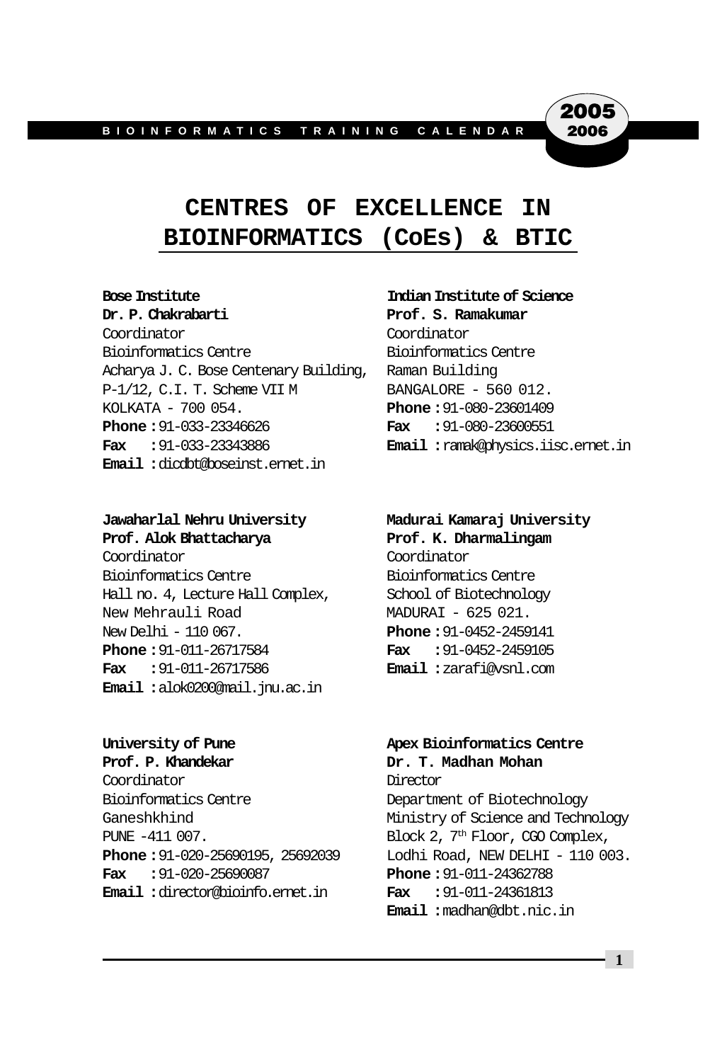# CENTRES OF EXCELLENCE IN BIOINFORMATICS (CoEs) & BTIC

**Bose Institute**
**Dr. P. Chakrabarti**
Coordinator
Bioinformatics Centre
Acharya J. C. Bose Centenary Building,
P-1/12, C.I. T. Scheme VII M
KOLKATA - 700 054.
**Phone :** 91-033-23346626
**Fax :** 91-033-23343886
**Email :** dicdbt@boseinst.ernet.in

**Indian Institute of Science**
**Prof. S. Ramakumar**
Coordinator
Bioinformatics Centre
Raman Building
BANGALORE - 560 012.
**Phone :** 91-080-23601409
**Fax :** 91-080-23600551
**Email :** ramak@physics.iisc.ernet.in

**Jawaharlal Nehru University**
**Prof. Alok Bhattacharya**
Coordinator
Bioinformatics Centre
Hall no. 4, Lecture Hall Complex,
New Mehrauli Road
New Delhi - 110 067.
**Phone :** 91-011-26717584
**Fax :** 91-011-26717586
**Email :** alok0200@mail.jnu.ac.in

**Madurai Kamaraj University**
**Prof. K. Dharmalingam**
Coordinator
Bioinformatics Centre
School of Biotechnology
MADURAI - 625 021.
**Phone :** 91-0452-2459141
**Fax :** 91-0452-2459105
**Email :** zarafi@vsnl.com

**University of Pune**
**Prof. P. Khandekar**
Coordinator
Bioinformatics Centre
Ganeshkhind
PUNE -411 007.
**Phone :** 91-020-25690195, 25692039
**Fax :** 91-020-25690087
**Email :** director@bioinfo.ernet.in

**Apex Bioinformatics Centre**
**Dr. T. Madhan Mohan**
Director
Department of Biotechnology
Ministry of Science and Technology
Block 2, 7th Floor, CGO Complex,
Lodhi Road, NEW DELHI - 110 003.
**Phone :** 91-011-24362788
**Fax :** 91-011-24361813
**Email :** madhan@dbt.nic.in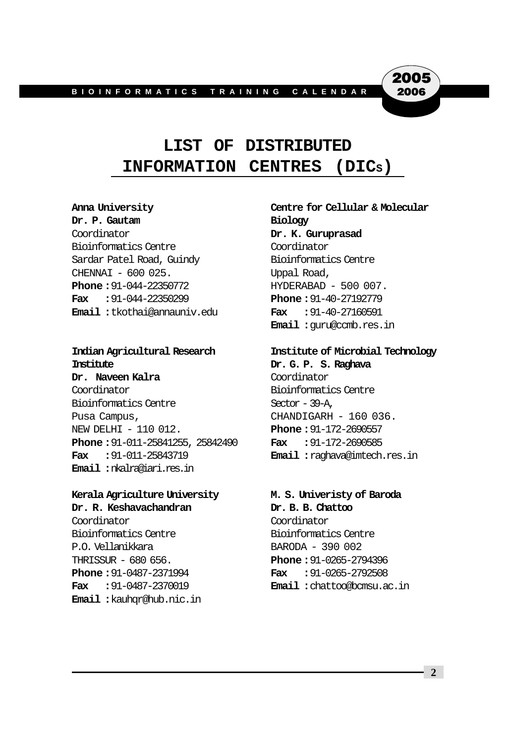# LIST OF DISTRIBUTED INFORMATION CENTRES (DICs)

**Anna University**
**Dr. P. Gautam**
Coordinator
Bioinformatics Centre
Sardar Patel Road, Guindy
CHENNAI - 600 025.
**Phone :** 91-044-22350772
**Fax :** 91-044-22350299
**Email :** tkothai@annauniv.edu

**Centre for Cellular & Molecular Biology**
**Dr. K. Guruprasad**
Coordinator
Bioinformatics Centre
Uppal Road,
HYDERABAD - 500 007.
**Phone :** 91-40-27192779
**Fax :** 91-40-27160591
**Email :** guru@ccmb.res.in

**Indian Agricultural Research Institute**
**Dr. Naveen Kalra**
Coordinator
Bioinformatics Centre
Pusa Campus,
NEW DELHI - 110 012.
**Phone :** 91-011-25841255, 25842490
**Fax :** 91-011-25843719
**Email :** nkalra@iari.res.in

**Institute of Microbial Technology**
**Dr. G. P. S. Raghava**
Coordinator
Bioinformatics Centre
Sector - 39-A,
CHANDIGARH - 160 036.
**Phone :** 91-172-2690557
**Fax :** 91-172-2690585
**Email :** raghava@imtech.res.in

**Kerala Agriculture University**
**Dr. R. Keshavachandran**
Coordinator
Bioinformatics Centre
P.O. Vellanikkara
THRISSUR - 680 656.
**Phone :** 91-0487-2371994
**Fax :** 91-0487-2370019
**Email :** kauhqr@hub.nic.in

**M. S. Univeristy of Baroda**
**Dr. B. B. Chattoo**
Coordinator
Bioinformatics Centre
BARODA - 390 002
**Phone :** 91-0265-2794396
**Fax :** 91-0265-2792508
**Email :** chattoo@bcmsu.ac.in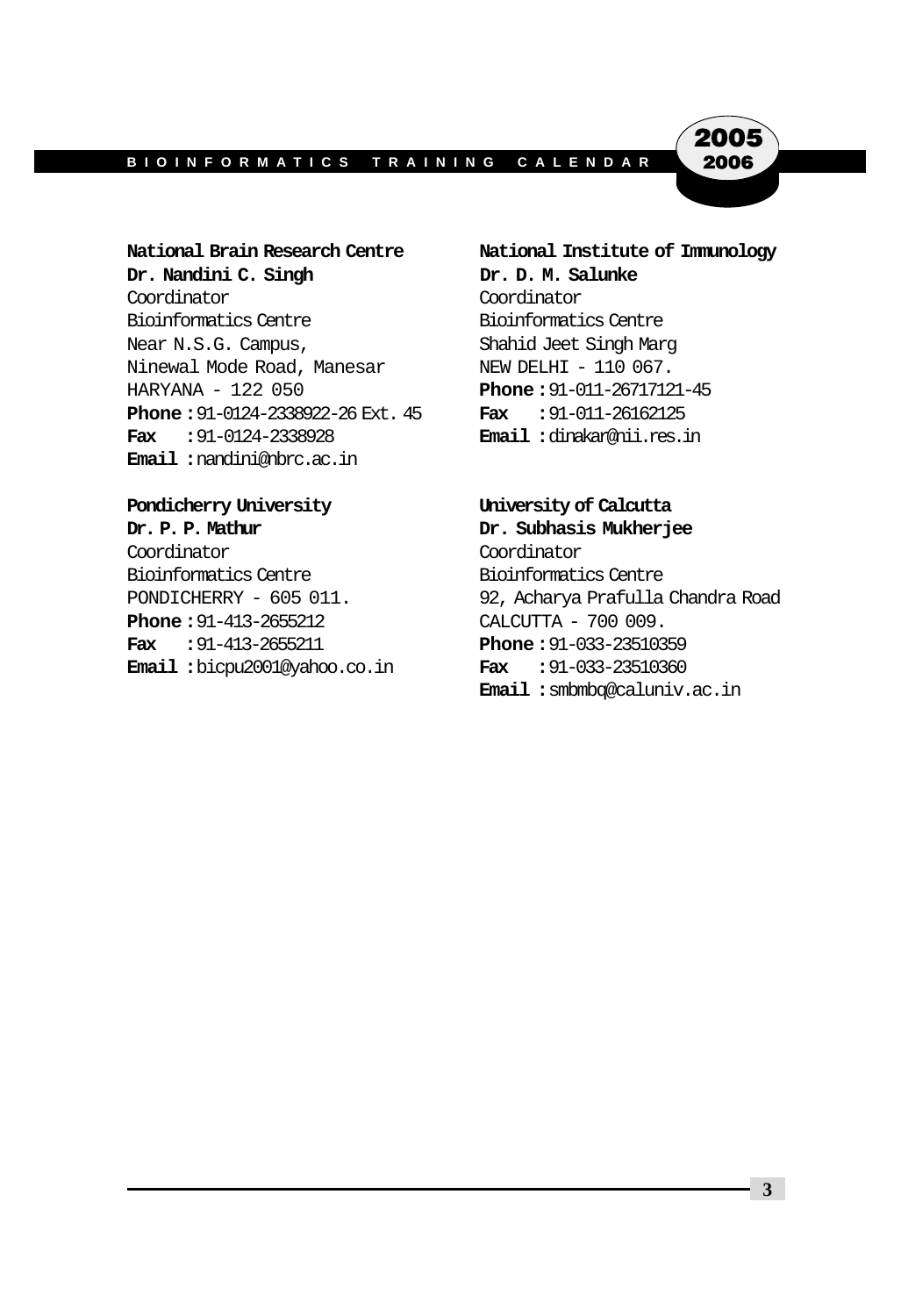**National Brain Research Centre**
**Dr. Nandini C. Singh**
Coordinator
Bioinformatics Centre
Near N.S.G. Campus,
Ninewal Mode Road, Manesar
HARYANA - 122 050
**Phone :** 91-0124-2338922-26 Ext. 45
**Fax :** 91-0124-2338928
**Email :** nandini@nbrc.ac.in

**National Institute of Immunology**
**Dr. D. M. Salunke**
Coordinator
Bioinformatics Centre
Shahid Jeet Singh Marg
NEW DELHI - 110 067.
**Phone :** 91-011-26717121-45
**Fax :** 91-011-26162125
**Email :** dinakar@nii.res.in

**Pondicherry University**
**Dr. P. P. Mathur**
Coordinator
Bioinformatics Centre
PONDICHERRY - 605 011.
**Phone :** 91-413-2655212
**Fax :** 91-413-2655211
**Email :** bicpu2001@yahoo.co.in

**University of Calcutta**
**Dr. Subhasis Mukherjee**
Coordinator
Bioinformatics Centre
92, Acharya Prafulla Chandra Road
CALCUTTA - 700 009.
**Phone :** 91-033-23510359
**Fax :** 91-033-23510360
**Email :** smbmbq@caluniv.ac.in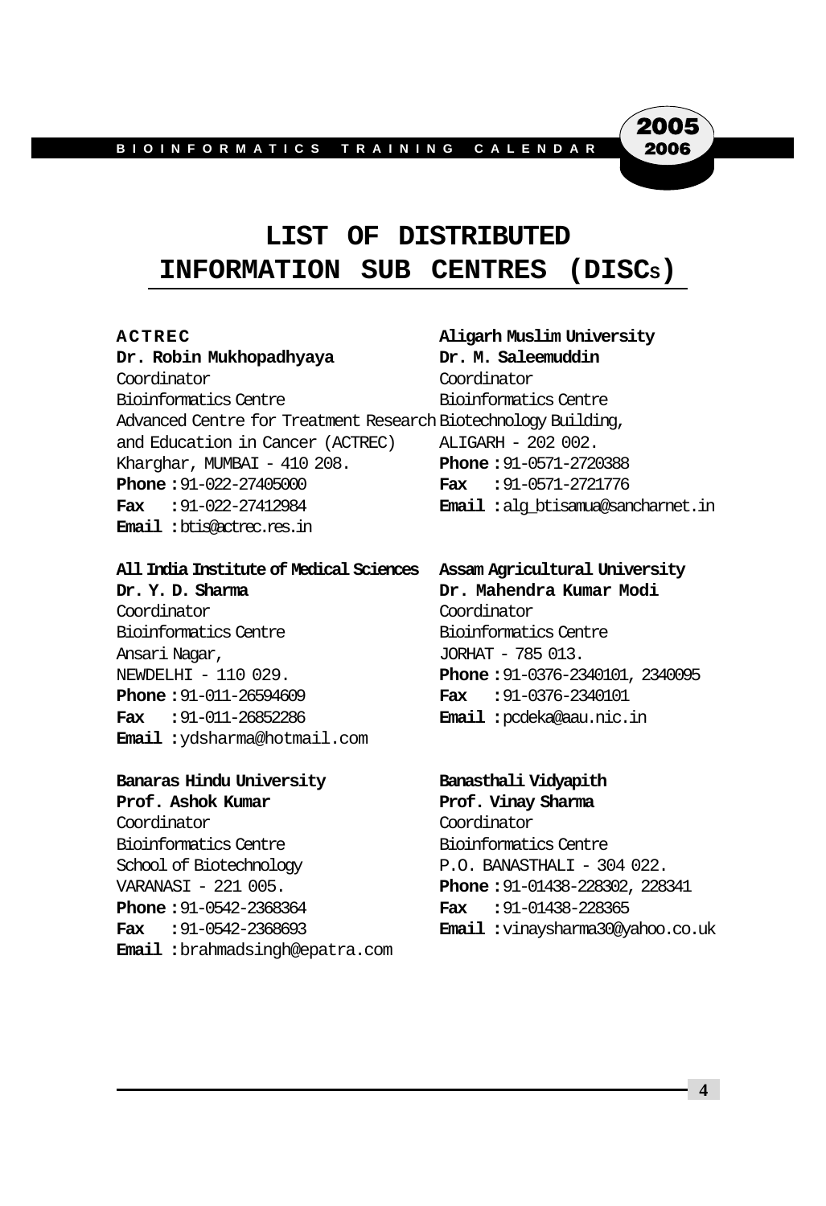# LIST OF DISTRIBUTED INFORMATION SUB CENTRES (DISCs)

**ACTREC**
**Dr. Robin Mukhopadhyaya**
Coordinator
Bioinformatics Centre
Advanced Centre for Treatment Research and Education in Cancer (ACTREC)
Kharghar, MUMBAI - 410 208.
**Phone :** 91-022-27405000
**Fax :** 91-022-27412984
**Email :** btis@actrec.res.in

**Aligarh Muslim University**
**Dr. M. Saleemuddin**
Coordinator
Bioinformatics Centre
Biotechnology Building,
ALIGARH - 202 002.
**Phone :** 91-0571-2720388
**Fax :** 91-0571-2721776
**Email :** alg_btisamua@sancharnet.in

**All India Institute of Medical Sciences**
**Dr. Y. D. Sharma**
Coordinator
Bioinformatics Centre
Ansari Nagar,
NEWDELHI - 110 029.
**Phone :** 91-011-26594609
**Fax :** 91-011-26852286
**Email :** ydsharma@hotmail.com

**Assam Agricultural University**
**Dr. Mahendra Kumar Modi**
Coordinator
Bioinformatics Centre
JORHAT - 785 013.
**Phone :** 91-0376-2340101, 2340095
**Fax :** 91-0376-2340101
**Email :** pcdeka@aau.nic.in

**Banaras Hindu University**
**Prof. Ashok Kumar**
Coordinator
Bioinformatics Centre
School of Biotechnology
VARANASI - 221 005.
**Phone :** 91-0542-2368364
**Fax :** 91-0542-2368693
**Email :** brahmadsingh@epatra.com

**Banasthali Vidyapith**
**Prof. Vinay Sharma**
Coordinator
Bioinformatics Centre
P.O. BANASTHALI - 304 022.
**Phone :** 91-01438-228302, 228341
**Fax :** 91-01438-228365
**Email :** vinaysharma30@yahoo.co.uk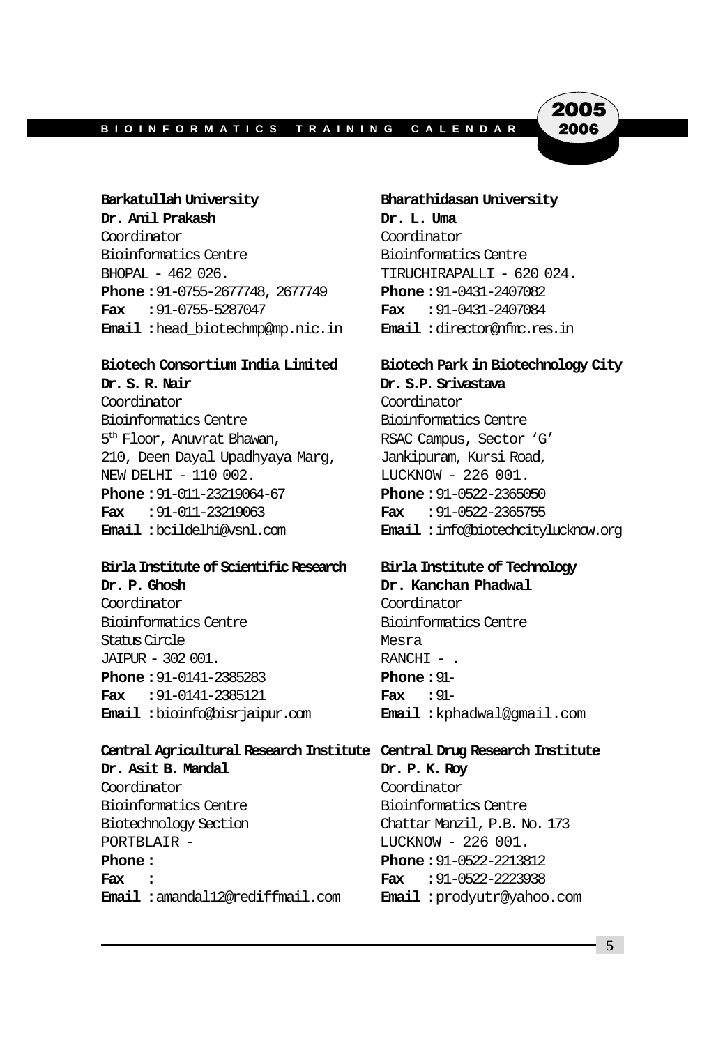**Barkatullah University**
**Dr. Anil Prakash**
Coordinator
Bioinformatics Centre
BHOPAL - 462 026.
**Phone :** 91-0755-2677748, 2677749
**Fax :** 91-0755-5287047
**Email :** head_biotechmp@mp.nic.in

**Bharathidasan University**
**Dr. L. Uma**
Coordinator
Bioinformatics Centre
TIRUCHIRAPALLI - 620 024.
**Phone :** 91-0431-2407082
**Fax :** 91-0431-2407084
**Email :** director@nfmc.res.in

**Biotech Consortium India Limited**
**Dr. S. R. Nair**
Coordinator
Bioinformatics Centre
5th Floor, Anuvrat Bhawan,
210, Deen Dayal Upadhyaya Marg,
NEW DELHI - 110 002.
**Phone :** 91-011-23219064-67
**Fax :** 91-011-23219063
**Email :** bcildelhi@vsnl.com

**Biotech Park in Biotechnology City**
**Dr. S.P. Srivastava**
Coordinator
Bioinformatics Centre
RSAC Campus, Sector 'G'
Jankipuram, Kursi Road,
LUCKNOW - 226 001.
**Phone :** 91-0522-2365050
**Fax :** 91-0522-2365755
**Email :** info@biotechcitylucknow.org

**Birla Institute of Scientific Research**
**Dr. P. Ghosh**
Coordinator
Bioinformatics Centre
Status Circle
JAIPUR - 302 001.
**Phone :** 91-0141-2385283
**Fax :** 91-0141-2385121
**Email :** bioinfo@bisrjaipur.com

**Birla Institute of Technology**
**Dr. Kanchan Phadwal**
Coordinator
Bioinformatics Centre
Mesra
RANCHI - .
**Phone :** 91-
**Fax :** 91-
**Email :** kphadwal@gmail.com

**Central Agricultural Research Institute**
**Dr. Asit B. Mandal**
Coordinator
Bioinformatics Centre
Biotechnology Section
PORTBLAIR -
**Phone :**
**Fax :**
**Email :** amandal12@rediffmail.com

**Central Drug Research Institute**
**Dr. P. K. Roy**
Coordinator
Bioinformatics Centre
Chattar Manzil, P.B. No. 173
LUCKNOW - 226 001.
**Phone :** 91-0522-2213812
**Fax :** 91-0522-2223938
**Email :** prodyutr@yahoo.com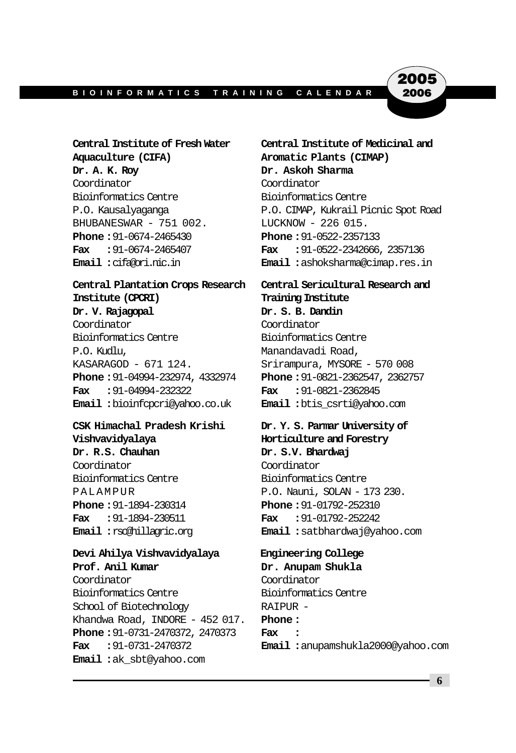**Central Institute of Fresh Water Aquaculture (CIFA)**
**Dr. A. K. Roy**
Coordinator
Bioinformatics Centre
P.O. Kausalyaganga
BHUBANESWAR - 751 002.
**Phone :** 91-0674-2465430
**Fax :** 91-0674-2465407
**Email :** cifa@ori.nic.in

**Central Plantation Crops Research Institute (CPCRI)**
**Dr. V. Rajagopal**
Coordinator
Bioinformatics Centre
P.O. Kudlu,
KASARAGOD - 671 124.
**Phone :** 91-04994-232974, 4332974
**Fax :** 91-04994-232322
**Email :** bioinfcpcri@yahoo.co.uk

**CSK Himachal Pradesh Krishi Vishvavidyalaya**
**Dr. R.S. Chauhan**
Coordinator
Bioinformatics Centre
PALAMPUR
**Phone :** 91-1894-230314
**Fax :** 91-1894-230511
**Email :** rsc@hillagric.org

**Devi Ahilya Vishvavidyalaya**
**Prof. Anil Kumar**
Coordinator
Bioinformatics Centre
School of Biotechnology
Khandwa Road, INDORE - 452 017.
**Phone :** 91-0731-2470372, 2470373
**Fax :** 91-0731-2470372
**Email :** ak_sbt@yahoo.com

**Central Institute of Medicinal and Aromatic Plants (CIMAP)**
**Dr. Askoh Sharma**
Coordinator
Bioinformatics Centre
P.O. CIMAP, Kukrail Picnic Spot Road
LUCKNOW - 226 015.
**Phone :** 91-0522-2357133
**Fax :** 91-0522-2342666, 2357136
**Email :** ashoksharma@cimap.res.in

**Central Sericultural Research and Training Institute**
**Dr. S. B. Dandin**
Coordinator
Bioinformatics Centre
Manandavadi Road,
Srirampura, MYSORE - 570 008
**Phone :** 91-0821-2362547, 2362757
**Fax :** 91-0821-2362845
**Email :** btis_csrti@yahoo.com

**Dr. Y. S. Parmar University of Horticulture and Forestry**
**Dr. S.V. Bhardwaj**
Coordinator
Bioinformatics Centre
P.O. Nauni, SOLAN - 173 230.
**Phone :** 91-01792-252310
**Fax :** 91-01792-252242
**Email :** satbhardwaj@yahoo.com

**Engineering College**
**Dr. Anupam Shukla**
Coordinator
Bioinformatics Centre
RAIPUR -
**Phone :**
**Fax :**
**Email :** anupamshukla2000@yahoo.com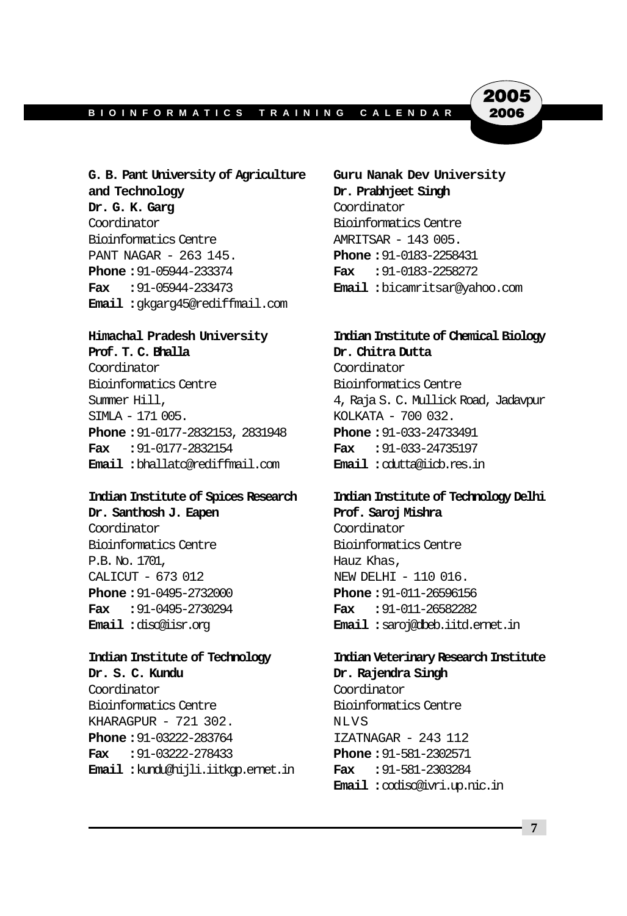**G. B. Pant University of Agriculture and Technology**
**Dr. G. K. Garg**
Coordinator
Bioinformatics Centre
PANT NAGAR - 263 145.
**Phone :** 91-05944-233374
**Fax :** 91-05944-233473
**Email :** gkgarg45@rediffmail.com

**Himachal Pradesh University**
**Prof. T. C. Bhalla**
Coordinator
Bioinformatics Centre
Summer Hill,
SIMLA - 171 005.
**Phone :** 91-0177-2832153, 2831948
**Fax :** 91-0177-2832154
**Email :** bhallatc@rediffmail.com

**Indian Institute of Spices Research**
**Dr. Santhosh J. Eapen**
Coordinator
Bioinformatics Centre
P.B. No. 1701,
CALICUT - 673 012
**Phone :** 91-0495-2732000
**Fax :** 91-0495-2730294
**Email :** disc@iisr.org

**Indian Institute of Technology**
**Dr. S. C. Kundu**
Coordinator
Bioinformatics Centre
KHARAGPUR - 721 302.
**Phone :** 91-03222-283764
**Fax :** 91-03222-278433
**Email :** kundu@hijli.iitkgp.ernet.in

**Guru Nanak Dev University**
**Dr. Prabhjeet Singh**
Coordinator
Bioinformatics Centre
AMRITSAR - 143 005.
**Phone :** 91-0183-2258431
**Fax :** 91-0183-2258272
**Email :** bicamritsar@yahoo.com

**Indian Institute of Chemical Biology**
**Dr. Chitra Dutta**
Coordinator
Bioinformatics Centre
4, Raja S. C. Mullick Road, Jadavpur
KOLKATA - 700 032.
**Phone :** 91-033-24733491
**Fax :** 91-033-24735197
**Email :** cdutta@iicb.res.in

**Indian Institute of Technology Delhi**
**Prof. Saroj Mishra**
Coordinator
Bioinformatics Centre
Hauz Khas,
NEW DELHI - 110 016.
**Phone :** 91-011-26596156
**Fax :** 91-011-26582282
**Email :** saroj@dbeb.iitd.ernet.in

**Indian Veterinary Research Institute**
**Dr. Rajendra Singh**
Coordinator
Bioinformatics Centre
NLVS
IZATNAGAR - 243 112
**Phone :** 91-581-2302571
**Fax :** 91-581-2303284
**Email :** codisc@ivri.up.nic.in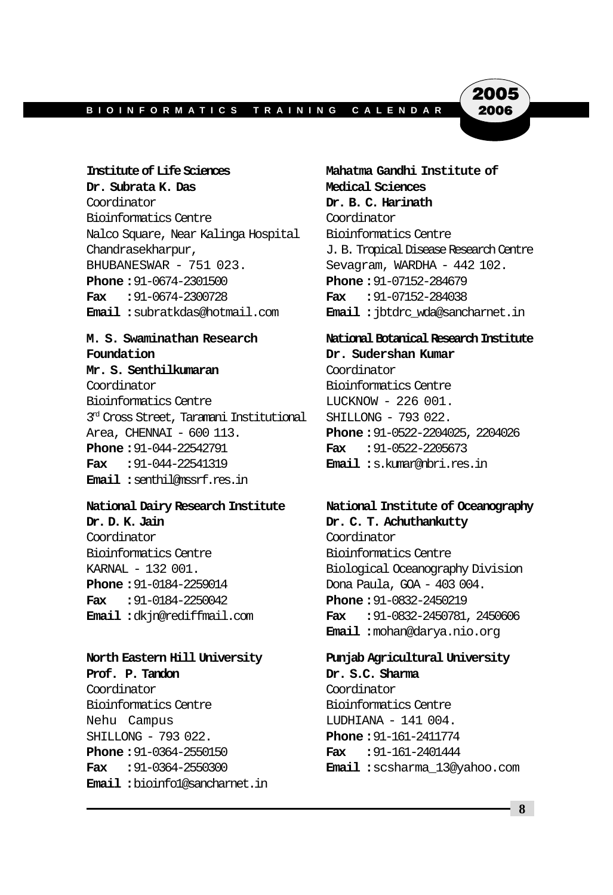**Institute of Life Sciences**
**Dr. Subrata K. Das**
Coordinator
Bioinformatics Centre
Nalco Square, Near Kalinga Hospital
Chandrasekharpur,
BHUBANESWAR - 751 023.
**Phone :** 91-0674-2301500
**Fax :** 91-0674-2300728
**Email :** subratkdas@hotmail.com

**M. S. Swaminathan Research Foundation**
**Mr. S. Senthilkumaran**
Coordinator
Bioinformatics Centre
3rd Cross Street, Taramani Institutional Area, CHENNAI - 600 113.
**Phone :** 91-044-22542791
**Fax :** 91-044-22541319
**Email :** senthil@mssrf.res.in

**National Dairy Research Institute**
**Dr. D. K. Jain**
Coordinator
Bioinformatics Centre
KARNAL - 132 001.
**Phone :** 91-0184-2259014
**Fax :** 91-0184-2250042
**Email :** dkjn@rediffmail.com

**North Eastern Hill University**
**Prof. P. Tandon**
Coordinator
Bioinformatics Centre
Nehu Campus
SHILLONG - 793 022.
**Phone :** 91-0364-2550150
**Fax :** 91-0364-2550300
**Email :** bioinfo1@sancharnet.in

**Mahatma Gandhi Institute of Medical Sciences**
**Dr. B. C. Harinath**
Coordinator
Bioinformatics Centre
J. B. Tropical Disease Research Centre
Sevagram, WARDHA - 442 102.
**Phone :** 91-07152-284679
**Fax :** 91-07152-284038
**Email :** jbtdrc_wda@sancharnet.in

**National Botanical Research Institute**
**Dr. Sudershan Kumar**
Coordinator
Bioinformatics Centre
LUCKNOW - 226 001.
SHILLONG - 793 022.
**Phone :** 91-0522-2204025, 2204026
**Fax :** 91-0522-2205673
**Email :** s.kumar@nbri.res.in

**National Institute of Oceanography**
**Dr. C. T. Achuthankutty**
Coordinator
Bioinformatics Centre
Biological Oceanography Division
Dona Paula, GOA - 403 004.
**Phone :** 91-0832-2450219
**Fax :** 91-0832-2450781, 2450606
**Email :** mohan@darya.nio.org

**Punjab Agricultural University**
**Dr. S.C. Sharma**
Coordinator
Bioinformatics Centre
LUDHIANA - 141 004.
**Phone :** 91-161-2411774
**Fax :** 91-161-2401444
**Email :** scsharma_13@yahoo.com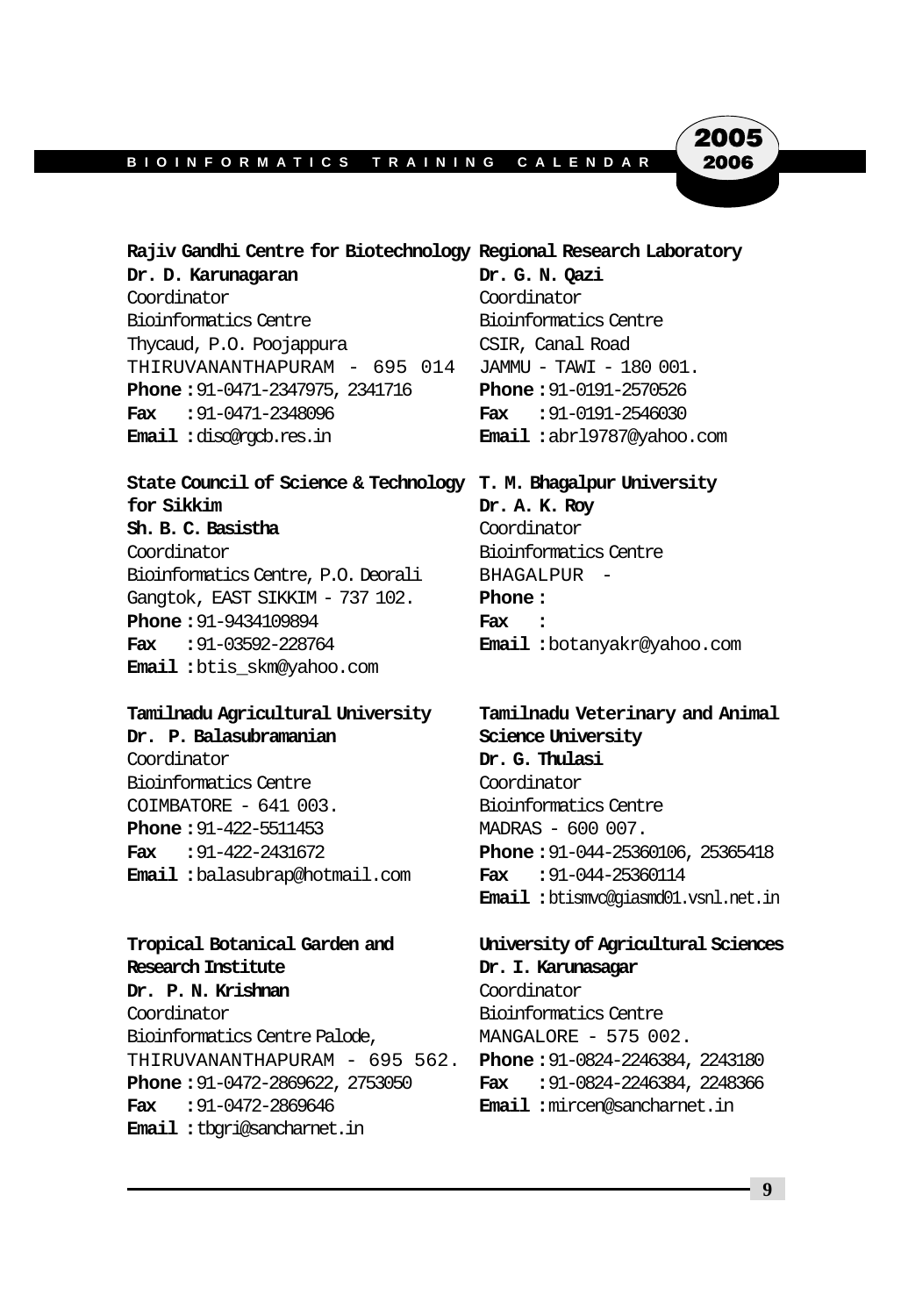**Rajiv Gandhi Centre for Biotechnology**
**Dr. D. Karunagaran**
Coordinator
Bioinformatics Centre
Thycaud, P.O. Poojappura
THIRUVANANTHAPURAM - 695 014
**Phone :** 91-0471-2347975, 2341716
**Fax :** 91-0471-2348096
**Email :** disc@rgcb.res.in

**Regional Research Laboratory**
**Dr. G. N. Qazi**
Coordinator
Bioinformatics Centre
CSIR, Canal Road
JAMMU - TAWI - 180 001.
**Phone :** 91-0191-2570526
**Fax :** 91-0191-2546030
**Email :** abrl9787@yahoo.com

**State Council of Science & Technology for Sikkim**
**Sh. B. C. Basistha**
Coordinator
Bioinformatics Centre, P.O. Deorali
Gangtok, EAST SIKKIM - 737 102.
**Phone :** 91-9434109894
**Fax :** 91-03592-228764
**Email :** btis_skm@yahoo.com

**T. M. Bhagalpur University**
**Dr. A. K. Roy**
Coordinator
Bioinformatics Centre
BHAGALPUR -
**Phone :**
**Fax :**
**Email :** botanyakr@yahoo.com

**Tamilnadu Agricultural University**
**Dr. P. Balasubramanian**
Coordinator
Bioinformatics Centre
COIMBATORE - 641 003.
**Phone :** 91-422-5511453
**Fax :** 91-422-2431672
**Email :** balasubrap@hotmail.com

**Tamilnadu Veterinary and Animal Science University**
**Dr. G. Thulasi**
Coordinator
Bioinformatics Centre
MADRAS - 600 007.
**Phone :** 91-044-25360106, 25365418
**Fax :** 91-044-25360114
**Email :** btismvc@giasmd01.vsnl.net.in

**Tropical Botanical Garden and Research Institute**
**Dr. P. N. Krishnan**
Coordinator
Bioinformatics Centre Palode,
THIRUVANANTHAPURAM - 695 562.
**Phone :** 91-0472-2869622, 2753050
**Fax :** 91-0472-2869646
**Email :** tbgri@sancharnet.in

**University of Agricultural Sciences**
**Dr. I. Karunasagar**
Coordinator
Bioinformatics Centre
MANGALORE - 575 002.
**Phone :** 91-0824-2246384, 2243180
**Fax :** 91-0824-2246384, 2248366
**Email :** mircen@sancharnet.in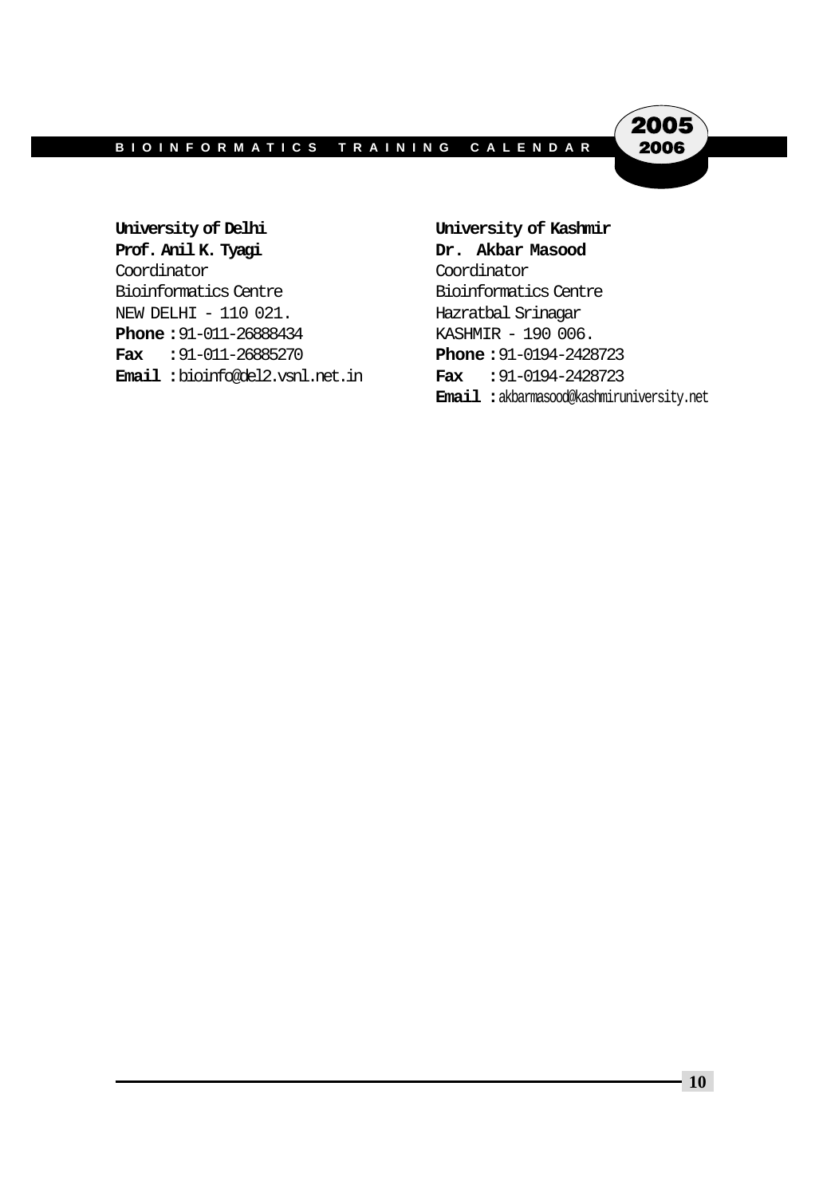**University of Delhi**
**Prof. Anil K. Tyagi**
Coordinator
Bioinformatics Centre
NEW DELHI - 110 021.
**Phone :** 91-011-26888434
**Fax :** 91-011-26885270
**Email :** bioinfo@del2.vsnl.net.in

**University of Kashmir**
**Dr. Akbar Masood**
Coordinator
Bioinformatics Centre
Hazratbal Srinagar
KASHMIR - 190 006.
**Phone :** 91-0194-2428723
**Fax :** 91-0194-2428723
**Email :** akbarmasood@kashmiruniversity.net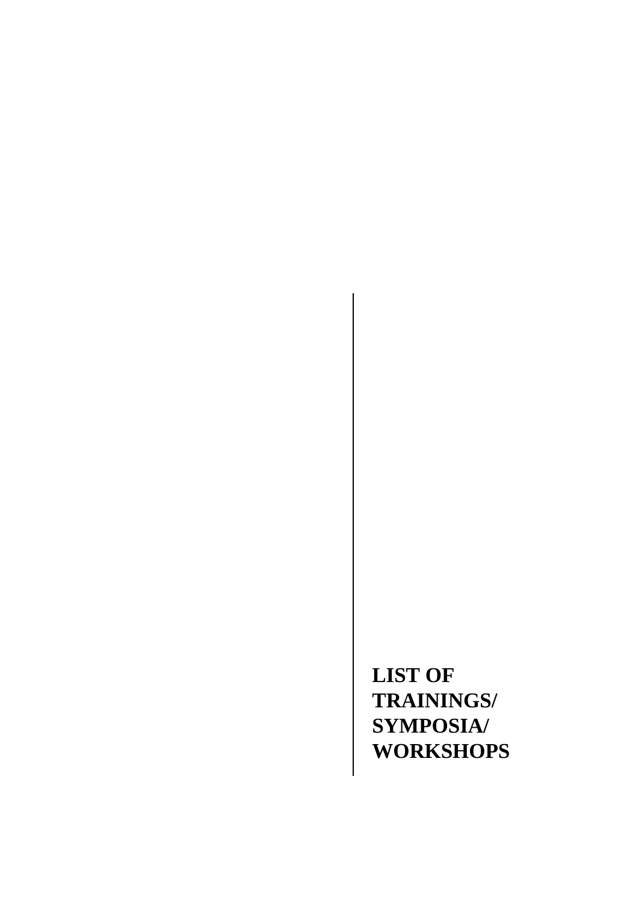# LIST OF TRAININGS/ SYMPOSIA/ WORKSHOPS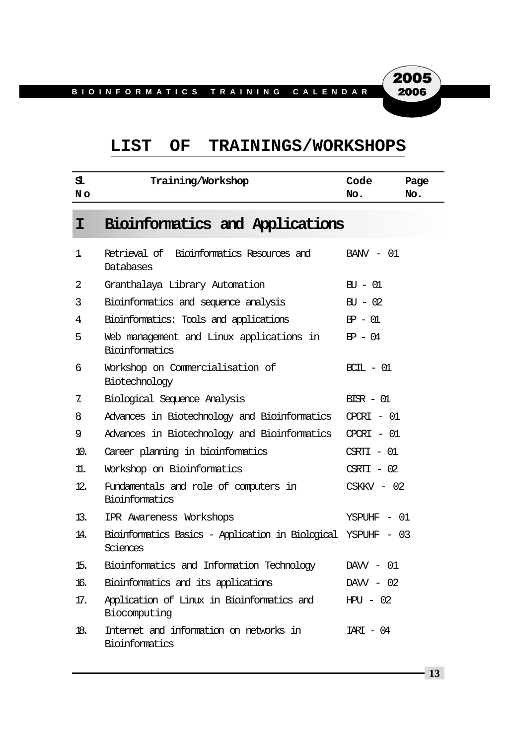# LIST OF TRAININGS/WORKSHOPS

| Sl. No | Training/Workshop | Code No. | Page No. |
|---|---|---|---|
| **I** | **Bioinformatics and Applications** | | |
| 1. | Retrieval of Bioinformatics Resources and Databases | BANV - 01 | |
| 2. | Granthalaya Library Automation | BU - 01 | |
| 3. | Bioinformatics and sequence analysis | BU - 02 | |
| 4. | Bioinformatics: Tools and applications | BP - 01 | |
| 5. | Web management and Linux applications in Bioinformatics | BP - 04 | |
| 6. | Workshop on Commercialisation of Biotechnology | BCIL - 01 | |
| 7. | Biological Sequence Analysis | BISR - 01 | |
| 8. | Advances in Biotechnology and Bioinformatics | CPCRI - 01 | |
| 9. | Advances in Biotechnology and Bioinformatics | CPCRI - 01 | |
| 10. | Career planning in bioinformatics | CSRTI - 01 | |
| 11. | Workshop on Bioinformatics | CSRTI - 02 | |
| 12. | Fundamentals and role of computers in Bioinformatics | CSKKV - 02 | |
| 13. | IPR Awareness Workshops | YSPUHF - 01 | |
| 14. | Bioinformatics Basics - Application in Biological Sciences | YSPUHF - 03 | |
| 15. | Bioinformatics and Information Technology | DAVV - 01 | |
| 16. | Bioinformatics and its applications | DAVV - 02 | |
| 17. | Application of Linux in Bioinformatics and Biocomputing | HPU - 02 | |
| 18. | Internet and information on networks in Bioinformatics | IARI - 04 | |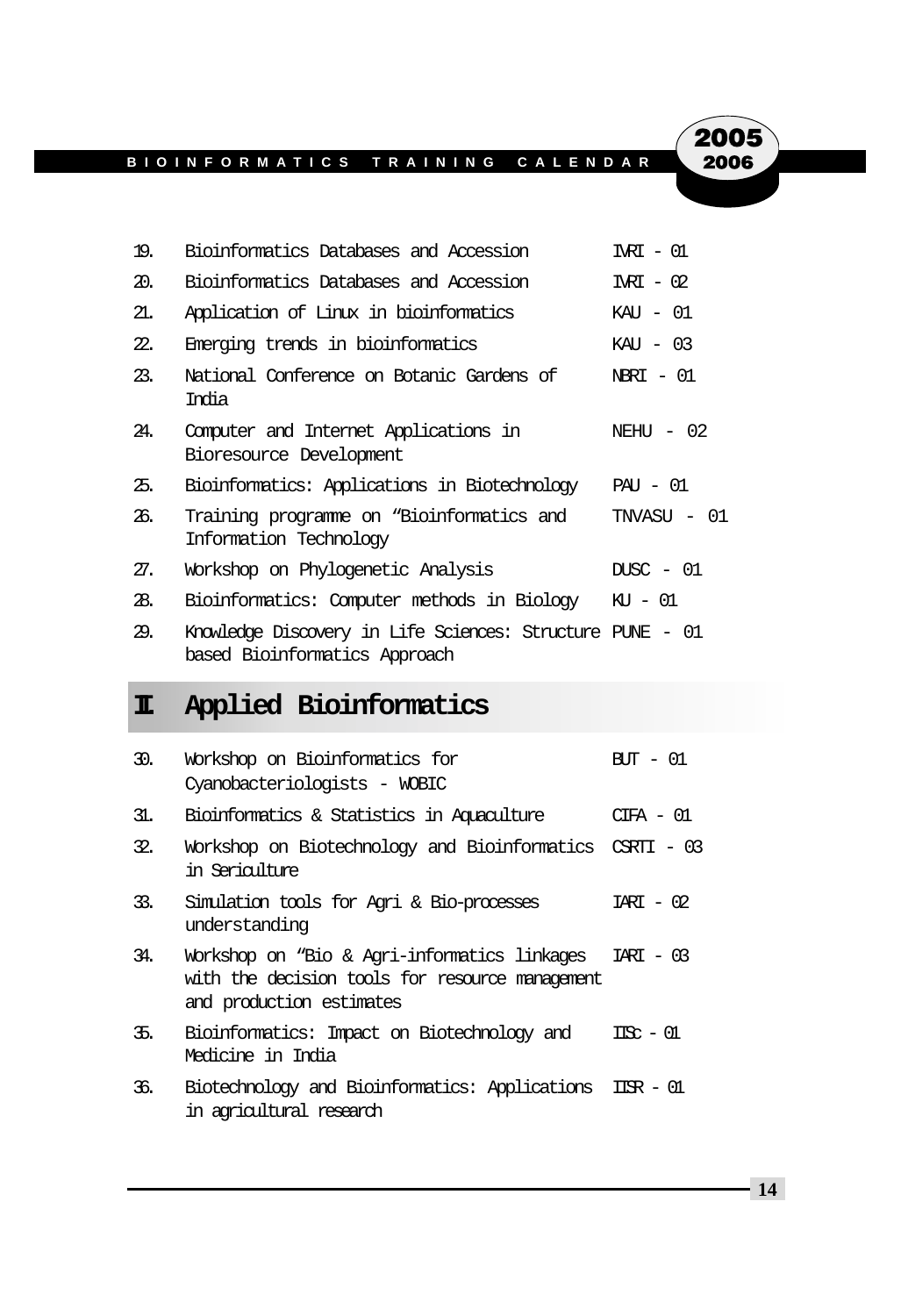| | | |
|---|---|---|
| 19. | Bioinformatics Databases and Accession | IVRI - 01 |
| 20. | Bioinformatics Databases and Accession | IVRI - 02 |
| 21. | Application of Linux in bioinformatics | KAU - 01 |
| 22. | Emerging trends in bioinformatics | KAU - 03 |
| 23. | National Conference on Botanic Gardens of India | NBRI - 01 |
| 24. | Computer and Internet Applications in Bioresource Development | NEHU - 02 |
| 25. | Bioinformatics: Applications in Biotechnology | PAU - 01 |
| 26. | Training programme on "Bioinformatics and Information Technology | TNVASU - 01 |
| 27. | Workshop on Phylogenetic Analysis | DUSC - 01 |
| 28. | Bioinformatics: Computer methods in Biology | KU - 01 |
| 29. | Knowledge Discovery in Life Sciences: Structure based Bioinformatics Approach | PUNE - 01 |

## II. Applied Bioinformatics

| | | |
|---|---|---|
| 30. | Workshop on Bioinformatics for Cyanobacteriologists - WOBIC | BUT - 01 |
| 31. | Bioinformatics & Statistics in Aquaculture | CIFA - 01 |
| 32. | Workshop on Biotechnology and Bioinformatics in Sericulture | CSRTI - 03 |
| 33. | Simulation tools for Agri & Bio-processes understanding | IARI - 02 |
| 34. | Workshop on "Bio & Agri-informatics linkages with the decision tools for resource management and production estimates | IARI - 03 |
| 35. | Bioinformatics: Impact on Biotechnology and Medicine in India | IISc - 01 |
| 36. | Biotechnology and Bioinformatics: Applications in agricultural research | IISR - 01 |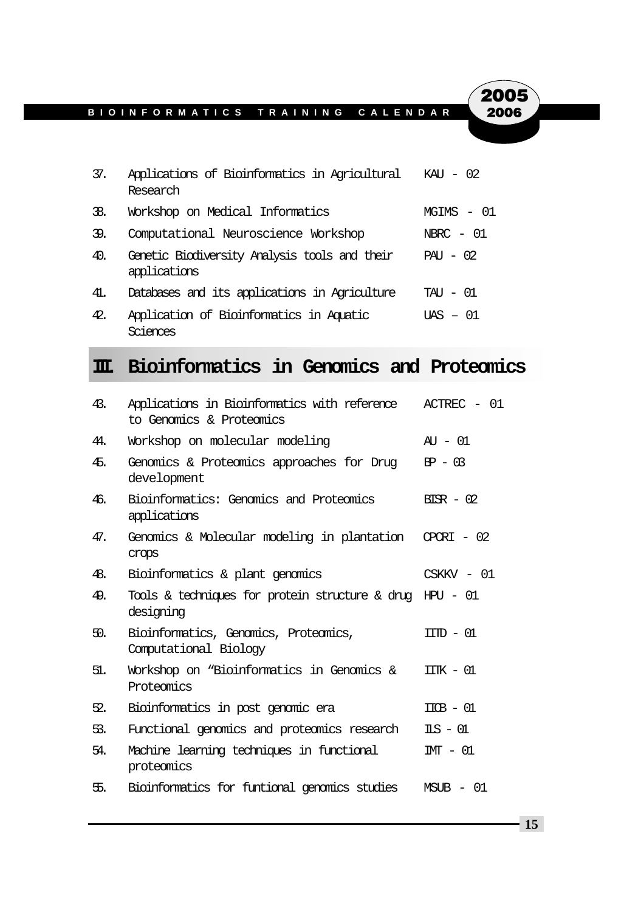| | | |
|---|---|---|
| 37. | Applications of Bioinformatics in Agricultural Research | KAU - 02 |
| 38. | Workshop on Medical Informatics | MGIMS - 01 |
| 39. | Computational Neuroscience Workshop | NBRC - 01 |
| 40. | Genetic Biodiversity Analysis tools and their applications | PAU - 02 |
| 41. | Databases and its applications in Agriculture | TAU - 01 |
| 42. | Application of Bioinformatics in Aquatic Sciences | UAS – 01 |

## III. Bioinformatics in Genomics and Proteomics

| | | |
|---|---|---|
| 43. | Applications in Bioinformatics with reference to Genomics & Proteomics | ACTREC - 01 |
| 44. | Workshop on molecular modeling | AU - 01 |
| 45. | Genomics & Proteomics approaches for Drug development | BP - 03 |
| 46. | Bioinformatics: Genomics and Proteomics applications | BISR - 02 |
| 47. | Genomics & Molecular modeling in plantation crops | CPCRI - 02 |
| 48. | Bioinformatics & plant genomics | CSKKV - 01 |
| 49. | Tools & techniques for protein structure & drug designing | HPU - 01 |
| 50. | Bioinformatics, Genomics, Proteomics, Computational Biology | IITD - 01 |
| 51. | Workshop on "Bioinformatics in Genomics & Proteomics | IITK - 01 |
| 52. | Bioinformatics in post genomic era | IICB - 01 |
| 53. | Functional genomics and proteomics research | ILS - 01 |
| 54. | Machine learning techniques in functional proteomics | IMT - 01 |
| 55. | Bioinformatics for funtional genomics studies | MSUB - 01 |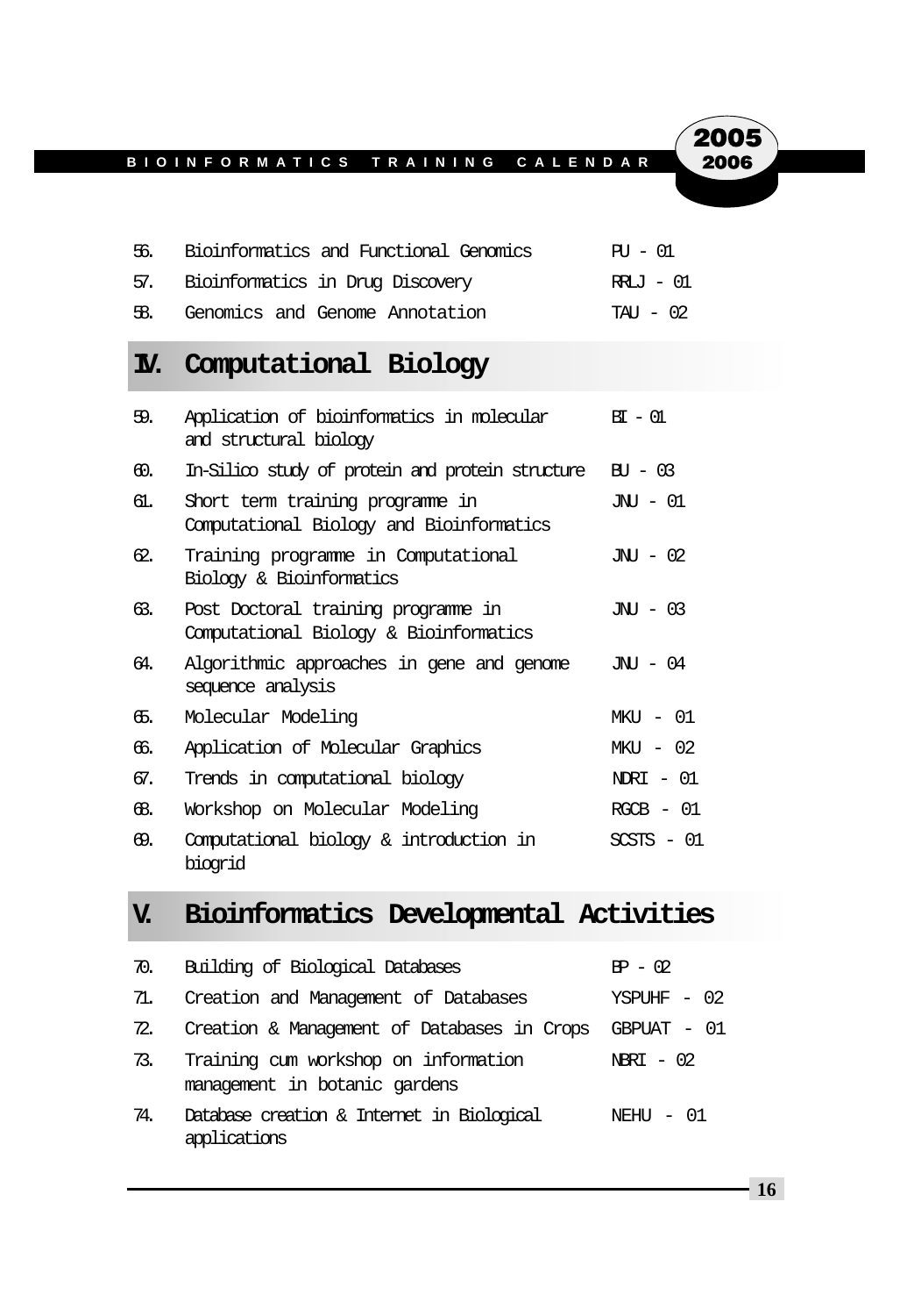| | | |
|---|---|---|
| 56. | Bioinformatics and Functional Genomics | PU - 01 |
| 57. | Bioinformatics in Drug Discovery | RRLJ - 01 |
| 58. | Genomics and Genome Annotation | TAU - 02 |

## IV. Computational Biology

| | | |
|---|---|---|
| 59. | Application of bioinformatics in molecular and structural biology | BI - 01 |
| 60. | In-Silico study of protein and protein structure | BU - 03 |
| 61. | Short term training programme in Computational Biology and Bioinformatics | JNU - 01 |
| 62. | Training programme in Computational Biology & Bioinformatics | JNU - 02 |
| 63. | Post Doctoral training programme in Computational Biology & Bioinformatics | JNU - 03 |
| 64. | Algorithmic approaches in gene and genome sequence analysis | JNU - 04 |
| 65. | Molecular Modeling | MKU - 01 |
| 66. | Application of Molecular Graphics | MKU - 02 |
| 67. | Trends in computational biology | NDRI - 01 |
| 68. | Workshop on Molecular Modeling | RGCB - 01 |
| 69. | Computational biology & introduction in biogrid | SCSTS - 01 |

## V. Bioinformatics Developmental Activities

| | | |
|---|---|---|
| 70. | Building of Biological Databases | BP - 02 |
| 71. | Creation and Management of Databases | YSPUHF - 02 |
| 72. | Creation & Management of Databases in Crops | GBPUAT - 01 |
| 73. | Training cum workshop on information management in botanic gardens | NBRI - 02 |
| 74. | Database creation & Internet in Biological applications | NEHU - 01 |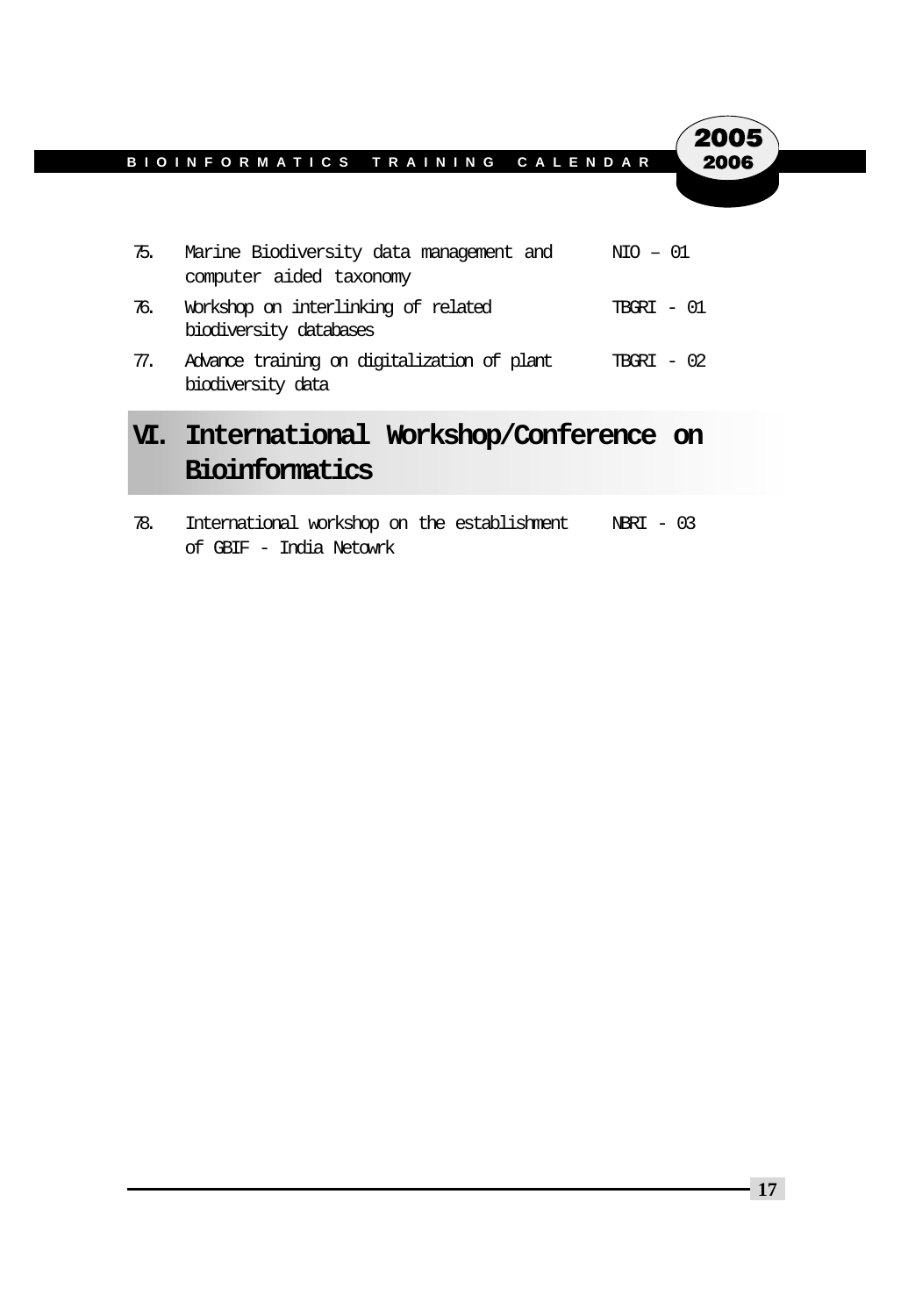| | | |
|---|---|---|
| 75. | Marine Biodiversity data management and computer aided taxonomy | NIO – 01 |
| 76. | Workshop on interlinking of related biodiversity databases | TBGRI - 01 |
| 77. | Advance training on digitalization of plant biodiversity data | TBGRI - 02 |

## VI. International Workshop/Conference on Bioinformatics

| | | |
|---|---|---|
| 78. | International workshop on the establishment of GBIF - India Netowrk | NBRI - 03 |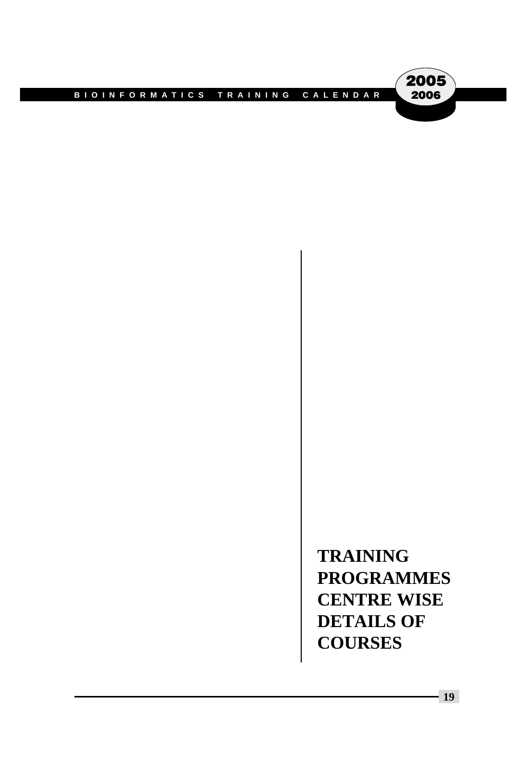# TRAINING PROGRAMMES CENTRE WISE DETAILS OF COURSES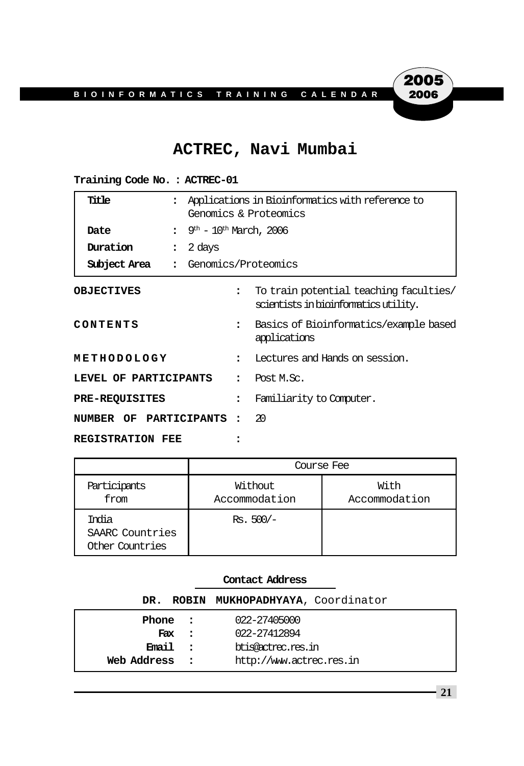# ACTREC, Navi Mumbai

**Training Code No. : ACTREC-01**

| | | |
|---|---|---|
| **Title** | : | Applications in Bioinformatics with reference to Genomics & Proteomics |
| **Date** | : | 9th - 10th March, 2006 |
| **Duration** | : | 2 days |
| **Subject Area** | : | Genomics/Proteomics |

**OBJECTIVES** : To train potential teaching faculties/ scientists in bioinformatics utility.

**CONTENTS** : Basics of Bioinformatics/example based applications

**METHODOLOGY** : Lectures and Hands on session.

**LEVEL OF PARTICIPANTS** : Post M.Sc.

**PRE-REQUISITES** : Familiarity to Computer.

**NUMBER OF PARTICIPANTS** : 20

**REGISTRATION FEE** :

| | Course Fee | |
|---|---|---|
| Participants from | Without Accommodation | With Accommodation |
| India<br>SAARC Countries<br>Other Countries | Rs. 500/- | |

**Contact Address**

**DR. ROBIN MUKHOPADHYAYA**, Coordinator

| | | |
|---|---|---|
| **Phone** | : | 022-27405000 |
| **Fax** | : | 022-27412894 |
| **Email** | : | btis@actrec.res.in |
| **Web Address** | : | http://www.actrec.res.in |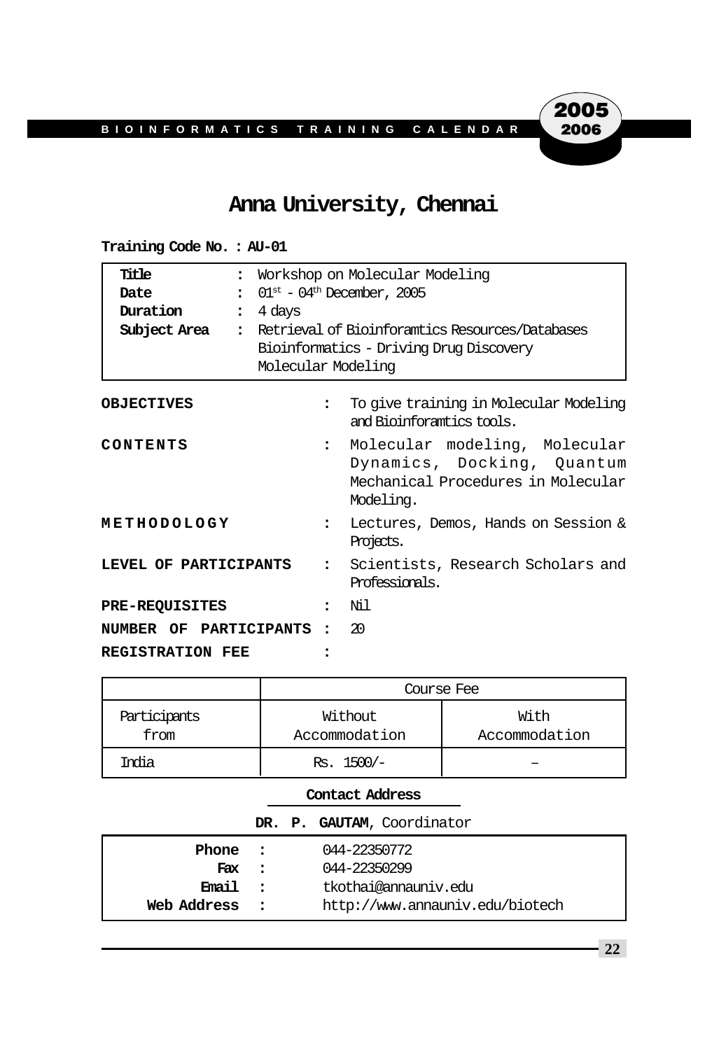# Anna University, Chennai

**Training Code No. : AU-01**

| | | |
|---|---|---|
| **Title** | : | Workshop on Molecular Modeling |
| **Date** | : | 01$^{st}$ - 04$^{th}$ December, 2005 |
| **Duration** | : | 4 days |
| **Subject Area** | : | Retrieval of Bioinforamtics Resources/Databases<br>Bioinformatics - Driving Drug Discovery<br>Molecular Modeling |

**OBJECTIVES** : To give training in Molecular Modeling and Bioinforamtics tools.

**CONTENTS** : Molecular modeling, Molecular Dynamics, Docking, Quantum Mechanical Procedures in Molecular Modeling.

**METHODOLOGY** : Lectures, Demos, Hands on Session & Projects.

**LEVEL OF PARTICIPANTS** : Scientists, Research Scholars and Professionals.

**PRE-REQUISITES** : Nil

**NUMBER OF PARTICIPANTS** : 20

**REGISTRATION FEE** :

| | Course Fee | |
|---|---|---|
| Participants from | Without Accommodation | With Accommodation |
| India | Rs. 1500/- | – |

**Contact Address**

**DR. P. GAUTAM**, Coordinator

| | | |
|---|---|---|
| **Phone** | : | 044-22350772 |
| **Fax** | : | 044-22350299 |
| **Email** | : | tkothai@annauniv.edu |
| **Web Address** | : | http://www.annauniv.edu/biotech |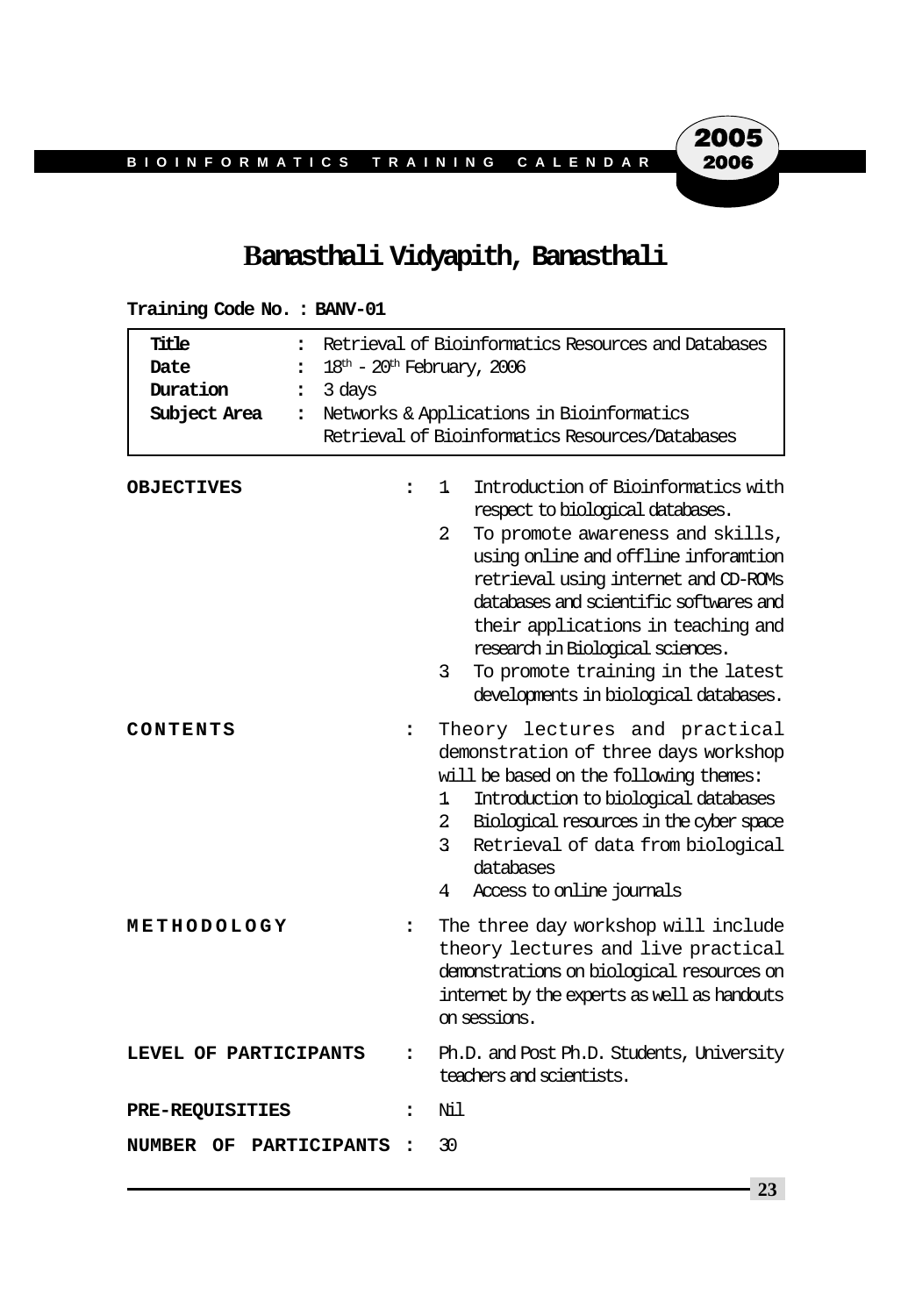# Banasthali Vidyapith, Banasthali

**Training Code No. : BANV-01**

| | | |
|---|---|---|
| **Title** | : | Retrieval of Bioinformatics Resources and Databases |
| **Date** | : | 18th - 20th February, 2006 |
| **Duration** | : | 3 days |
| **Subject Area** | : | Networks & Applications in Bioinformatics<br>Retrieval of Bioinformatics Resources/Databases |

**OBJECTIVES** :

1. Introduction of Bioinformatics with respect to biological databases.
2. To promote awareness and skills, using online and offline inforamtion retrieval using internet and CD-ROMs databases and scientific softwares and their applications in teaching and research in Biological sciences.
3. To promote training in the latest developments in biological databases.

**CONTENTS** : Theory lectures and practical demonstration of three days workshop will be based on the following themes:

1. Introduction to biological databases
2. Biological resources in the cyber space
3. Retrieval of data from biological databases
4. Access to online journals

**METHODOLOGY** : The three day workshop will include theory lectures and live practical demonstrations on biological resources on internet by the experts as well as handouts on sessions.

**LEVEL OF PARTICIPANTS** : Ph.D. and Post Ph.D. Students, University teachers and scientists.

**PRE-REQUISITIES** : Nil

**NUMBER OF PARTICIPANTS** : 30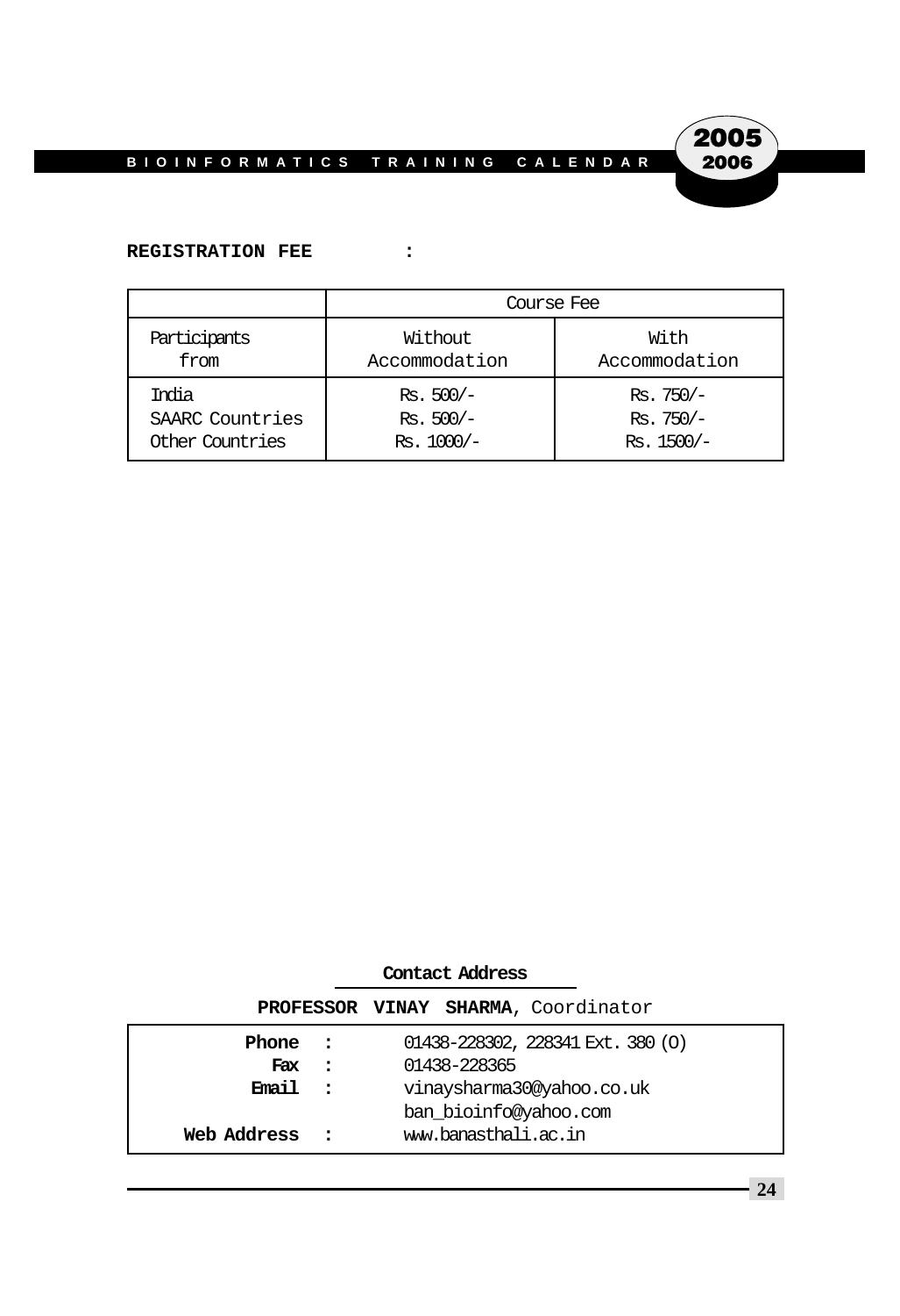**REGISTRATION FEE :**

| Participants from | Course Fee | |
|---|---|---|
| | Without Accommodation | With Accommodation |
| India | Rs. 500/- | Rs. 750/- |
| SAARC Countries | Rs. 500/- | Rs. 750/- |
| Other Countries | Rs. 1000/- | Rs. 1500/- |

**Contact Address**

**PROFESSOR VINAY SHARMA**, Coordinator

| | | |
|---|---|---|
| **Phone** | : | 01438-228302, 228341 Ext. 380 (O) |
| **Fax** | : | 01438-228365 |
| **Email** | : | vinaysharma30@yahoo.co.uk<br>ban_bioinfo@yahoo.com |
| **Web Address** | : | www.banasthali.ac.in |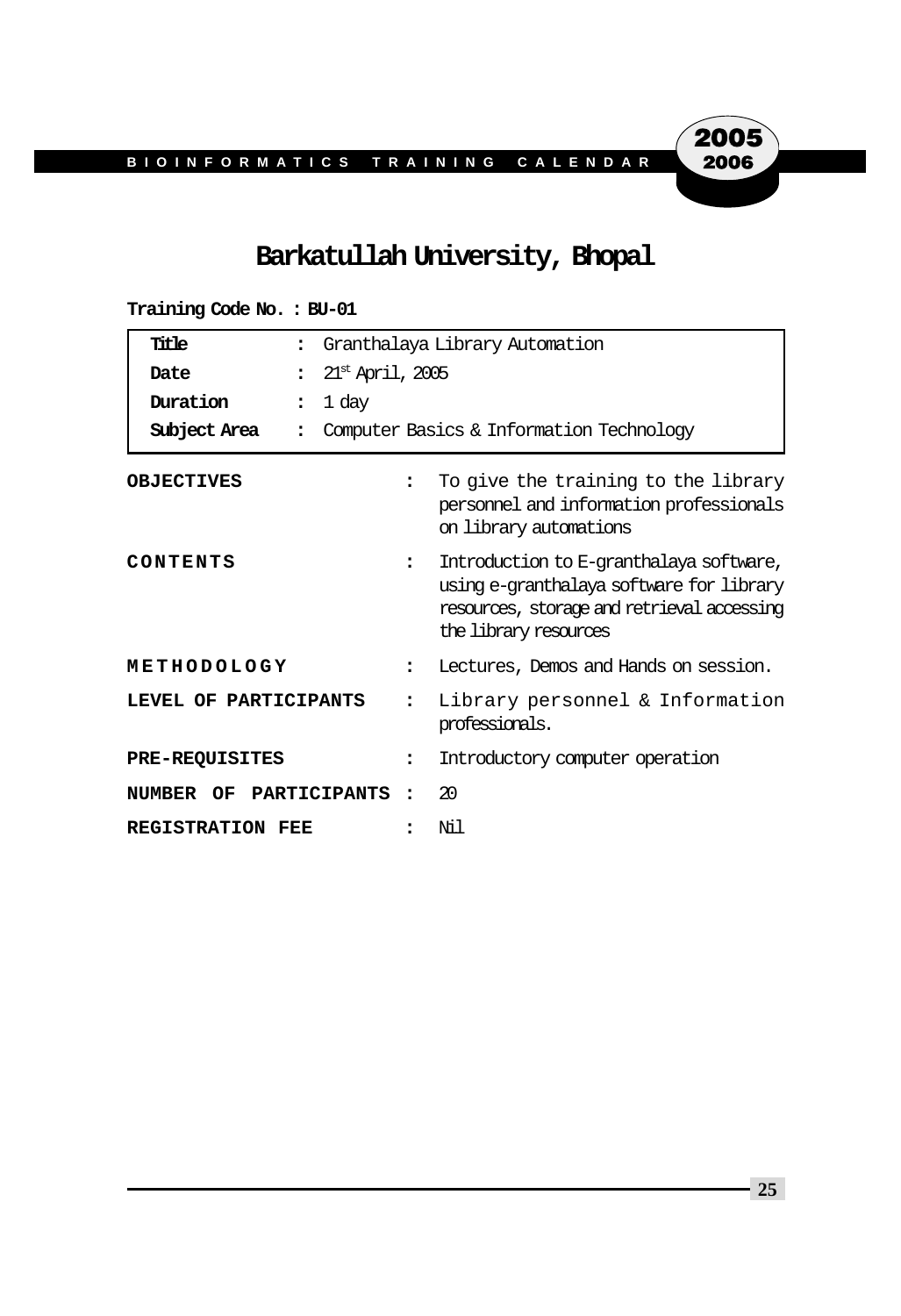## Barkatullah University, Bhopal

**Training Code No. : BU-01**

| | | |
|---|---|---|
| **Title** | : | Granthalaya Library Automation |
| **Date** | : | 21st April, 2005 |
| **Duration** | : | 1 day |
| **Subject Area** | : | Computer Basics & Information Technology |

| | | |
|---|---|---|
| **OBJECTIVES** | : | To give the training to the library personnel and information professionals on library automations |
| **CONTENTS** | : | Introduction to E-granthalaya software, using e-granthalaya software for library resources, storage and retrieval accessing the library resources |
| **METHODOLOGY** | : | Lectures, Demos and Hands on session. |
| **LEVEL OF PARTICIPANTS** | : | Library personnel & Information professionals. |
| **PRE-REQUISITES** | : | Introductory computer operation |
| **NUMBER OF PARTICIPANTS** | : | 20 |
| **REGISTRATION FEE** | : | Nil |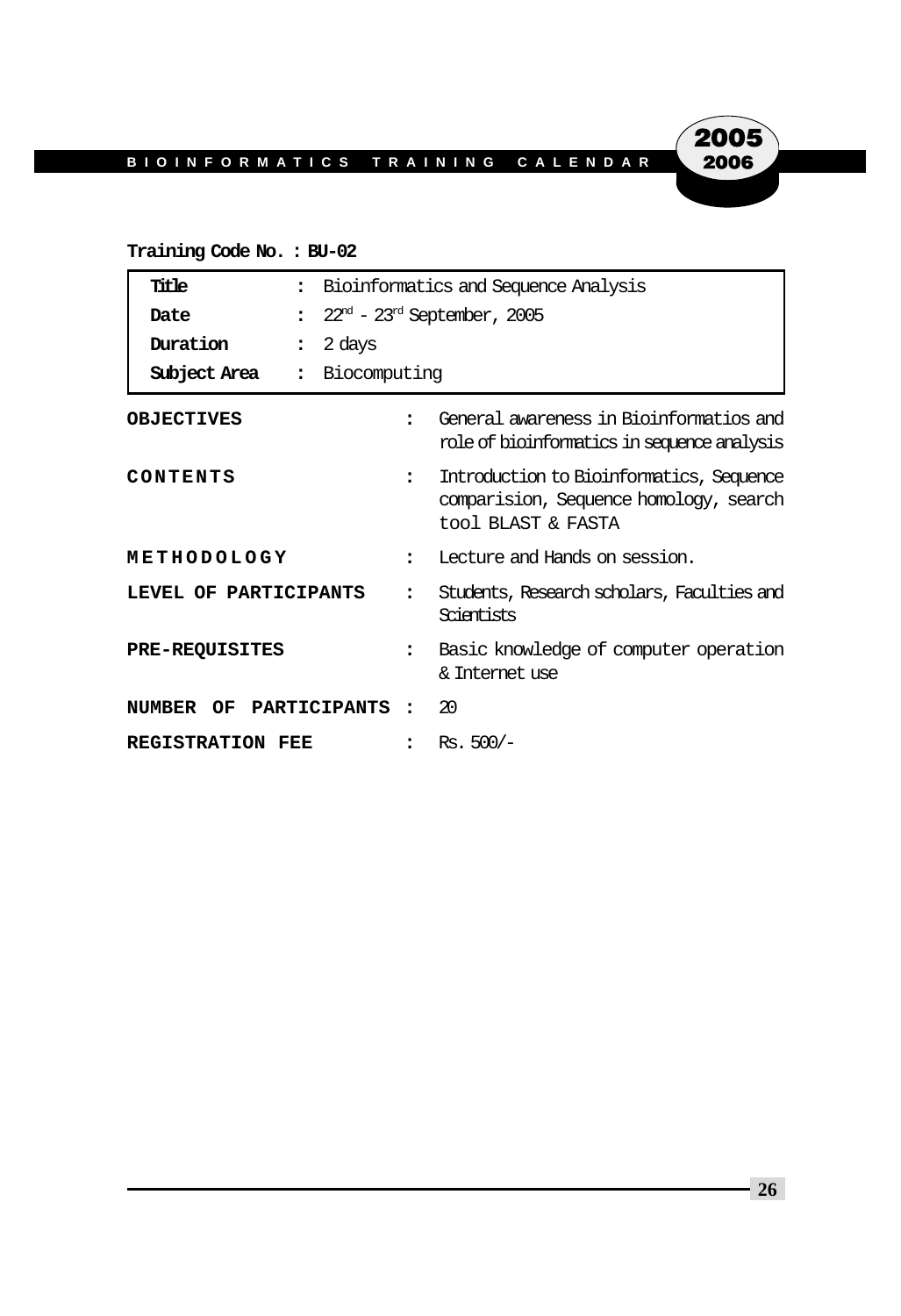**Training Code No. : BU-02**

| | | |
|---|---|---|
| **Title** | : | Bioinformatics and Sequence Analysis |
| **Date** | : | 22nd - 23rd September, 2005 |
| **Duration** | : | 2 days |
| **Subject Area** | : | Biocomputing |

| | | |
|---|---|---|
| **OBJECTIVES** | : | General awareness in Bioinformatios and role of bioinformatics in sequence analysis |
| **CONTENTS** | : | Introduction to Bioinformatics, Sequence comparision, Sequence homology, search tool BLAST & FASTA |
| **METHODOLOGY** | : | Lecture and Hands on session. |
| **LEVEL OF PARTICIPANTS** | : | Students, Research scholars, Faculties and Scientists |
| **PRE-REQUISITES** | : | Basic knowledge of computer operation & Internet use |
| **NUMBER OF PARTICIPANTS** | : | 20 |
| **REGISTRATION FEE** | : | Rs. 500/- |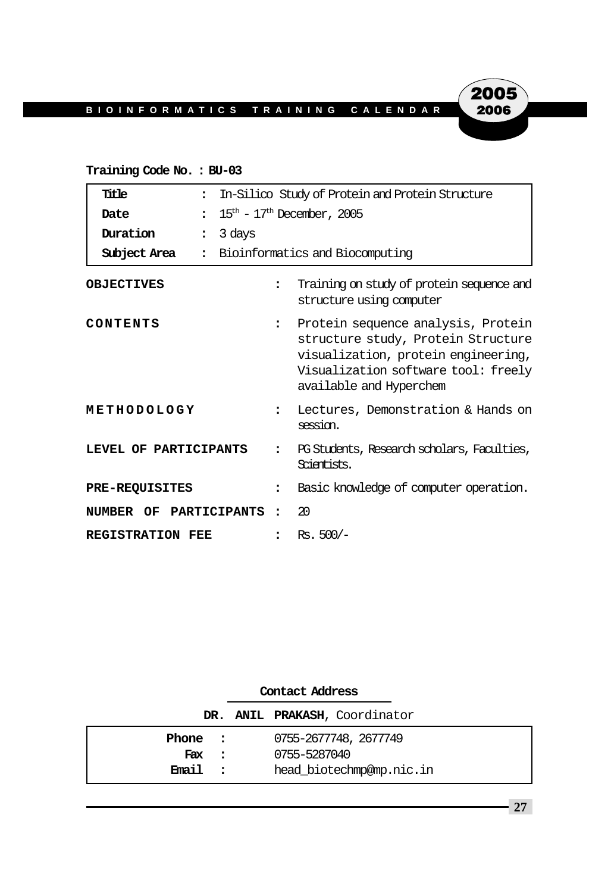**Training Code No. : BU-03**

| | | |
|---|---|---|
| **Title** | : | In-Silico Study of Protein and Protein Structure |
| **Date** | : | 15th - 17th December, 2005 |
| **Duration** | : | 3 days |
| **Subject Area** | : | Bioinformatics and Biocomputing |

**OBJECTIVES** : Training on study of protein sequence and structure using computer

**CONTENTS** : Protein sequence analysis, Protein structure study, Protein Structure visualization, protein engineering, Visualization software tool: freely available and Hyperchem

**METHODOLOGY** : Lectures, Demonstration & Hands on session.

**LEVEL OF PARTICIPANTS** : PG Students, Research scholars, Faculties, Scientists.

**PRE-REQUISITES** : Basic knowledge of computer operation.

**NUMBER OF PARTICIPANTS** : 20

**REGISTRATION FEE** : Rs. 500/-

**Contact Address**

**DR. ANIL PRAKASH**, Coordinator

| | | |
|---|---|---|
| **Phone** | : | 0755-2677748, 2677749 |
| **Fax** | : | 0755-5287040 |
| **Email** | : | head_biotechmp@mp.nic.in |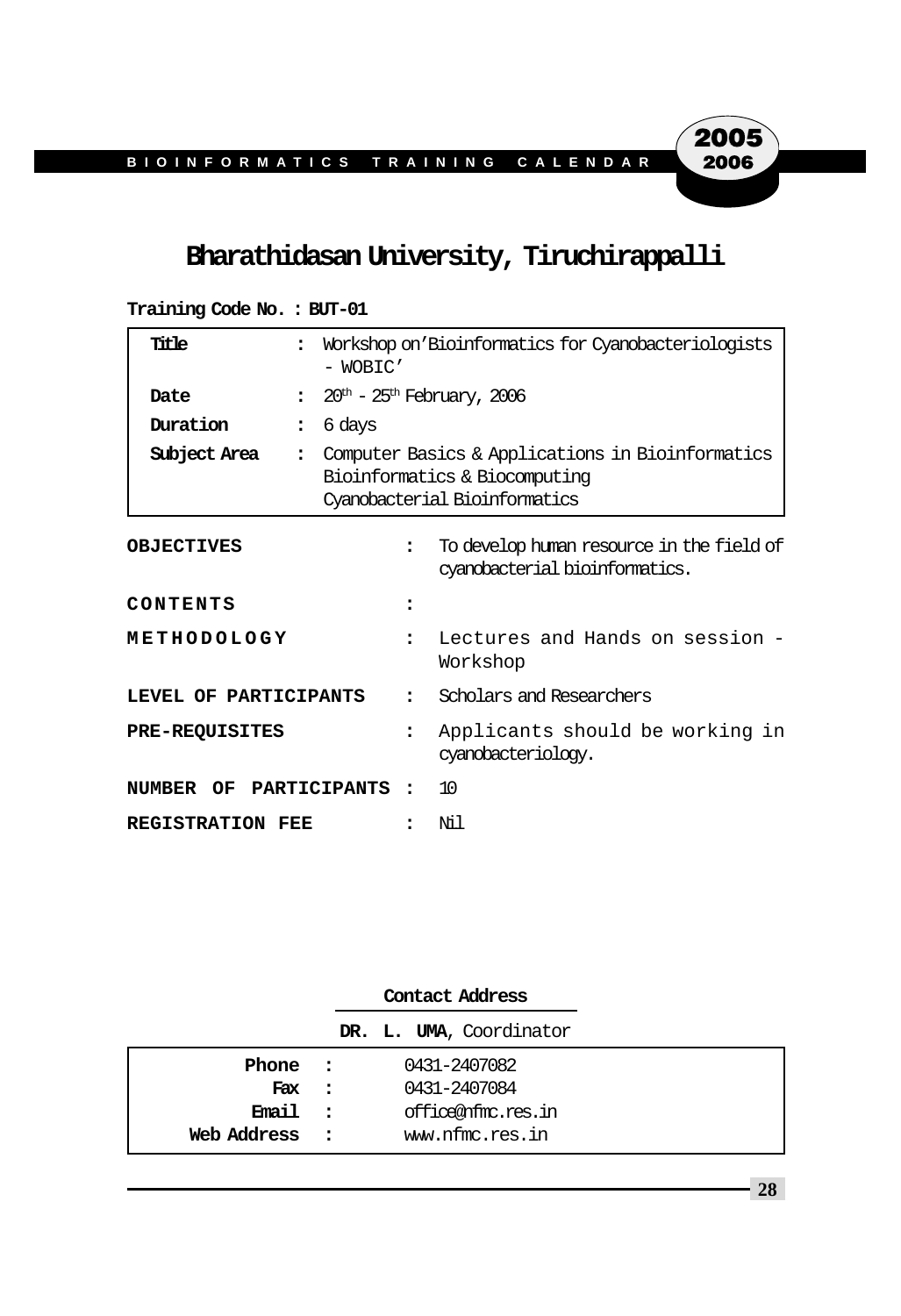# Bharathidasan University, Tiruchirappalli

**Training Code No. : BUT-01**

| | | |
|---|---|---|
| **Title** | : | Workshop on'Bioinformatics for Cyanobacteriologists - WOBIC' |
| **Date** | : | $20^{th}$ - $25^{th}$ February, 2006 |
| **Duration** | : | 6 days |
| **Subject Area** | : | Computer Basics & Applications in Bioinformatics<br>Bioinformatics & Biocomputing<br>Cyanobacterial Bioinformatics |

**OBJECTIVES** : To develop human resource in the field of cyanobacterial bioinformatics.

**CONTENTS** :

**METHODOLOGY** : Lectures and Hands on session - Workshop

**LEVEL OF PARTICIPANTS** : Scholars and Researchers

**PRE-REQUISITES** : Applicants should be working in cyanobacteriology.

**NUMBER OF PARTICIPANTS** : 10

**REGISTRATION FEE** : Nil

**Contact Address**

**DR. L. UMA**, Coordinator

| | | |
|---|---|---|
| **Phone** | : | 0431-2407082 |
| **Fax** | : | 0431-2407084 |
| **Email** | : | office@nfmc.res.in |
| **Web Address** | : | www.nfmc.res.in |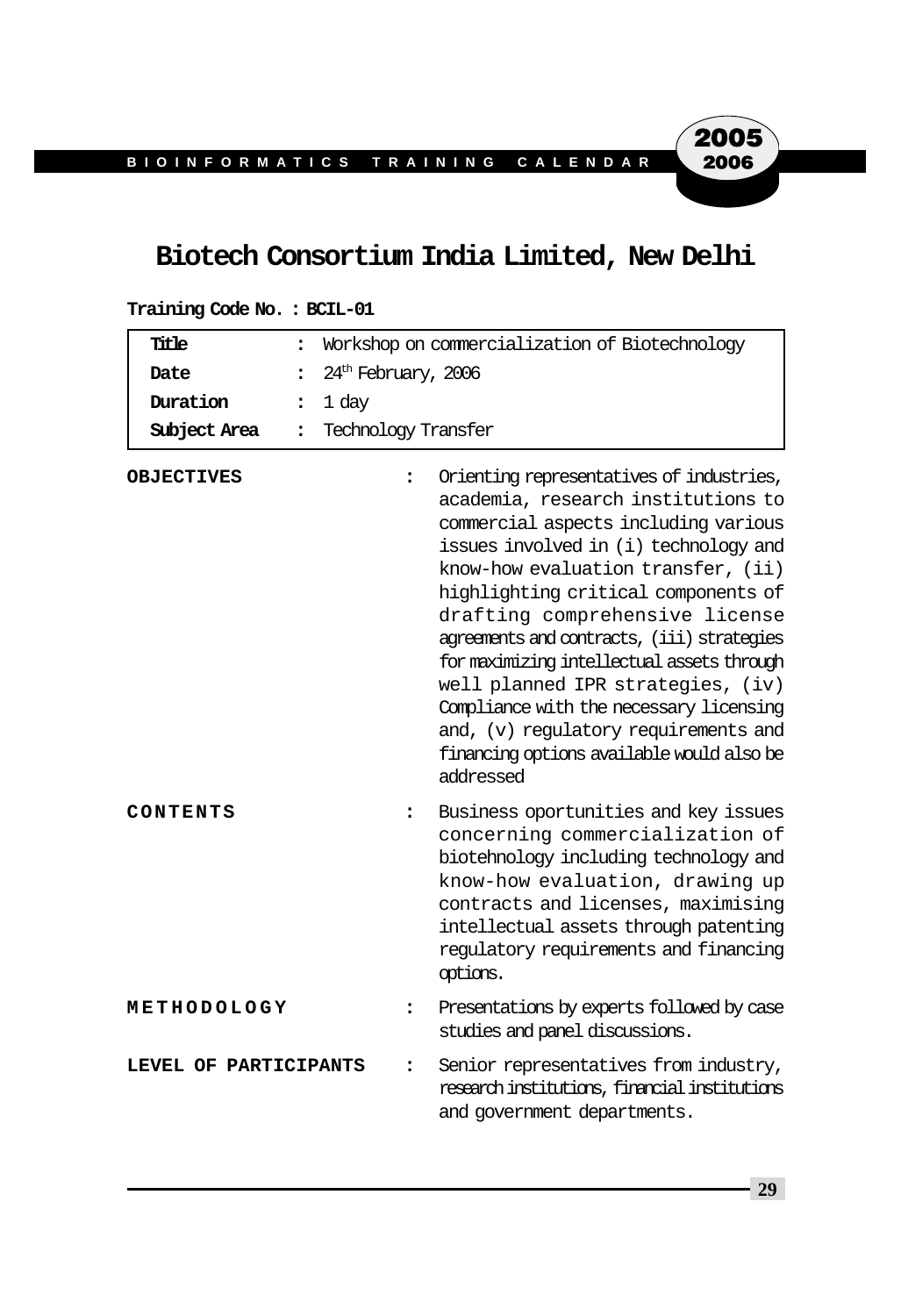## Biotech Consortium India Limited, New Delhi

**Training Code No. : BCIL-01**

| | | |
|---|---|---|
| **Title** | : | Workshop on commercialization of Biotechnology |
| **Date** | : | 24th February, 2006 |
| **Duration** | : | 1 day |
| **Subject Area** | : | Technology Transfer |

**OBJECTIVES** : Orienting representatives of industries, academia, research institutions to commercial aspects including various issues involved in (i) technology and know-how evaluation transfer, (ii) highlighting critical components of drafting comprehensive license agreements and contracts, (iii) strategies for maximizing intellectual assets through well planned IPR strategies, (iv) Compliance with the necessary licensing and, (v) regulatory requirements and financing options available would also be addressed

**CONTENTS** : Business oportunities and key issues concerning commercialization of biotehnology including technology and know-how evaluation, drawing up contracts and licenses, maximising intellectual assets through patenting regulatory requirements and financing options.

**METHODOLOGY** : Presentations by experts followed by case studies and panel discussions.

**LEVEL OF PARTICIPANTS** : Senior representatives from industry, research institutions, financial institutions and government departments.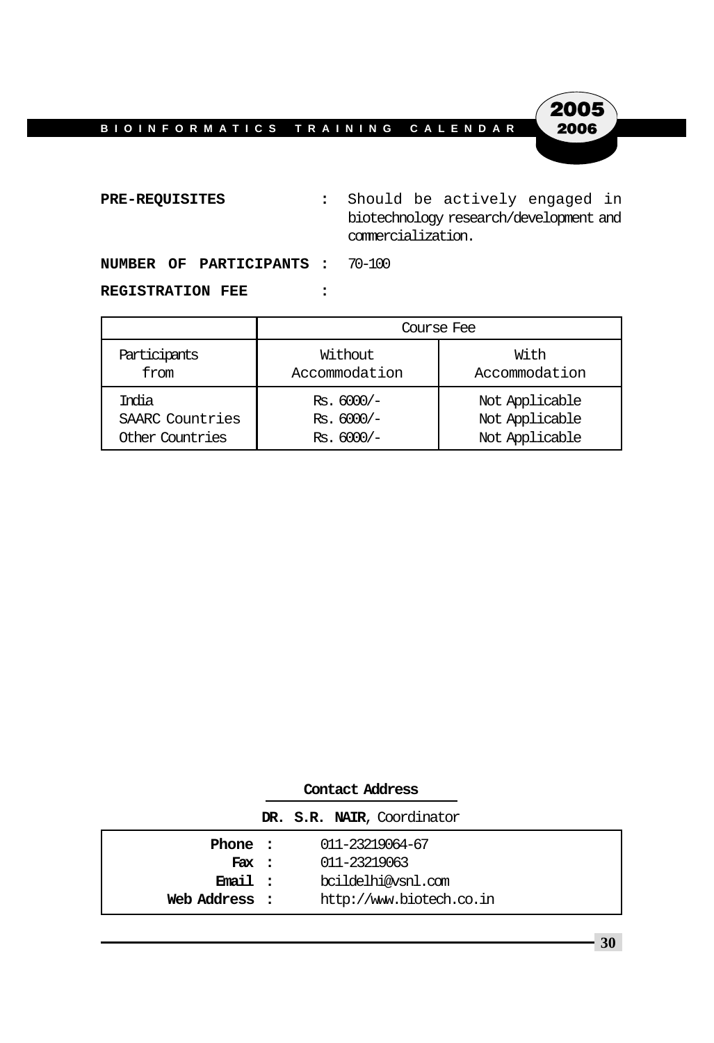**PRE-REQUISITES** : Should be actively engaged in biotechnology research/development and commercialization.

**NUMBER OF PARTICIPANTS** : 70-100

**REGISTRATION FEE** :

| | Course Fee | |
|---|---|---|
| Participants from | Without Accommodation | With Accommodation |
| India | Rs. 6000/- | Not Applicable |
| SAARC Countries | Rs. 6000/- | Not Applicable |
| Other Countries | Rs. 6000/- | Not Applicable |

**Contact Address**

**DR. S.R. NAIR**, Coordinator

**Phone** : 011-23219064-67
**Fax** : 011-23219063
**Email** : bcildelhi@vsnl.com
**Web Address** : http://www.biotech.co.in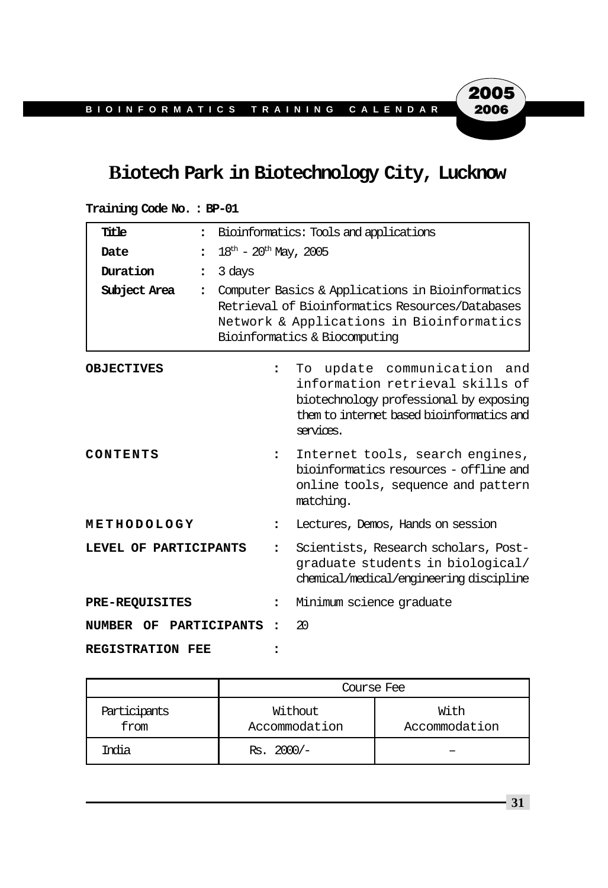# Biotech Park in Biotechnology City, Lucknow

**Training Code No. : BP-01**

| | | |
|---|---|---|
| **Title** | : | Bioinformatics: Tools and applications |
| **Date** | : | $18^{th}$ - $20^{th}$ May, 2005 |
| **Duration** | : | 3 days |
| **Subject Area** | : | Computer Basics & Applications in Bioinformatics<br>Retrieval of Bioinformatics Resources/Databases<br>Network & Applications in Bioinformatics<br>Bioinformatics & Biocomputing |

**OBJECTIVES** : To update communication and information retrieval skills of biotechnology professional by exposing them to internet based bioinformatics and services.

**CONTENTS** : Internet tools, search engines, bioinformatics resources - offline and online tools, sequence and pattern matching.

**METHODOLOGY** : Lectures, Demos, Hands on session

**LEVEL OF PARTICIPANTS** : Scientists, Research scholars, Post-graduate students in biological/chemical/medical/engineering discipline

**PRE-REQUISITES** : Minimum science graduate

**NUMBER OF PARTICIPANTS** : 20

**REGISTRATION FEE** :

| | Course Fee | |
|---|---|---|
| Participants from | Without Accommodation | With Accommodation |
| India | Rs. 2000/- | – |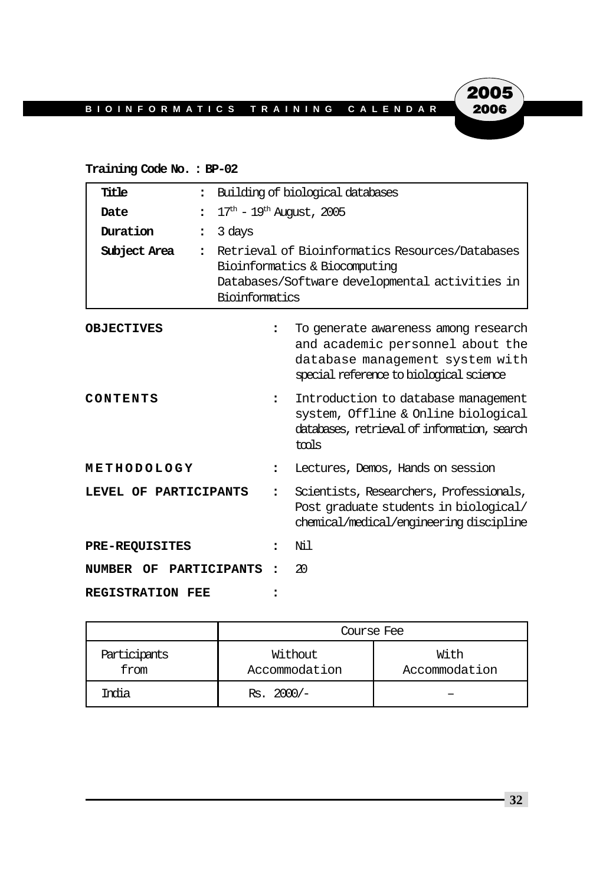**Training Code No. : BP-02**

| | | |
|---|---|---|
| **Title** | : | Building of biological databases |
| **Date** | : | $17^{th}$ - $19^{th}$ August, 2005 |
| **Duration** | : | 3 days |
| **Subject Area** | : | Retrieval of Bioinformatics Resources/Databases<br>Bioinformatics & Biocomputing<br>Databases/Software developmental activities in Bioinformatics |

**OBJECTIVES** : To generate awareness among research and academic personnel about the database management system with special reference to biological science

**CONTENTS** : Introduction to database management system, Offline & Online biological databases, retrieval of information, search tools

**METHODOLOGY** : Lectures, Demos, Hands on session

**LEVEL OF PARTICIPANTS** : Scientists, Researchers, Professionals, Post graduate students in biological/ chemical/medical/engineering discipline

**PRE-REQUISITES** : Nil

**NUMBER OF PARTICIPANTS** : 20

**REGISTRATION FEE** :

| | Course Fee | |
|---|---|---|
| Participants from | Without Accommodation | With Accommodation |
| India | Rs. 2000/- | – |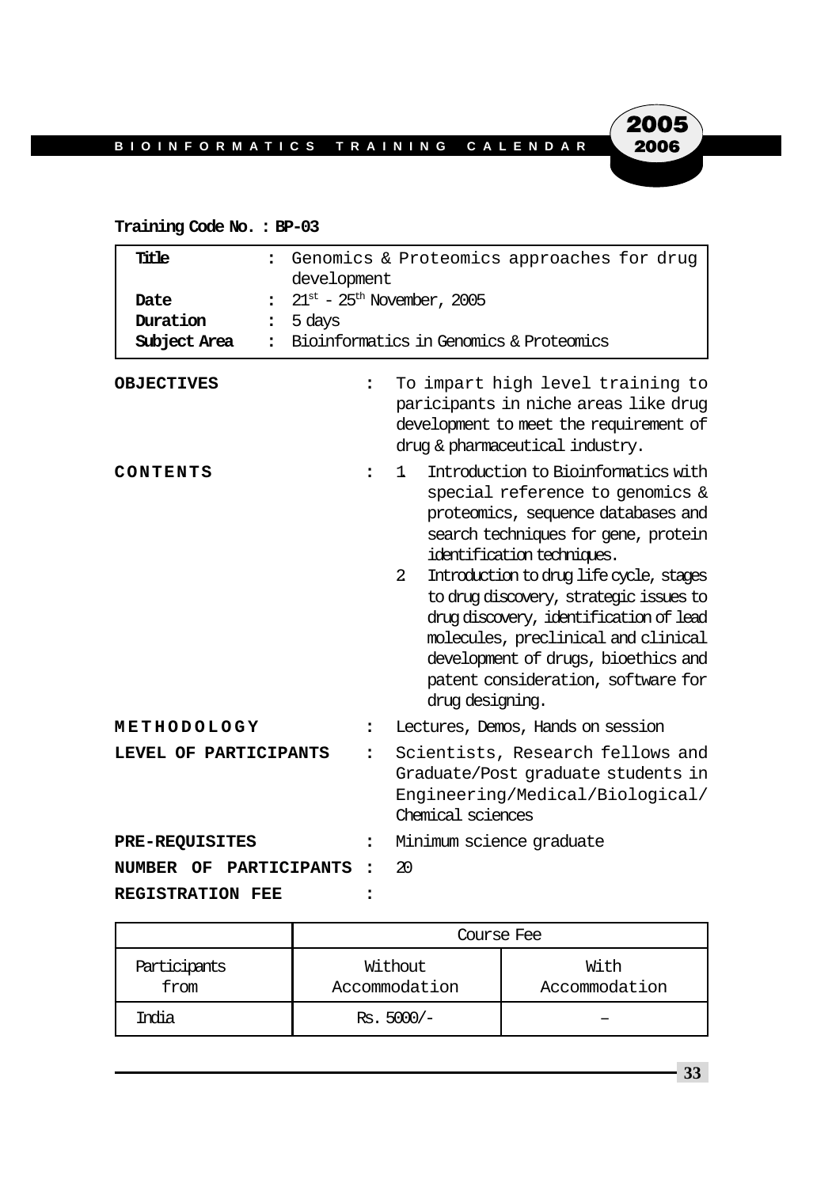**Training Code No. : BP-03**

| | | |
|---|---|---|
| **Title** | : | Genomics & Proteomics approaches for drug development |
| **Date** | : | $21^{st}$ - $25^{th}$ November, 2005 |
| **Duration** | : | 5 days |
| **Subject Area** | : | Bioinformatics in Genomics & Proteomics |

**OBJECTIVES** : To impart high level training to paricipants in niche areas like drug development to meet the requirement of drug & pharmaceutical industry.

**CONTENTS** :

1. Introduction to Bioinformatics with special reference to genomics & proteomics, sequence databases and search techniques for gene, protein identification techniques.
2. Introduction to drug life cycle, stages to drug discovery, strategic issues to drug discovery, identification of lead molecules, preclinical and clinical development of drugs, bioethics and patent consideration, software for drug designing.

**METHODOLOGY** : Lectures, Demos, Hands on session

**LEVEL OF PARTICIPANTS** : Scientists, Research fellows and Graduate/Post graduate students in Engineering/Medical/Biological/Chemical sciences

**PRE-REQUISITES** : Minimum science graduate

**NUMBER OF PARTICIPANTS** : 20

**REGISTRATION FEE** :

| | Course Fee | |
|---|---|---|
| Participants from | Without Accommodation | With Accommodation |
| India | Rs. 5000/- | – |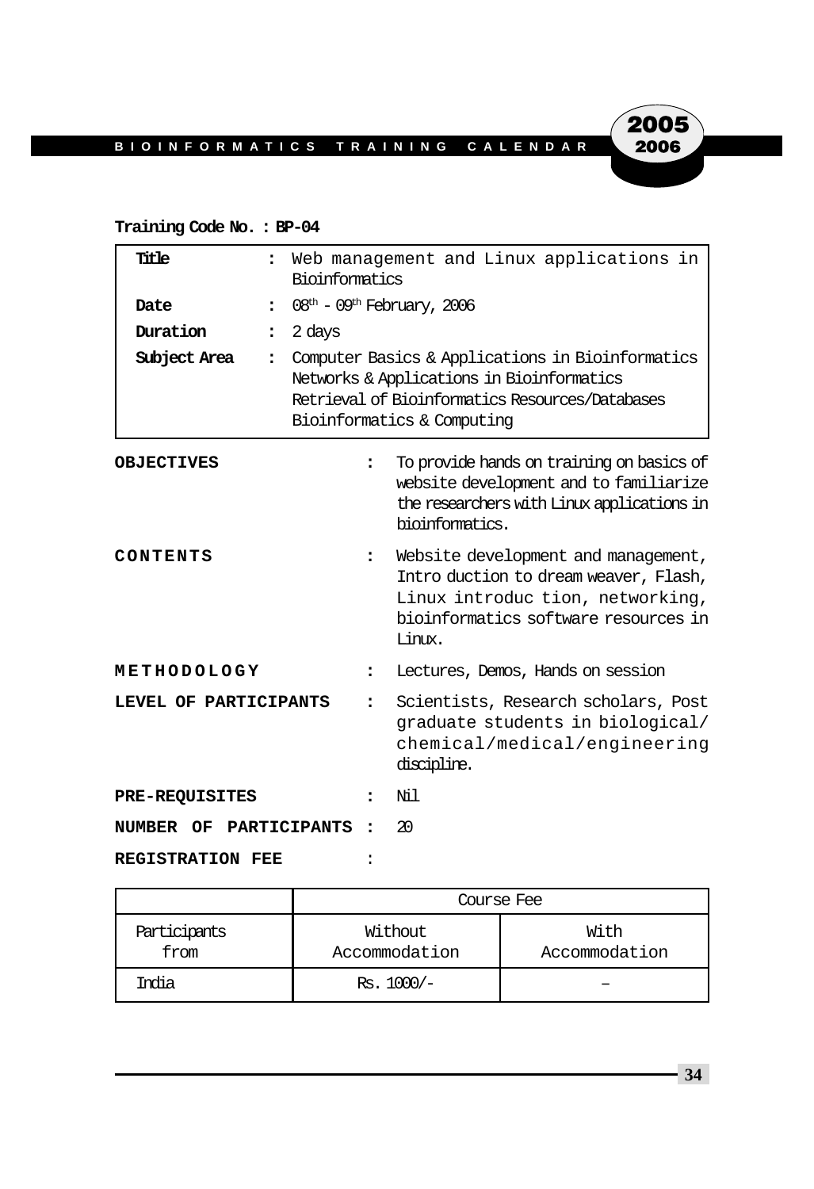**Training Code No. : BP-04**

| | | |
|---|---|---|
| **Title** | : | Web management and Linux applications in Bioinformatics |
| **Date** | : | 08th - 09th February, 2006 |
| **Duration** | : | 2 days |
| **Subject Area** | : | Computer Basics & Applications in Bioinformatics<br>Networks & Applications in Bioinformatics<br>Retrieval of Bioinformatics Resources/Databases<br>Bioinformatics & Computing |

**OBJECTIVES** : To provide hands on training on basics of website development and to familiarize the researchers with Linux applications in bioinformatics.

**CONTENTS** : Website development and management, Intro duction to dream weaver, Flash, Linux introduc tion, networking, bioinformatics software resources in Linux.

**METHODOLOGY** : Lectures, Demos, Hands on session

**LEVEL OF PARTICIPANTS** : Scientists, Research scholars, Post graduate students in biological/ chemical/medical/engineering discipline.

**PRE-REQUISITES** : Nil

**NUMBER OF PARTICIPANTS** : 20

**REGISTRATION FEE** :

| | Course Fee | |
|---|---|---|
| Participants from | Without Accommodation | With Accommodation |
| India | Rs. 1000/- | – |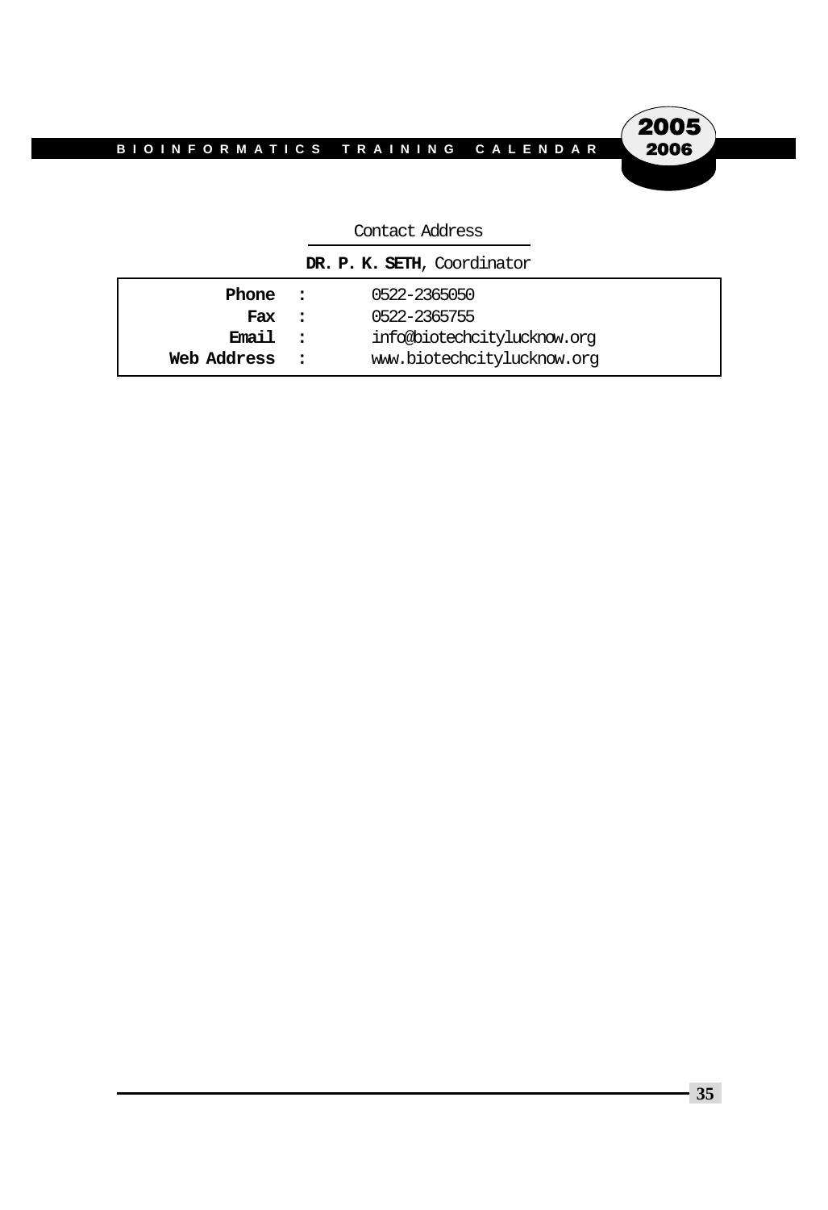Contact Address

**DR. P. K. SETH**, Coordinator

| | | |
|---|---|---|
| **Phone** | : | 0522-2365050 |
| **Fax** | : | 0522-2365755 |
| **Email** | : | info@biotechcitylucknow.org |
| **Web Address** | : | www.biotechcitylucknow.org |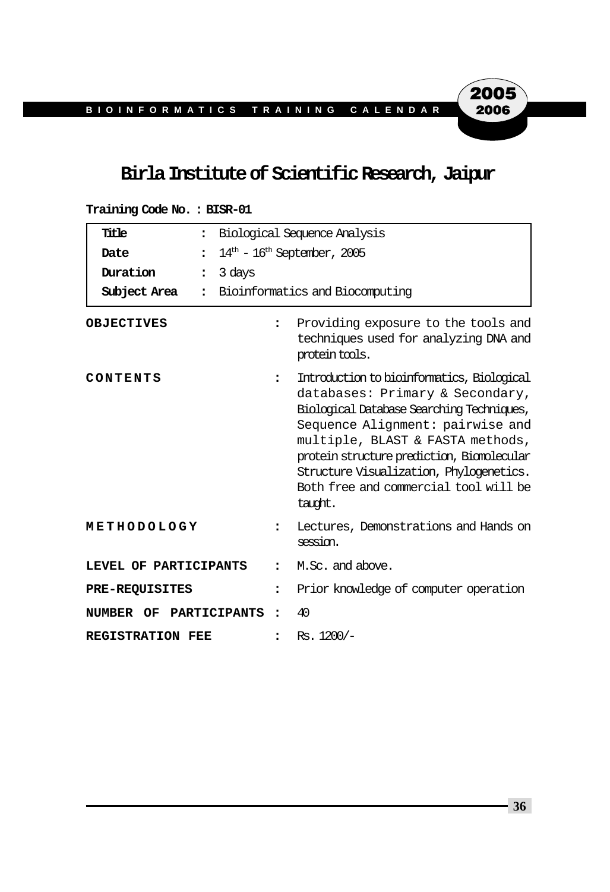# Birla Institute of Scientific Research, Jaipur

**Training Code No. : BISR-01**

| | | |
|---|---|---|
| **Title** | : | Biological Sequence Analysis |
| **Date** | : | $14^{th}$ - $16^{th}$ September, 2005 |
| **Duration** | : | 3 days |
| **Subject Area** | : | Bioinformatics and Biocomputing |

**OBJECTIVES** : Providing exposure to the tools and techniques used for analyzing DNA and protein tools.

**CONTENTS** : Introduction to bioinformatics, Biological databases: Primary & Secondary, Biological Database Searching Techniques, Sequence Alignment: pairwise and multiple, BLAST & FASTA methods, protein structure prediction, Biomolecular Structure Visualization, Phylogenetics. Both free and commercial tool will be taught.

**METHODOLOGY** : Lectures, Demonstrations and Hands on session.

**LEVEL OF PARTICIPANTS** : M.Sc. and above.

**PRE-REQUISITES** : Prior knowledge of computer operation

**NUMBER OF PARTICIPANTS** : 40

**REGISTRATION FEE** : Rs. 1200/-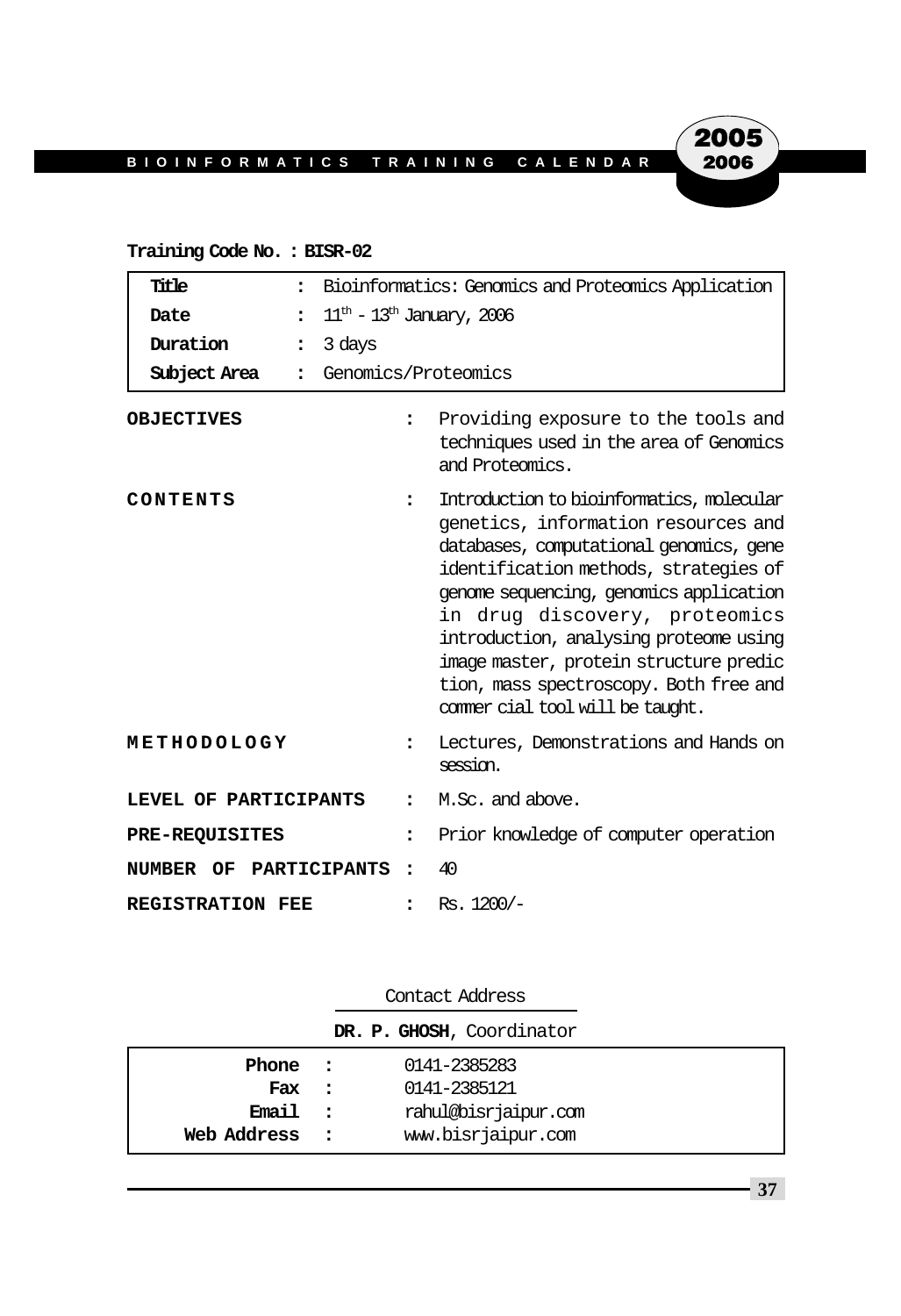**Training Code No. : BISR-02**

| | | |
|---|---|---|
| **Title** | : | Bioinformatics: Genomics and Proteomics Application |
| **Date** | : | $11^{th}$ - $13^{th}$ January, 2006 |
| **Duration** | : | 3 days |
| **Subject Area** | : | Genomics/Proteomics |

| | | |
|---|---|---|
| **OBJECTIVES** | : | Providing exposure to the tools and techniques used in the area of Genomics and Proteomics. |
| **CONTENTS** | : | Introduction to bioinformatics, molecular genetics, information resources and databases, computational genomics, gene identification methods, strategies of genome sequencing, genomics application in drug discovery, proteomics introduction, analysing proteome using image master, protein structure predic tion, mass spectroscopy. Both free and commer cial tool will be taught. |
| **METHODOLOGY** | : | Lectures, Demonstrations and Hands on session. |
| **LEVEL OF PARTICIPANTS** | : | M.Sc. and above. |
| **PRE-REQUISITES** | : | Prior knowledge of computer operation |
| **NUMBER OF PARTICIPANTS** | : | 40 |
| **REGISTRATION FEE** | : | Rs. 1200/- |

Contact Address

**DR. P. GHOSH**, Coordinator

| | | |
|---|---|---|
| **Phone** | : | 0141-2385283 |
| **Fax** | : | 0141-2385121 |
| **Email** | : | rahul@bisrjaipur.com |
| **Web Address** | : | www.bisrjaipur.com |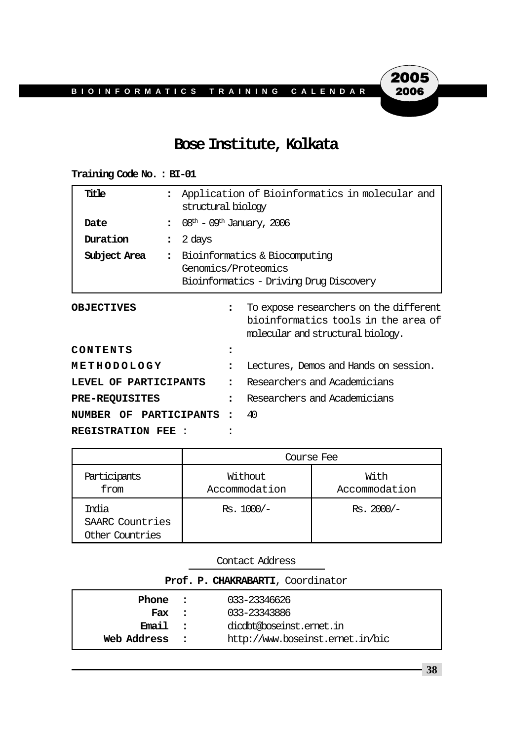# Bose Institute, Kolkata

**Training Code No. : BI-01**

| | | |
|---|---|---|
| **Title** | : | Application of Bioinformatics in molecular and structural biology |
| **Date** | : | $08^{th}$ - $09^{th}$ January, 2006 |
| **Duration** | : | 2 days |
| **Subject Area** | : | Bioinformatics & Biocomputing<br>Genomics/Proteomics<br>Bioinformatics - Driving Drug Discovery |

**OBJECTIVES** : To expose researchers on the different bioinformatics tools in the area of molecular and structural biology.

**CONTENTS** :

**METHODOLOGY** : Lectures, Demos and Hands on session.

**LEVEL OF PARTICIPANTS** : Researchers and Academicians

**PRE-REQUISITES** : Researchers and Academicians

**NUMBER OF PARTICIPANTS** : 40

**REGISTRATION FEE** : :

| | Course Fee | |
|---|---|---|
| Participants from | Without Accommodation | With Accommodation |
| India<br>SAARC Countries<br>Other Countries | Rs. 1000/- | Rs. 2000/- |

Contact Address

**Prof. P. CHAKRABARTI**, Coordinator

| | | |
|---|---|---|
| **Phone** | : | 033-23346626 |
| **Fax** | : | 033-23343886 |
| **Email** | : | dicdbt@boseinst.ernet.in |
| **Web Address** | : | http://www.boseinst.ernet.in/bic |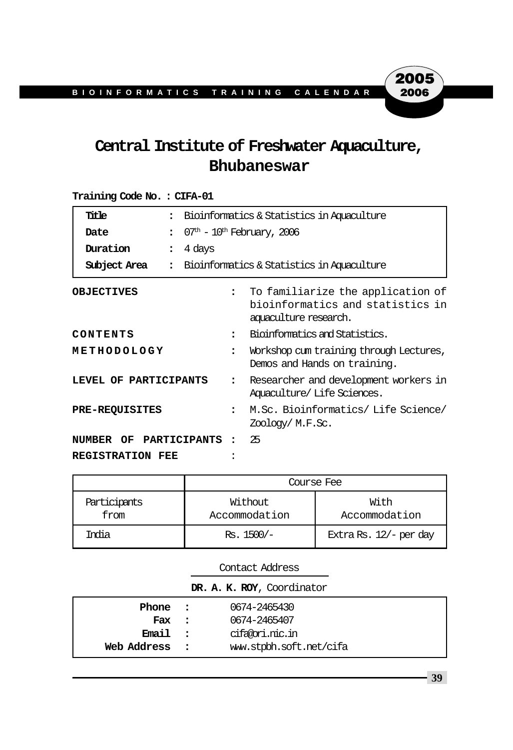# Central Institute of Freshwater Aquaculture, Bhubaneswar

**Training Code No. : CIFA-01**

| | | |
|---|---|---|
| **Title** | : | Bioinformatics & Statistics in Aquaculture |
| **Date** | : | $07^{th}$ - $10^{th}$ February, 2006 |
| **Duration** | : | 4 days |
| **Subject Area** | : | Bioinformatics & Statistics in Aquaculture |

**OBJECTIVES** : To familiarize the application of bioinformatics and statistics in aquaculture research.

**CONTENTS** : Bioinformatics and Statistics.

**METHODOLOGY** : Workshop cum training through Lectures, Demos and Hands on training.

**LEVEL OF PARTICIPANTS** : Researcher and development workers in Aquaculture/ Life Sciences.

**PRE-REQUISITES** : M.Sc. Bioinformatics/ Life Science/ Zoology/ M.F.Sc.

**NUMBER OF PARTICIPANTS** : 25

**REGISTRATION FEE** :

| | Course Fee | |
|---|---|---|
| Participants from | Without Accommodation | With Accommodation |
| India | Rs. 1500/- | Extra Rs. 12/- per day |

Contact Address

**DR. A. K. ROY**, Coordinator

| | | |
|---|---|---|
| **Phone** | : | 0674-2465430 |
| **Fax** | : | 0674-2465407 |
| **Email** | : | cifa@ori.nic.in |
| **Web Address** | : | www.stpbh.soft.net/cifa |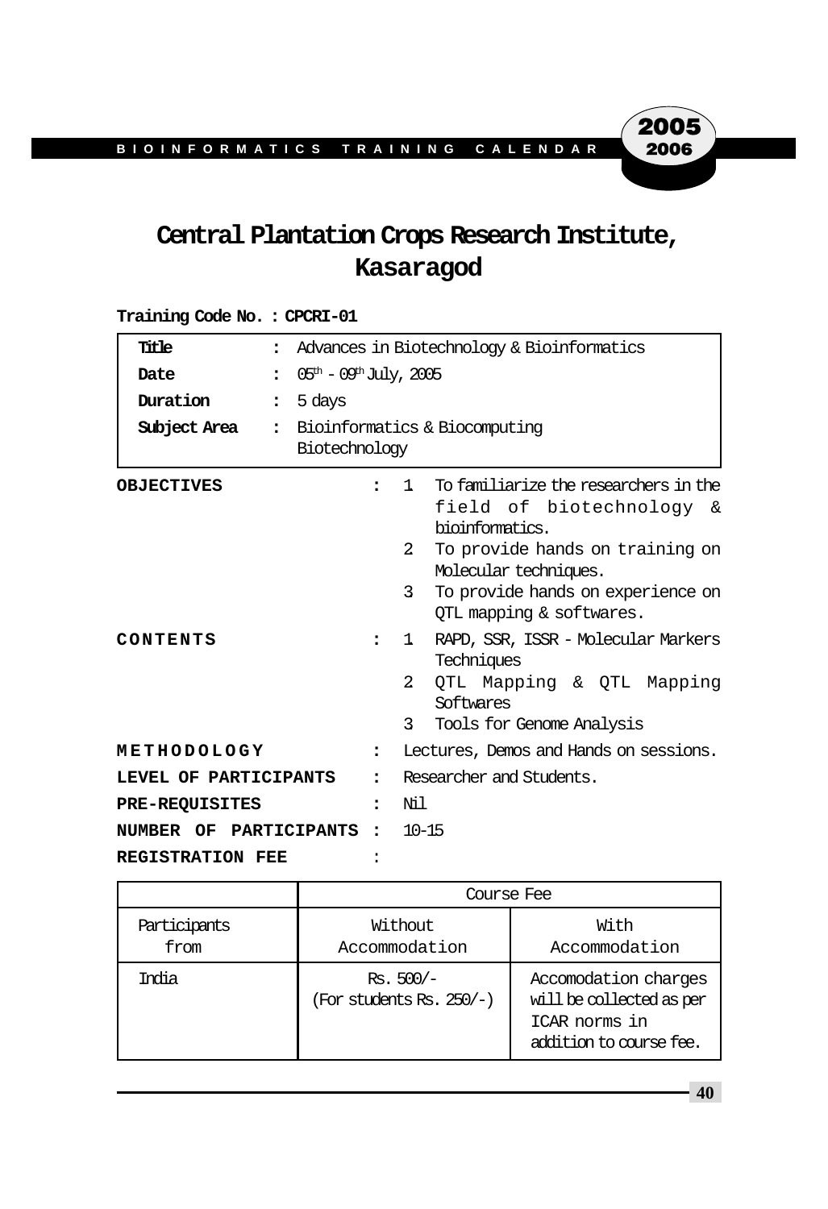# Central Plantation Crops Research Institute, Kasaragod

**Training Code No. : CPCRI-01**

| | | |
|---|---|---|
| **Title** | : | Advances in Biotechnology & Bioinformatics |
| **Date** | : | 05th - 09th July, 2005 |
| **Duration** | : | 5 days |
| **Subject Area** | : | Bioinformatics & Biocomputing Biotechnology |

**OBJECTIVES** :

1. To familiarize the researchers in the field of biotechnology & bioinformatics.
2. To provide hands on training on Molecular techniques.
3. To provide hands on experience on QTL mapping & softwares.

**CONTENTS** :

1. RAPD, SSR, ISSR - Molecular Markers Techniques
2. QTL Mapping & QTL Mapping Softwares
3. Tools for Genome Analysis

**METHODOLOGY** : Lectures, Demos and Hands on sessions.

**LEVEL OF PARTICIPANTS** : Researcher and Students.

**PRE-REQUISITES** : Nil

**NUMBER OF PARTICIPANTS** : 10-15

**REGISTRATION FEE** :

| | Course Fee | |
|---|---|---|
| Participants from | Without Accommodation | With Accommodation |
| India | Rs. 500/- (For students Rs. 250/-) | Accomodation charges will be collected as per ICAR norms in addition to course fee. |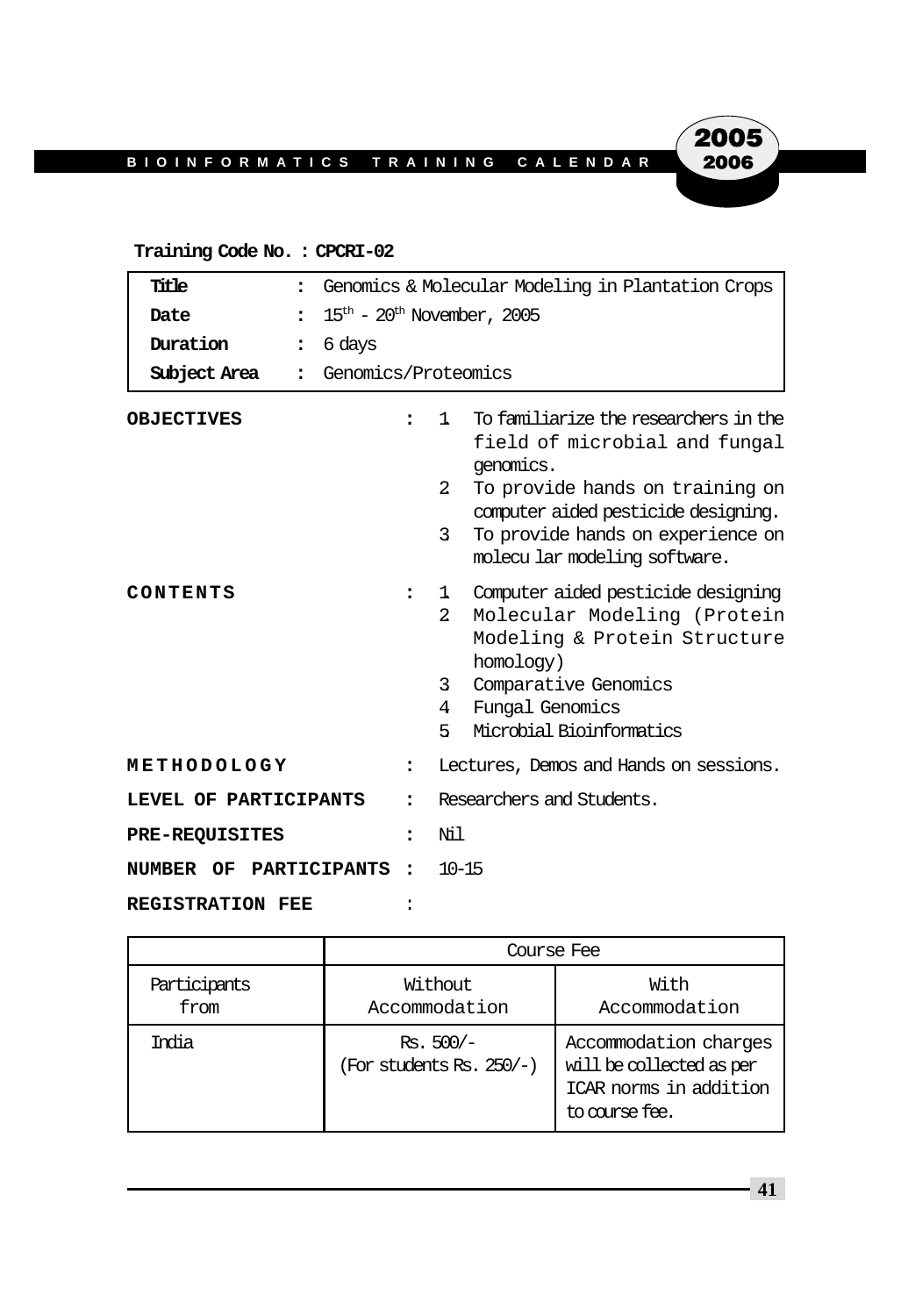**Training Code No. : CPCRI-02**

| | | |
|---|---|---|
| **Title** | : | Genomics & Molecular Modeling in Plantation Crops |
| **Date** | : | 15th - 20th November, 2005 |
| **Duration** | : | 6 days |
| **Subject Area** | : | Genomics/Proteomics |

**OBJECTIVES** :

1. To familiarize the researchers in the field of microbial and fungal genomics.
2. To provide hands on training on computer aided pesticide designing.
3. To provide hands on experience on molecu lar modeling software.

**CONTENTS** :

1. Computer aided pesticide designing
2. Molecular Modeling (Protein Modeling & Protein Structure homology)
3. Comparative Genomics
4. Fungal Genomics
5. Microbial Bioinformatics

**METHODOLOGY** : Lectures, Demos and Hands on sessions.

**LEVEL OF PARTICIPANTS** : Researchers and Students.

**PRE-REQUISITES** : Nil

**NUMBER OF PARTICIPANTS** : 10-15

**REGISTRATION FEE** :

| | Course Fee | |
|---|---|---|
| Participants from | Without Accommodation | With Accommodation |
| India | Rs. 500/- (For students Rs. 250/-) | Accommodation charges will be collected as per ICAR norms in addition to course fee. |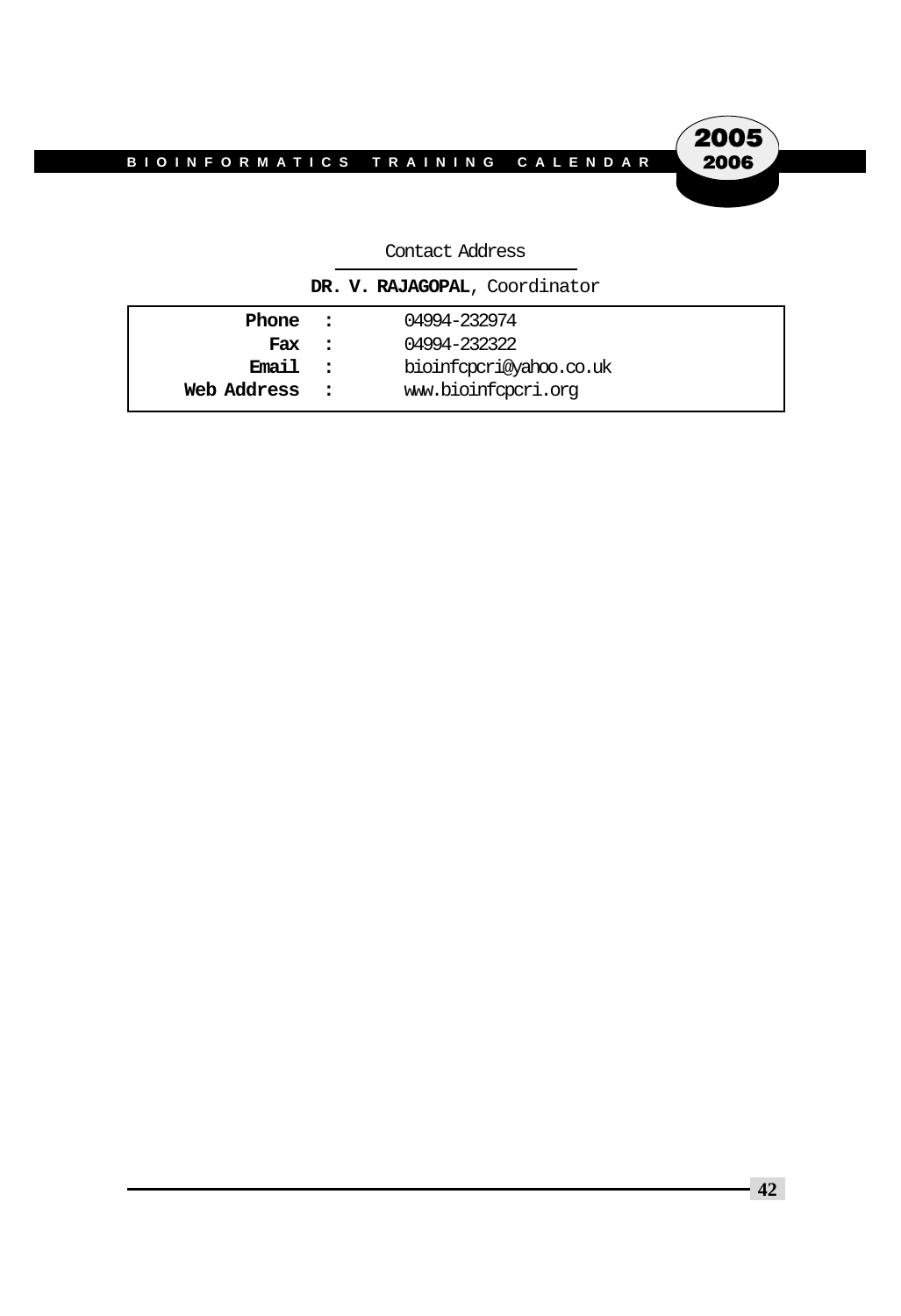Contact Address

**DR. V. RAJAGOPAL**, Coordinator

| | | |
|---|---|---|
| **Phone** | **:** | 04994-232974 |
| **Fax** | **:** | 04994-232322 |
| **Email** | **:** | bioinfcpcri@yahoo.co.uk |
| **Web Address** | **:** | www.bioinfcpcri.org |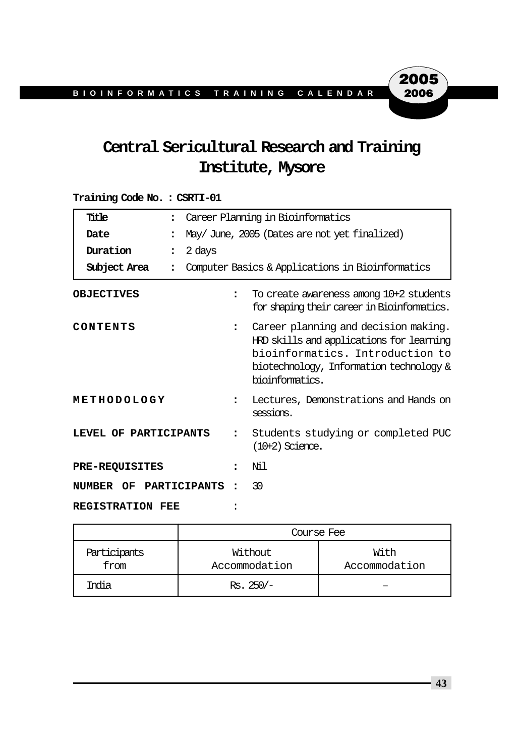# Central Sericultural Research and Training Institute, Mysore

**Training Code No. : CSRTI-01**

| | | |
|---|---|---|
| **Title** | : | Career Planning in Bioinformatics |
| **Date** | : | May/ June, 2005 (Dates are not yet finalized) |
| **Duration** | : | 2 days |
| **Subject Area** | : | Computer Basics & Applications in Bioinformatics |

**OBJECTIVES** : To create awareness among 10+2 students for shaping their career in Bioinformatics.

**CONTENTS** : Career planning and decision making. HRD skills and applications for learning bioinformatics. Introduction to biotechnology, Information technology & bioinformatics.

**METHODOLOGY** : Lectures, Demonstrations and Hands on sessions.

**LEVEL OF PARTICIPANTS** : Students studying or completed PUC (10+2) Science.

**PRE-REQUISITES** : Nil

**NUMBER OF PARTICIPANTS** : 30

**REGISTRATION FEE** :

| | Course Fee | |
|---|---|---|
| Participants from | Without Accommodation | With Accommodation |
| India | Rs. 250/- | – |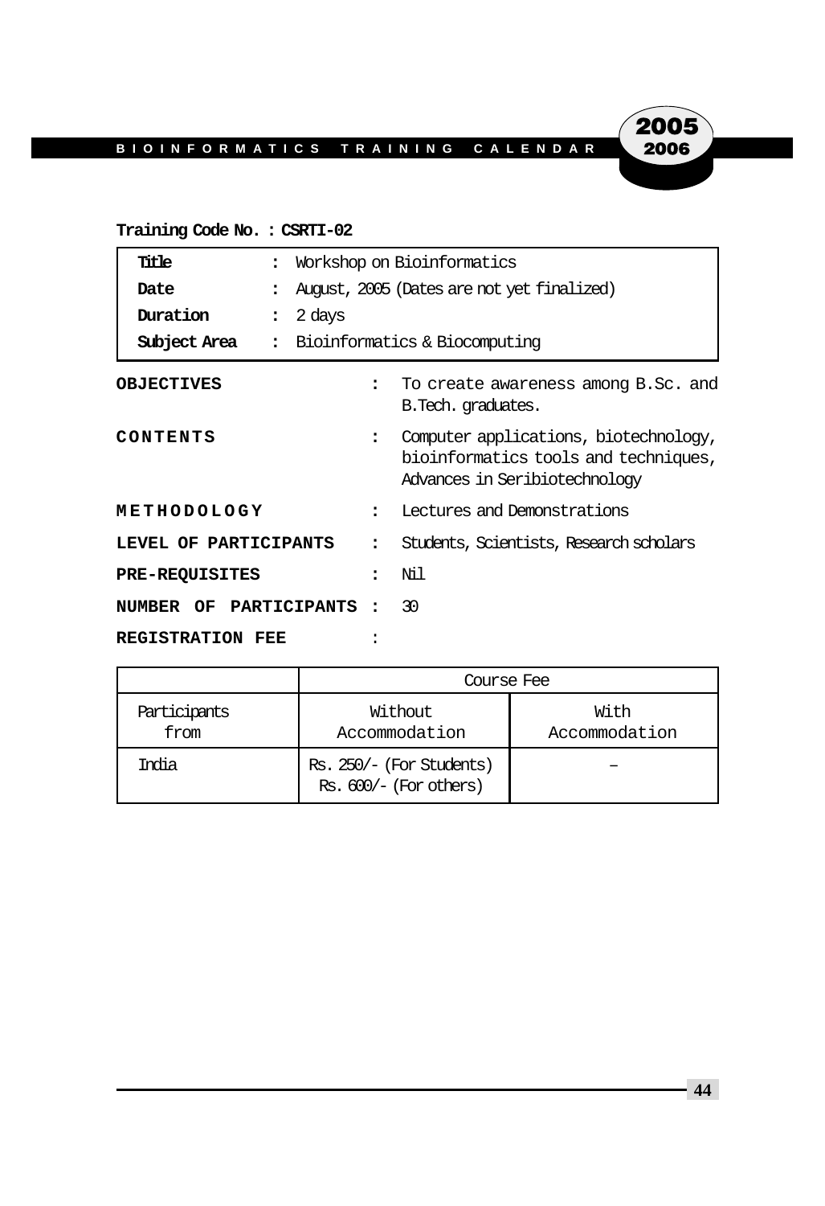**Training Code No. : CSRTI-02**

| | | |
|---|---|---|
| **Title** | : | Workshop on Bioinformatics |
| **Date** | : | August, 2005 (Dates are not yet finalized) |
| **Duration** | : | 2 days |
| **Subject Area** | : | Bioinformatics & Biocomputing |

**OBJECTIVES** : To create awareness among B.Sc. and B.Tech. graduates.

**CONTENTS** : Computer applications, biotechnology, bioinformatics tools and techniques, Advances in Seribiotechnology

**METHODOLOGY** : Lectures and Demonstrations

**LEVEL OF PARTICIPANTS** : Students, Scientists, Research scholars

**PRE-REQUISITES** : Nil

**NUMBER OF PARTICIPANTS** : 30

**REGISTRATION FEE** :

| | Course Fee | |
|---|---|---|
| Participants from | Without Accommodation | With Accommodation |
| India | Rs. 250/- (For Students) Rs. 600/- (For others) | – |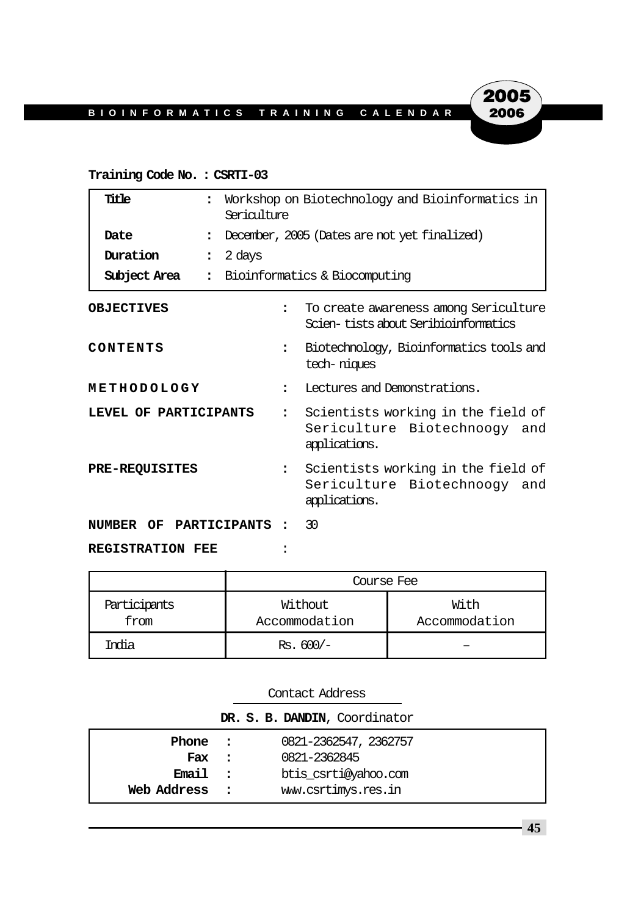**Training Code No. : CSRTI-03**

| | | |
|---|---|---|
| **Title** | : | Workshop on Biotechnology and Bioinformatics in Sericulture |
| **Date** | : | December, 2005 (Dates are not yet finalized) |
| **Duration** | : | 2 days |
| **Subject Area** | : | Bioinformatics & Biocomputing |

**OBJECTIVES** : To create awareness among Sericulture Scien- tists about Seribioinformatics

**CONTENTS** : Biotechnology, Bioinformatics tools and tech- niques

**METHODOLOGY** : Lectures and Demonstrations.

**LEVEL OF PARTICIPANTS** : Scientists working in the field of Sericulture Biotechnoogy and applications.

**PRE-REQUISITES** : Scientists working in the field of Sericulture Biotechnoogy and applications.

**NUMBER OF PARTICIPANTS** : 30

**REGISTRATION FEE** :

| | Course Fee | |
|---|---|---|
| Participants from | Without Accommodation | With Accommodation |
| India | Rs. 600/- | – |

Contact Address

**DR. S. B. DANDIN**, Coordinator

| | | |
|---|---|---|
| **Phone** | : | 0821-2362547, 2362757 |
| **Fax** | : | 0821-2362845 |
| **Email** | : | btis_csrti@yahoo.com |
| **Web Address** | : | www.csrtimys.res.in |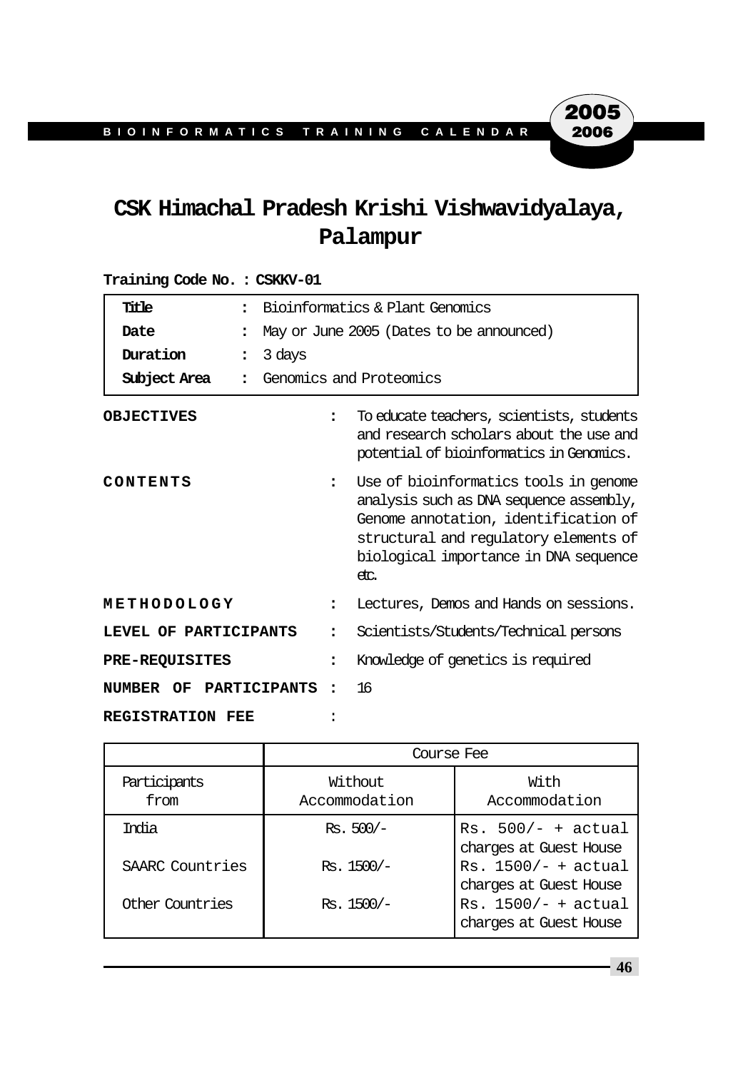# CSK Himachal Pradesh Krishi Vishwavidyalaya, Palampur

**Training Code No. : CSKKV-01**

| | | |
|---|---|---|
| **Title** | : | Bioinformatics & Plant Genomics |
| **Date** | : | May or June 2005 (Dates to be announced) |
| **Duration** | : | 3 days |
| **Subject Area** | : | Genomics and Proteomics |

**OBJECTIVES** : To educate teachers, scientists, students and research scholars about the use and potential of bioinformatics in Genomics.

**CONTENTS** : Use of bioinformatics tools in genome analysis such as DNA sequence assembly, Genome annotation, identification of structural and regulatory elements of biological importance in DNA sequence etc.

**METHODOLOGY** : Lectures, Demos and Hands on sessions.

**LEVEL OF PARTICIPANTS** : Scientists/Students/Technical persons

**PRE-REQUISITES** : Knowledge of genetics is required

**NUMBER OF PARTICIPANTS** : 16

**REGISTRATION FEE** :

| | Course Fee | |
|---|---|---|
| Participants from | Without Accommodation | With Accommodation |
| India | Rs. 500/- | Rs. 500/- + actual charges at Guest House |
| SAARC Countries | Rs. 1500/- | Rs. 1500/- + actual charges at Guest House |
| Other Countries | Rs. 1500/- | Rs. 1500/- + actual charges at Guest House |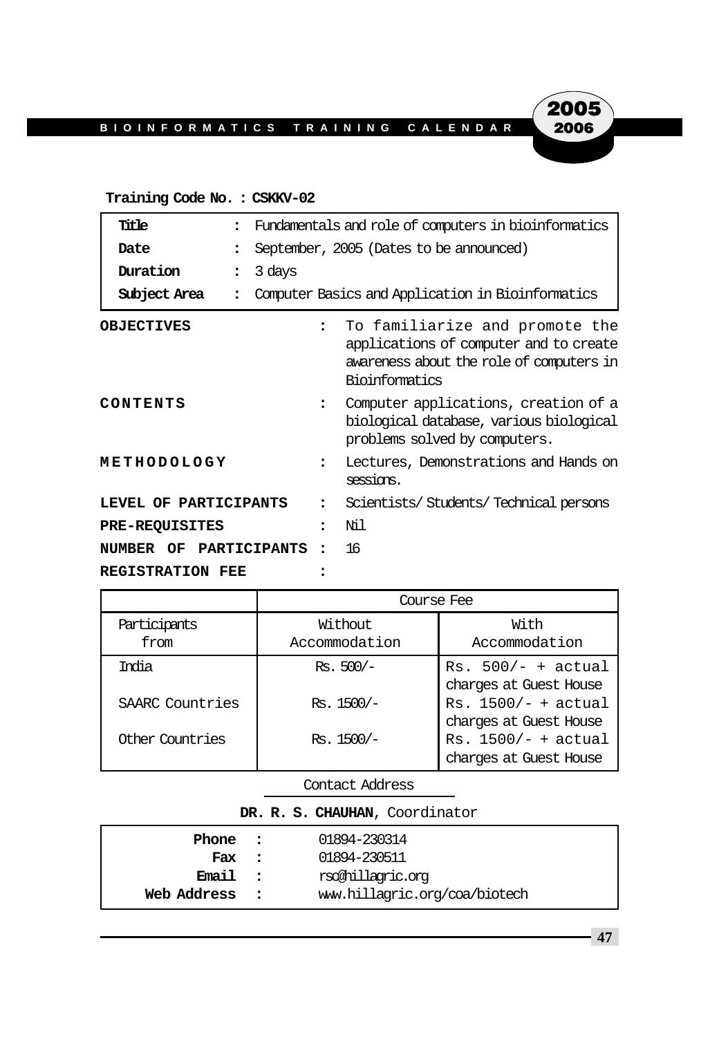**Training Code No. : CSKKV-02**

| | | |
|---|---|---|
| **Title** | : | Fundamentals and role of computers in bioinformatics |
| **Date** | : | September, 2005 (Dates to be announced) |
| **Duration** | : | 3 days |
| **Subject Area** | : | Computer Basics and Application in Bioinformatics |

**OBJECTIVES** : To familiarize and promote the applications of computer and to create awareness about the role of computers in Bioinformatics

**CONTENTS** : Computer applications, creation of a biological database, various biological problems solved by computers.

**METHODOLOGY** : Lectures, Demonstrations and Hands on sessions.

**LEVEL OF PARTICIPANTS** : Scientists/ Students/ Technical persons

**PRE-REQUISITES** : Nil

**NUMBER OF PARTICIPANTS** : 16

**REGISTRATION FEE** :

| | Course Fee | |
|---|---|---|
| Participants from | Without Accommodation | With Accommodation |
| India | Rs. 500/- | Rs. 500/- + actual charges at Guest House |
| SAARC Countries | Rs. 1500/- | Rs. 1500/- + actual charges at Guest House |
| Other Countries | Rs. 1500/- | Rs. 1500/- + actual charges at Guest House |

Contact Address

**DR. R. S. CHAUHAN**, Coordinator

| | | |
|---|---|---|
| **Phone** | : | 01894-230314 |
| **Fax** | : | 01894-230511 |
| **Email** | : | rsc@hillagric.org |
| **Web Address** | : | www.hillagric.org/coa/biotech |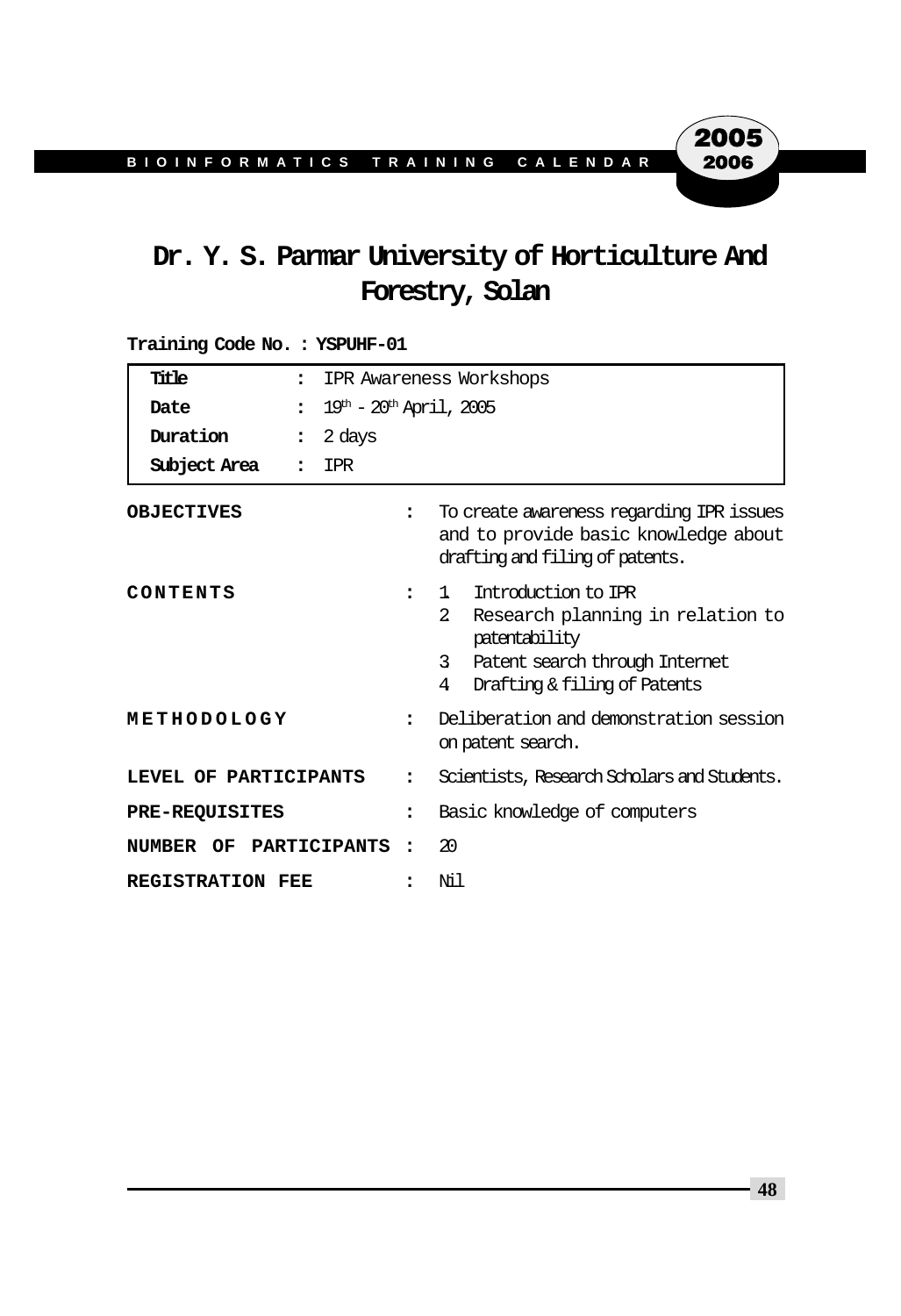# Dr. Y. S. Parmar University of Horticulture And Forestry, Solan

**Training Code No. : YSPUHF-01**

| | | |
|---|---|---|
| **Title** | : | IPR Awareness Workshops |
| **Date** | : | 19th - 20th April, 2005 |
| **Duration** | : | 2 days |
| **Subject Area** | : | IPR |

**OBJECTIVES** : To create awareness regarding IPR issues and to provide basic knowledge about drafting and filing of patents.

**CONTENTS** :

1. Introduction to IPR
2. Research planning in relation to patentability
3. Patent search through Internet
4. Drafting & filing of Patents

**METHODOLOGY** : Deliberation and demonstration session on patent search.

**LEVEL OF PARTICIPANTS** : Scientists, Research Scholars and Students.

**PRE-REQUISITES** : Basic knowledge of computers

**NUMBER OF PARTICIPANTS** : 20

**REGISTRATION FEE** : Nil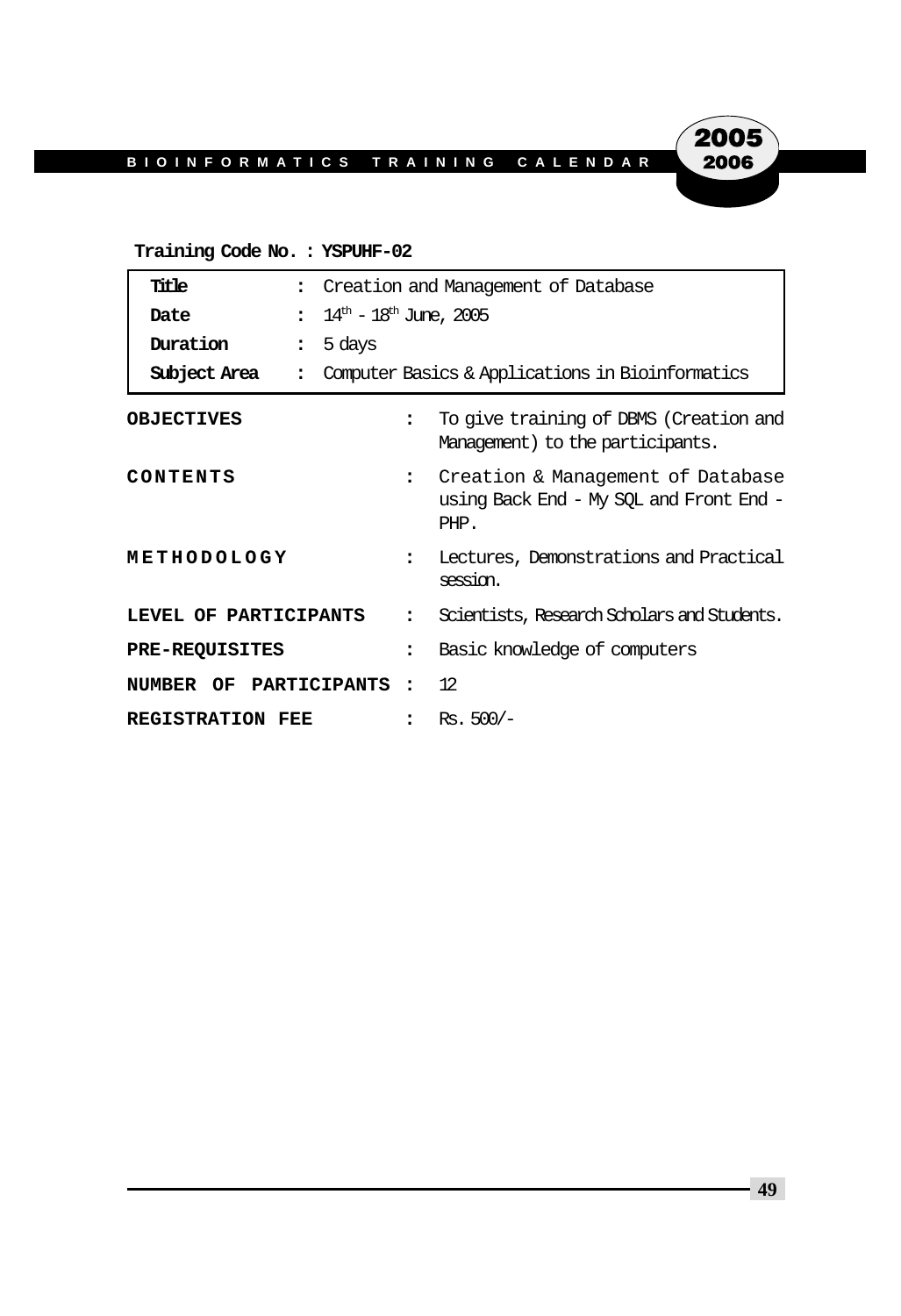**Training Code No. : YSPUHF-02**

| | | |
|---|---|---|
| **Title** | : | Creation and Management of Database |
| **Date** | : | 14th - 18th June, 2005 |
| **Duration** | : | 5 days |
| **Subject Area** | : | Computer Basics & Applications in Bioinformatics |

**OBJECTIVES** : To give training of DBMS (Creation and Management) to the participants.

**CONTENTS** : Creation & Management of Database using Back End - My SQL and Front End - PHP.

**METHODOLOGY** : Lectures, Demonstrations and Practical session.

**LEVEL OF PARTICIPANTS** : Scientists, Research Scholars and Students.

**PRE-REQUISITES** : Basic knowledge of computers

**NUMBER OF PARTICIPANTS** : 12

**REGISTRATION FEE** : Rs. 500/-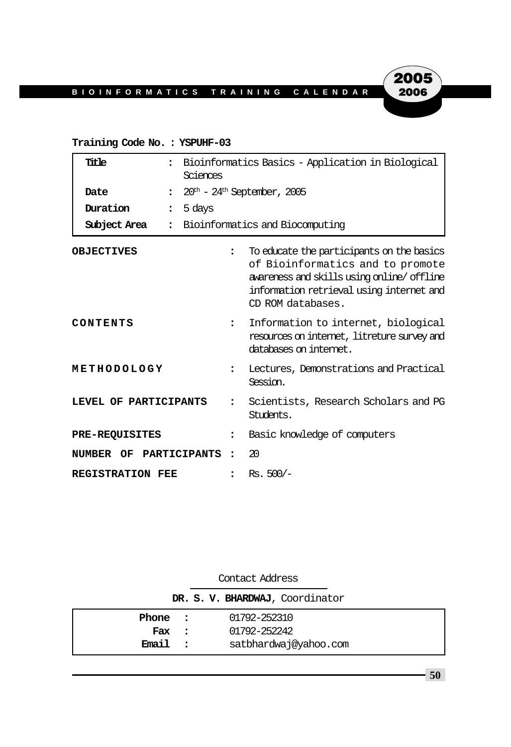**Training Code No. : YSPUHF-03**

| | | |
|---|---|---|
| **Title** | : | Bioinformatics Basics - Application in Biological Sciences |
| **Date** | : | 20th - 24th September, 2005 |
| **Duration** | : | 5 days |
| **Subject Area** | : | Bioinformatics and Biocomputing |

**OBJECTIVES** : To educate the participants on the basics of Bioinformatics and to promote awareness and skills using online/ offline information retrieval using internet and CD ROM databases.

**CONTENTS** : Information to internet, biological resources on internet, litreture survey and databases on internet.

**METHODOLOGY** : Lectures, Demonstrations and Practical Session.

**LEVEL OF PARTICIPANTS** : Scientists, Research Scholars and PG Students.

**PRE-REQUISITES** : Basic knowledge of computers

**NUMBER OF PARTICIPANTS** : 20

**REGISTRATION FEE** : Rs. 500/-

Contact Address

**DR. S. V. BHARDWAJ**, Coordinator

| | | |
|---|---|---|
| **Phone** | : | 01792-252310 |
| **Fax** | : | 01792-252242 |
| **Email** | : | satbhardwaj@yahoo.com |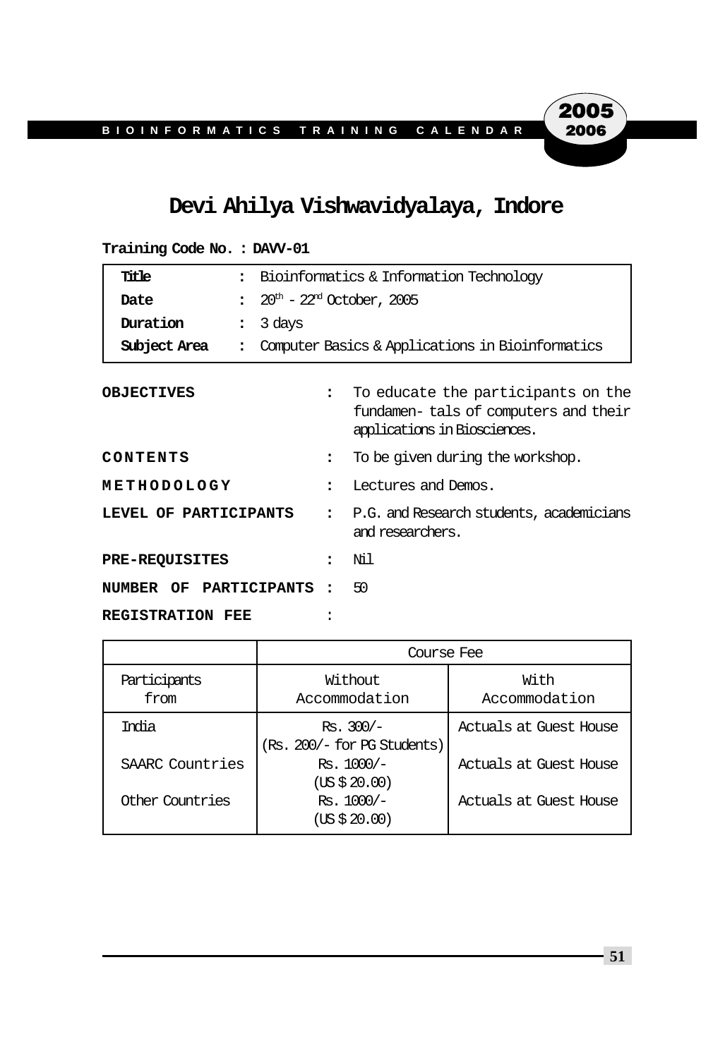# Devi Ahilya Vishwavidyalaya, Indore

**Training Code No. : DAVV-01**

| | | |
|---|---|---|
| **Title** | : | Bioinformatics & Information Technology |
| **Date** | : | $20^{th}$ - $22^{nd}$ October, 2005 |
| **Duration** | : | 3 days |
| **Subject Area** | : | Computer Basics & Applications in Bioinformatics |

**OBJECTIVES** : To educate the participants on the fundamen- tals of computers and their applications in Biosciences.

**CONTENTS** : To be given during the workshop.

**METHODOLOGY** : Lectures and Demos.

**LEVEL OF PARTICIPANTS** : P.G. and Research students, academicians and researchers.

**PRE-REQUISITES** : Nil

**NUMBER OF PARTICIPANTS** : 50

**REGISTRATION FEE** :

| | Course Fee | |
|---|---|---|
| Participants from | Without Accommodation | With Accommodation |
| India | Rs. 300/- (Rs. 200/- for PG Students) | Actuals at Guest House |
| SAARC Countries | Rs. 1000/- (US $ 20.00) | Actuals at Guest House |
| Other Countries | Rs. 1000/- (US $ 20.00) | Actuals at Guest House |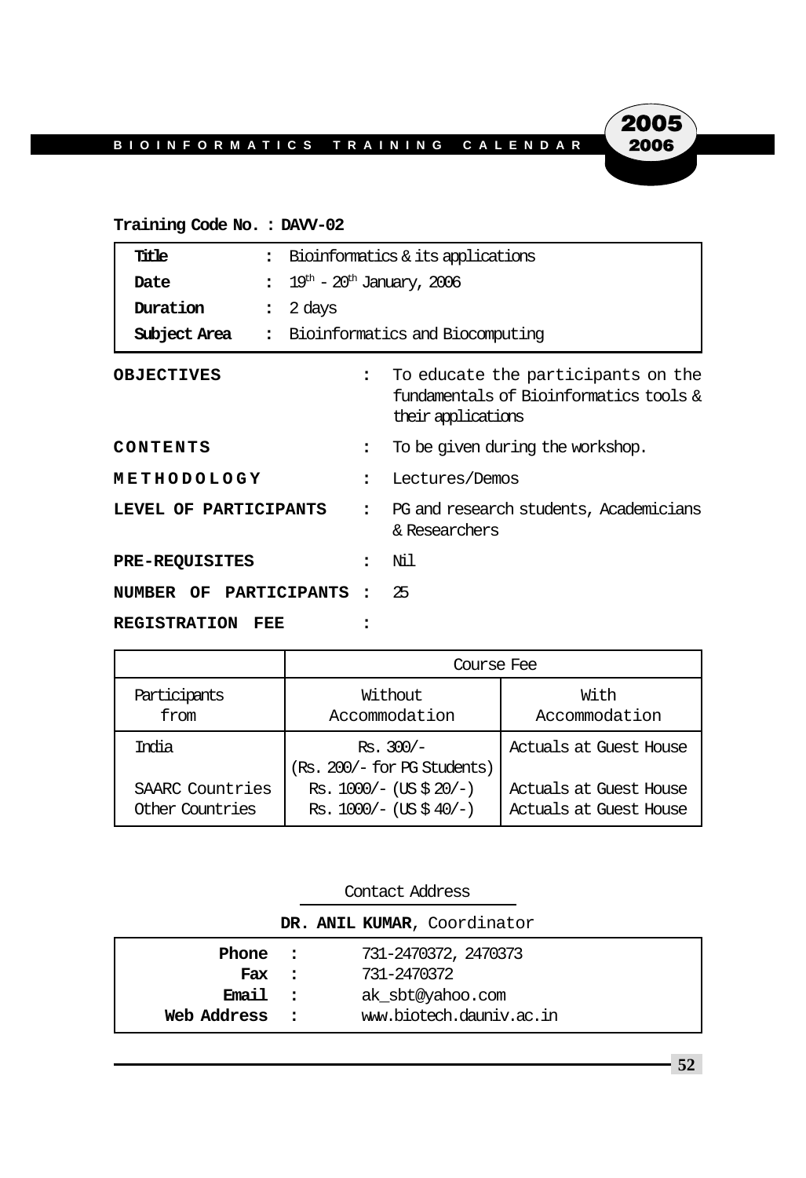**Training Code No. : DAVV-02**

| | | |
|---|---|---|
| **Title** | : | Bioinformatics & its applications |
| **Date** | : | $19^{th}$ - $20^{th}$ January, 2006 |
| **Duration** | : | 2 days |
| **Subject Area** | : | Bioinformatics and Biocomputing |

**OBJECTIVES** : To educate the participants on the fundamentals of Bioinformatics tools & their applications

**CONTENTS** : To be given during the workshop.

**METHODOLOGY** : Lectures/Demos

**LEVEL OF PARTICIPANTS** : PG and research students, Academicians & Researchers

**PRE-REQUISITES** : Nil

**NUMBER OF PARTICIPANTS** : 25

**REGISTRATION FEE** :

| | Course Fee | |
|---|---|---|
| Participants from | Without Accommodation | With Accommodation |
| India | Rs. 300/- (Rs. 200/- for PG Students) | Actuals at Guest House |
| SAARC Countries | Rs. 1000/- (US $ 20/-) | Actuals at Guest House |
| Other Countries | Rs. 1000/- (US $ 40/-) | Actuals at Guest House |

Contact Address

**DR. ANIL KUMAR**, Coordinator

| | | |
|---|---|---|
| **Phone** | : | 731-2470372, 2470373 |
| **Fax** | : | 731-2470372 |
| **Email** | : | ak_sbt@yahoo.com |
| **Web Address** | : | www.biotech.dauniv.ac.in |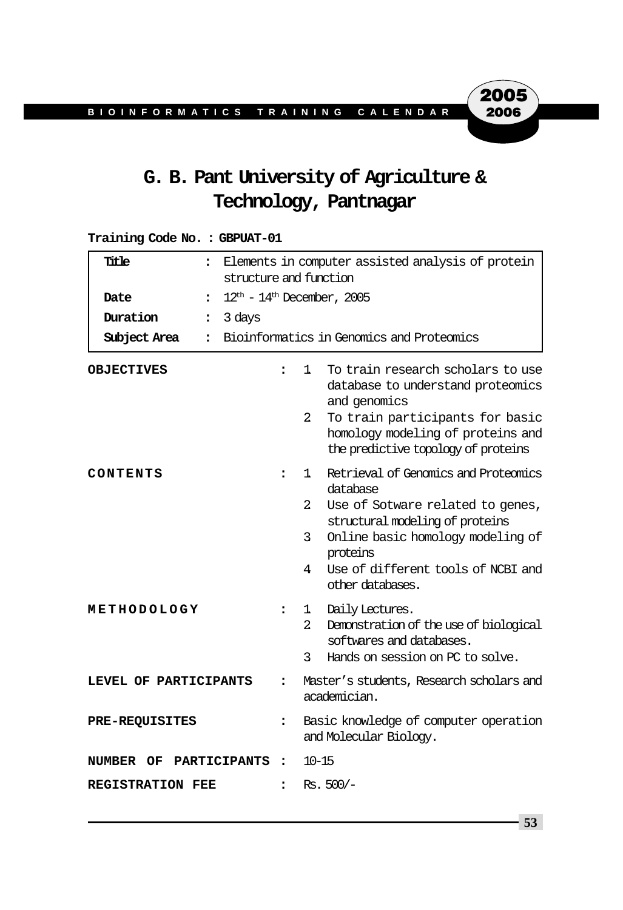# G. B. Pant University of Agriculture & Technology, Pantnagar

**Training Code No. : GBPUAT-01**

| | | |
|---|---|---|
| **Title** | : | Elements in computer assisted analysis of protein structure and function |
| **Date** | : | 12th - 14th December, 2005 |
| **Duration** | : | 3 days |
| **Subject Area** | : | Bioinformatics in Genomics and Proteomics |

**OBJECTIVES** :

1. To train research scholars to use database to understand proteomics and genomics
2. To train participants for basic homology modeling of proteins and the predictive topology of proteins

**CONTENTS** :

1. Retrieval of Genomics and Proteomics database
2. Use of Sotware related to genes, structural modeling of proteins
3. Online basic homology modeling of proteins
4. Use of different tools of NCBI and other databases.

**METHODOLOGY** :

1. Daily Lectures.
2. Demonstration of the use of biological softwares and databases.
3. Hands on session on PC to solve.

**LEVEL OF PARTICIPANTS** : Master's students, Research scholars and academician.

**PRE-REQUISITES** : Basic knowledge of computer operation and Molecular Biology.

**NUMBER OF PARTICIPANTS** : 10-15

**REGISTRATION FEE** : Rs. 500/-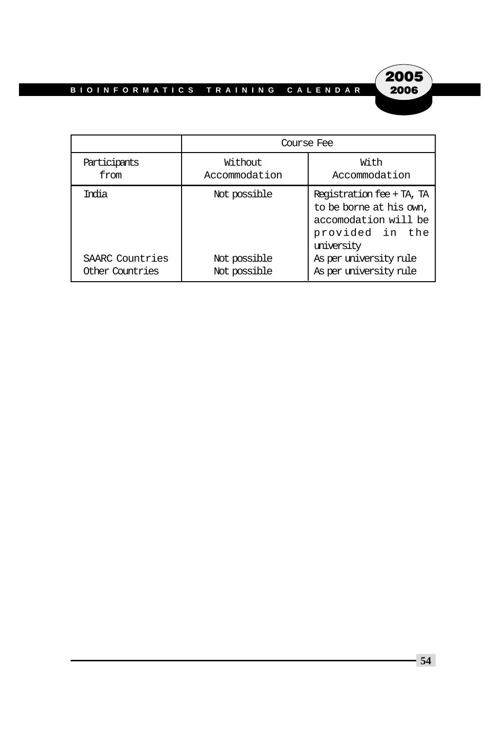| | Course Fee | |
|---|---|---|
| Participants from | Without Accommodation | With Accommodation |
| India | Not possible | Registration fee + TA, TA to be borne at his own, accomodation will be provided in the university |
| SAARC Countries | Not possible | As per university rule |
| Other Countries | Not possible | As per university rule |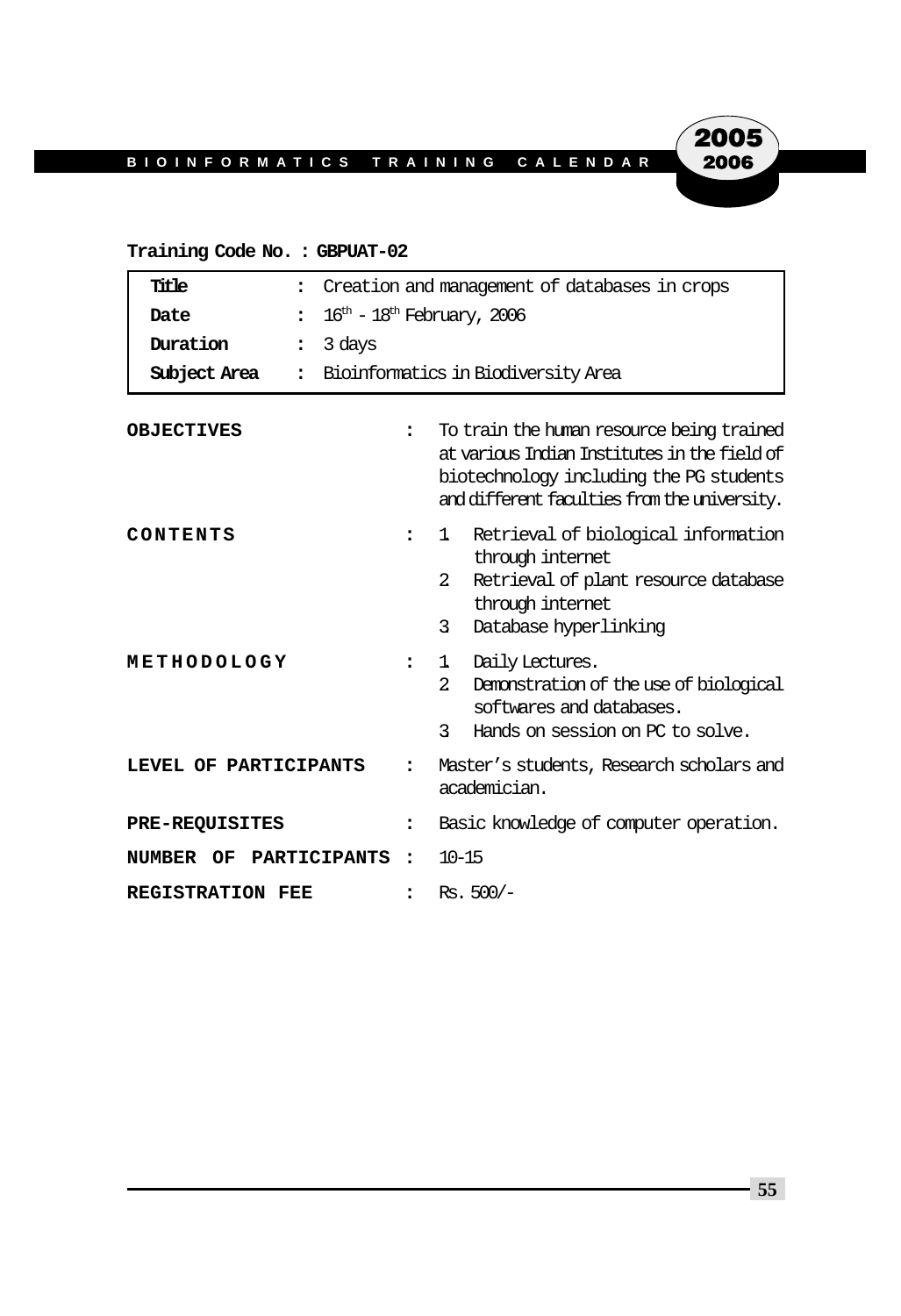**Training Code No. : GBPUAT-02**

| | | |
|---|---|---|
| **Title** | : | Creation and management of databases in crops |
| **Date** | : | 16th - 18th February, 2006 |
| **Duration** | : | 3 days |
| **Subject Area** | : | Bioinformatics in Biodiversity Area |

**OBJECTIVES** : To train the human resource being trained at various Indian Institutes in the field of biotechnology including the PG students and different faculties from the university.

**CONTENTS** :
1. Retrieval of biological information through internet
2. Retrieval of plant resource database through internet
3. Database hyperlinking

**METHODOLOGY** :
1. Daily Lectures.
2. Demonstration of the use of biological softwares and databases.
3. Hands on session on PC to solve.

**LEVEL OF PARTICIPANTS** : Master's students, Research scholars and academician.

**PRE-REQUISITES** : Basic knowledge of computer operation.

**NUMBER OF PARTICIPANTS** : 10-15

**REGISTRATION FEE** : Rs. 500/-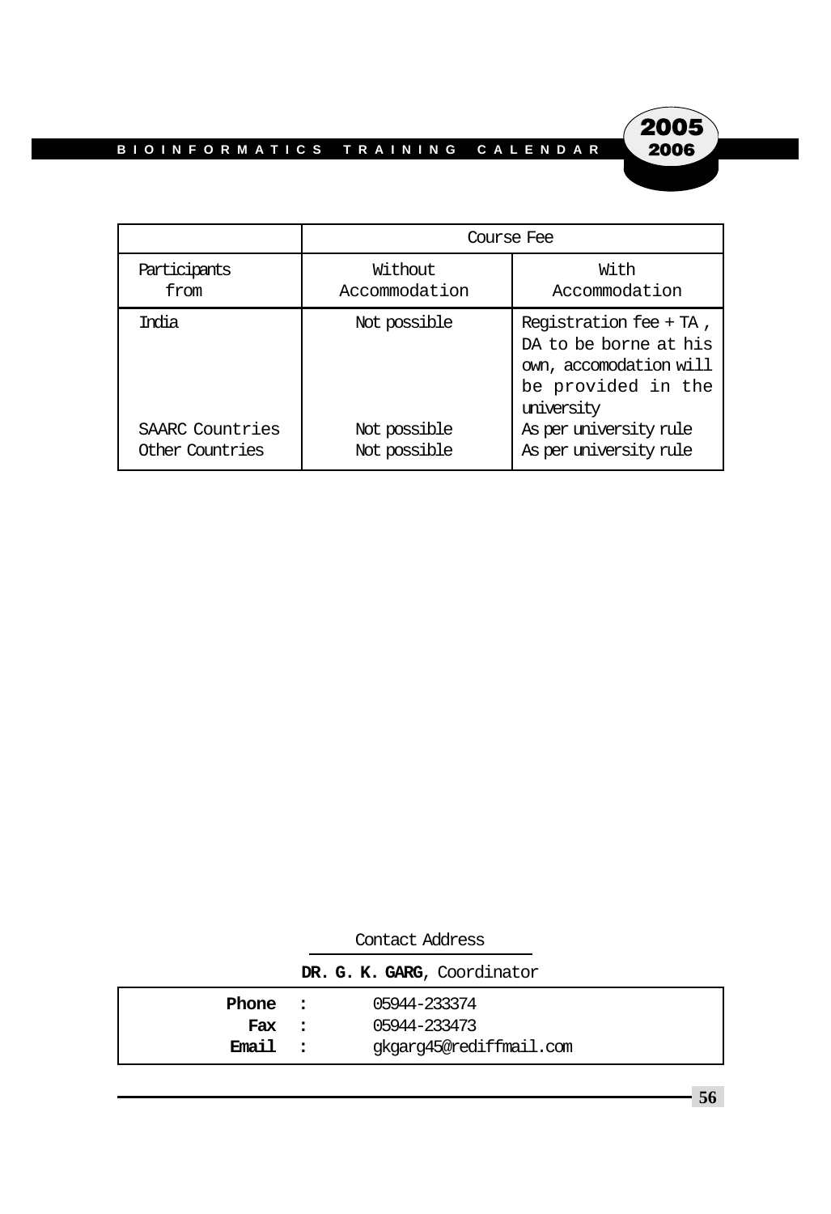| Participants from | Course Fee | |
|---|---|---|
| | Without Accommodation | With Accommodation |
| India | Not possible | Registration fee + TA , DA to be borne at his own, accomodation will be provided in the university |
| SAARC Countries | Not possible | As per university rule |
| Other Countries | Not possible | As per university rule |

Contact Address

**DR. G. K. GARG**, Coordinator

**Phone** : 05944-233374
**Fax** : 05944-233473
**Email** : gkgarg45@rediffmail.com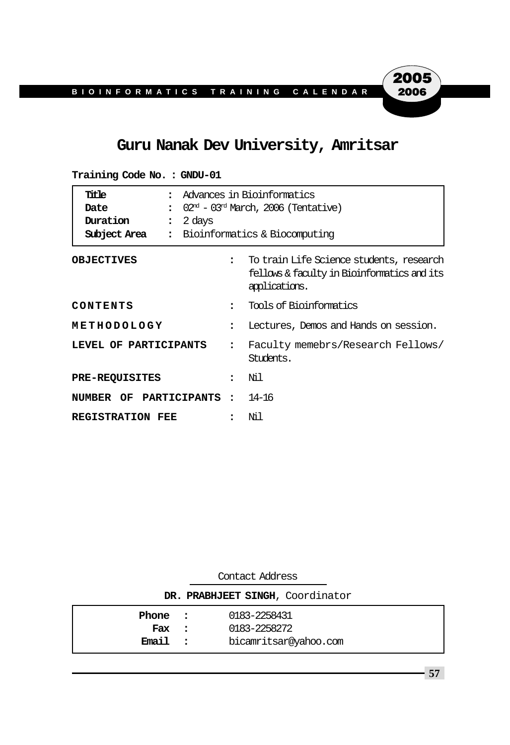# Guru Nanak Dev University, Amritsar

**Training Code No. : GNDU-01**

| | | |
|---|---|---|
| **Title** | : | Advances in Bioinformatics |
| **Date** | : | 02[nd] - 03[rd] March, 2006 (Tentative) |
| **Duration** | : | 2 days |
| **Subject Area** | : | Bioinformatics & Biocomputing |

| | | |
|---|---|---|
| **OBJECTIVES** | : | To train Life Science students, research fellows & faculty in Bioinformatics and its applications. |
| **CONTENTS** | : | Tools of Bioinformatics |
| **METHODOLOGY** | : | Lectures, Demos and Hands on session. |
| **LEVEL OF PARTICIPANTS** | : | Faculty memebrs/Research Fellows/ Students. |
| **PRE-REQUISITES** | : | Nil |
| **NUMBER OF PARTICIPANTS** | : | 14-16 |
| **REGISTRATION FEE** | : | Nil |

Contact Address

**DR. PRABHJEET SINGH**, Coordinator

| | | |
|---|---|---|
| **Phone** | : | 0183-2258431 |
| **Fax** | : | 0183-2258272 |
| **Email** | : | bicamritsar@yahoo.com |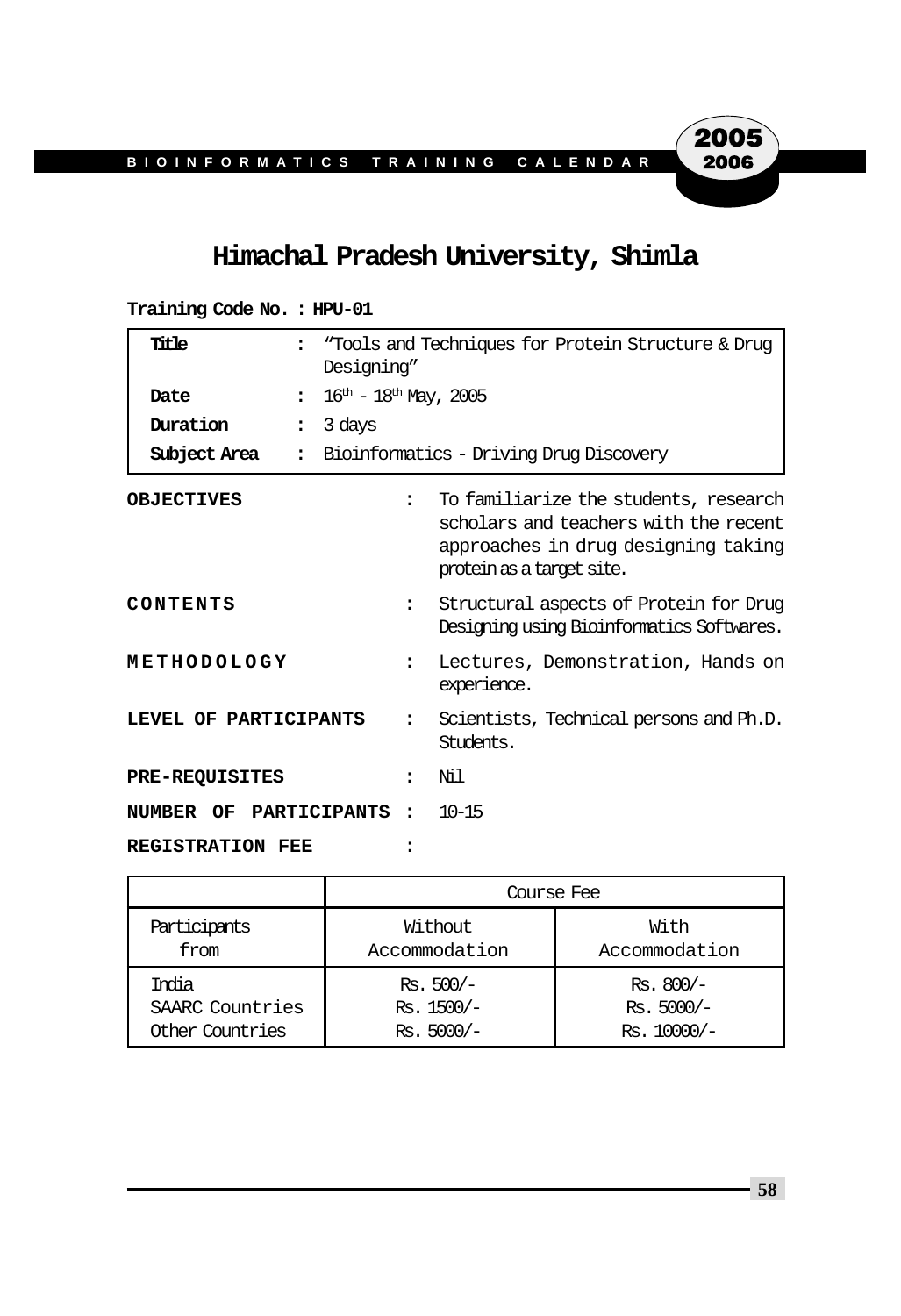# Himachal Pradesh University, Shimla

**Training Code No. : HPU-01**

| | | |
|---|---|---|
| **Title** | : | "Tools and Techniques for Protein Structure & Drug Designing" |
| **Date** | : | 16th - 18th May, 2005 |
| **Duration** | : | 3 days |
| **Subject Area** | : | Bioinformatics - Driving Drug Discovery |

**OBJECTIVES** : To familiarize the students, research scholars and teachers with the recent approaches in drug designing taking protein as a target site.

**CONTENTS** : Structural aspects of Protein for Drug Designing using Bioinformatics Softwares.

**METHODOLOGY** : Lectures, Demonstration, Hands on experience.

**LEVEL OF PARTICIPANTS** : Scientists, Technical persons and Ph.D. Students.

**PRE-REQUISITES** : Nil

**NUMBER OF PARTICIPANTS** : 10-15

**REGISTRATION FEE** :

| | Course Fee | |
|---|---|---|
| Participants from | Without Accommodation | With Accommodation |
| India | Rs. 500/- | Rs. 800/- |
| SAARC Countries | Rs. 1500/- | Rs. 5000/- |
| Other Countries | Rs. 5000/- | Rs. 10000/- |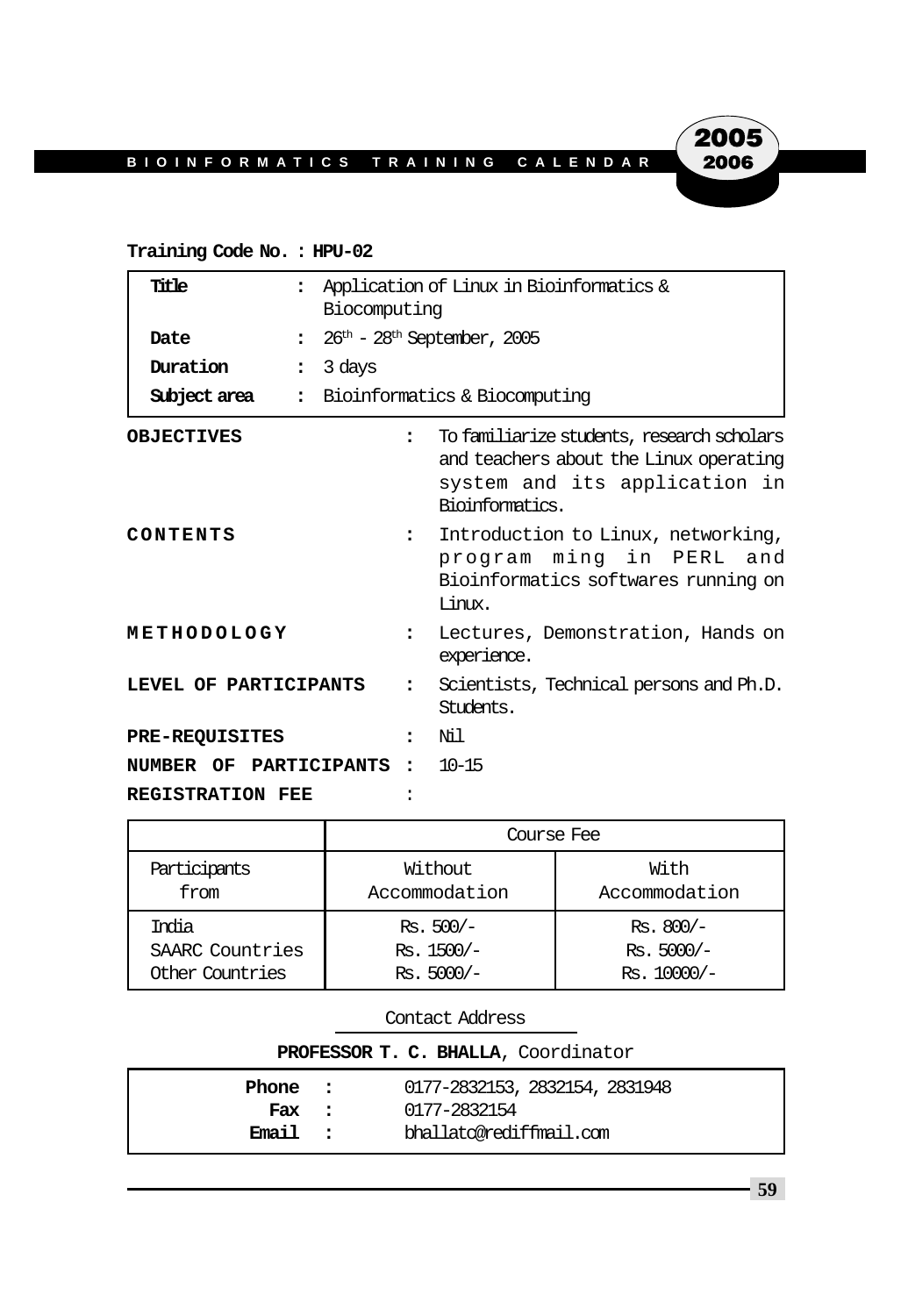**Training Code No. : HPU-02**

| | | |
|---|---|---|
| **Title** | : | Application of Linux in Bioinformatics & Biocomputing |
| **Date** | : | 26th - 28th September, 2005 |
| **Duration** | : | 3 days |
| **Subject area** | : | Bioinformatics & Biocomputing |

**OBJECTIVES** : To familiarize students, research scholars and teachers about the Linux operating system and its application in Bioinformatics.

**CONTENTS** : Introduction to Linux, networking, program ming in PERL and Bioinformatics softwares running on Linux.

**METHODOLOGY** : Lectures, Demonstration, Hands on experience.

**LEVEL OF PARTICIPANTS** : Scientists, Technical persons and Ph.D. Students.

**PRE-REQUISITES** : Nil

**NUMBER OF PARTICIPANTS** : 10-15

**REGISTRATION FEE** :

| | Course Fee | |
|---|---|---|
| Participants from | Without Accommodation | With Accommodation |
| India | Rs. 500/- | Rs. 800/- |
| SAARC Countries | Rs. 1500/- | Rs. 5000/- |
| Other Countries | Rs. 5000/- | Rs. 10000/- |

Contact Address

**PROFESSOR T. C. BHALLA**, Coordinator

**Phone** : 0177-2832153, 2832154, 2831948
**Fax** : 0177-2832154
**Email** : bhallatc@rediffmail.com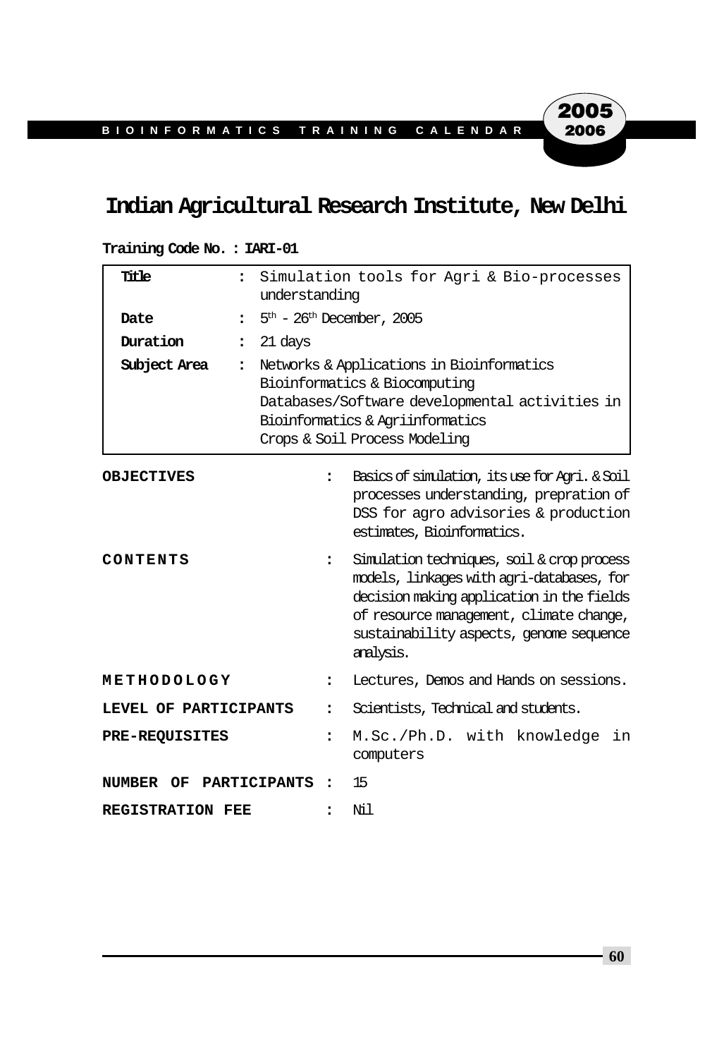# Indian Agricultural Research Institute, New Delhi

**Training Code No. : IARI-01**

| | | |
|---|---|---|
| **Title** | : | Simulation tools for Agri & Bio-processes understanding |
| **Date** | : | 5th - 26th December, 2005 |
| **Duration** | : | 21 days |
| **Subject Area** | : | Networks & Applications in Bioinformatics<br>Bioinformatics & Biocomputing<br>Databases/Software developmental activities in Bioinformatics & Agriinformatics<br>Crops & Soil Process Modeling |

**OBJECTIVES** : Basics of simulation, its use for Agri. & Soil processes understanding, prepration of DSS for agro advisories & production estimates, Bioinformatics.

**CONTENTS** : Simulation techniques, soil & crop process models, linkages with agri-databases, for decision making application in the fields of resource management, climate change, sustainability aspects, genome sequence analysis.

**METHODOLOGY** : Lectures, Demos and Hands on sessions.

**LEVEL OF PARTICIPANTS** : Scientists, Technical and students.

**PRE-REQUISITES** : M.Sc./Ph.D. with knowledge in computers

**NUMBER OF PARTICIPANTS** : 15

**REGISTRATION FEE** : Nil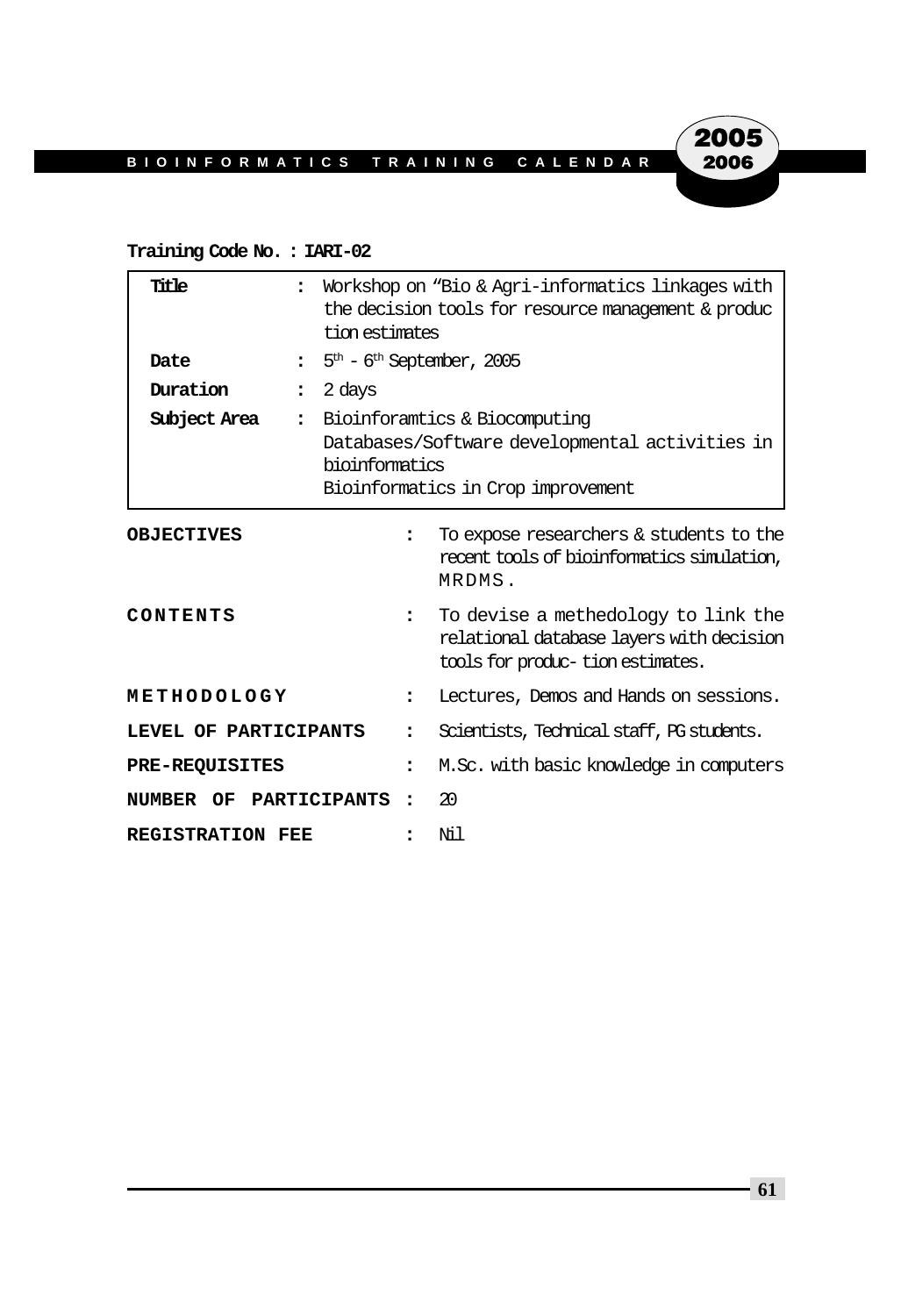**Training Code No. : IARI-02**

| | | |
|---|---|---|
| **Title** | : | Workshop on "Bio & Agri-informatics linkages with the decision tools for resource management & production estimates |
| **Date** | : | 5th - 6th September, 2005 |
| **Duration** | : | 2 days |
| **Subject Area** | : | Bioinforamtics & Biocomputing<br>Databases/Software developmental activities in bioinformatics<br>Bioinformatics in Crop improvement |

| | | |
|---|---|---|
| **OBJECTIVES** | : | To expose researchers & students to the recent tools of bioinformatics simulation, MRDMS. |
| **CONTENTS** | : | To devise a methedology to link the relational database layers with decision tools for produc- tion estimates. |
| **METHODOLOGY** | : | Lectures, Demos and Hands on sessions. |
| **LEVEL OF PARTICIPANTS** | : | Scientists, Technical staff, PG students. |
| **PRE-REQUISITES** | : | M.Sc. with basic knowledge in computers |
| **NUMBER OF PARTICIPANTS** | : | 20 |
| **REGISTRATION FEE** | : | Nil |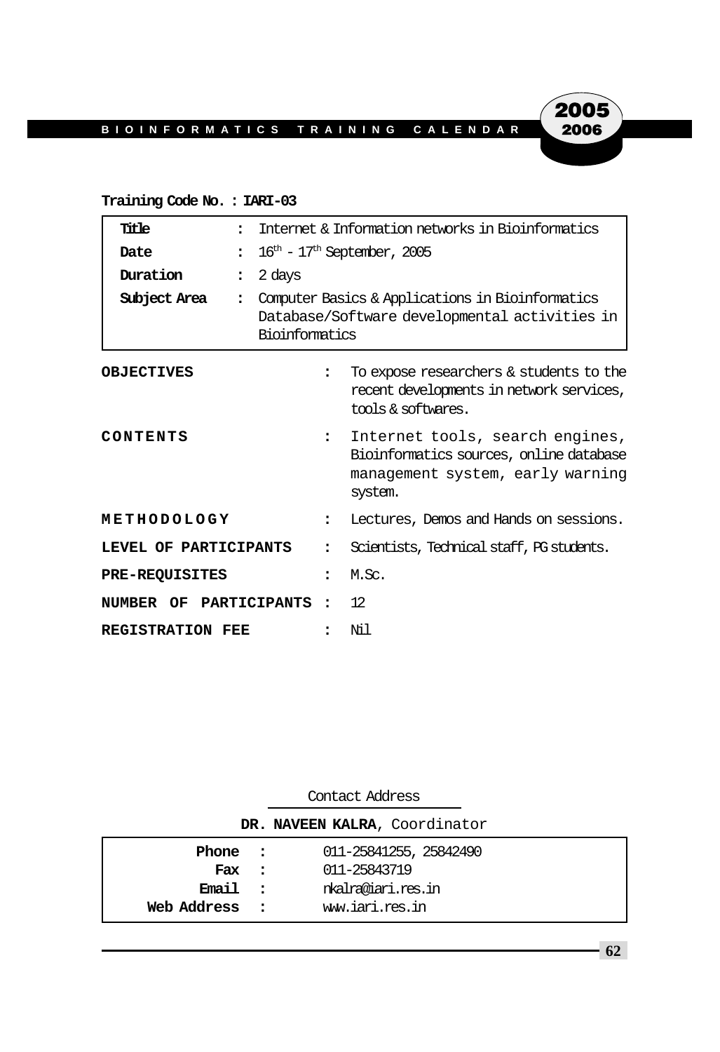**Training Code No. : IARI-03**

| | | |
|---|---|---|
| **Title** | : | Internet & Information networks in Bioinformatics |
| **Date** | : | $16^{th}$ - $17^{th}$ September, 2005 |
| **Duration** | : | 2 days |
| **Subject Area** | : | Computer Basics & Applications in Bioinformatics Database/Software developmental activities in Bioinformatics |

| | | |
|---|---|---|
| **OBJECTIVES** | : | To expose researchers & students to the recent developments in network services, tools & softwares. |
| **CONTENTS** | : | Internet tools, search engines, Bioinformatics sources, online database management system, early warning system. |
| **METHODOLOGY** | : | Lectures, Demos and Hands on sessions. |
| **LEVEL OF PARTICIPANTS** | : | Scientists, Technical staff, PG students. |
| **PRE-REQUISITES** | : | M.Sc. |
| **NUMBER OF PARTICIPANTS** | : | 12 |
| **REGISTRATION FEE** | : | Nil |

Contact Address

**DR. NAVEEN KALRA**, Coordinator

| | | |
|---|---|---|
| **Phone** | : | 011-25841255, 25842490 |
| **Fax** | : | 011-25843719 |
| **Email** | : | nkalra@iari.res.in |
| **Web Address** | : | www.iari.res.in |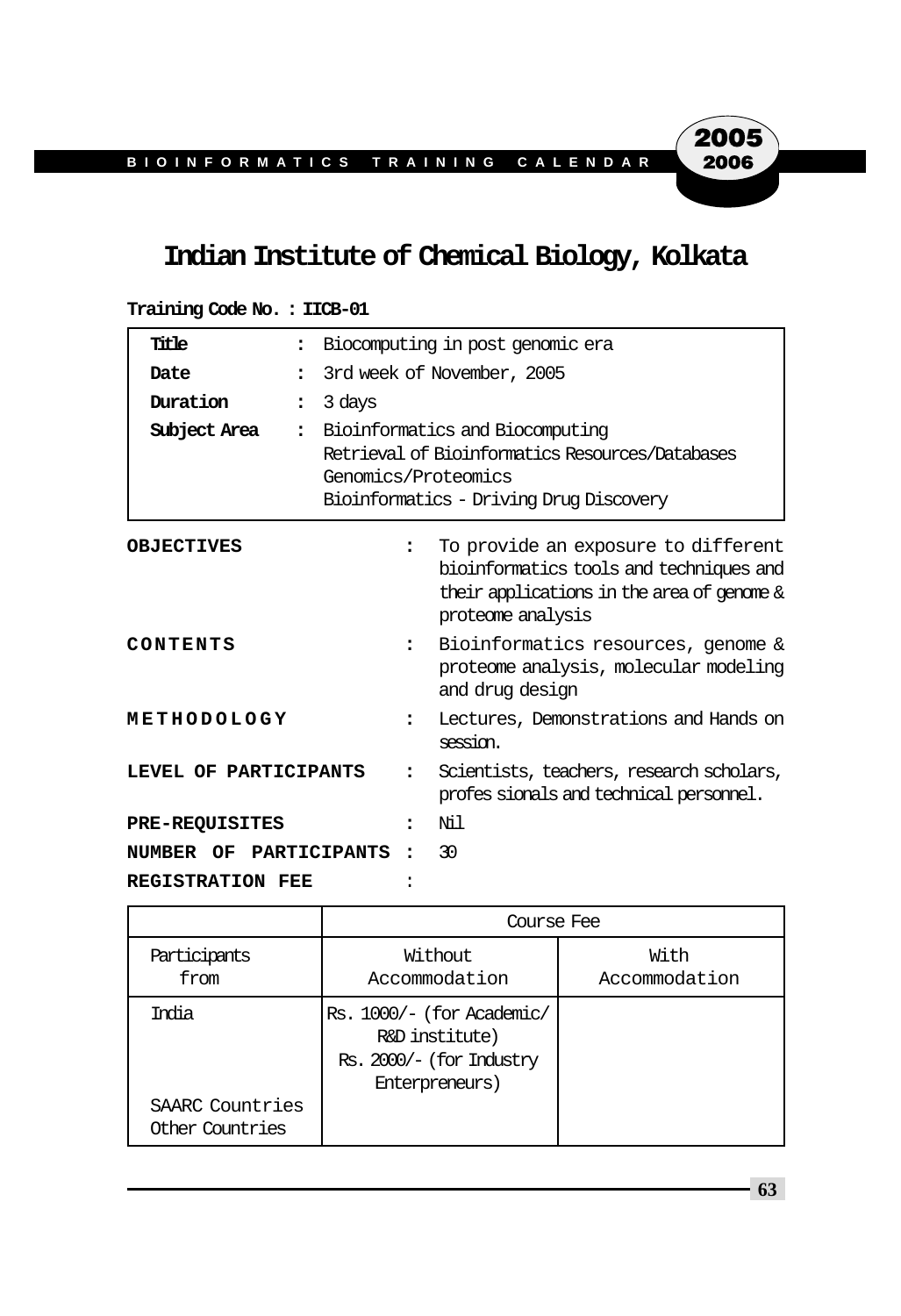# Indian Institute of Chemical Biology, Kolkata

**Training Code No. : IICB-01**

| | | |
|---|---|---|
| **Title** | : | Biocomputing in post genomic era |
| **Date** | : | 3rd week of November, 2005 |
| **Duration** | : | 3 days |
| **Subject Area** | : | Bioinformatics and Biocomputing<br>Retrieval of Bioinformatics Resources/Databases<br>Genomics/Proteomics<br>Bioinformatics - Driving Drug Discovery |

**OBJECTIVES** : To provide an exposure to different bioinformatics tools and techniques and their applications in the area of genome & proteome analysis

**CONTENTS** : Bioinformatics resources, genome & proteome analysis, molecular modeling and drug design

**METHODOLOGY** : Lectures, Demonstrations and Hands on session.

**LEVEL OF PARTICIPANTS** : Scientists, teachers, research scholars, profes sionals and technical personnel.

**PRE-REQUISITES** : Nil

**NUMBER OF PARTICIPANTS** : 30

**REGISTRATION FEE** :

| | Course Fee | |
|---|---|---|
| Participants from | Without Accommodation | With Accommodation |
| India | Rs. 1000/- (for Academic/ R&D institute)<br>Rs. 2000/- (for Industry Enterpreneurs) | |
| SAARC Countries | | |
| Other Countries | | |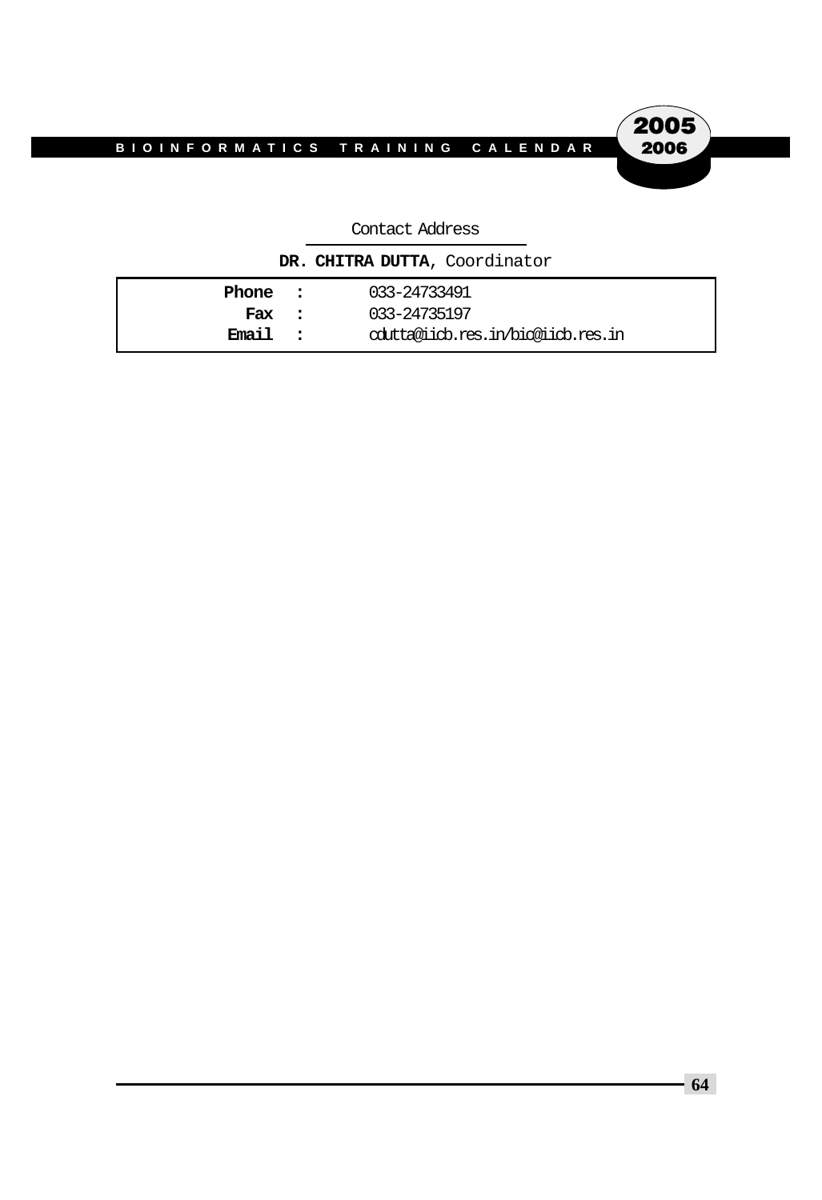Contact Address

**DR. CHITRA DUTTA**, Coordinator

| | | |
|---|---|---|
| **Phone** | **:** | 033-24733491 |
| **Fax** | **:** | 033-24735197 |
| **Email** | **:** | cdutta@iicb.res.in/bic@iicb.res.in |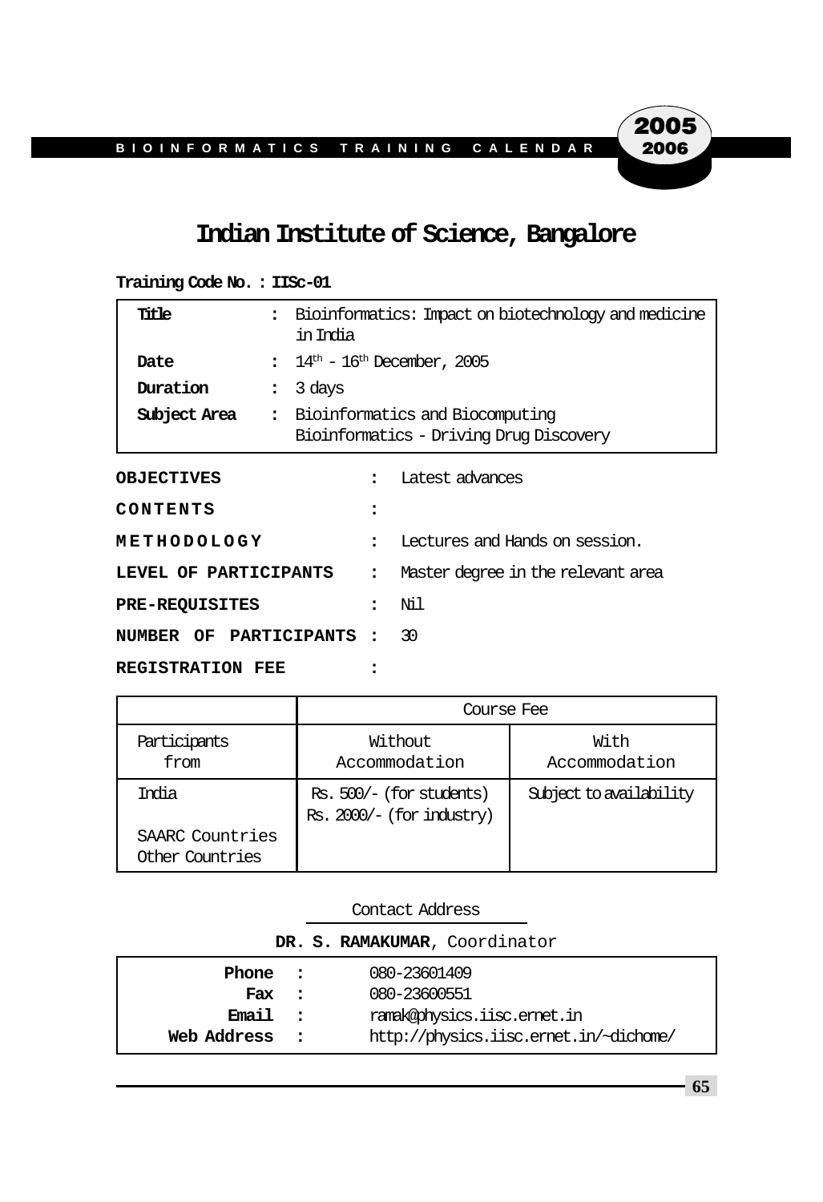# Indian Institute of Science, Bangalore

**Training Code No. : IISc-01**

| | | |
|---|---|---|
| **Title** | : | Bioinformatics: Impact on biotechnology and medicine in India |
| **Date** | : | $14^{th}$ - $16^{th}$ December, 2005 |
| **Duration** | : | 3 days |
| **Subject Area** | : | Bioinformatics and Biocomputing<br>Bioinformatics - Driving Drug Discovery |

**OBJECTIVES** : Latest advances

**CONTENTS** :

**METHODOLOGY** : Lectures and Hands on session.

**LEVEL OF PARTICIPANTS** : Master degree in the relevant area

**PRE-REQUISITES** : Nil

**NUMBER OF PARTICIPANTS** : 30

**REGISTRATION FEE** :

| | Course Fee | |
|---|---|---|
| Participants from | Without Accommodation | With Accommodation |
| India | Rs. 500/- (for students)<br>Rs. 2000/- (for industry) | Subject to availability |
| SAARC Countries | | |
| Other Countries | | |

Contact Address

**DR. S. RAMAKUMAR**, Coordinator

| | | |
|---|---|---|
| **Phone** | : | 080-23601409 |
| **Fax** | : | 080-23600551 |
| **Email** | : | ramak@physics.iisc.ernet.in |
| **Web Address** | : | http://physics.iisc.ernet.in/~dichome/ |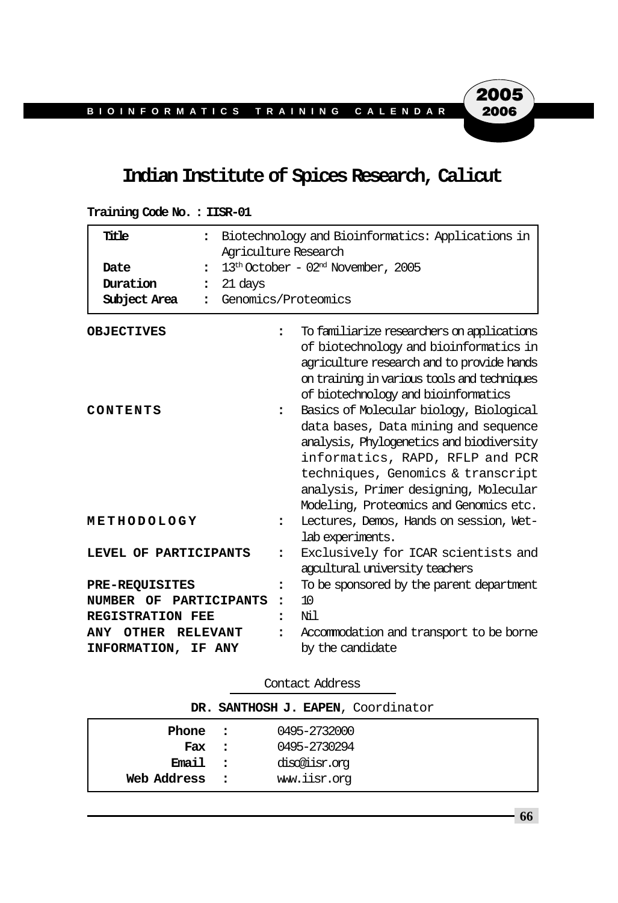# Indian Institute of Spices Research, Calicut

**Training Code No. : IISR-01**

| | | |
|---|---|---|
| **Title** | : | Biotechnology and Bioinformatics: Applications in Agriculture Research |
| **Date** | : | 13[th] October - 02[nd] November, 2005 |
| **Duration** | : | 21 days |
| **Subject Area** | : | Genomics/Proteomics |

| | | |
|---|---|---|
| **OBJECTIVES** | : | To familiarize researchers on applications of biotechnology and bioinformatics in agriculture research and to provide hands on training in various tools and techniques of biotechnology and bioinformatics |
| **CONTENTS** | : | Basics of Molecular biology, Biological data bases, Data mining and sequence analysis, Phylogenetics and biodiversity informatics, RAPD, RFLP and PCR techniques, Genomics & transcript analysis, Primer designing, Molecular Modeling, Proteomics and Genomics etc. |
| **METHODOLOGY** | : | Lectures, Demos, Hands on session, Wet-lab experiments. |
| **LEVEL OF PARTICIPANTS** | : | Exclusively for ICAR scientists and agcultural university teachers |
| **PRE-REQUISITES** | : | To be sponsored by the parent department |
| **NUMBER OF PARTICIPANTS** | : | 10 |
| **REGISTRATION FEE** | : | Nil |
| **ANY OTHER RELEVANT INFORMATION, IF ANY** | : | Accommodation and transport to be borne by the candidate |

Contact Address

**DR. SANTHOSH J. EAPEN**, Coordinator

| | | |
|---|---|---|
| **Phone** | : | 0495-2732000 |
| **Fax** | : | 0495-2730294 |
| **Email** | : | disc@iisr.org |
| **Web Address** | : | www.iisr.org |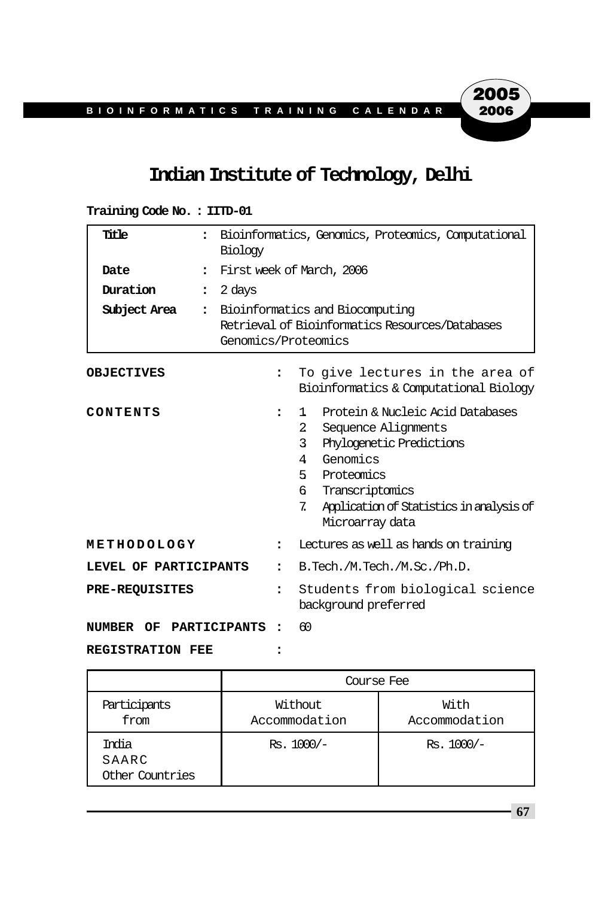# Indian Institute of Technology, Delhi

**Training Code No. : IITD-01**

| | | |
|---|---|---|
| **Title** | : | Bioinformatics, Genomics, Proteomics, Computational Biology |
| **Date** | : | First week of March, 2006 |
| **Duration** | : | 2 days |
| **Subject Area** | : | Bioinformatics and Biocomputing<br>Retrieval of Bioinformatics Resources/Databases<br>Genomics/Proteomics |

**OBJECTIVES** : To give lectures in the area of Bioinformatics & Computational Biology

**CONTENTS** :

1. Protein & Nucleic Acid Databases
2. Sequence Alignments
3. Phylogenetic Predictions
4. Genomics
5. Proteomics
6. Transcriptomics
7. Application of Statistics in analysis of Microarray data

**METHODOLOGY** : Lectures as well as hands on training

**LEVEL OF PARTICIPANTS** : B.Tech./M.Tech./M.Sc./Ph.D.

**PRE-REQUISITES** : Students from biological science background preferred

**NUMBER OF PARTICIPANTS** : 60

**REGISTRATION FEE** :

| | Course Fee | |
|---|---|---|
| Participants from | Without Accommodation | With Accommodation |
| India<br>SAARC<br>Other Countries | Rs. 1000/- | Rs. 1000/- |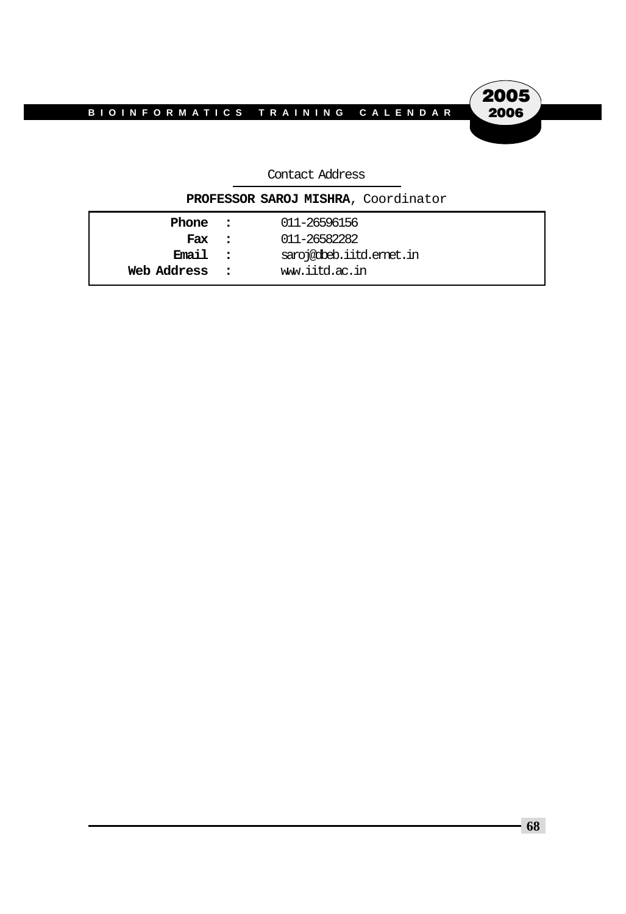Contact Address

**PROFESSOR SAROJ MISHRA**, Coordinator

| | | |
|---|---|---|
| **Phone** | : | 011-26596156 |
| **Fax** | : | 011-26582282 |
| **Email** | : | saroj@dbeb.iitd.ernet.in |
| **Web Address** | : | www.iitd.ac.in |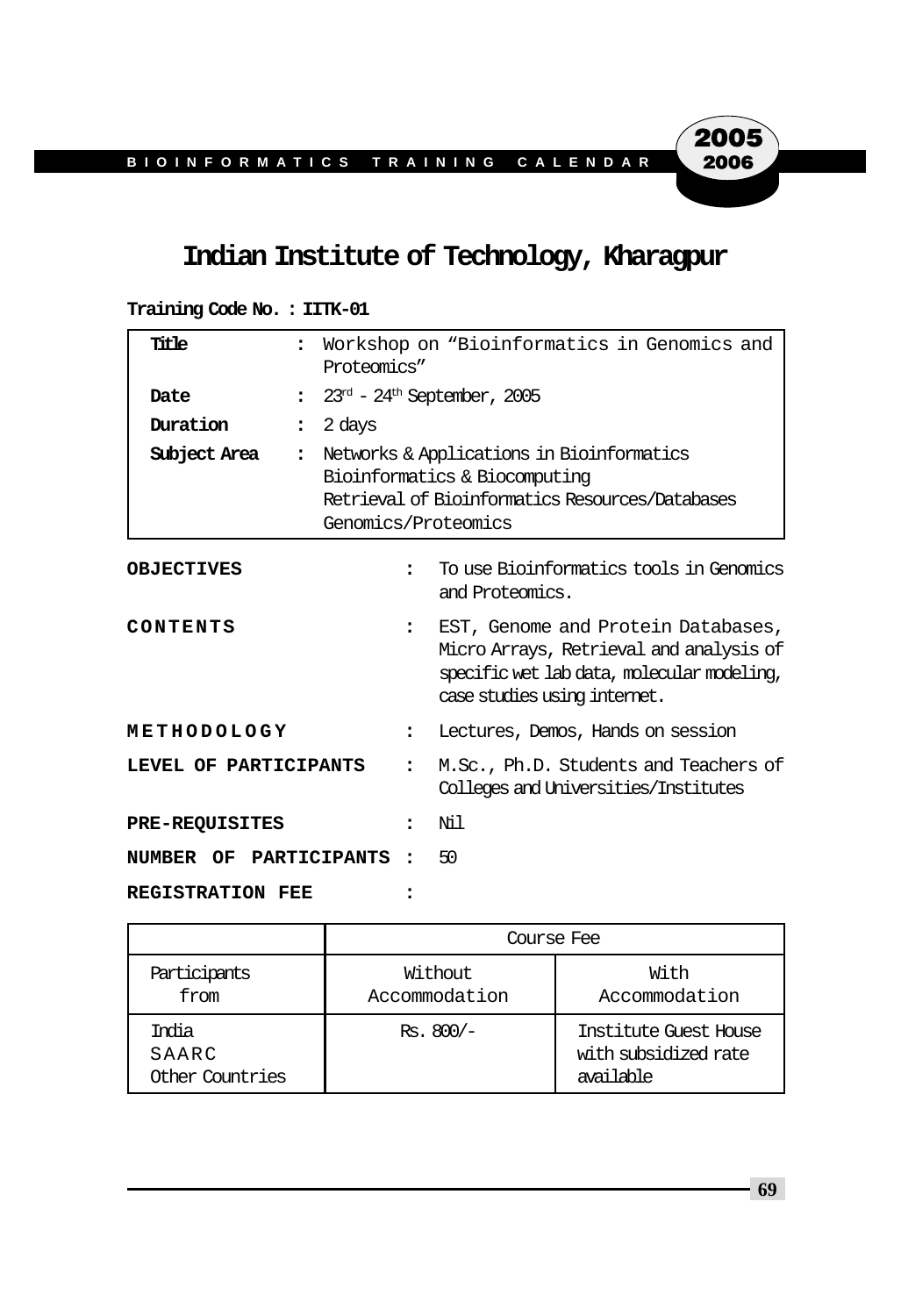# Indian Institute of Technology, Kharagpur

**Training Code No. : IITK-01**

| | | |
|---|---|---|
| **Title** | : | Workshop on "Bioinformatics in Genomics and Proteomics" |
| **Date** | : | 23rd - 24th September, 2005 |
| **Duration** | : | 2 days |
| **Subject Area** | : | Networks & Applications in Bioinformatics<br>Bioinformatics & Biocomputing<br>Retrieval of Bioinformatics Resources/Databases<br>Genomics/Proteomics |

**OBJECTIVES** : To use Bioinformatics tools in Genomics and Proteomics.

**CONTENTS** : EST, Genome and Protein Databases, Micro Arrays, Retrieval and analysis of specific wet lab data, molecular modeling, case studies using internet.

**METHODOLOGY** : Lectures, Demos, Hands on session

**LEVEL OF PARTICIPANTS** : M.Sc., Ph.D. Students and Teachers of Colleges and Universities/Institutes

**PRE-REQUISITES** : Nil

**NUMBER OF PARTICIPANTS** : 50

**REGISTRATION FEE** :

| | Course Fee | |
|---|---|---|
| Participants from | Without Accommodation | With Accommodation |
| India<br>SAARC<br>Other Countries | Rs. 800/- | Institute Guest House with subsidized rate available |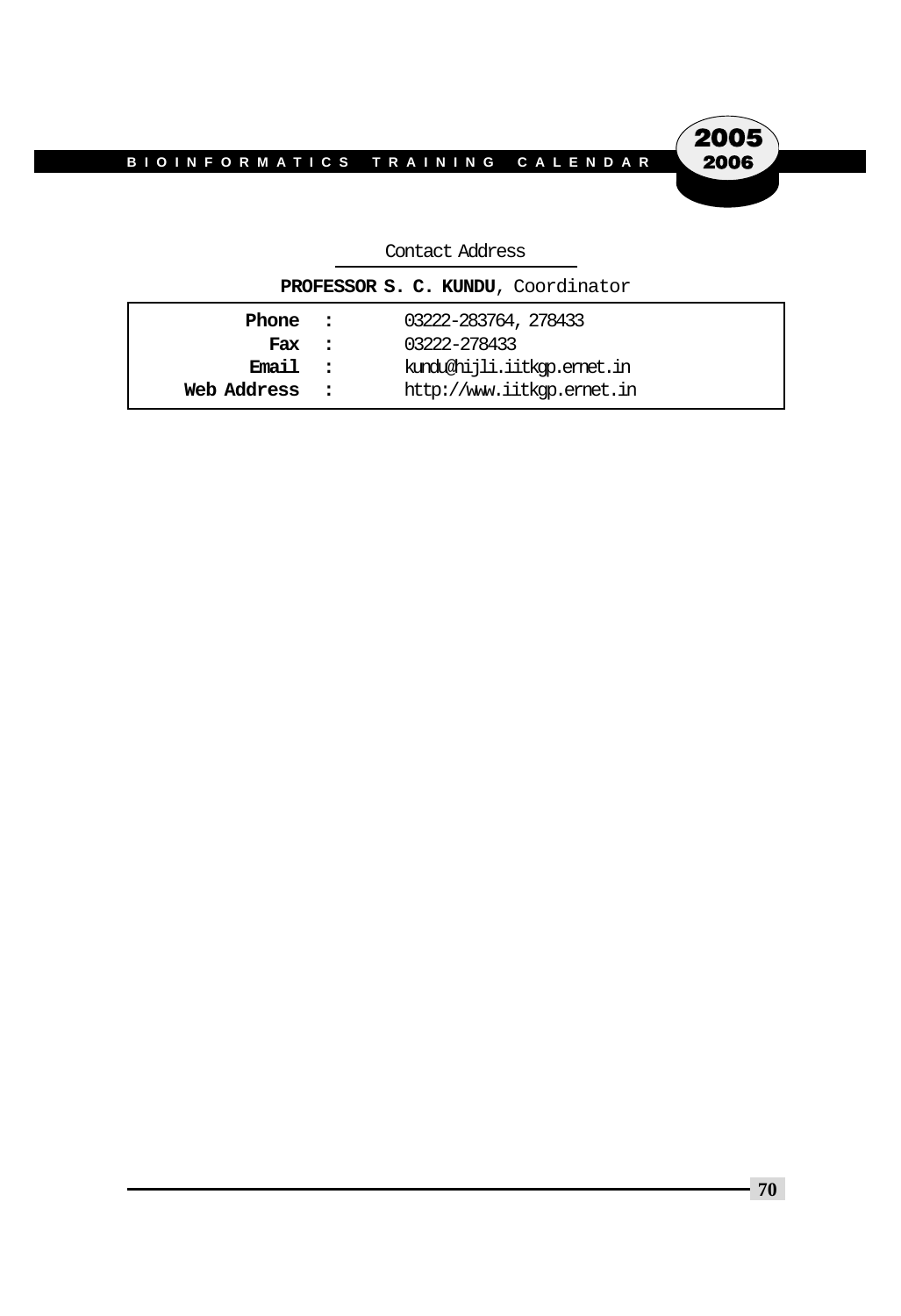Contact Address

**PROFESSOR S. C. KUNDU**, Coordinator

| | | |
|---|---|---|
| **Phone** | **:** | 03222-283764, 278433 |
| **Fax** | **:** | 03222-278433 |
| **Email** | **:** | kundu@hijli.iitkgp.ernet.in |
| **Web Address** | **:** | http://www.iitkgp.ernet.in |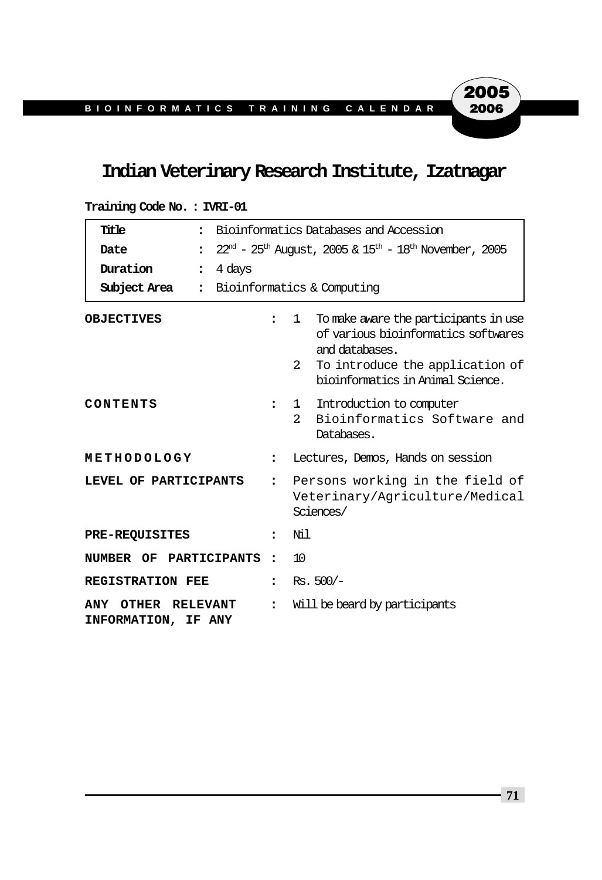# Indian Veterinary Research Institute, Izatnagar

**Training Code No. : IVRI-01**

| | | |
|---|---|---|
| **Title** | : | Bioinformatics Databases and Accession |
| **Date** | : | 22nd - 25th August, 2005 & 15th - 18th November, 2005 |
| **Duration** | : | 4 days |
| **Subject Area** | : | Bioinformatics & Computing |

**OBJECTIVES** :
1. To make aware the participants in use of various bioinformatics softwares and databases.
2. To introduce the application of bioinformatics in Animal Science.

**CONTENTS** :
1. Introduction to computer
2. Bioinformatics Software and Databases.

**METHODOLOGY** : Lectures, Demos, Hands on session

**LEVEL OF PARTICIPANTS** : Persons working in the field of Veterinary/Agriculture/Medical Sciences/

**PRE-REQUISITES** : Nil

**NUMBER OF PARTICIPANTS** : 10

**REGISTRATION FEE** : Rs. 500/-

**ANY OTHER RELEVANT INFORMATION, IF ANY** : Will be beard by participants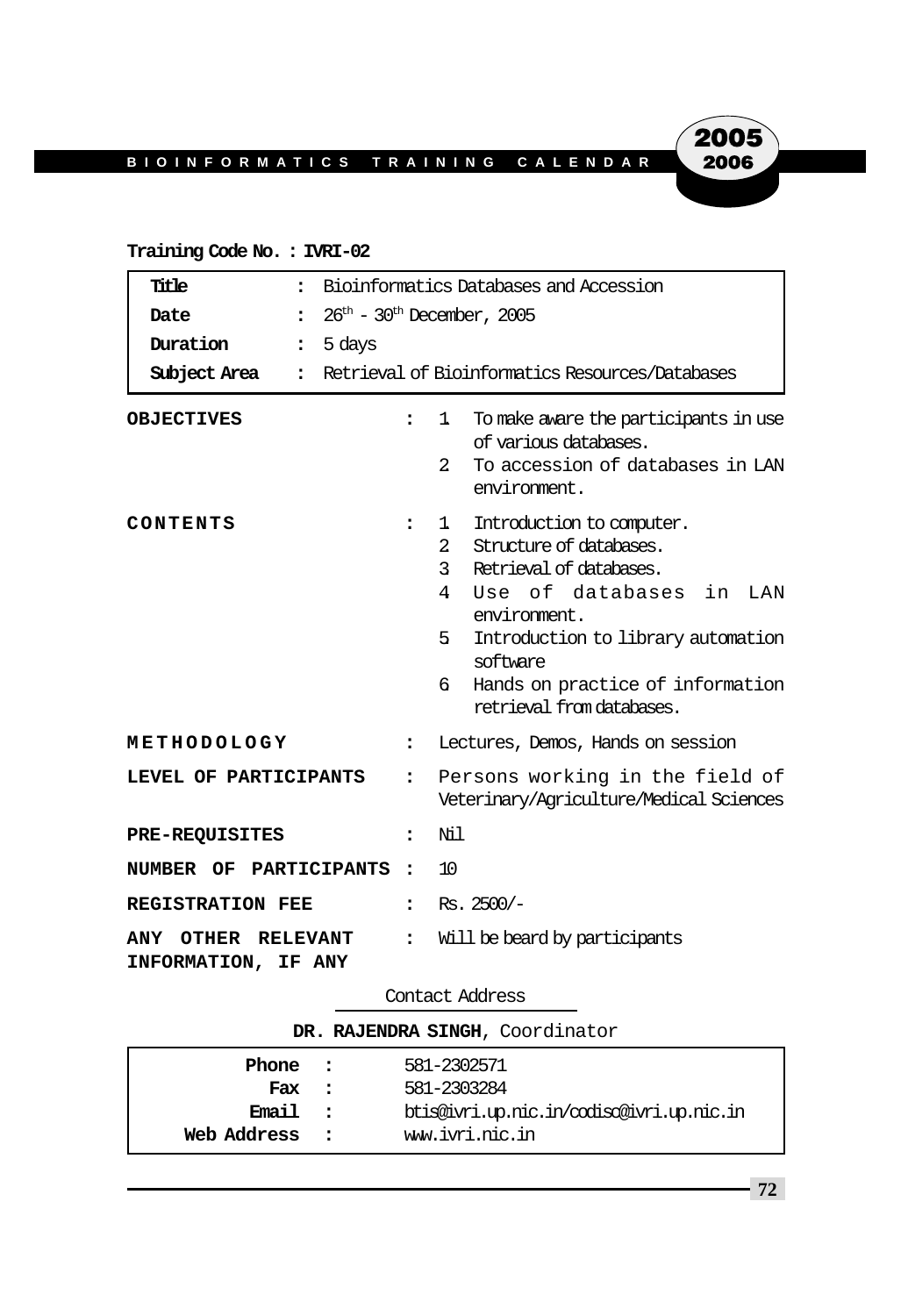**Training Code No. : IVRI-02**

| | | |
|---|---|---|
| **Title** | : | Bioinformatics Databases and Accession |
| **Date** | : | $26^{th}$ - $30^{th}$ December, 2005 |
| **Duration** | : | 5 days |
| **Subject Area** | : | Retrieval of Bioinformatics Resources/Databases |

**OBJECTIVES** :

1. To make aware the participants in use of various databases.
2. To accession of databases in LAN environment.

**CONTENTS** :

1. Introduction to computer.
2. Structure of databases.
3. Retrieval of databases.
4. Use of databases in LAN environment.
5. Introduction to library automation software
6. Hands on practice of information retrieval from databases.

**METHODOLOGY** : Lectures, Demos, Hands on session

**LEVEL OF PARTICIPANTS** : Persons working in the field of Veterinary/Agriculture/Medical Sciences

**PRE-REQUISITES** : Nil

**NUMBER OF PARTICIPANTS** : 10

**REGISTRATION FEE** : Rs. 2500/-

**ANY OTHER RELEVANT INFORMATION, IF ANY** : Will be beard by participants

Contact Address

**DR. RAJENDRA SINGH**, Coordinator

| | | |
|---|---|---|
| **Phone** | : | 581-2302571 |
| **Fax** | : | 581-2303284 |
| **Email** | : | btis@ivri.up.nic.in/codisc@ivri.up.nic.in |
| **Web Address** | : | www.ivri.nic.in |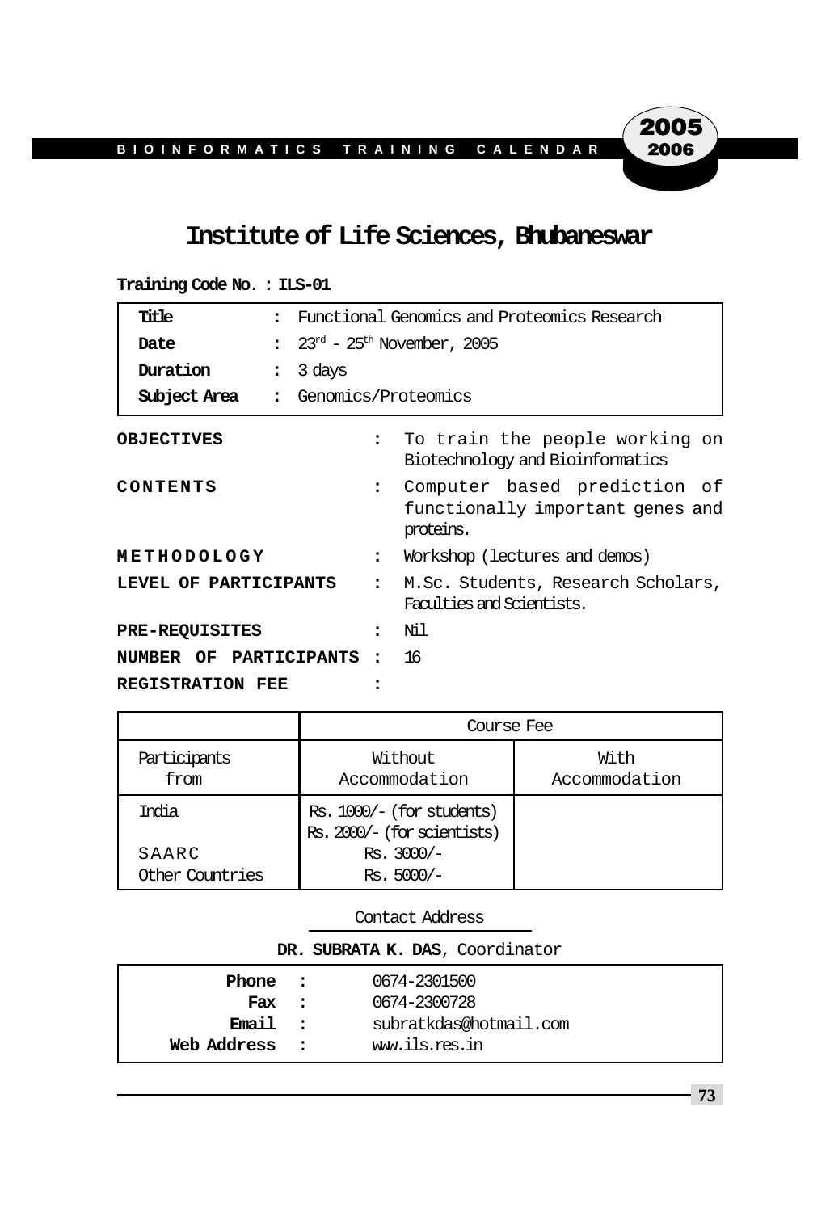# Institute of Life Sciences, Bhubaneswar

**Training Code No. : ILS-01**

| | | |
|---|---|---|
| **Title** | : | Functional Genomics and Proteomics Research |
| **Date** | : | 23rd - 25th November, 2005 |
| **Duration** | : | 3 days |
| **Subject Area** | : | Genomics/Proteomics |

**OBJECTIVES** : To train the people working on Biotechnology and Bioinformatics

**CONTENTS** : Computer based prediction of functionally important genes and proteins.

**METHODOLOGY** : Workshop (lectures and demos)

**LEVEL OF PARTICIPANTS** : M.Sc. Students, Research Scholars, Faculties and Scientists.

**PRE-REQUISITES** : Nil

**NUMBER OF PARTICIPANTS** : 16

**REGISTRATION FEE** :

| | Course Fee | |
|---|---|---|
| Participants from | Without Accommodation | With Accommodation |
| India | Rs. 1000/- (for students)<br>Rs. 2000/- (for scientists) | |
| SAARC | Rs. 3000/- | |
| Other Countries | Rs. 5000/- | |

Contact Address

**DR. SUBRATA K. DAS**, Coordinator

| | | |
|---|---|---|
| **Phone** | : | 0674-2301500 |
| **Fax** | : | 0674-2300728 |
| **Email** | : | subratkdas@hotmail.com |
| **Web Address** | : | www.ils.res.in |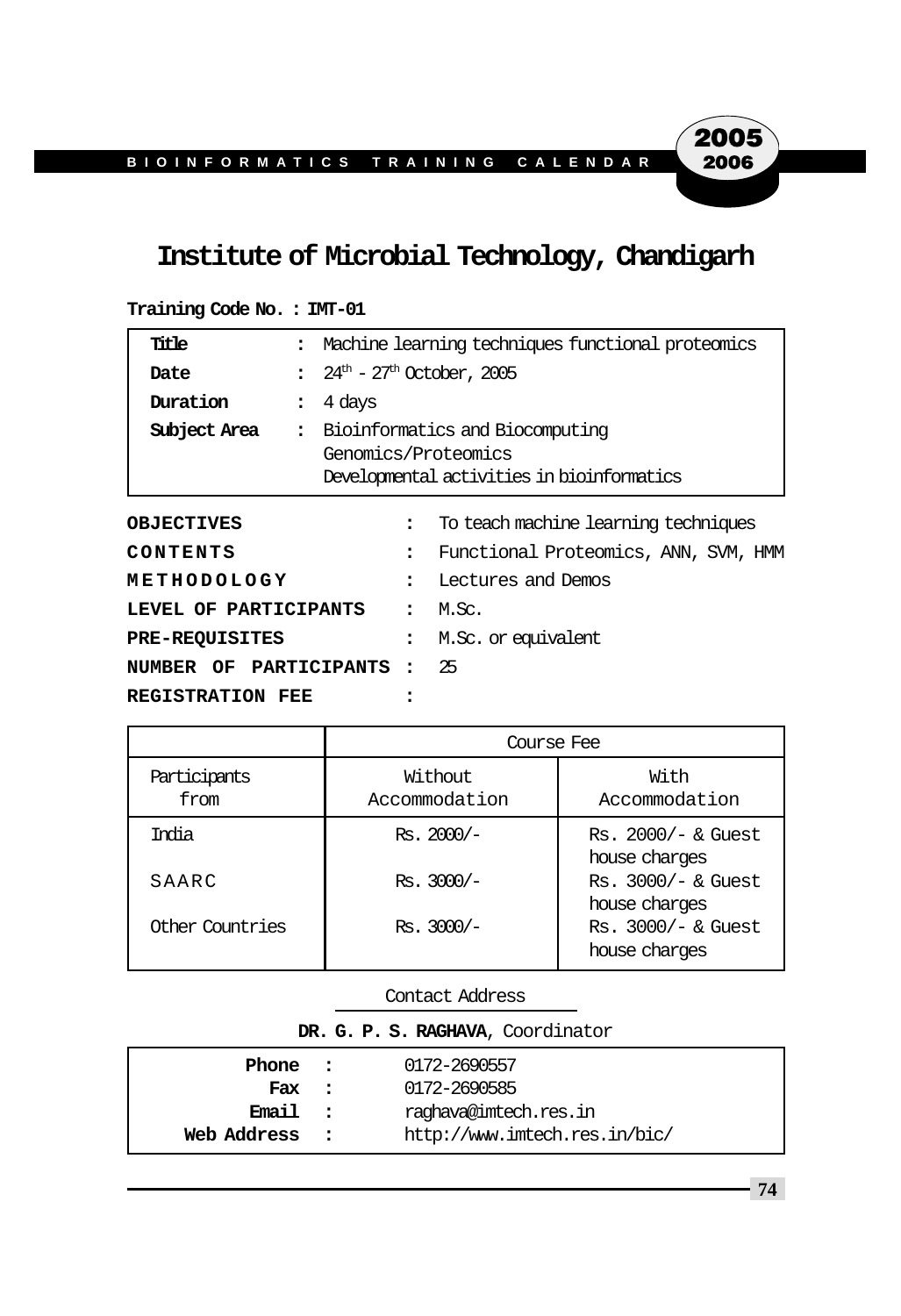# Institute of Microbial Technology, Chandigarh

**Training Code No. : IMT-01**

| | | |
|---|---|---|
| **Title** | : | Machine learning techniques functional proteomics |
| **Date** | : | $24^{th}$ - $27^{th}$ October, 2005 |
| **Duration** | : | 4 days |
| **Subject Area** | : | Bioinformatics and Biocomputing<br>Genomics/Proteomics<br>Developmental activities in bioinformatics |

**OBJECTIVES** : To teach machine learning techniques

**CONTENTS** : Functional Proteomics, ANN, SVM, HMM

**METHODOLOGY** : Lectures and Demos

**LEVEL OF PARTICIPANTS** : M.Sc.

**PRE-REQUISITES** : M.Sc. or equivalent

**NUMBER OF PARTICIPANTS** : 25

**REGISTRATION FEE** :

| | Course Fee | |
|---|---|---|
| Participants from | Without Accommodation | With Accommodation |
| India | Rs. 2000/- | Rs. 2000/- & Guest house charges |
| SAARC | Rs. 3000/- | Rs. 3000/- & Guest house charges |
| Other Countries | Rs. 3000/- | Rs. 3000/- & Guest house charges |

Contact Address

**DR. G. P. S. RAGHAVA**, Coordinator

| | | |
|---|---|---|
| **Phone** | : | 0172-2690557 |
| **Fax** | : | 0172-2690585 |
| **Email** | : | raghava@imtech.res.in |
| **Web Address** | : | http://www.imtech.res.in/bic/ |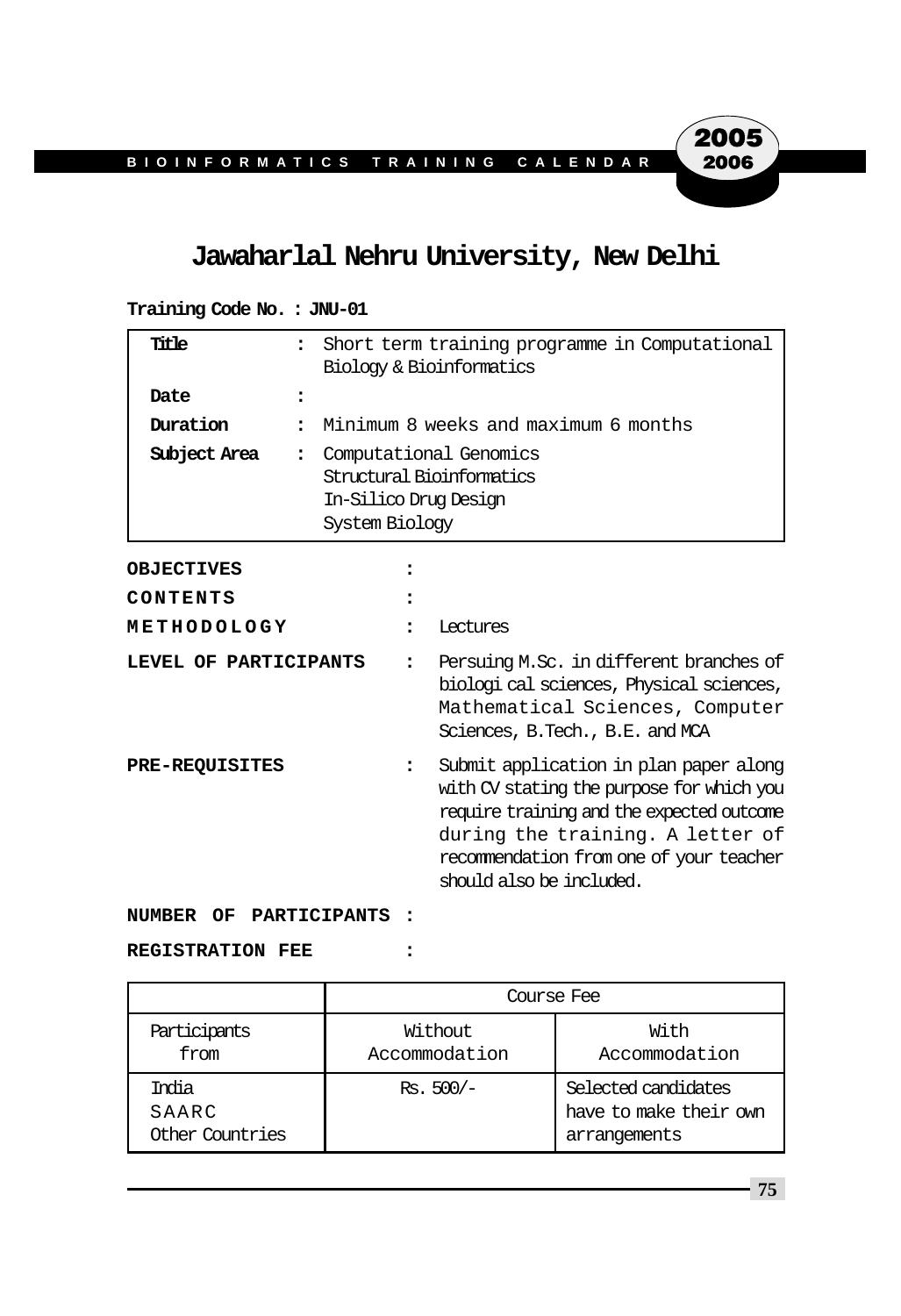# Jawaharlal Nehru University, New Delhi

**Training Code No. : JNU-01**

| | | |
|---|---|---|
| **Title** | : | Short term training programme in Computational Biology & Bioinformatics |
| **Date** | : | |
| **Duration** | : | Minimum 8 weeks and maximum 6 months |
| **Subject Area** | : | Computational Genomics<br>Structural Bioinformatics<br>In-Silico Drug Design<br>System Biology |

**OBJECTIVES** :

**CONTENTS** :

**METHODOLOGY** : Lectures

**LEVEL OF PARTICIPANTS** : Persuing M.Sc. in different branches of biologi cal sciences, Physical sciences, Mathematical Sciences, Computer Sciences, B.Tech., B.E. and MCA

**PRE-REQUISITES** : Submit application in plan paper along with CV stating the purpose for which you require training and the expected outcome during the training. A letter of recommendation from one of your teacher should also be included.

**NUMBER OF PARTICIPANTS** :

**REGISTRATION FEE** :

| | Course Fee | |
|---|---|---|
| Participants from | Without Accommodation | With Accommodation |
| India<br>SAARC<br>Other Countries | Rs. 500/- | Selected candidates have to make their own arrangements |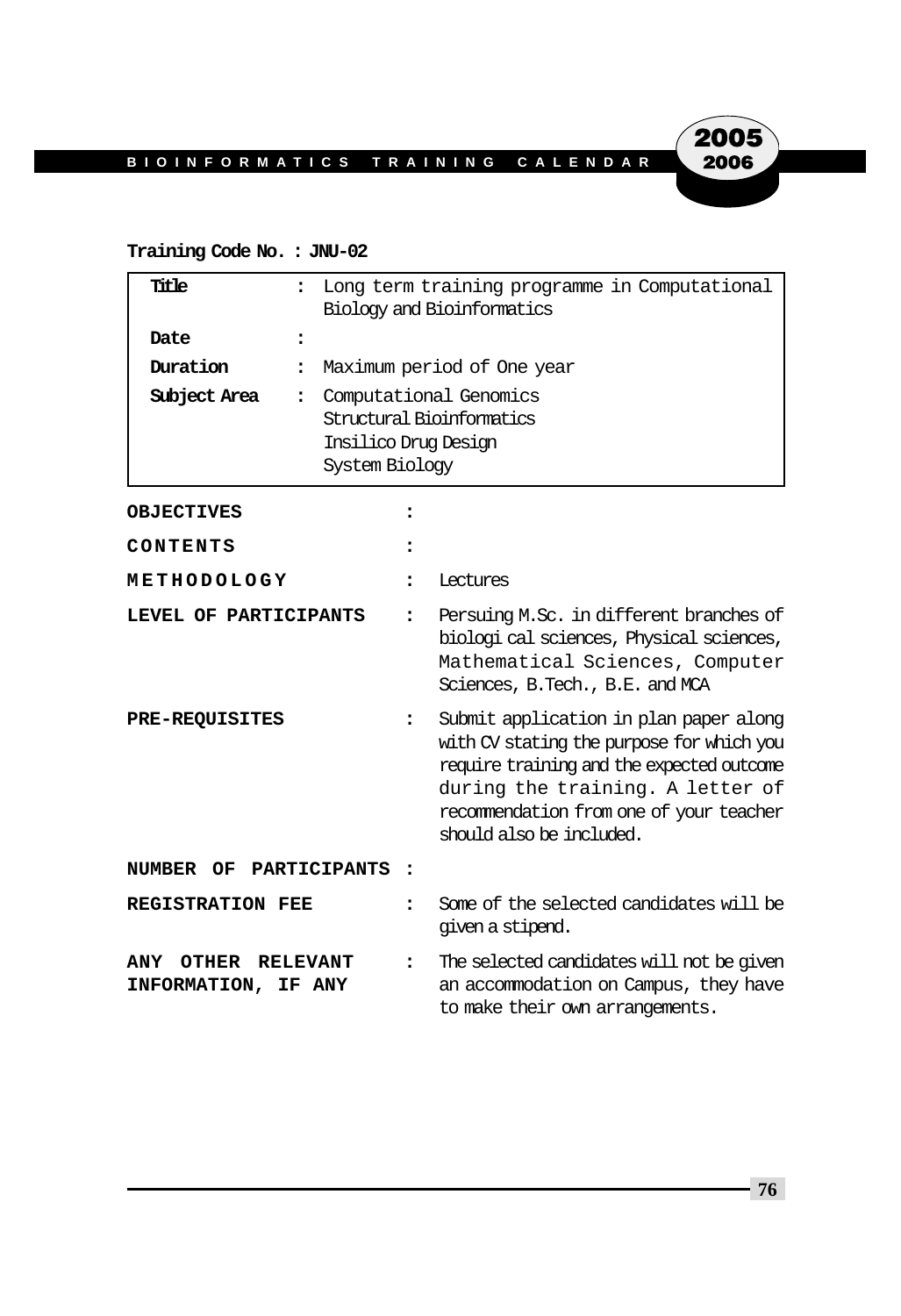**Training Code No. : JNU-02**

| | | |
|---|---|---|
| **Title** | : | Long term training programme in Computational Biology and Bioinformatics |
| **Date** | : | |
| **Duration** | : | Maximum period of One year |
| **Subject Area** | : | Computational Genomics<br>Structural Bioinformatics<br>Insilico Drug Design<br>System Biology |

**OBJECTIVES** :

**CONTENTS** :

**METHODOLOGY** : Lectures

**LEVEL OF PARTICIPANTS** : Persuing M.Sc. in different branches of biologi cal sciences, Physical sciences, Mathematical Sciences, Computer Sciences, B.Tech., B.E. and MCA

**PRE-REQUISITES** : Submit application in plan paper along with CV stating the purpose for which you require training and the expected outcome during the training. A letter of recommendation from one of your teacher should also be included.

**NUMBER OF PARTICIPANTS** :

**REGISTRATION FEE** : Some of the selected candidates will be given a stipend.

**ANY OTHER RELEVANT INFORMATION, IF ANY** : The selected candidates will not be given an accommodation on Campus, they have to make their own arrangements.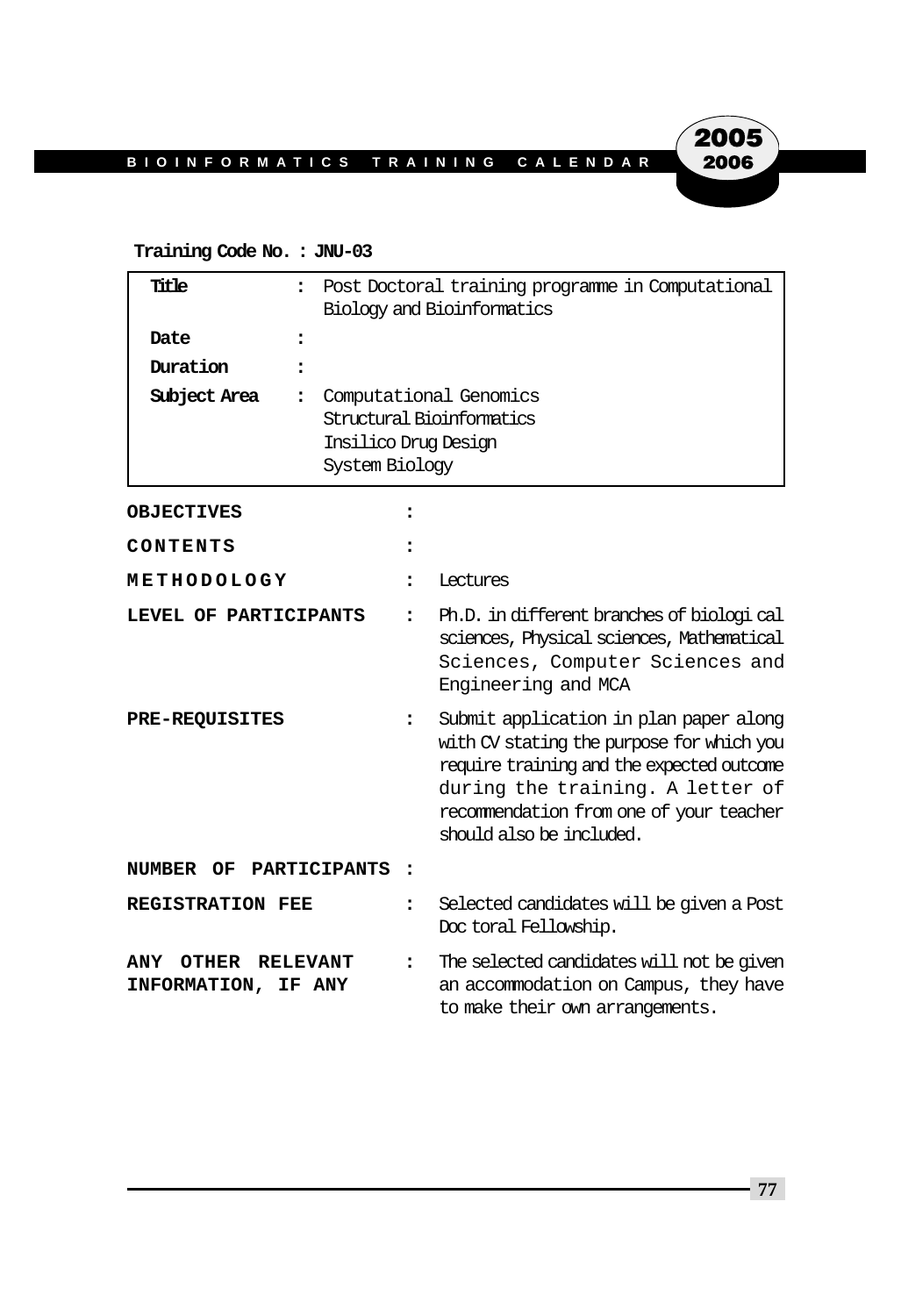**Training Code No. : JNU-03**

| | | |
|---|---|---|
| **Title** | : | Post Doctoral training programme in Computational Biology and Bioinformatics |
| **Date** | : | |
| **Duration** | : | |
| **Subject Area** | : | Computational Genomics<br>Structural Bioinformatics<br>Insilico Drug Design<br>System Biology |

**OBJECTIVES** :

**CONTENTS** :

**METHODOLOGY** : Lectures

**LEVEL OF PARTICIPANTS** : Ph.D. in different branches of biological sciences, Physical sciences, Mathematical Sciences, Computer Sciences and Engineering and MCA

**PRE-REQUISITES** : Submit application in plan paper along with CV stating the purpose for which you require training and the expected outcome during the training. A letter of recommendation from one of your teacher should also be included.

**NUMBER OF PARTICIPANTS** :

**REGISTRATION FEE** : Selected candidates will be given a Post Doc toral Fellowship.

**ANY OTHER RELEVANT INFORMATION, IF ANY** : The selected candidates will not be given an accommodation on Campus, they have to make their own arrangements.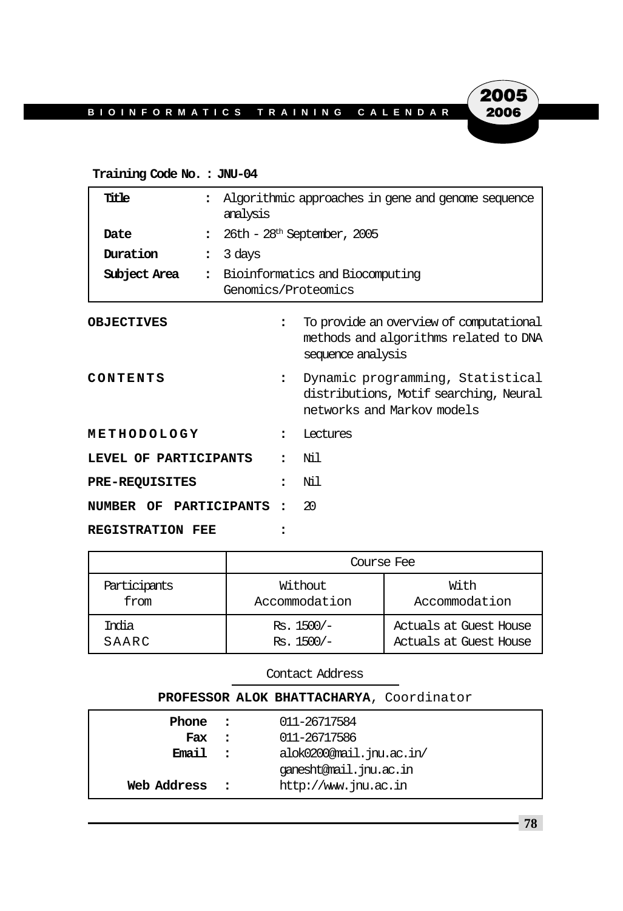**Training Code No. : JNU-04**

| | | |
|---|---|---|
| **Title** | : | Algorithmic approaches in gene and genome sequence analysis |
| **Date** | : | 26th - 28th September, 2005 |
| **Duration** | : | 3 days |
| **Subject Area** | : | Bioinformatics and Biocomputing Genomics/Proteomics |

**OBJECTIVES** : To provide an overview of computational methods and algorithms related to DNA sequence analysis

**CONTENTS** : Dynamic programming, Statistical distributions, Motif searching, Neural networks and Markov models

**METHODOLOGY** : Lectures

**LEVEL OF PARTICIPANTS** : Nil

**PRE-REQUISITES** : Nil

**NUMBER OF PARTICIPANTS** : 20

**REGISTRATION FEE** :

| | Course Fee | |
|---|---|---|
| Participants from | Without Accommodation | With Accommodation |
| India | Rs. 1500/- | Actuals at Guest House |
| SAARC | Rs. 1500/- | Actuals at Guest House |

Contact Address

**PROFESSOR ALOK BHATTACHARYA**, Coordinator

| | | |
|---|---|---|
| **Phone** | : | 011-26717584 |
| **Fax** | : | 011-26717586 |
| **Email** | : | alok0200@mail.jnu.ac.in/ ganesht@mail.jnu.ac.in |
| **Web Address** | : | http://www.jnu.ac.in |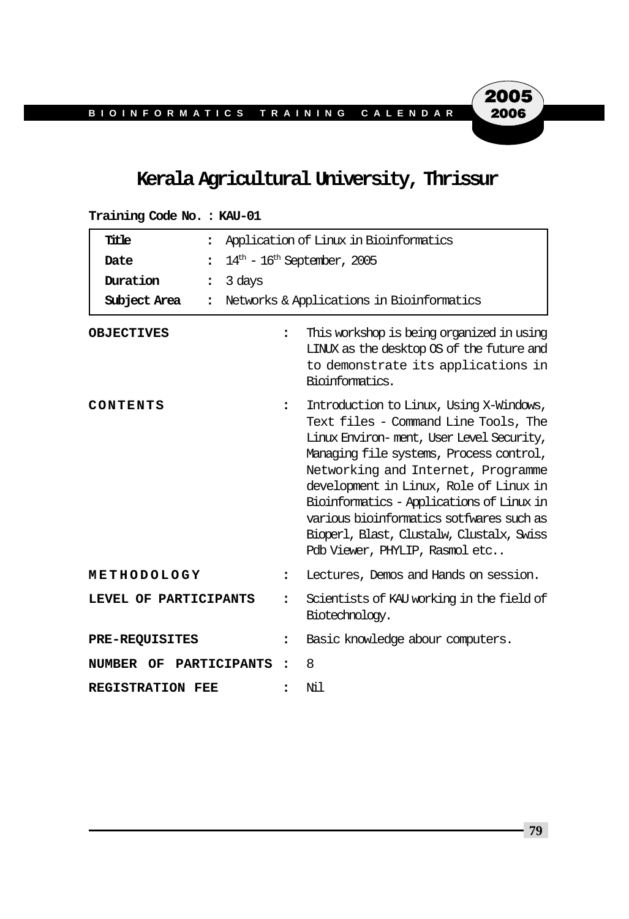# Kerala Agricultural University, Thrissur

**Training Code No. : KAU-01**

| | | |
|---|---|---|
| **Title** | : | Application of Linux in Bioinformatics |
| **Date** | : | 14th - 16th September, 2005 |
| **Duration** | : | 3 days |
| **Subject Area** | : | Networks & Applications in Bioinformatics |

**OBJECTIVES** : This workshop is being organized in using LINUX as the desktop OS of the future and to demonstrate its applications in Bioinformatics.

**CONTENTS** : Introduction to Linux, Using X-Windows, Text files - Command Line Tools, The Linux Environ- ment, User Level Security, Managing file systems, Process control, Networking and Internet, Programme development in Linux, Role of Linux in Bioinformatics - Applications of Linux in various bioinformatics sotfwares such as Bioperl, Blast, Clustalw, Clustalx, Swiss Pdb Viewer, PHYLIP, Rasmol etc..

**METHODOLOGY** : Lectures, Demos and Hands on session.

**LEVEL OF PARTICIPANTS** : Scientists of KAU working in the field of Biotechnology.

**PRE-REQUISITES** : Basic knowledge abour computers.

**NUMBER OF PARTICIPANTS** : 8

**REGISTRATION FEE** : Nil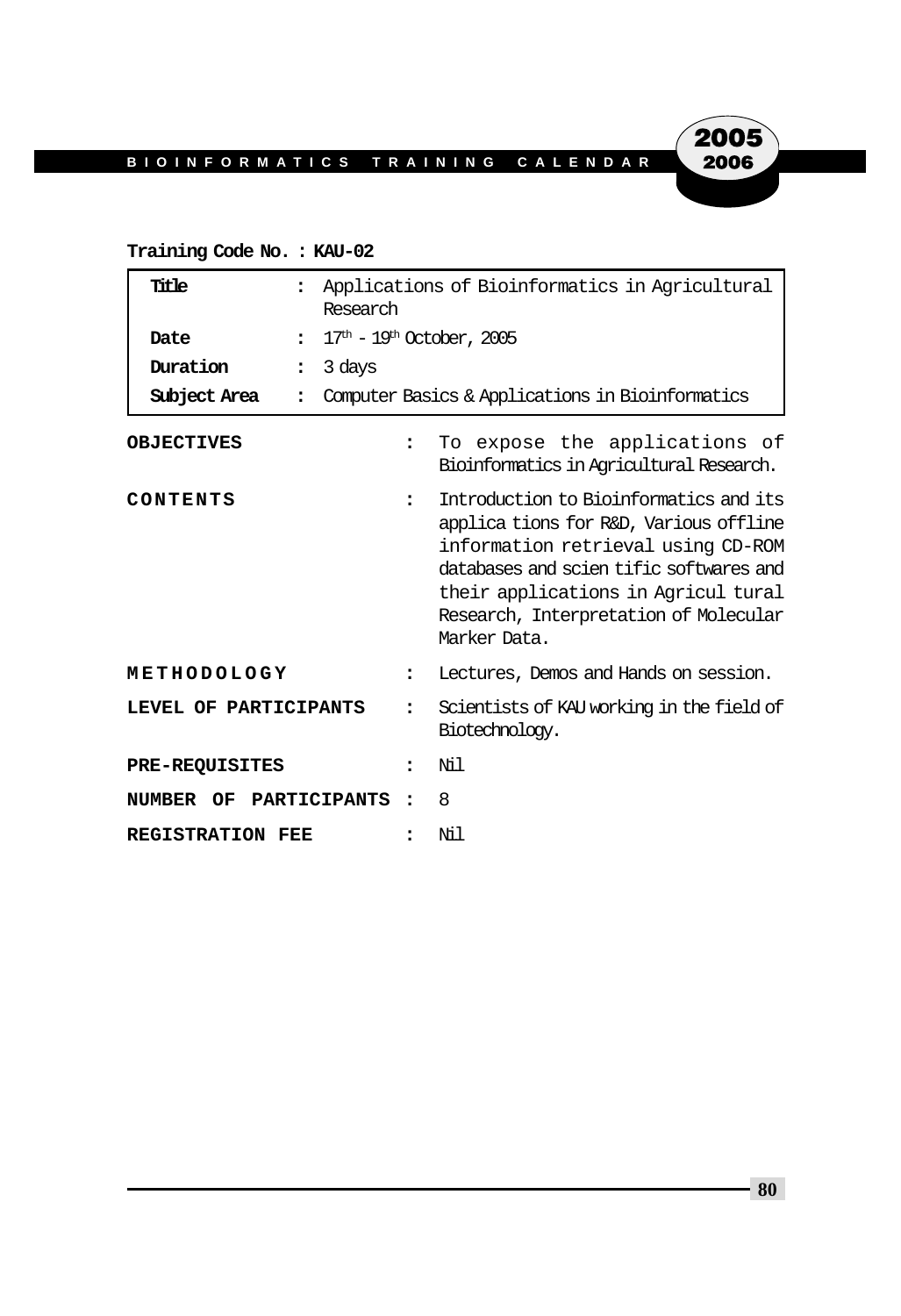**Training Code No. : KAU-02**

| | | |
|---|---|---|
| **Title** | : | Applications of Bioinformatics in Agricultural Research |
| **Date** | : | $17^{th}$ - $19^{th}$ October, 2005 |
| **Duration** | : | 3 days |
| **Subject Area** | : | Computer Basics & Applications in Bioinformatics |

**OBJECTIVES** : To expose the applications of Bioinformatics in Agricultural Research.

**CONTENTS** : Introduction to Bioinformatics and its applica tions for R&D, Various offline information retrieval using CD-ROM databases and scien tific softwares and their applications in Agricul tural Research, Interpretation of Molecular Marker Data.

**METHODOLOGY** : Lectures, Demos and Hands on session.

**LEVEL OF PARTICIPANTS** : Scientists of KAU working in the field of Biotechnology.

**PRE-REQUISITES** : Nil

**NUMBER OF PARTICIPANTS** : 8

**REGISTRATION FEE** : Nil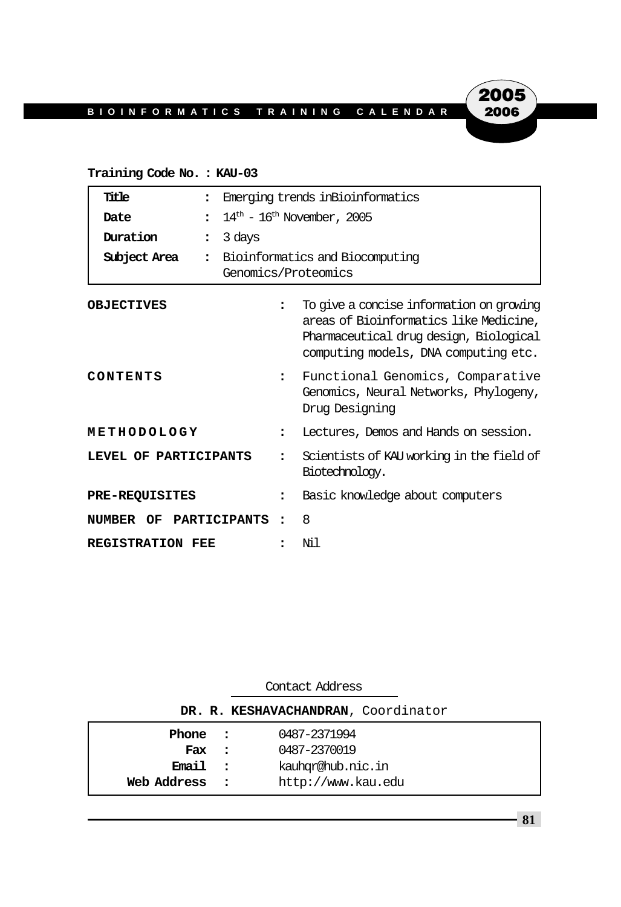**Training Code No. : KAU-03**

| | | |
|---|---|---|
| **Title** | : | Emerging trends inBioinformatics |
| **Date** | : | $14^{th}$ - $16^{th}$ November, 2005 |
| **Duration** | : | 3 days |
| **Subject Area** | : | Bioinformatics and Biocomputing Genomics/Proteomics |

| | | |
|---|---|---|
| **OBJECTIVES** | : | To give a concise information on growing areas of Bioinformatics like Medicine, Pharmaceutical drug design, Biological computing models, DNA computing etc. |
| **CONTENTS** | : | Functional Genomics, Comparative Genomics, Neural Networks, Phylogeny, Drug Designing |
| **METHODOLOGY** | : | Lectures, Demos and Hands on session. |
| **LEVEL OF PARTICIPANTS** | : | Scientists of KAU working in the field of Biotechnology. |
| **PRE-REQUISITES** | : | Basic knowledge about computers |
| **NUMBER OF PARTICIPANTS** | : | 8 |
| **REGISTRATION FEE** | : | Nil |

Contact Address

**DR. R. KESHAVACHANDRAN**, Coordinator

| | | |
|---|---|---|
| **Phone** | : | 0487-2371994 |
| **Fax** | : | 0487-2370019 |
| **Email** | : | kauhqr@hub.nic.in |
| **Web Address** | : | http://www.kau.edu |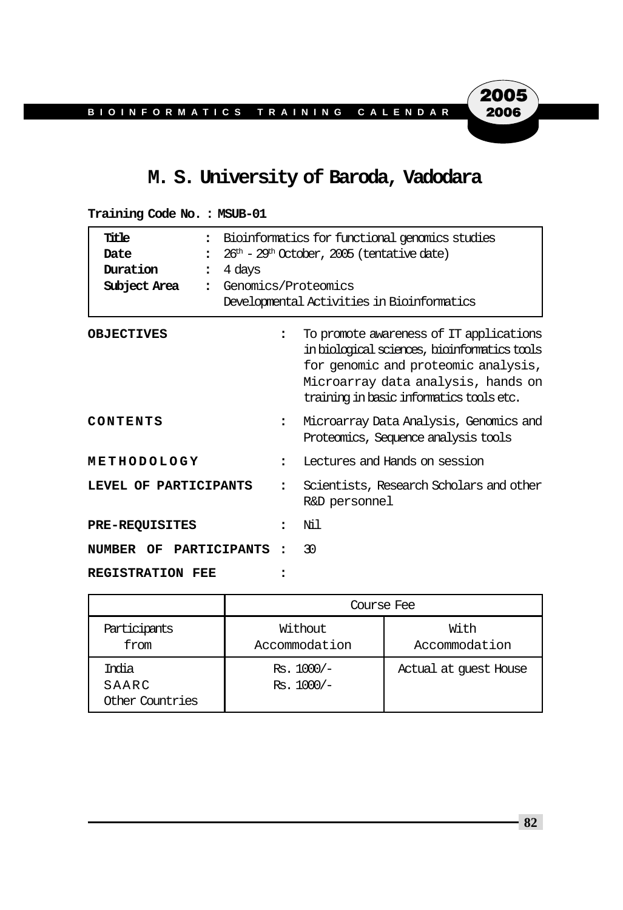# M. S. University of Baroda, Vadodara

**Training Code No. : MSUB-01**

| | | |
|---|---|---|
| **Title** | : | Bioinformatics for functional genomics studies |
| **Date** | : | 26th - 29th October, 2005 (tentative date) |
| **Duration** | : | 4 days |
| **Subject Area** | : | Genomics/Proteomics<br>Developmental Activities in Bioinformatics |

**OBJECTIVES** : To promote awareness of IT applications in biological sciences, bioinformatics tools for genomic and proteomic analysis, Microarray data analysis, hands on training in basic informatics tools etc.

**CONTENTS** : Microarray Data Analysis, Genomics and Proteomics, Sequence analysis tools

**METHODOLOGY** : Lectures and Hands on session

**LEVEL OF PARTICIPANTS** : Scientists, Research Scholars and other R&D personnel

**PRE-REQUISITES** : Nil

**NUMBER OF PARTICIPANTS** : 30

**REGISTRATION FEE** :

| | Course Fee | |
|---|---|---|
| Participants from | Without Accommodation | With Accommodation |
| India<br>SAARC<br>Other Countries | Rs. 1000/-<br>Rs. 1000/- | Actual at guest House |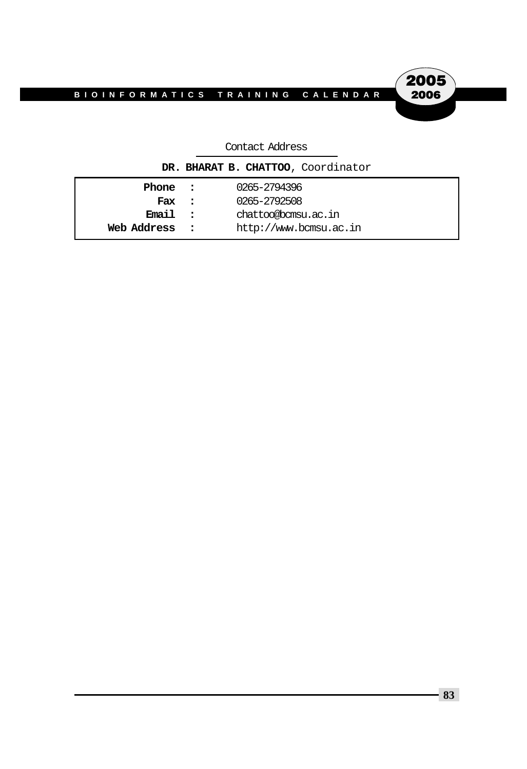Contact Address

**DR. BHARAT B. CHATTOO**, Coordinator

| | | |
|---|---|---|
| **Phone** | **:** | 0265-2794396 |
| **Fax** | **:** | 0265-2792508 |
| **Email** | **:** | chattoo@bcmsu.ac.in |
| **Web Address** | **:** | http://www.bcmsu.ac.in |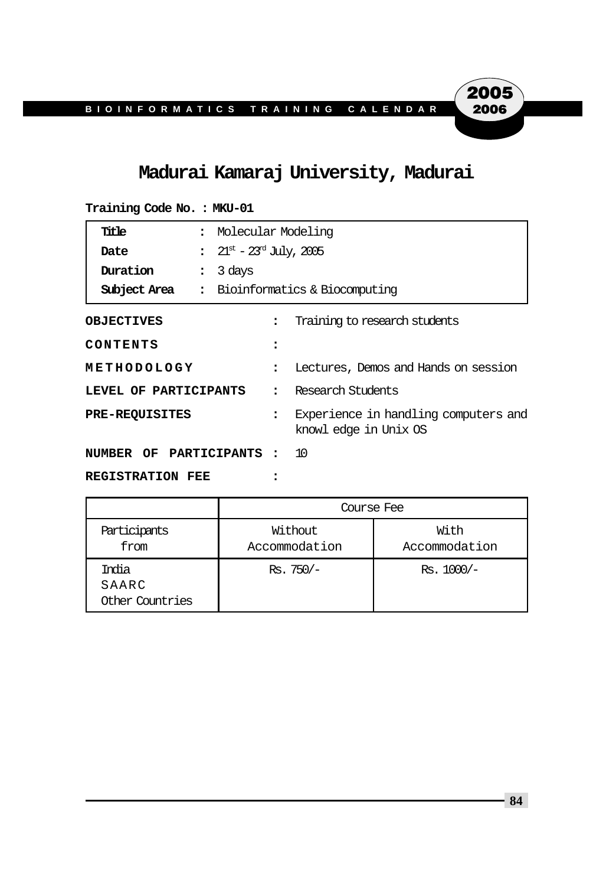# Madurai Kamaraj University, Madurai

**Training Code No. : MKU-01**

| | | |
|---|---|---|
| **Title** | : | Molecular Modeling |
| **Date** | : | 21st - 23rd July, 2005 |
| **Duration** | : | 3 days |
| **Subject Area** | : | Bioinformatics & Biocomputing |

**OBJECTIVES** : Training to research students

**CONTENTS** :

**METHODOLOGY** : Lectures, Demos and Hands on session

**LEVEL OF PARTICIPANTS** : Research Students

**PRE-REQUISITES** : Experience in handling computers and knowl edge in Unix OS

**NUMBER OF PARTICIPANTS** : 10

**REGISTRATION FEE** :

| | Course Fee | |
|---|---|---|
| Participants from | Without Accommodation | With Accommodation |
| India<br>SAARC<br>Other Countries | Rs. 750/- | Rs. 1000/- |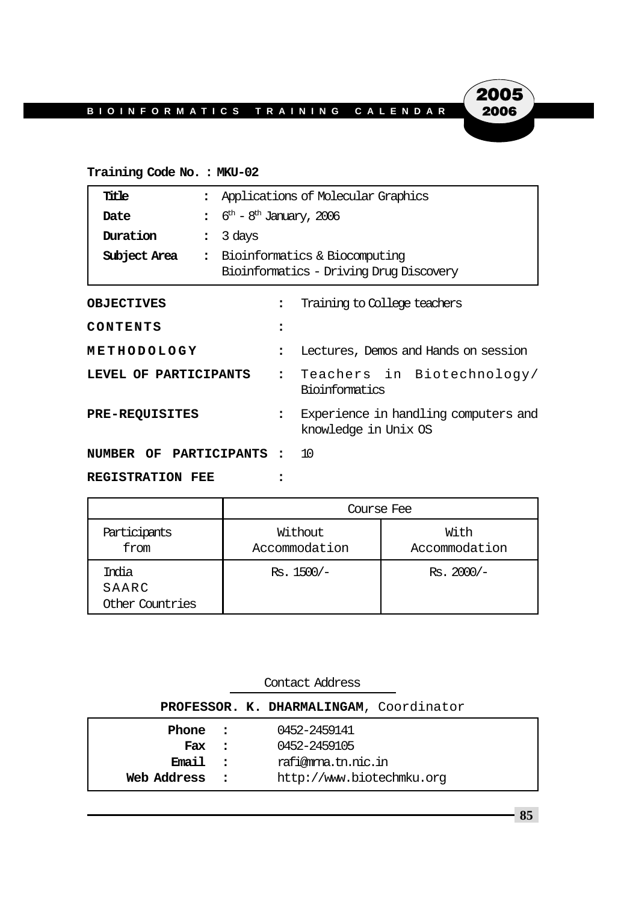**Training Code No. : MKU-02**

| | | |
|---|---|---|
| **Title** | : | Applications of Molecular Graphics |
| **Date** | : | 6th - 8th January, 2006 |
| **Duration** | : | 3 days |
| **Subject Area** | : | Bioinformatics & Biocomputing<br>Bioinformatics - Driving Drug Discovery |

**OBJECTIVES** : Training to College teachers

**CONTENTS** :

**METHODOLOGY** : Lectures, Demos and Hands on session

**LEVEL OF PARTICIPANTS** : Teachers in Biotechnology/ Bioinformatics

**PRE-REQUISITES** : Experience in handling computers and knowledge in Unix OS

**NUMBER OF PARTICIPANTS** : 10

**REGISTRATION FEE** :

| | Course Fee | |
|---|---|---|
| Participants from | Without Accommodation | With Accommodation |
| India<br>SAARC<br>Other Countries | Rs. 1500/- | Rs. 2000/- |

Contact Address

**PROFESSOR. K. DHARMALINGAM**, Coordinator

| | | |
|---|---|---|
| **Phone** | : | 0452-2459141 |
| **Fax** | : | 0452-2459105 |
| **Email** | : | rafi@mrna.tn.nic.in |
| **Web Address** | : | http://www.biotechmku.org |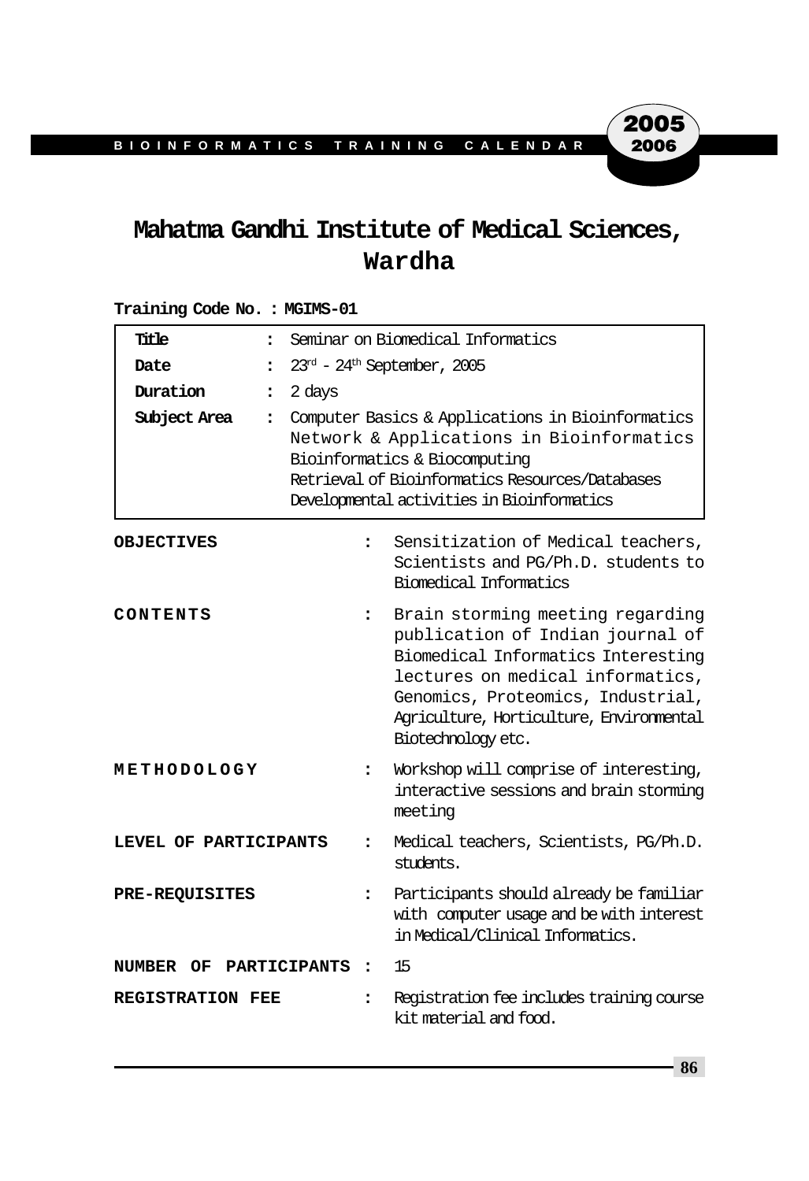# Mahatma Gandhi Institute of Medical Sciences, Wardha

**Training Code No. : MGIMS-01**

| | | |
|---|---|---|
| **Title** | : | Seminar on Biomedical Informatics |
| **Date** | : | 23rd - 24th September, 2005 |
| **Duration** | : | 2 days |
| **Subject Area** | : | Computer Basics & Applications in Bioinformatics<br>Network & Applications in Bioinformatics<br>Bioinformatics & Biocomputing<br>Retrieval of Bioinformatics Resources/Databases<br>Developmental activities in Bioinformatics |

**OBJECTIVES** : Sensitization of Medical teachers, Scientists and PG/Ph.D. students to Biomedical Informatics

**CONTENTS** : Brain storming meeting regarding publication of Indian journal of Biomedical Informatics Interesting lectures on medical informatics, Genomics, Proteomics, Industrial, Agriculture, Horticulture, Environmental Biotechnology etc.

**METHODOLOGY** : Workshop will comprise of interesting, interactive sessions and brain storming meeting

**LEVEL OF PARTICIPANTS** : Medical teachers, Scientists, PG/Ph.D. students.

**PRE-REQUISITES** : Participants should already be familiar with computer usage and be with interest in Medical/Clinical Informatics.

**NUMBER OF PARTICIPANTS** : 15

**REGISTRATION FEE** : Registration fee includes training course kit material and food.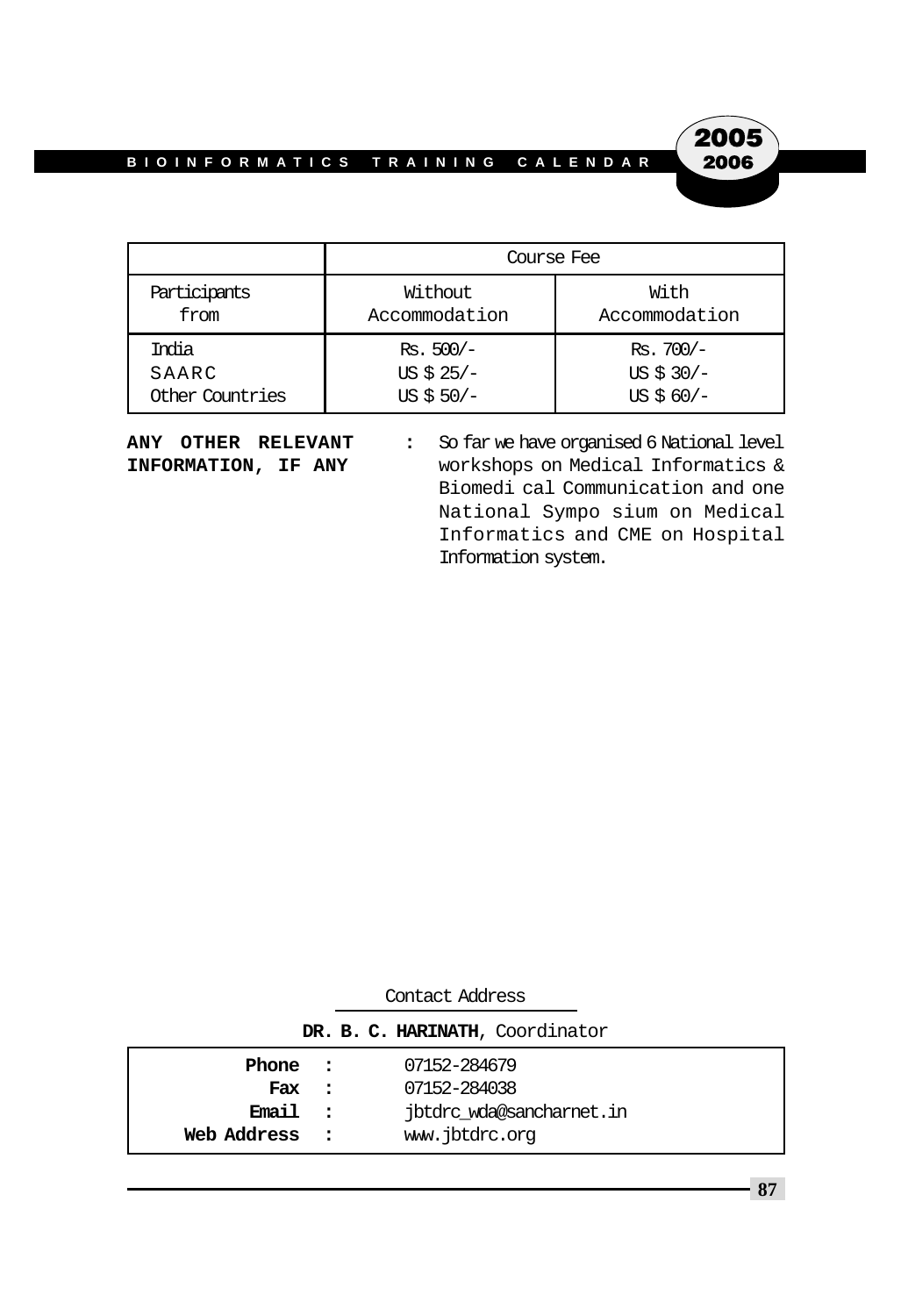| | Course Fee | |
|---|---|---|
| Participants from | Without Accommodation | With Accommodation |
| India | Rs. 500/- | Rs. 700/- |
| SAARC | US $ 25/- | US $ 30/- |
| Other Countries | US $ 50/- | US $ 60/- |

**ANY OTHER RELEVANT INFORMATION, IF ANY** : So far we have organised 6 National level workshops on Medical Informatics & Biomedical Communication and one National Symposium on Medical Informatics and CME on Hospital Information system.

Contact Address

**DR. B. C. HARINATH**, Coordinator

| | | |
|---|---|---|
| **Phone** | : | 07152-284679 |
| **Fax** | : | 07152-284038 |
| **Email** | : | jbtdrc_wda@sancharnet.in |
| **Web Address** | : | www.jbtdrc.org |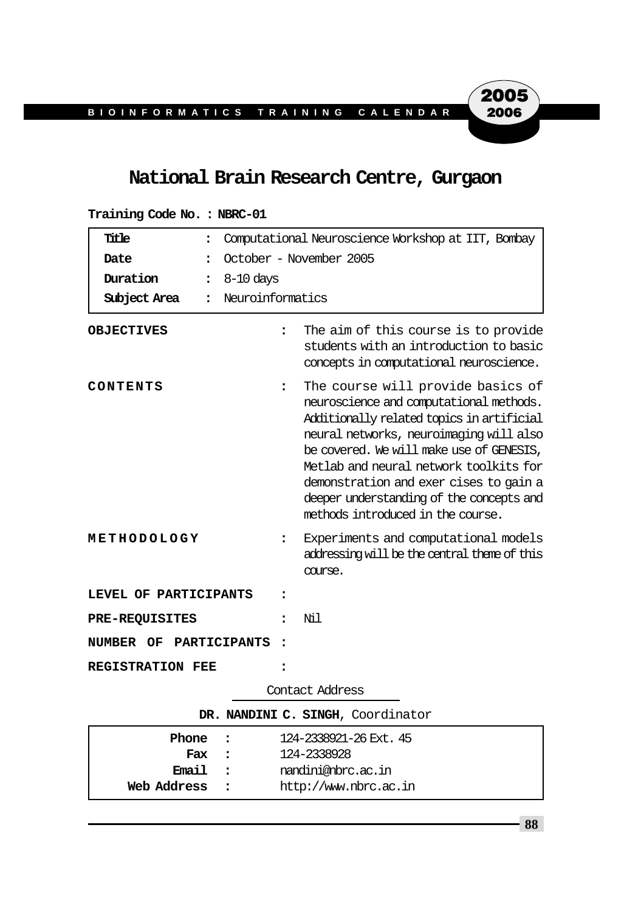# National Brain Research Centre, Gurgaon

**Training Code No. : NBRC-01**

| | | |
|---|---|---|
| **Title** | : | Computational Neuroscience Workshop at IIT, Bombay |
| **Date** | : | October - November 2005 |
| **Duration** | : | 8-10 days |
| **Subject Area** | : | Neuroinformatics |

**OBJECTIVES** : The aim of this course is to provide students with an introduction to basic concepts in computational neuroscience.

**CONTENTS** : The course will provide basics of neuroscience and computational methods. Additionally related topics in artificial neural networks, neuroimaging will also be covered. We will make use of GENESIS, Metlab and neural network toolkits for demonstration and exer cises to gain a deeper understanding of the concepts and methods introduced in the course.

**METHODOLOGY** : Experiments and computational models addressing will be the central theme of this course.

**LEVEL OF PARTICIPANTS** :

**PRE-REQUISITES** : Nil

**NUMBER OF PARTICIPANTS** :

**REGISTRATION FEE** :

Contact Address

**DR. NANDINI C. SINGH**, Coordinator

| | | |
|---|---|---|
| **Phone** | : | 124-2338921-26 Ext. 45 |
| **Fax** | : | 124-2338928 |
| **Email** | : | nandini@nbrc.ac.in |
| **Web Address** | : | http://www.nbrc.ac.in |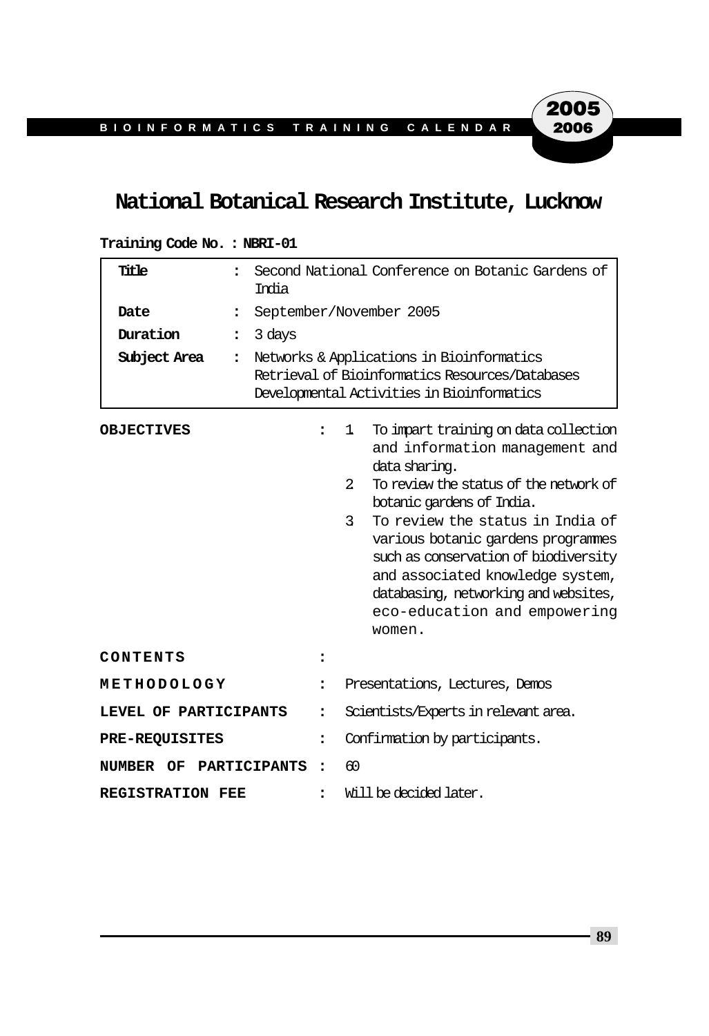## National Botanical Research Institute, Lucknow

**Training Code No. : NBRI-01**

| | | |
|---|---|---|
| **Title** | : | Second National Conference on Botanic Gardens of India |
| **Date** | : | September/November 2005 |
| **Duration** | : | 3 days |
| **Subject Area** | : | Networks & Applications in Bioinformatics<br>Retrieval of Bioinformatics Resources/Databases<br>Developmental Activities in Bioinformatics |

**OBJECTIVES** :

1. To impart training on data collection and information management and data sharing.
2. To review the status of the network of botanic gardens of India.
3. To review the status in India of various botanic gardens programmes such as conservation of biodiversity and associated knowledge system, databasing, networking and websites, eco-education and empowering women.

**CONTENTS** :

**METHODOLOGY** : Presentations, Lectures, Demos

**LEVEL OF PARTICIPANTS** : Scientists/Experts in relevant area.

**PRE-REQUISITES** : Confirmation by participants.

**NUMBER OF PARTICIPANTS** : 60

**REGISTRATION FEE** : Will be decided later.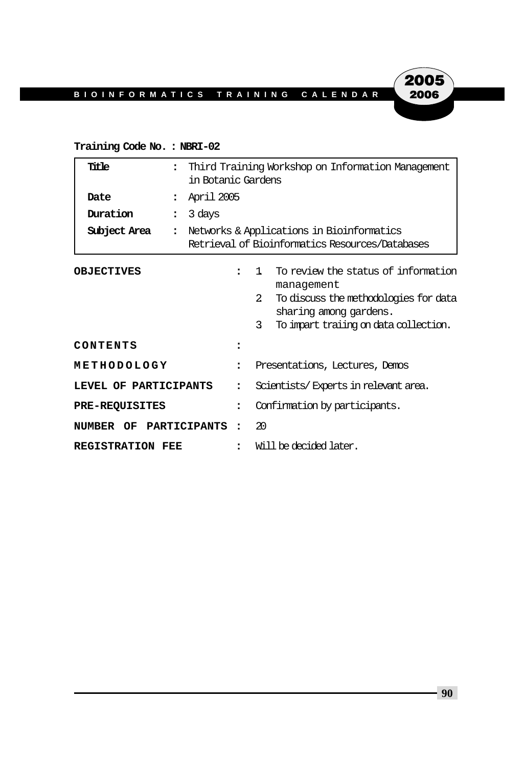**Training Code No. : NBRI-02**

| | | |
|---|---|---|
| **Title** | : | Third Training Workshop on Information Management in Botanic Gardens |
| **Date** | : | April 2005 |
| **Duration** | : | 3 days |
| **Subject Area** | : | Networks & Applications in Bioinformatics<br>Retrieval of Bioinformatics Resources/Databases |

**OBJECTIVES** : 

1. To review the status of information management
2. To discuss the methodologies for data sharing among gardens.
3. To impart traiing on data collection.

**CONTENTS** : 

**METHODOLOGY** : Presentations, Lectures, Demos

**LEVEL OF PARTICIPANTS** : Scientists/ Experts in relevant area.

**PRE-REQUISITES** : Confirmation by participants.

**NUMBER OF PARTICIPANTS** : 20

**REGISTRATION FEE** : Will be decided later.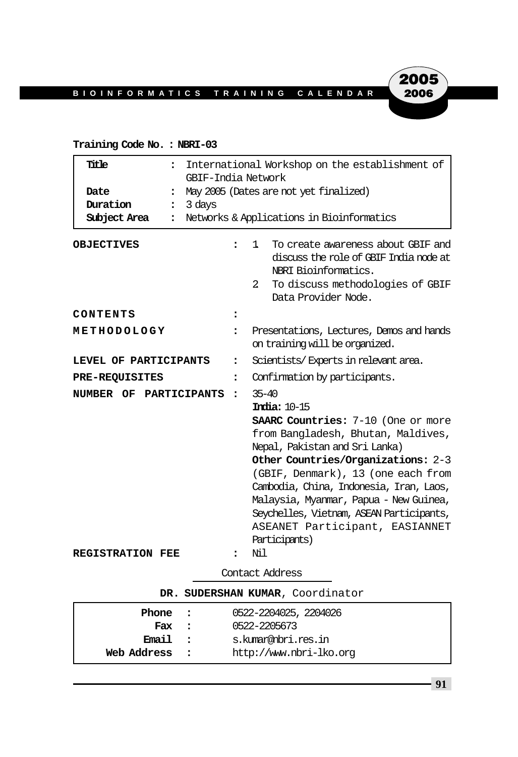**Training Code No. : NBRI-03**

| | | |
|---|---|---|
| **Title** | : | International Workshop on the establishment of GBIF-India Network |
| **Date** | : | May 2005 (Dates are not yet finalized) |
| **Duration** | : | 3 days |
| **Subject Area** | : | Networks & Applications in Bioinformatics |

**OBJECTIVES** :

1. To create awareness about GBIF and discuss the role of GBIF India node at NBRI Bioinformatics.
2. To discuss methodologies of GBIF Data Provider Node.

**CONTENTS** :

**METHODOLOGY** : Presentations, Lectures, Demos and hands on training will be organized.

**LEVEL OF PARTICIPANTS** : Scientists/ Experts in relevant area.

**PRE-REQUISITES** : Confirmation by participants.

**NUMBER OF PARTICIPANTS** : 35-40

**India:** 10-15

**SAARC Countries:** 7-10 (One or more from Bangladesh, Bhutan, Maldives, Nepal, Pakistan and Sri Lanka)

**Other Countries/Organizations:** 2-3 (GBIF, Denmark), 13 (one each from Cambodia, China, Indonesia, Iran, Laos, Malaysia, Myanmar, Papua - New Guinea, Seychelles, Vietnam, ASEAN Participants, ASEANET Participant, EASIANNET Participants)

**REGISTRATION FEE** : Nil

Contact Address

**DR. SUDERSHAN KUMAR**, Coordinator

| | | |
|---|---|---|
| **Phone** | : | 0522-2204025, 2204026 |
| **Fax** | : | 0522-2205673 |
| **Email** | : | s.kumar@nbri.res.in |
| **Web Address** | : | http://www.nbri-lko.org |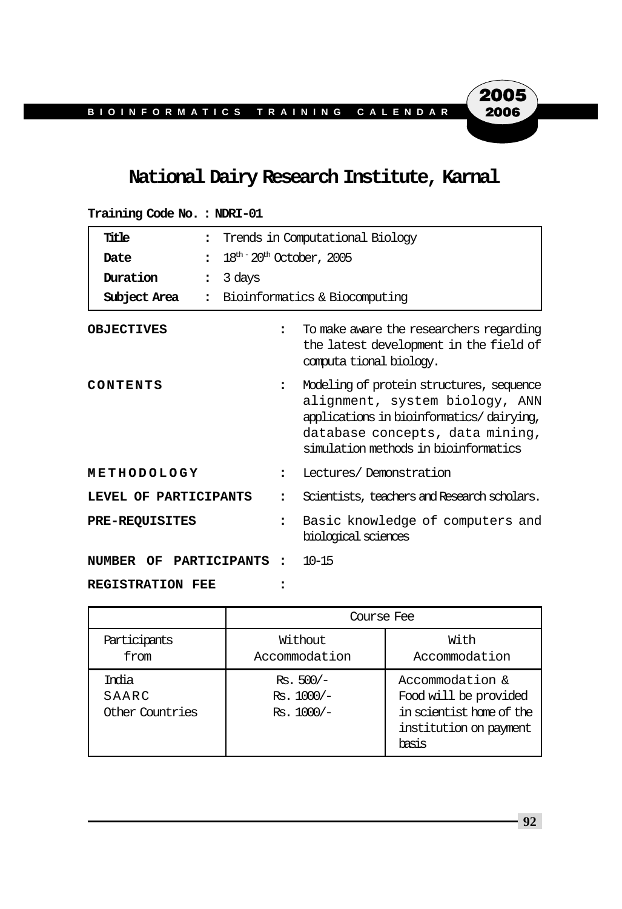# National Dairy Research Institute, Karnal

**Training Code No. : NDRI-01**

| | | |
|---|---|---|
| **Title** | : | Trends in Computational Biology |
| **Date** | : | 18th - 20th October, 2005 |
| **Duration** | : | 3 days |
| **Subject Area** | : | Bioinformatics & Biocomputing |

**OBJECTIVES** : To make aware the researchers regarding the latest development in the field of computa tional biology.

**CONTENTS** : Modeling of protein structures, sequence alignment, system biology, ANN applications in bioinformatics/ dairying, database concepts, data mining, simulation methods in bioinformatics

**METHODOLOGY** : Lectures/ Demonstration

**LEVEL OF PARTICIPANTS** : Scientists, teachers and Research scholars.

**PRE-REQUISITES** : Basic knowledge of computers and biological sciences

**NUMBER OF PARTICIPANTS** : 10-15

**REGISTRATION FEE** :

| | Course Fee | |
|---|---|---|
| Participants from | Without Accommodation | With Accommodation |
| India<br>SAARC<br>Other Countries | Rs. 500/-<br>Rs. 1000/-<br>Rs. 1000/- | Accommodation & Food will be provided in scientist home of the institution on payment basis |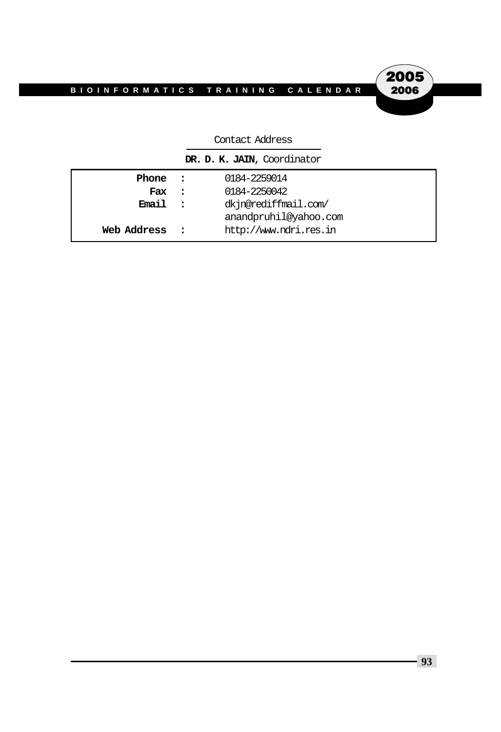Contact Address

**DR. D. K. JAIN**, Coordinator

| | | |
|---|---|---|
| **Phone** | **:** | 0184-2259014 |
| **Fax** | **:** | 0184-2250042 |
| **Email** | **:** | dkjn@rediffmail.com/ anandpruhil@yahoo.com |
| **Web Address** | **:** | http://www.ndri.res.in |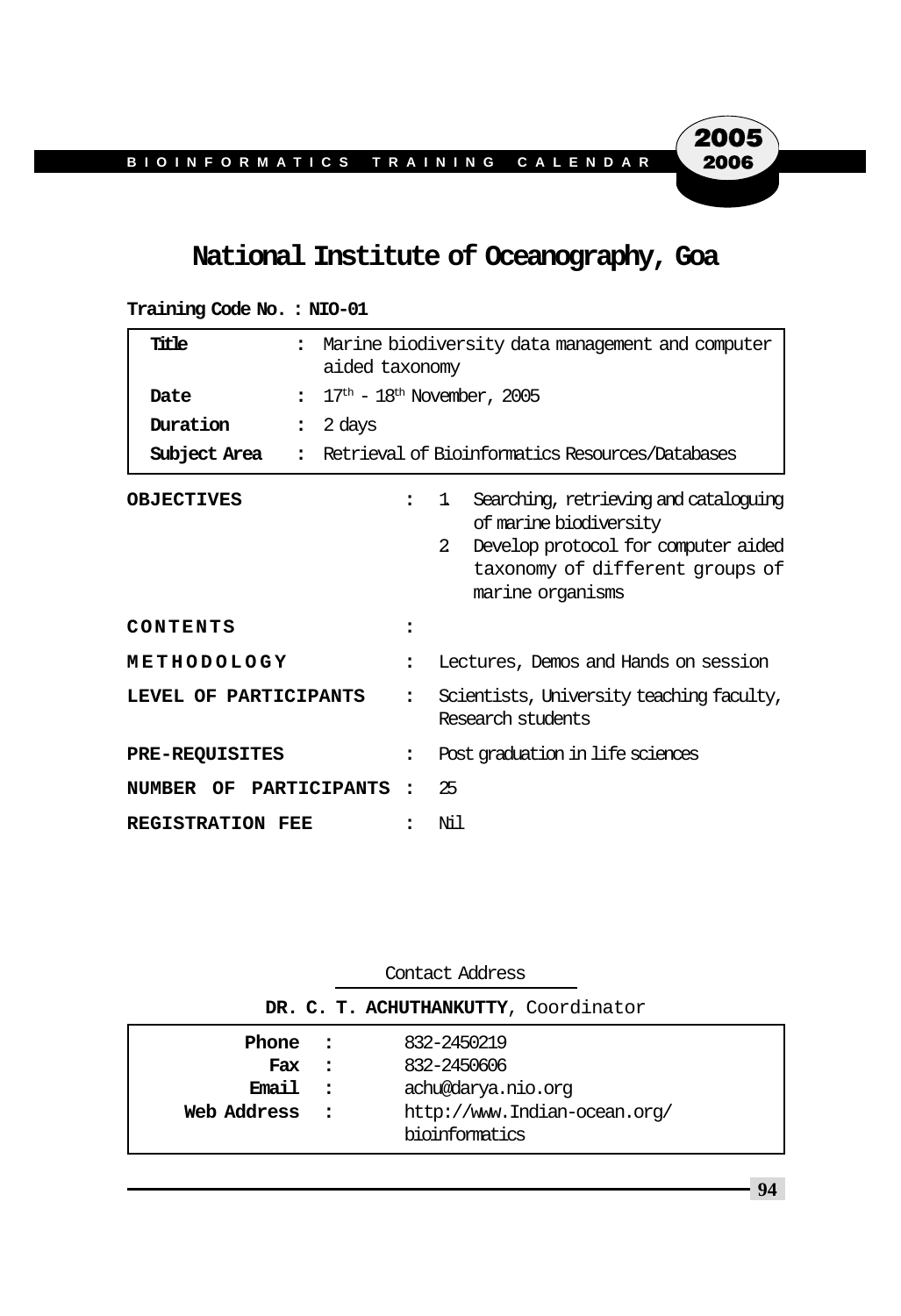# National Institute of Oceanography, Goa

**Training Code No. : NIO-01**

| | | |
|---|---|---|
| **Title** | : | Marine biodiversity data management and computer aided taxonomy |
| **Date** | : | 17th - 18th November, 2005 |
| **Duration** | : | 2 days |
| **Subject Area** | : | Retrieval of Bioinformatics Resources/Databases |

**OBJECTIVES** :
1. Searching, retrieving and cataloguing of marine biodiversity
2. Develop protocol for computer aided taxonomy of different groups of marine organisms

**CONTENTS** :

**METHODOLOGY** : Lectures, Demos and Hands on session

**LEVEL OF PARTICIPANTS** : Scientists, University teaching faculty, Research students

**PRE-REQUISITES** : Post graduation in life sciences

**NUMBER OF PARTICIPANTS** : 25

**REGISTRATION FEE** : Nil

Contact Address

**DR. C. T. ACHUTHANKUTTY**, Coordinator

| | | |
|---|---|---|
| **Phone** | : | 832-2450219 |
| **Fax** | : | 832-2450606 |
| **Email** | : | achu@darya.nio.org |
| **Web Address** | : | http://www.Indian-ocean.org/bioinformatics |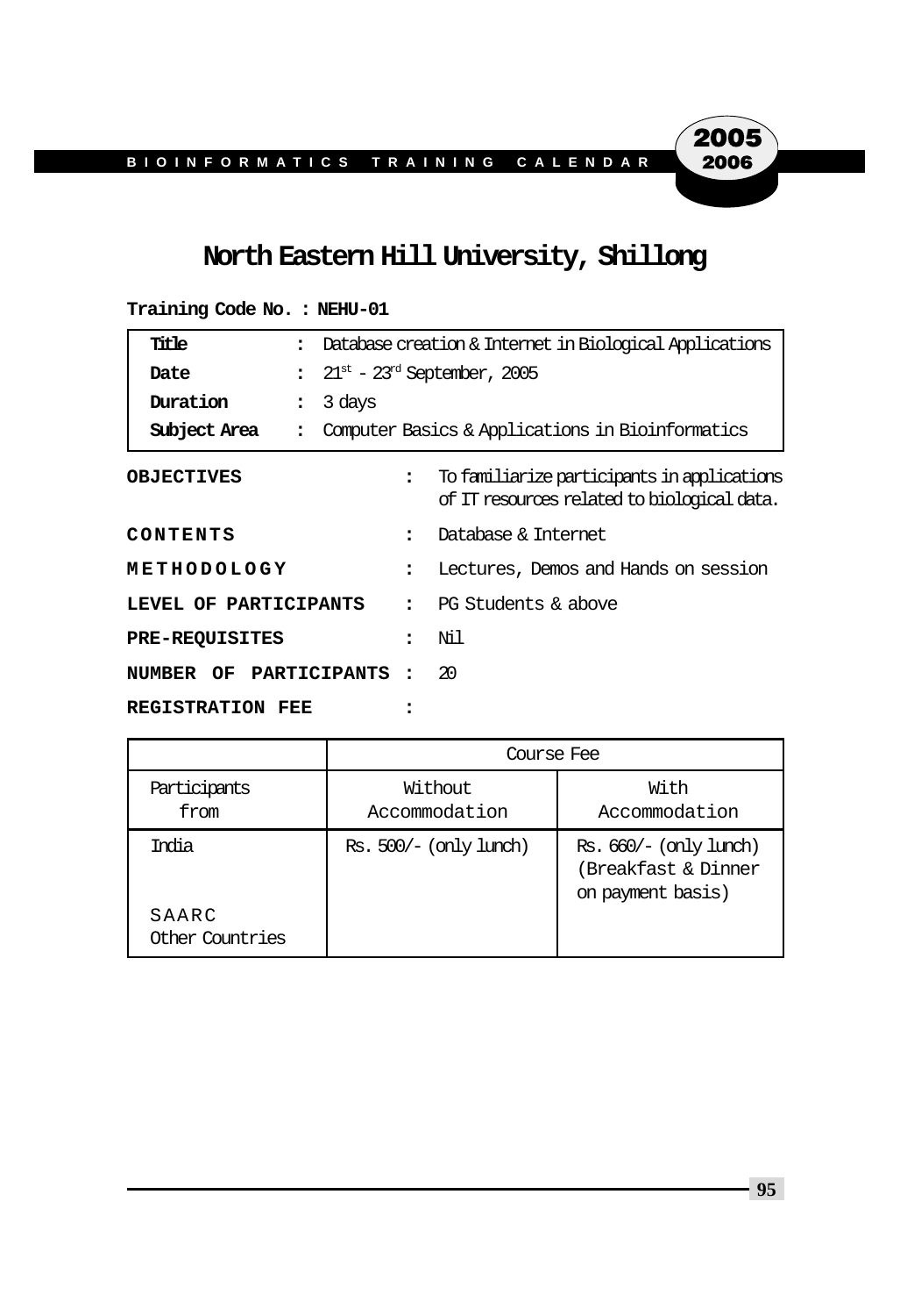# North Eastern Hill University, Shillong

**Training Code No. : NEHU-01**

| | | |
|---|---|---|
| **Title** | : | Database creation & Internet in Biological Applications |
| **Date** | : | 21st - 23rd September, 2005 |
| **Duration** | : | 3 days |
| **Subject Area** | : | Computer Basics & Applications in Bioinformatics |

**OBJECTIVES** : To familiarize participants in applications of IT resources related to biological data.

**CONTENTS** : Database & Internet

**METHODOLOGY** : Lectures, Demos and Hands on session

**LEVEL OF PARTICIPANTS** : PG Students & above

**PRE-REQUISITES** : Nil

**NUMBER OF PARTICIPANTS** : 20

**REGISTRATION FEE** :

| | Course Fee | |
|---|---|---|
| Participants from | Without Accommodation | With Accommodation |
| India | Rs. 500/- (only lunch) | Rs. 660/- (only lunch) (Breakfast & Dinner on payment basis) |
| SAARC | | |
| Other Countries | | |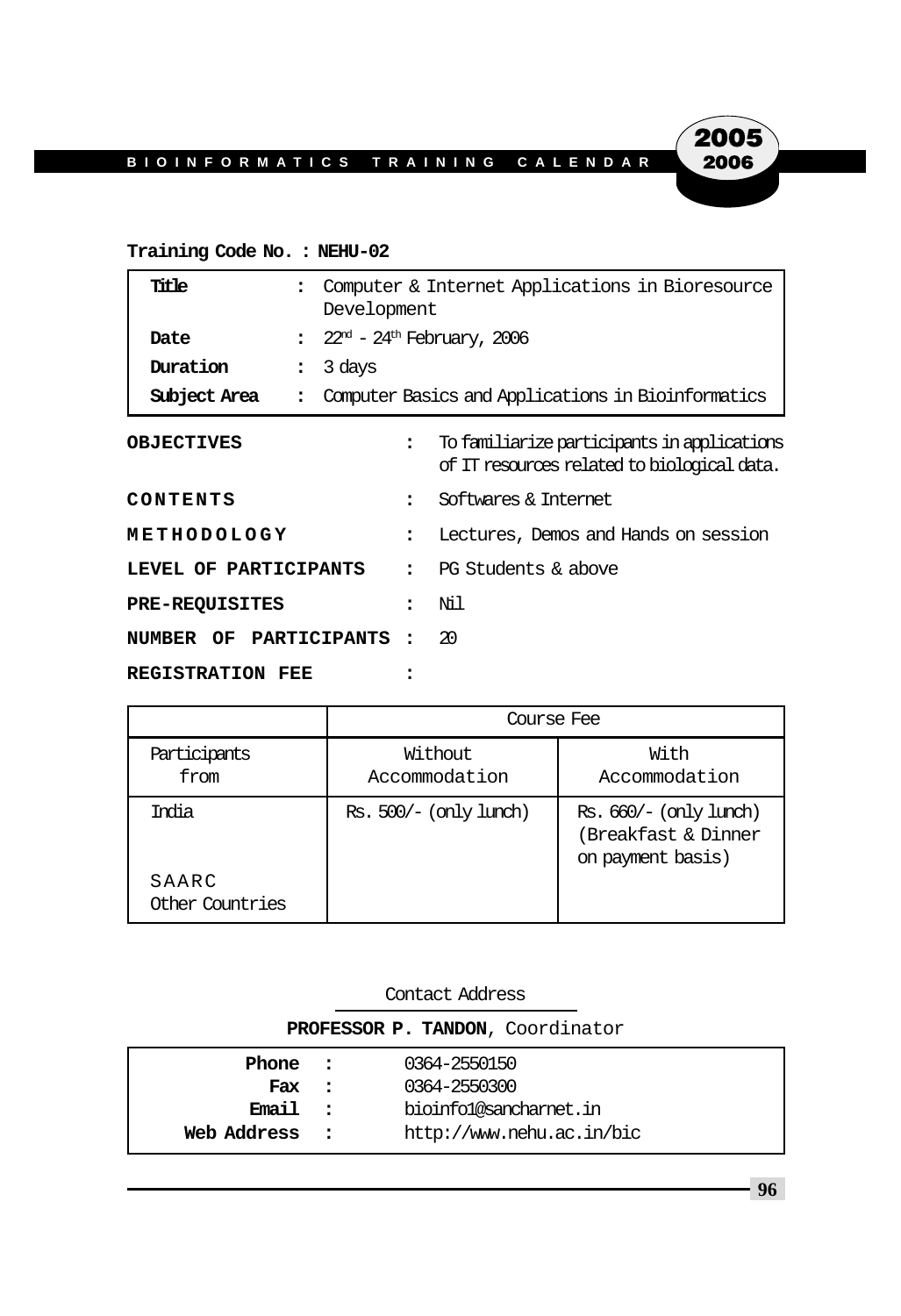**Training Code No. : NEHU-02**

| | | |
|---|---|---|
| **Title** | : | Computer & Internet Applications in Bioresource Development |
| **Date** | : | $22^{nd}$ - $24^{th}$ February, 2006 |
| **Duration** | : | 3 days |
| **Subject Area** | : | Computer Basics and Applications in Bioinformatics |

**OBJECTIVES** : To familiarize participants in applications of IT resources related to biological data.

**CONTENTS** : Softwares & Internet

**METHODOLOGY** : Lectures, Demos and Hands on session

**LEVEL OF PARTICIPANTS** : PG Students & above

**PRE-REQUISITES** : Nil

**NUMBER OF PARTICIPANTS** : 20

**REGISTRATION FEE** :

| | Course Fee | |
|---|---|---|
| Participants from | Without Accommodation | With Accommodation |
| India | Rs. 500/- (only lunch) | Rs. 660/- (only lunch) (Breakfast & Dinner on payment basis) |
| SAARC | | |
| Other Countries | | |

Contact Address

**PROFESSOR P. TANDON**, Coordinator

| | | |
|---|---|---|
| **Phone** | : | 0364-2550150 |
| **Fax** | : | 0364-2550300 |
| **Email** | : | bioinfo1@sancharnet.in |
| **Web Address** | : | http://www.nehu.ac.in/bic |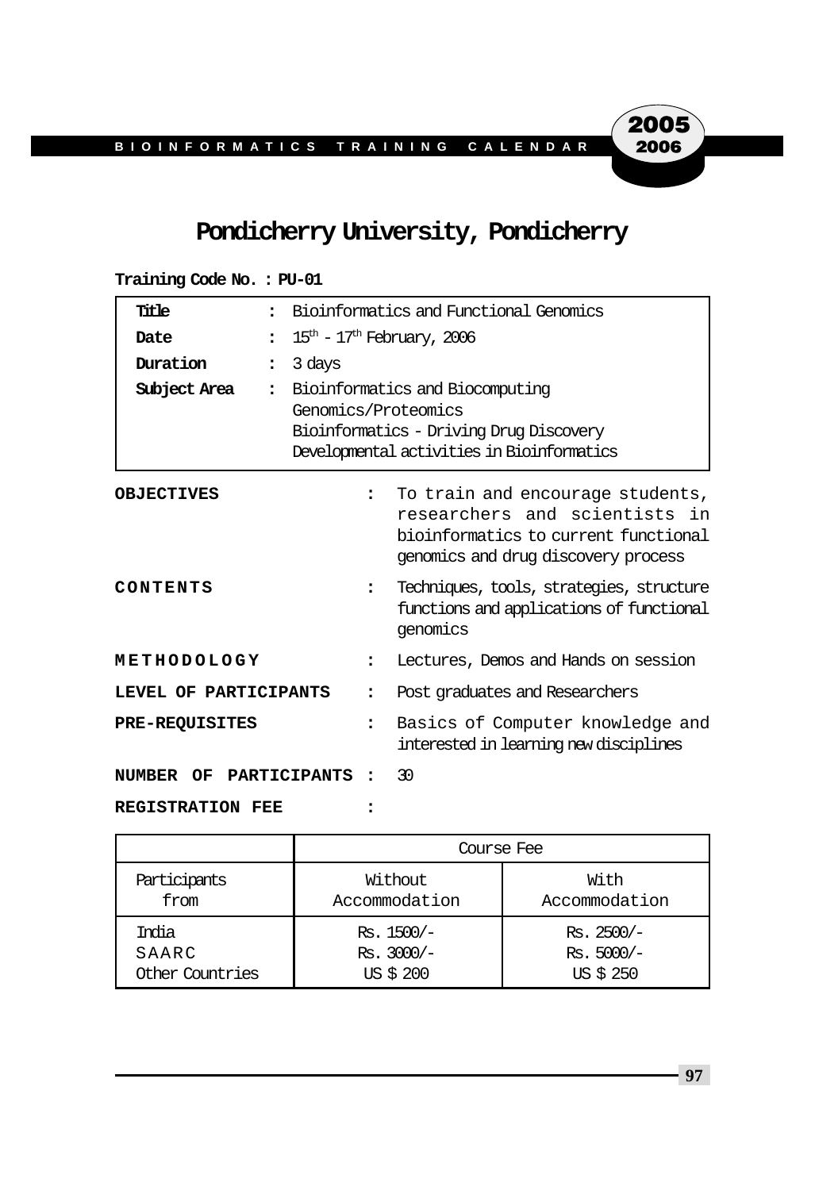# Pondicherry University, Pondicherry

**Training Code No. : PU-01**

| | | |
|---|---|---|
| **Title** | : | Bioinformatics and Functional Genomics |
| **Date** | : | 15th - 17th February, 2006 |
| **Duration** | : | 3 days |
| **Subject Area** | : | Bioinformatics and Biocomputing<br>Genomics/Proteomics<br>Bioinformatics - Driving Drug Discovery<br>Developmental activities in Bioinformatics |

**OBJECTIVES** : To train and encourage students, researchers and scientists in bioinformatics to current functional genomics and drug discovery process

**CONTENTS** : Techniques, tools, strategies, structure functions and applications of functional genomics

**METHODOLOGY** : Lectures, Demos and Hands on session

**LEVEL OF PARTICIPANTS** : Post graduates and Researchers

**PRE-REQUISITES** : Basics of Computer knowledge and interested in learning new disciplines

**NUMBER OF PARTICIPANTS** : 30

**REGISTRATION FEE** :

| | Course Fee | |
|---|---|---|
| Participants from | Without Accommodation | With Accommodation |
| India | Rs. 1500/- | Rs. 2500/- |
| SAARC | Rs. 3000/- | Rs. 5000/- |
| Other Countries | US $ 200 | US $ 250 |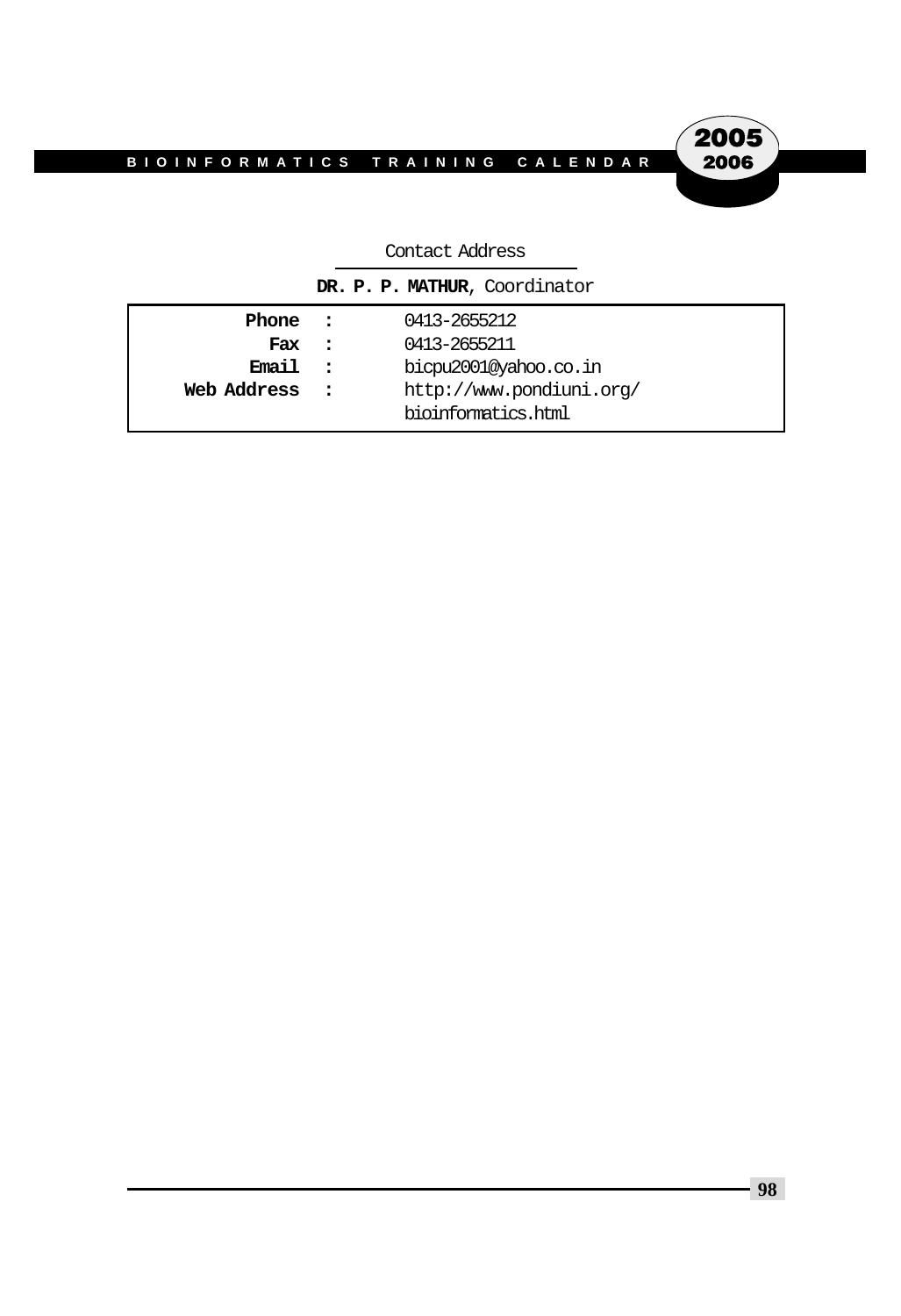Contact Address

**DR. P. P. MATHUR**, Coordinator

| | | |
|---|---|---|
| **Phone** | : | 0413-2655212 |
| **Fax** | : | 0413-2655211 |
| **Email** | : | bicpu2001@yahoo.co.in |
| **Web Address** | : | http://www.pondiuni.org/bioinformatics.html |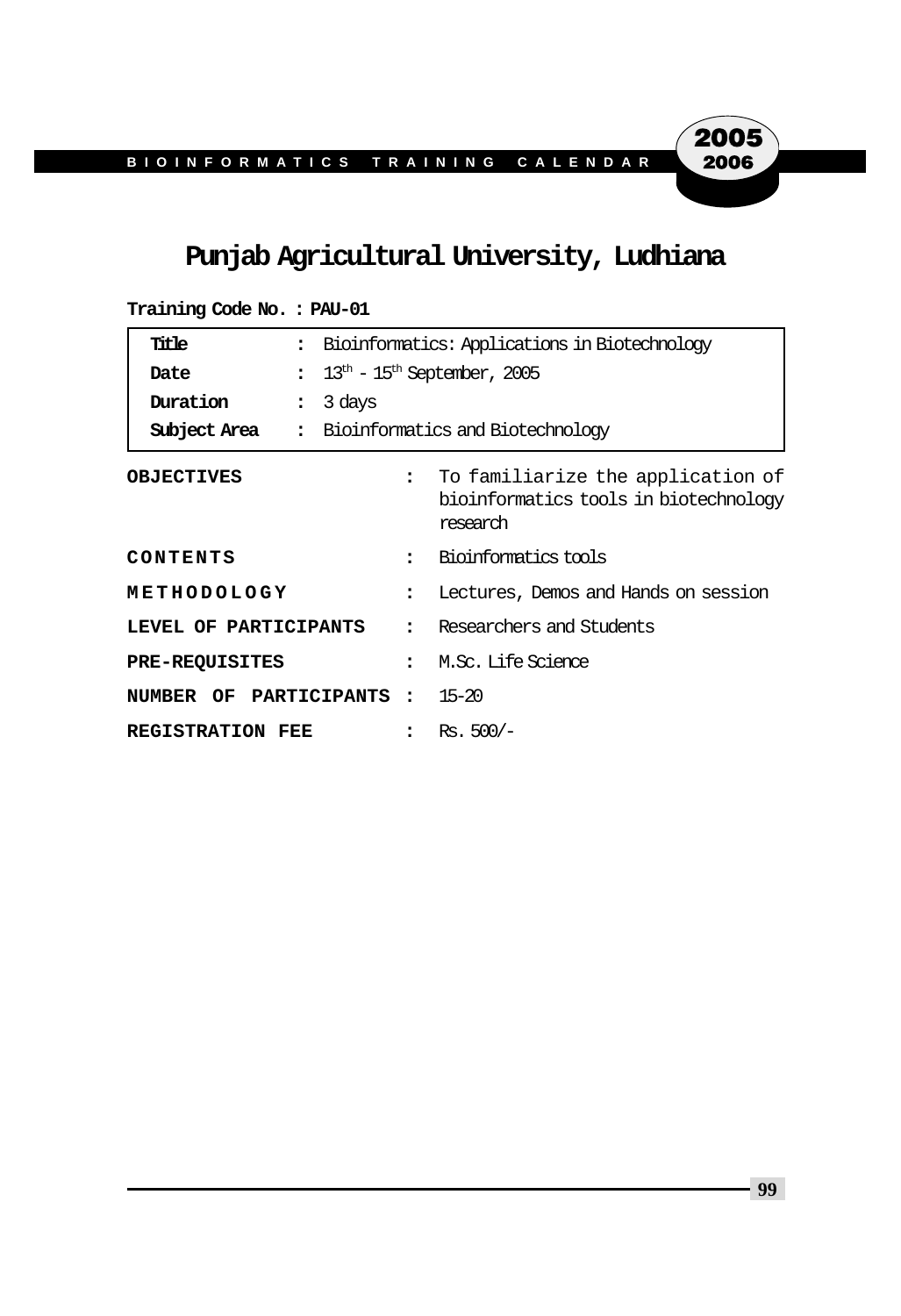# Punjab Agricultural University, Ludhiana

**Training Code No. : PAU-01**

| | | |
|---|---|---|
| **Title** | : | Bioinformatics: Applications in Biotechnology |
| **Date** | : | 13th - 15th September, 2005 |
| **Duration** | : | 3 days |
| **Subject Area** | : | Bioinformatics and Biotechnology |

| | | |
|---|---|---|
| **OBJECTIVES** | : | To familiarize the application of bioinformatics tools in biotechnology research |
| **CONTENTS** | : | Bioinformatics tools |
| **METHODOLOGY** | : | Lectures, Demos and Hands on session |
| **LEVEL OF PARTICIPANTS** | : | Researchers and Students |
| **PRE-REQUISITES** | : | M.Sc. Life Science |
| **NUMBER OF PARTICIPANTS** | : | 15-20 |
| **REGISTRATION FEE** | : | Rs. 500/- |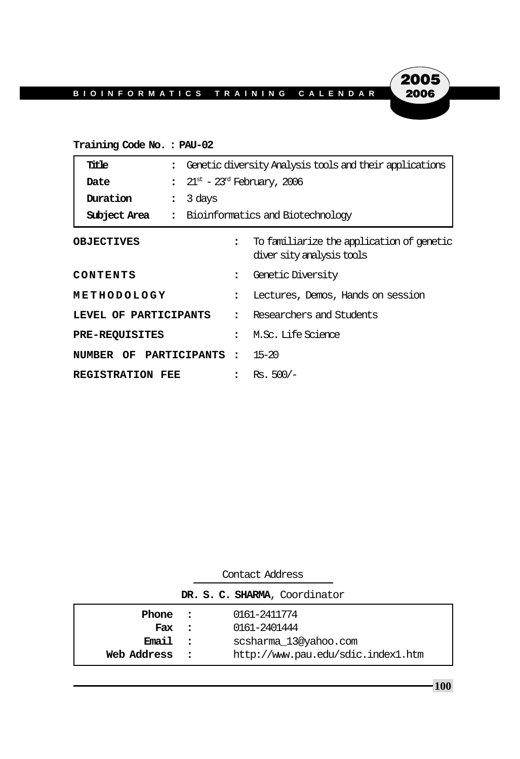**Training Code No. : PAU-02**

| | | |
|---|---|---|
| **Title** | : | Genetic diversity Analysis tools and their applications |
| **Date** | : | $21^{st}$ - $23^{rd}$ February, 2006 |
| **Duration** | : | 3 days |
| **Subject Area** | : | Bioinformatics and Biotechnology |

**OBJECTIVES** : To familiarize the application of genetic diver sity analysis tools

**CONTENTS** : Genetic Diversity

**METHODOLOGY** : Lectures, Demos, Hands on session

**LEVEL OF PARTICIPANTS** : Researchers and Students

**PRE-REQUISITES** : M.Sc. Life Science

**NUMBER OF PARTICIPANTS** : 15-20

**REGISTRATION FEE** : Rs. 500/-

Contact Address

**DR. S. C. SHARMA**, Coordinator

| | | |
|---|---|---|
| **Phone** | : | 0161-2411774 |
| **Fax** | : | 0161-2401444 |
| **Email** | : | scsharma_13@yahoo.com |
| **Web Address** | : | http://www.pau.edu/sdic.index1.htm |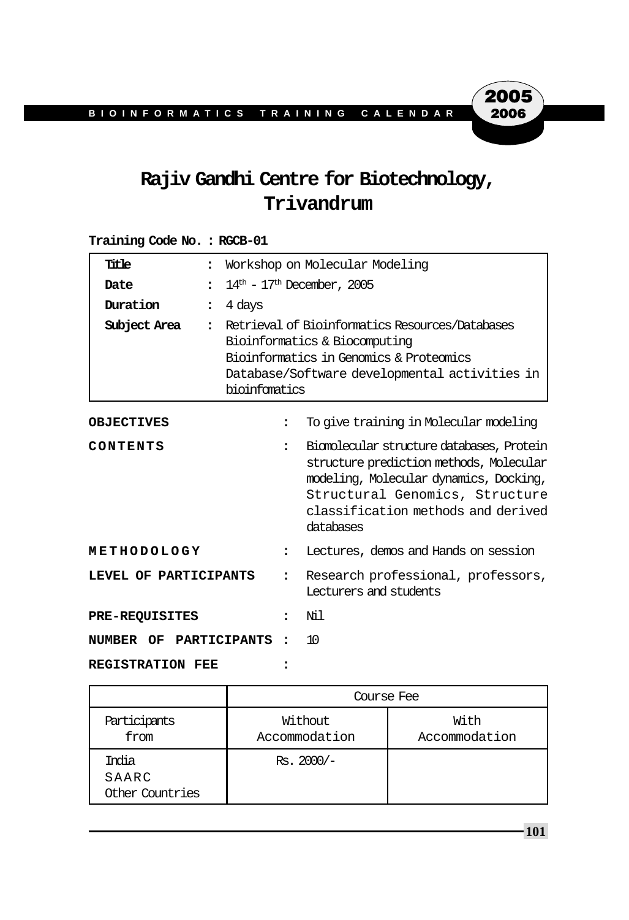# Rajiv Gandhi Centre for Biotechnology, Trivandrum

**Training Code No. : RGCB-01**

| | | |
|---|---|---|
| **Title** | : | Workshop on Molecular Modeling |
| **Date** | : | 14th - 17th December, 2005 |
| **Duration** | : | 4 days |
| **Subject Area** | : | Retrieval of Bioinformatics Resources/Databases<br>Bioinformatics & Biocomputing<br>Bioinformatics in Genomics & Proteomics<br>Database/Software developmental activities in bioinfomatics |

**OBJECTIVES** : To give training in Molecular modeling

**CONTENTS** : Biomolecular structure databases, Protein structure prediction methods, Molecular modeling, Molecular dynamics, Docking, Structural Genomics, Structure classification methods and derived databases

**METHODOLOGY** : Lectures, demos and Hands on session

**LEVEL OF PARTICIPANTS** : Research professional, professors, Lecturers and students

**PRE-REQUISITES** : Nil

**NUMBER OF PARTICIPANTS** : 10

**REGISTRATION FEE** :

| | Course Fee | |
|---|---|---|
| Participants from | Without Accommodation | With Accommodation |
| India<br>SAARC<br>Other Countries | Rs. 2000/- | |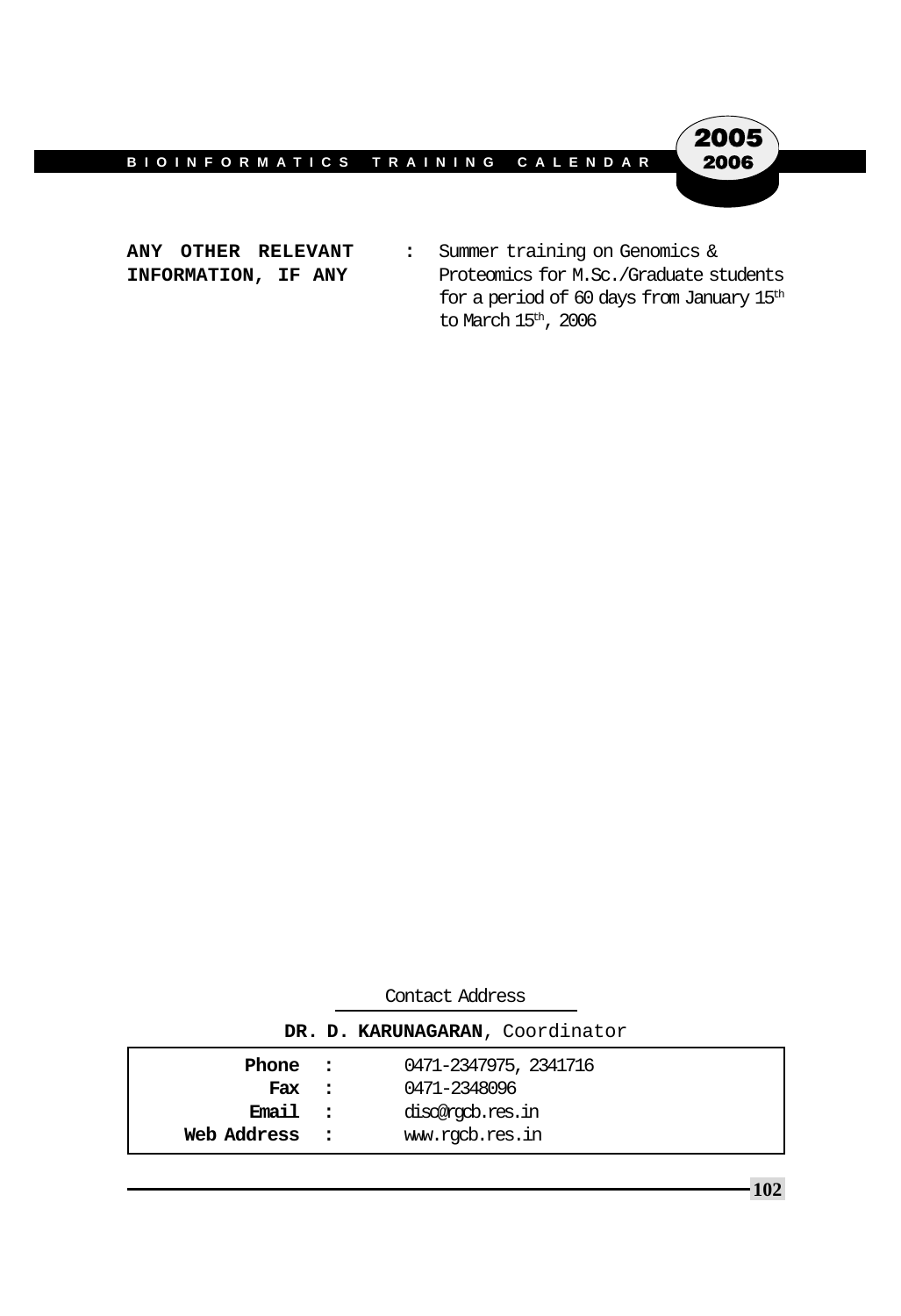**ANY OTHER RELEVANT INFORMATION, IF ANY** : Summer training on Genomics & Proteomics for M.Sc./Graduate students for a period of 60 days from January 15th to March 15th, 2006

Contact Address

**DR. D. KARUNAGARAN**, Coordinator

| | | |
|---|---|---|
| **Phone** | : | 0471-2347975, 2341716 |
| **Fax** | : | 0471-2348096 |
| **Email** | : | disc@rgcb.res.in |
| **Web Address** | : | www.rgcb.res.in |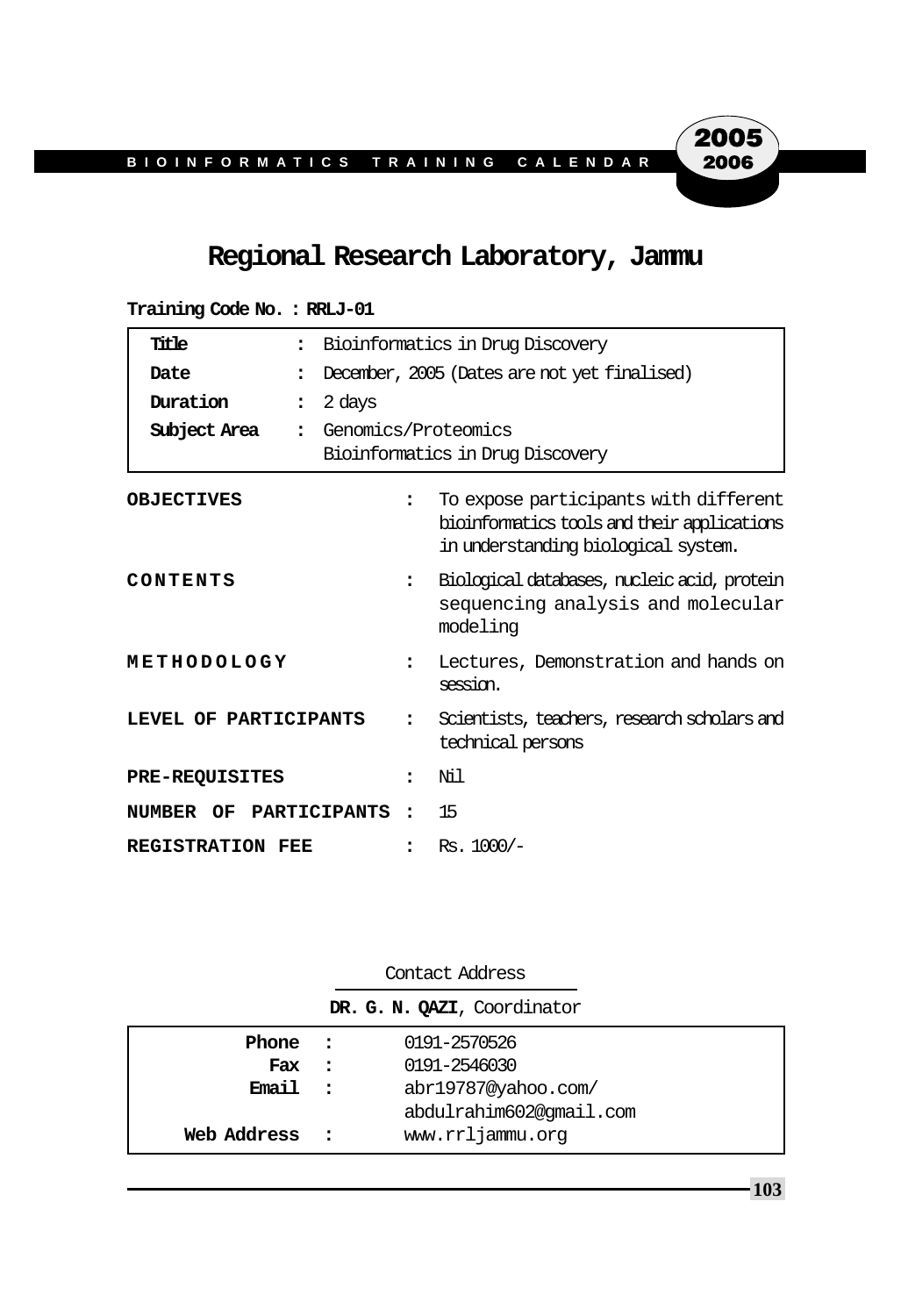# Regional Research Laboratory, Jammu

**Training Code No. : RRLJ-01**

| | | |
|---|---|---|
| **Title** | : | Bioinformatics in Drug Discovery |
| **Date** | : | December, 2005 (Dates are not yet finalised) |
| **Duration** | : | 2 days |
| **Subject Area** | : | Genomics/Proteomics<br>Bioinformatics in Drug Discovery |

**OBJECTIVES** : To expose participants with different bioinformatics tools and their applications in understanding biological system.

**CONTENTS** : Biological databases, nucleic acid, protein sequencing analysis and molecular modeling

**METHODOLOGY** : Lectures, Demonstration and hands on session.

**LEVEL OF PARTICIPANTS** : Scientists, teachers, research scholars and technical persons

**PRE-REQUISITES** : Nil

**NUMBER OF PARTICIPANTS** : 15

**REGISTRATION FEE** : Rs. 1000/-

Contact Address

**DR. G. N. QAZI**, Coordinator

| | | |
|---|---|---|
| **Phone** | : | 0191-2570526 |
| **Fax** | : | 0191-2546030 |
| **Email** | : | abr19787@yahoo.com/<br>abdulrahim602@gmail.com |
| **Web Address** | : | www.rrljammu.org |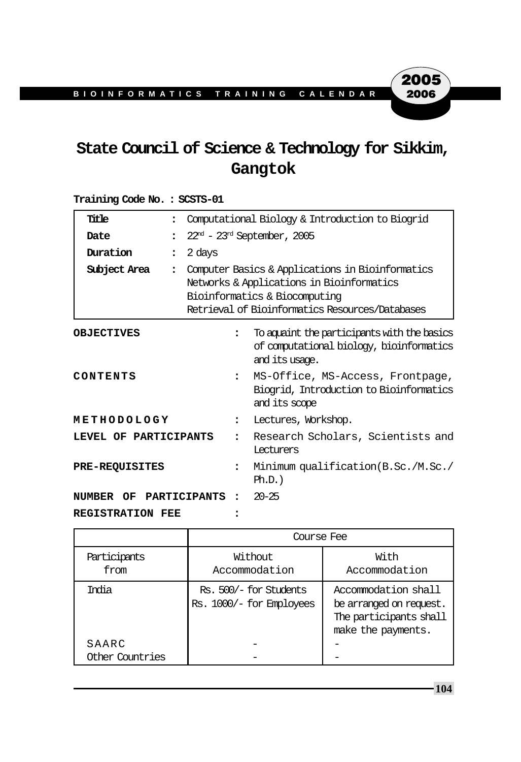# State Council of Science & Technology for Sikkim, Gangtok

**Training Code No. : SCSTS-01**

| | | |
|---|---|---|
| **Title** | : | Computational Biology & Introduction to Biogrid |
| **Date** | : | 22nd - 23rd September, 2005 |
| **Duration** | : | 2 days |
| **Subject Area** | : | Computer Basics & Applications in Bioinformatics<br>Networks & Applications in Bioinformatics<br>Bioinformatics & Biocomputing<br>Retrieval of Bioinformatics Resources/Databases |

**OBJECTIVES** : To aquaint the participants with the basics of computational biology, bioinformatics and its usage.

**CONTENTS** : MS-Office, MS-Access, Frontpage, Biogrid, Introduction to Bioinformatics and its scope

**METHODOLOGY** : Lectures, Workshop.

**LEVEL OF PARTICIPANTS** : Research Scholars, Scientists and Lecturers

**PRE-REQUISITES** : Minimum qualification(B.Sc./M.Sc./ Ph.D.)

**NUMBER OF PARTICIPANTS** : 20-25

**REGISTRATION FEE** :

| | Course Fee | |
|---|---|---|
| Participants from | Without Accommodation | With Accommodation |
| India | Rs. 500/- for Students<br>Rs. 1000/- for Employees | Accommodation shall be arranged on request. The participants shall make the payments. |
| SAARC | - | - |
| Other Countries | - | - |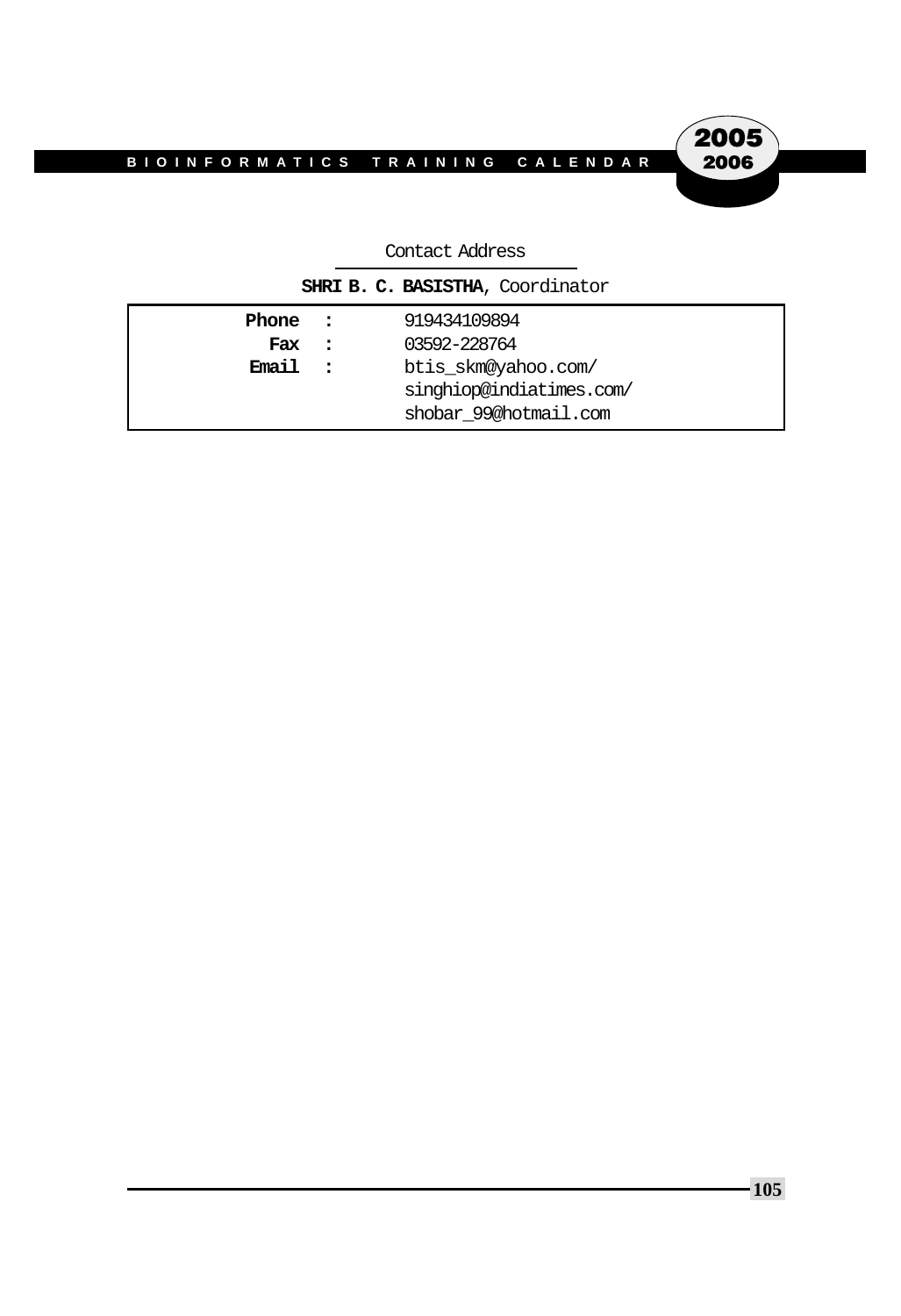Contact Address

**SHRI B. C. BASISTHA**, Coordinator

| | | |
|---|---|---|
| **Phone** | **:** | 919434109894 |
| **Fax** | **:** | 03592-228764 |
| **Email** | **:** | btis_skm@yahoo.com/<br>singhiop@indiatimes.com/<br>shobar_99@hotmail.com |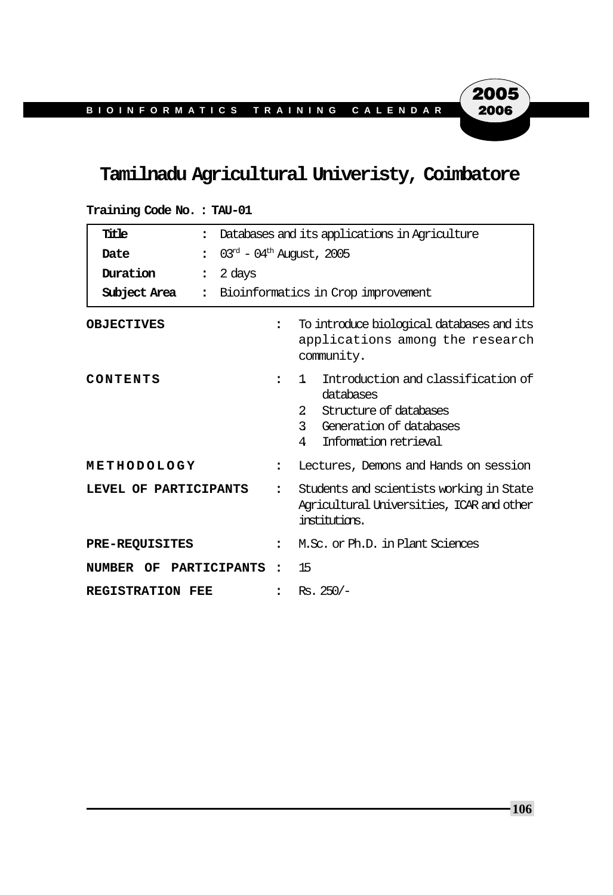# Tamilnadu Agricultural Univeristy, Coimbatore

**Training Code No. : TAU-01**

| | | |
|---|---|---|
| **Title** | : | Databases and its applications in Agriculture |
| **Date** | : | 03[rd] - 04[th] August, 2005 |
| **Duration** | : | 2 days |
| **Subject Area** | : | Bioinformatics in Crop improvement |

**OBJECTIVES** : To introduce biological databases and its applications among the research community.

**CONTENTS** :

1. Introduction and classification of databases
2. Structure of databases
3. Generation of databases
4. Information retrieval

**METHODOLOGY** : Lectures, Demons and Hands on session

**LEVEL OF PARTICIPANTS** : Students and scientists working in State Agricultural Universities, ICAR and other institutions.

**PRE-REQUISITES** : M.Sc. or Ph.D. in Plant Sciences

**NUMBER OF PARTICIPANTS** : 15

**REGISTRATION FEE** : Rs. 250/-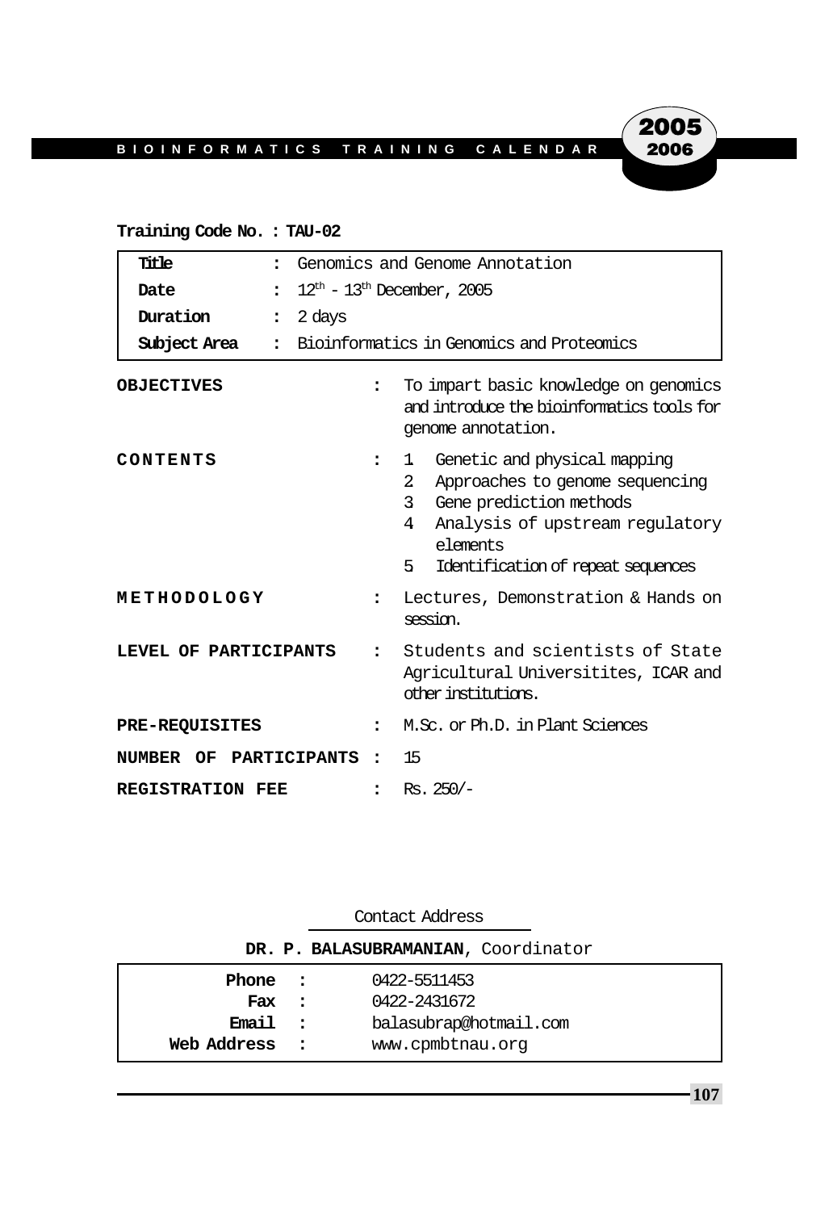**Training Code No. : TAU-02**

| | | |
|---|---|---|
| **Title** | : | Genomics and Genome Annotation |
| **Date** | : | $12^{th}$ - $13^{th}$ December, 2005 |
| **Duration** | : | 2 days |
| **Subject Area** | : | Bioinformatics in Genomics and Proteomics |

**OBJECTIVES** : To impart basic knowledge on genomics and introduce the bioinformatics tools for genome annotation.

**CONTENTS** :
1. Genetic and physical mapping
2. Approaches to genome sequencing
3. Gene prediction methods
4. Analysis of upstream regulatory elements
5. Identification of repeat sequences

**METHODOLOGY** : Lectures, Demonstration & Hands on session.

**LEVEL OF PARTICIPANTS** : Students and scientists of State Agricultural Universitites, ICAR and other institutions.

**PRE-REQUISITES** : M.Sc. or Ph.D. in Plant Sciences

**NUMBER OF PARTICIPANTS** : 15

**REGISTRATION FEE** : Rs. 250/-

Contact Address

**DR. P. BALASUBRAMANIAN**, Coordinator

| | | |
|---|---|---|
| **Phone** | : | 0422-5511453 |
| **Fax** | : | 0422-2431672 |
| **Email** | : | balasubrap@hotmail.com |
| **Web Address** | : | www.cpmbtnau.org |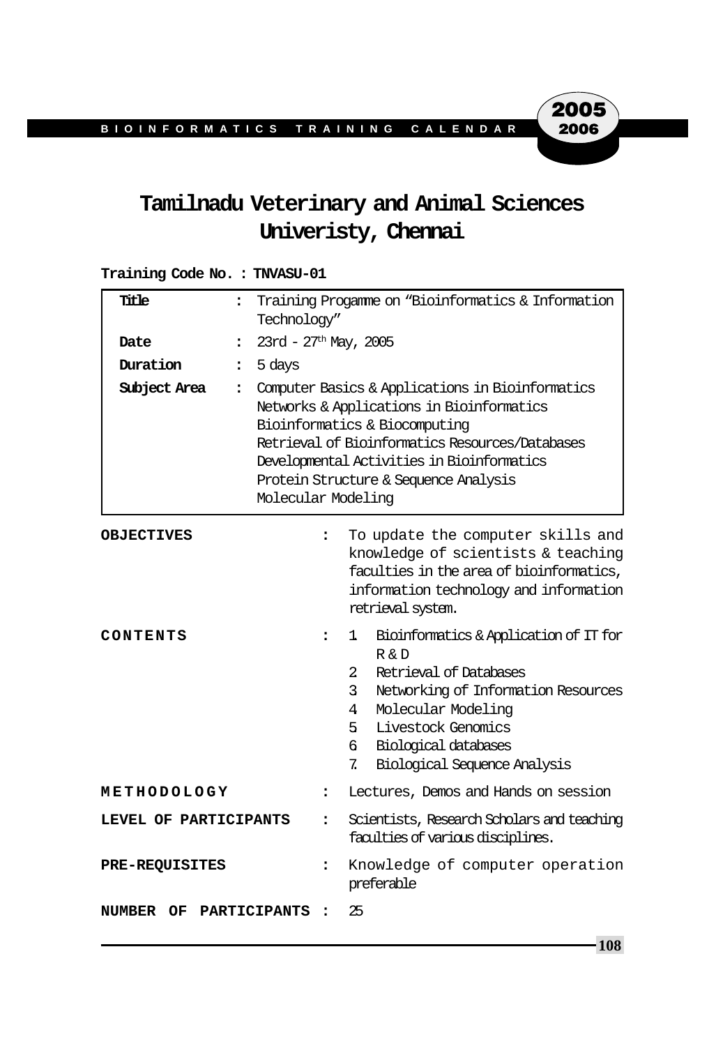# Tamilnadu Veterinary and Animal Sciences Univeristy, Chennai

**Training Code No. : TNVASU-01**

| | | |
|---|---|---|
| **Title** | : | Training Progamme on "Bioinformatics & Information Technology" |
| **Date** | : | 23rd - 27th May, 2005 |
| **Duration** | : | 5 days |
| **Subject Area** | : | Computer Basics & Applications in Bioinformatics<br>Networks & Applications in Bioinformatics<br>Bioinformatics & Biocomputing<br>Retrieval of Bioinformatics Resources/Databases<br>Developmental Activities in Bioinformatics<br>Protein Structure & Sequence Analysis<br>Molecular Modeling |

**OBJECTIVES** : To update the computer skills and knowledge of scientists & teaching faculties in the area of bioinformatics, information technology and information retrieval system.

**CONTENTS** :

1. Bioinformatics & Application of IT for R & D
2. Retrieval of Databases
3. Networking of Information Resources
4. Molecular Modeling
5. Livestock Genomics
6. Biological databases
7. Biological Sequence Analysis

**METHODOLOGY** : Lectures, Demos and Hands on session

**LEVEL OF PARTICIPANTS** : Scientists, Research Scholars and teaching faculties of various disciplines.

**PRE-REQUISITES** : Knowledge of computer operation preferable

**NUMBER OF PARTICIPANTS** : 25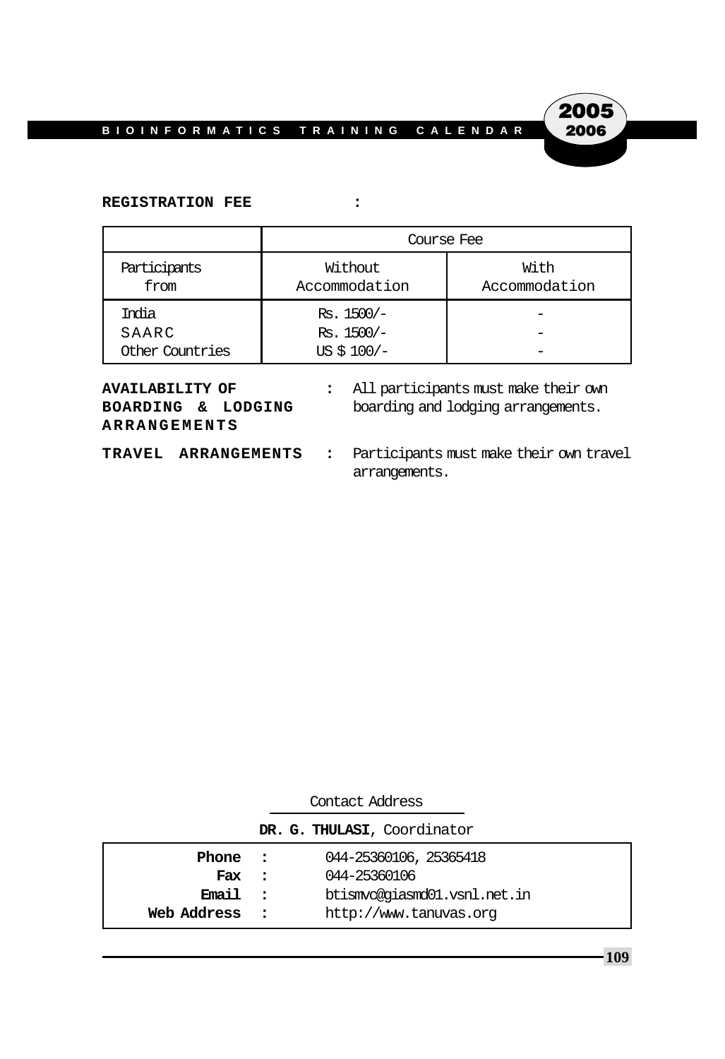**REGISTRATION FEE :**

| Participants from | Course Fee | |
|---|---|---|
| | Without Accommodation | With Accommodation |
| India | Rs. 1500/- | - |
| SAARC | Rs. 1500/- | - |
| Other Countries | US $ 100/- | - |

**AVAILABILITY OF BOARDING & LODGING ARRANGEMENTS** : All participants must make their own boarding and lodging arrangements.

**TRAVEL ARRANGEMENTS** : Participants must make their own travel arrangements.

Contact Address

**DR. G. THULASI**, Coordinator

| | | |
|---|---|---|
| **Phone** | : | 044-25360106, 25365418 |
| **Fax** | : | 044-25360106 |
| **Email** | : | btismvc@giasmd01.vsnl.net.in |
| **Web Address** | : | http://www.tanuvas.org |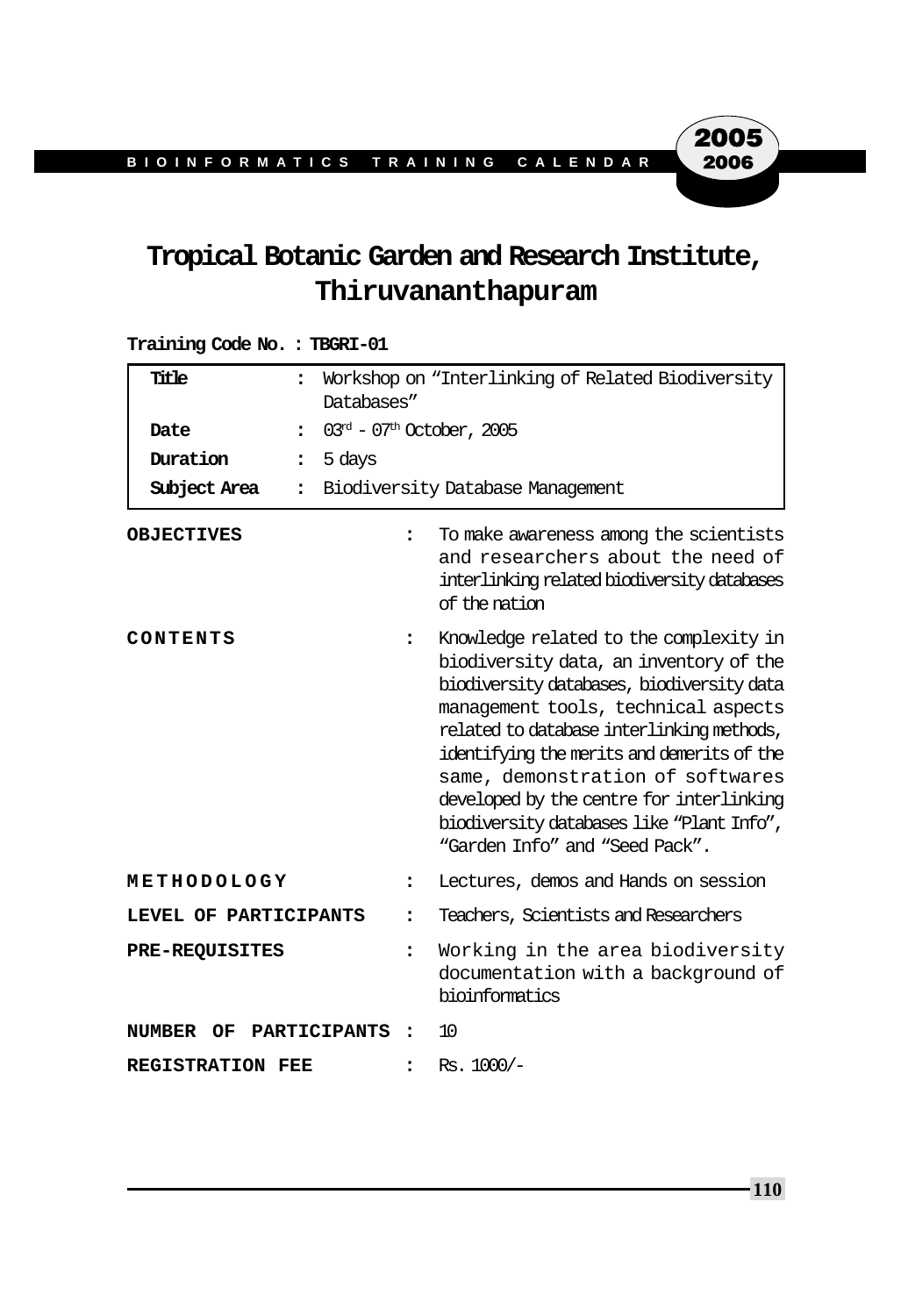# Tropical Botanic Garden and Research Institute, Thiruvananthapuram

**Training Code No. : TBGRI-01**

| | | |
|---|---|---|
| **Title** | : | Workshop on "Interlinking of Related Biodiversity Databases" |
| **Date** | : | 03rd - 07th October, 2005 |
| **Duration** | : | 5 days |
| **Subject Area** | : | Biodiversity Database Management |

**OBJECTIVES** : To make awareness among the scientists and researchers about the need of interlinking related biodiversity databases of the nation

**CONTENTS** : Knowledge related to the complexity in biodiversity data, an inventory of the biodiversity databases, biodiversity data management tools, technical aspects related to database interlinking methods, identifying the merits and demerits of the same, demonstration of softwares developed by the centre for interlinking biodiversity databases like "Plant Info", "Garden Info" and "Seed Pack".

**METHODOLOGY** : Lectures, demos and Hands on session

**LEVEL OF PARTICIPANTS** : Teachers, Scientists and Researchers

**PRE-REQUISITES** : Working in the area biodiversity documentation with a background of bioinformatics

**NUMBER OF PARTICIPANTS** : 10

**REGISTRATION FEE** : Rs. 1000/-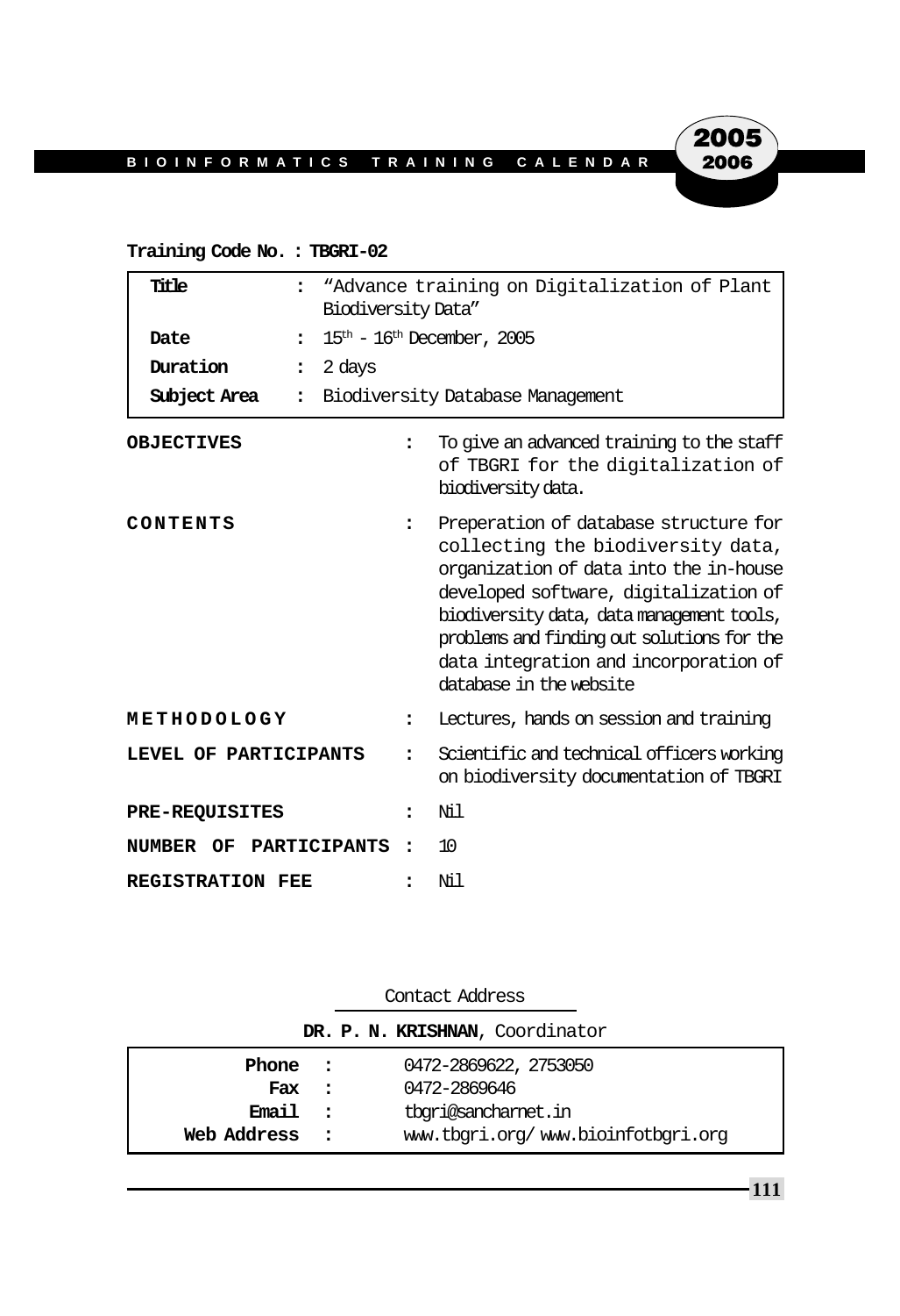**Training Code No. : TBGRI-02**

| | | |
|---|---|---|
| **Title** | : | "Advance training on Digitalization of Plant Biodiversity Data" |
| **Date** | : | 15th - 16th December, 2005 |
| **Duration** | : | 2 days |
| **Subject Area** | : | Biodiversity Database Management |

**OBJECTIVES** : To give an advanced training to the staff of TBGRI for the digitalization of biodiversity data.

**CONTENTS** : Preperation of database structure for collecting the biodiversity data, organization of data into the in-house developed software, digitalization of biodiversity data, data management tools, problems and finding out solutions for the data integration and incorporation of database in the website

**METHODOLOGY** : Lectures, hands on session and training

**LEVEL OF PARTICIPANTS** : Scientific and technical officers working on biodiversity documentation of TBGRI

**PRE-REQUISITES** : Nil

**NUMBER OF PARTICIPANTS** : 10

**REGISTRATION FEE** : Nil

Contact Address

**DR. P. N. KRISHNAN**, Coordinator

| | | |
|---|---|---|
| **Phone** | : | 0472-2869622, 2753050 |
| **Fax** | : | 0472-2869646 |
| **Email** | : | tbgri@sancharnet.in |
| **Web Address** | : | www.tbgri.org/ www.bioinfotbgri.org |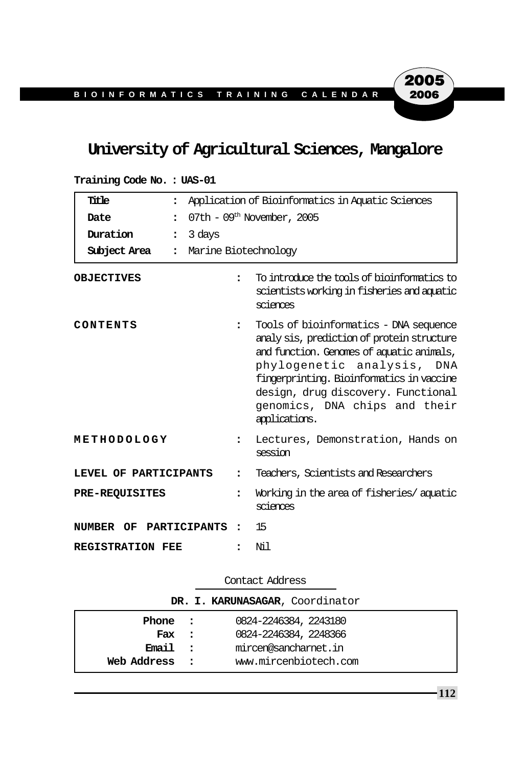# University of Agricultural Sciences, Mangalore

**Training Code No. : UAS-01**

| | | |
|---|---|---|
| **Title** | : | Application of Bioinformatics in Aquatic Sciences |
| **Date** | : | 07th - 09th November, 2005 |
| **Duration** | : | 3 days |
| **Subject Area** | : | Marine Biotechnology |

**OBJECTIVES** : To introduce the tools of bioinformatics to scientists working in fisheries and aquatic sciences

**CONTENTS** : Tools of bioinformatics - DNA sequence analy sis, prediction of protein structure and function. Genomes of aquatic animals, phylogenetic analysis, DNA fingerprinting. Bioinformatics in vaccine design, drug discovery. Functional genomics, DNA chips and their applications.

**METHODOLOGY** : Lectures, Demonstration, Hands on session

**LEVEL OF PARTICIPANTS** : Teachers, Scientists and Researchers

**PRE-REQUISITES** : Working in the area of fisheries/ aquatic sciences

**NUMBER OF PARTICIPANTS** : 15

**REGISTRATION FEE** : Nil

Contact Address

**DR. I. KARUNASAGAR**, Coordinator

| | | |
|---|---|---|
| **Phone** | : | 0824-2246384, 2243180 |
| **Fax** | : | 0824-2246384, 2248366 |
| **Email** | : | mircen@sancharnet.in |
| **Web Address** | : | www.mircenbiotech.com |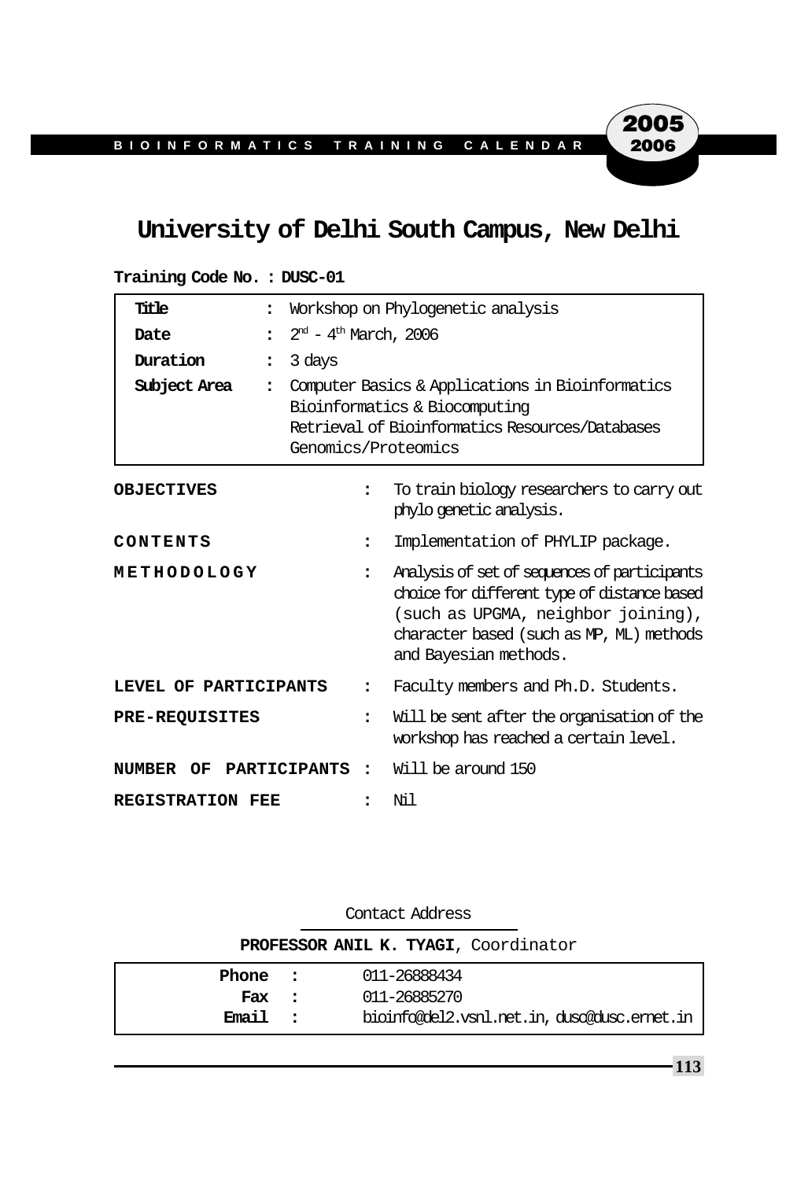# University of Delhi South Campus, New Delhi

**Training Code No. : DUSC-01**

| | | |
|---|---|---|
| **Title** | : | Workshop on Phylogenetic analysis |
| **Date** | : | 2[nd] - 4[th] March, 2006 |
| **Duration** | : | 3 days |
| **Subject Area** | : | Computer Basics & Applications in Bioinformatics<br>Bioinformatics & Biocomputing<br>Retrieval of Bioinformatics Resources/Databases<br>Genomics/Proteomics |

| | | |
|---|---|---|
| **OBJECTIVES** | : | To train biology researchers to carry out phylo genetic analysis. |
| **CONTENTS** | : | Implementation of PHYLIP package. |
| **METHODOLOGY** | : | Analysis of set of sequences of participants choice for different type of distance based (such as UPGMA, neighbor joining), character based (such as MP, ML) methods and Bayesian methods. |
| **LEVEL OF PARTICIPANTS** | : | Faculty members and Ph.D. Students. |
| **PRE-REQUISITES** | : | Will be sent after the organisation of the workshop has reached a certain level. |
| **NUMBER OF PARTICIPANTS** | : | Will be around 150 |
| **REGISTRATION FEE** | : | Nil |

Contact Address

**PROFESSOR ANIL K. TYAGI**, Coordinator

| | | |
|---|---|---|
| **Phone** | : | 011-26888434 |
| **Fax** | : | 011-26885270 |
| **Email** | : | bioinfo@del2.vsnl.net.in, dusc@dusc.ernet.in |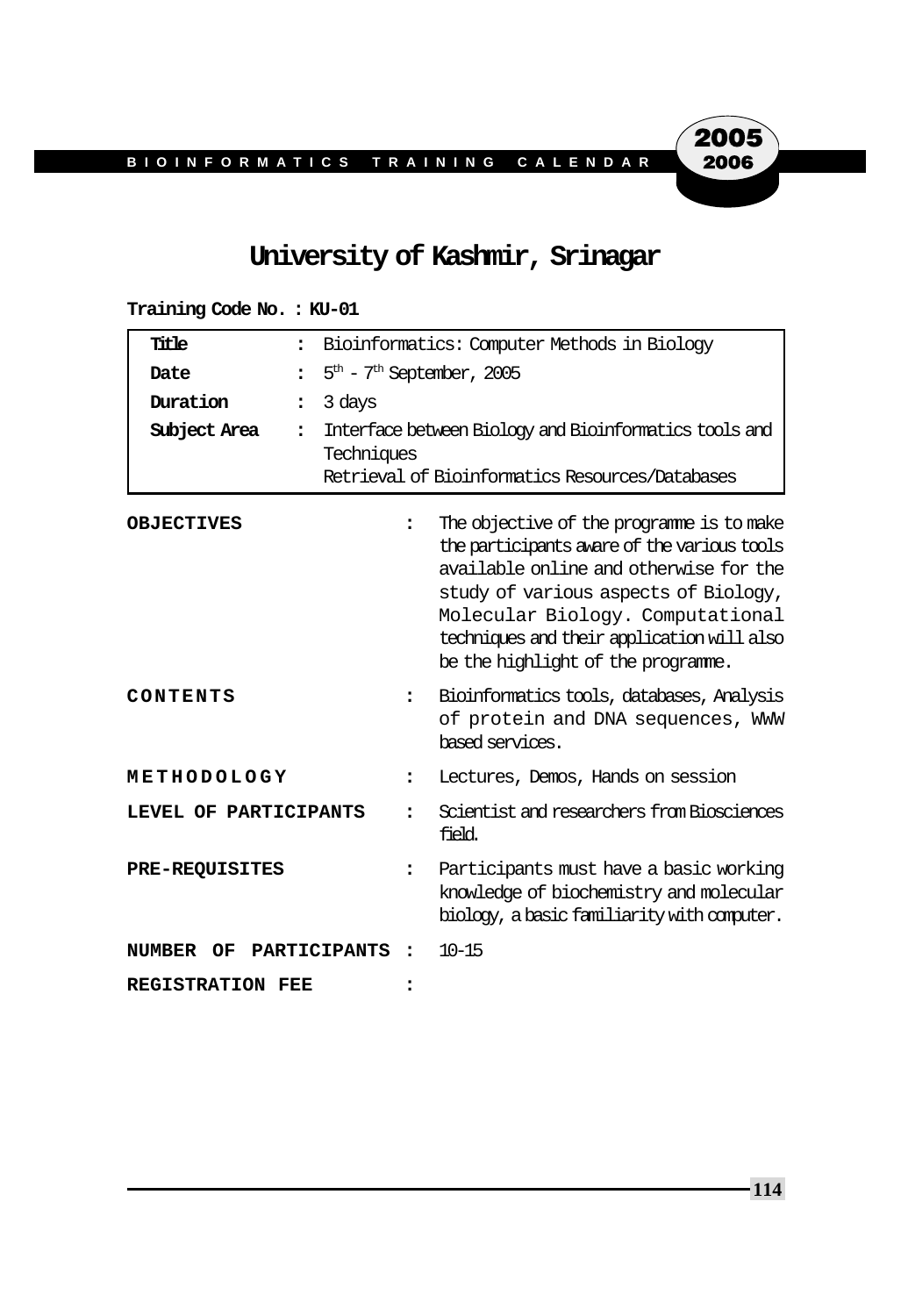# University of Kashmir, Srinagar

**Training Code No. : KU-01**

| | | |
|---|---|---|
| **Title** | : | Bioinformatics: Computer Methods in Biology |
| **Date** | : | 5th - 7th September, 2005 |
| **Duration** | : | 3 days |
| **Subject Area** | : | Interface between Biology and Bioinformatics tools and Techniques<br>Retrieval of Bioinformatics Resources/Databases |

**OBJECTIVES** : The objective of the programme is to make the participants aware of the various tools available online and otherwise for the study of various aspects of Biology, Molecular Biology. Computational techniques and their application will also be the highlight of the programme.

**CONTENTS** : Bioinformatics tools, databases, Analysis of protein and DNA sequences, WWW based services.

**METHODOLOGY** : Lectures, Demos, Hands on session

**LEVEL OF PARTICIPANTS** : Scientist and researchers from Biosciences field.

**PRE-REQUISITES** : Participants must have a basic working knowledge of biochemistry and molecular biology, a basic familiarity with computer.

**NUMBER OF PARTICIPANTS** : 10-15

**REGISTRATION FEE** :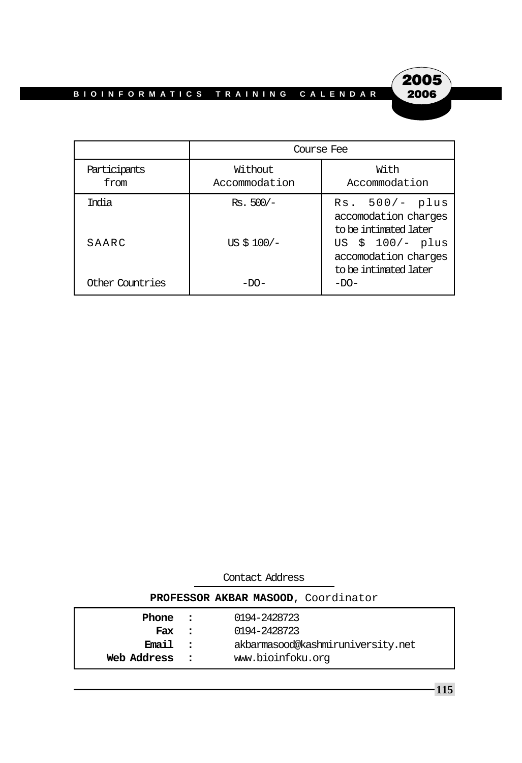|  | Course Fee |  |
|---|---|---|
| Participants from | Without Accommodation | With Accommodation |
| India | Rs. 500/- | Rs. 500/- plus accomodation charges to be intimated later |
| SAARC | US $ 100/- | US $ 100/- plus accomodation charges to be intimated later |
| Other Countries | -DO- | -DO- |

Contact Address

**PROFESSOR AKBAR MASOOD**, Coordinator

| | | |
|---|---|---|
| **Phone** | : | 0194-2428723 |
| **Fax** | : | 0194-2428723 |
| **Email** | : | akbarmasood@kashmiruniversity.net |
| **Web Address** | : | www.bioinfoku.org |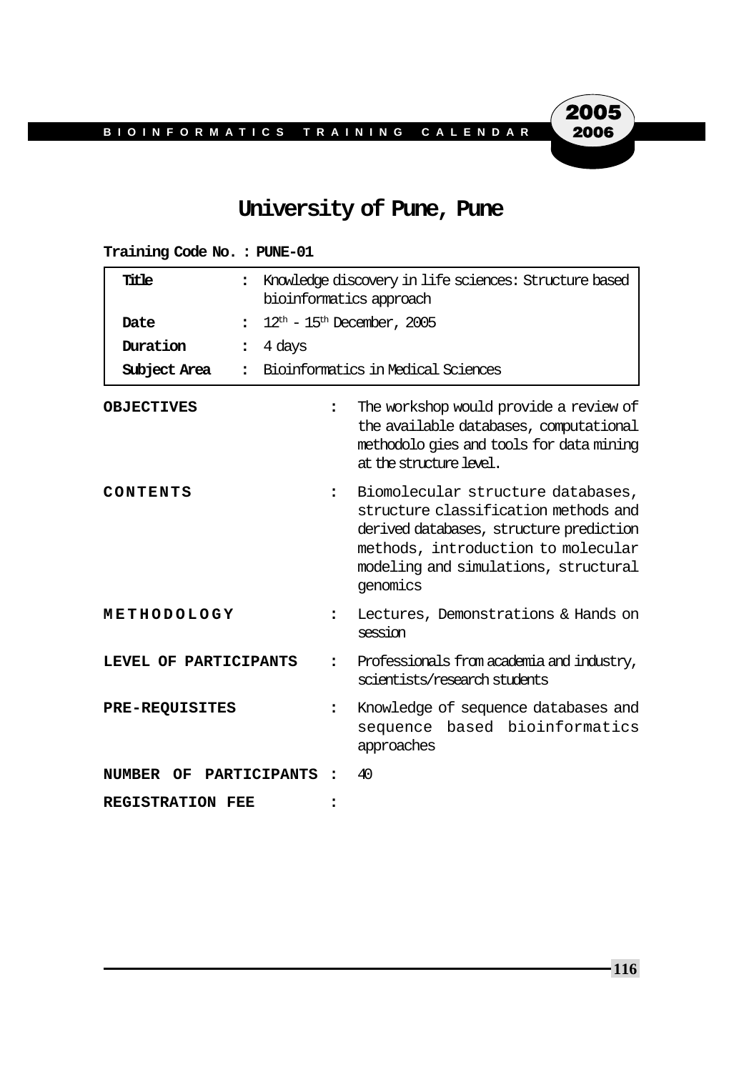# University of Pune, Pune

**Training Code No. : PUNE-01**

| | | |
|---|---|---|
| **Title** | : | Knowledge discovery in life sciences: Structure based bioinformatics approach |
| **Date** | : | 12[th] - 15[th] December, 2005 |
| **Duration** | : | 4 days |
| **Subject Area** | : | Bioinformatics in Medical Sciences |

**OBJECTIVES** : The workshop would provide a review of the available databases, computational methodolo gies and tools for data mining at the structure level.

**CONTENTS** : Biomolecular structure databases, structure classification methods and derived databases, structure prediction methods, introduction to molecular modeling and simulations, structural genomics

**METHODOLOGY** : Lectures, Demonstrations & Hands on session

**LEVEL OF PARTICIPANTS** : Professionals from academia and industry, scientists/research students

**PRE-REQUISITES** : Knowledge of sequence databases and sequence based bioinformatics approaches

**NUMBER OF PARTICIPANTS** : 40

**REGISTRATION FEE** :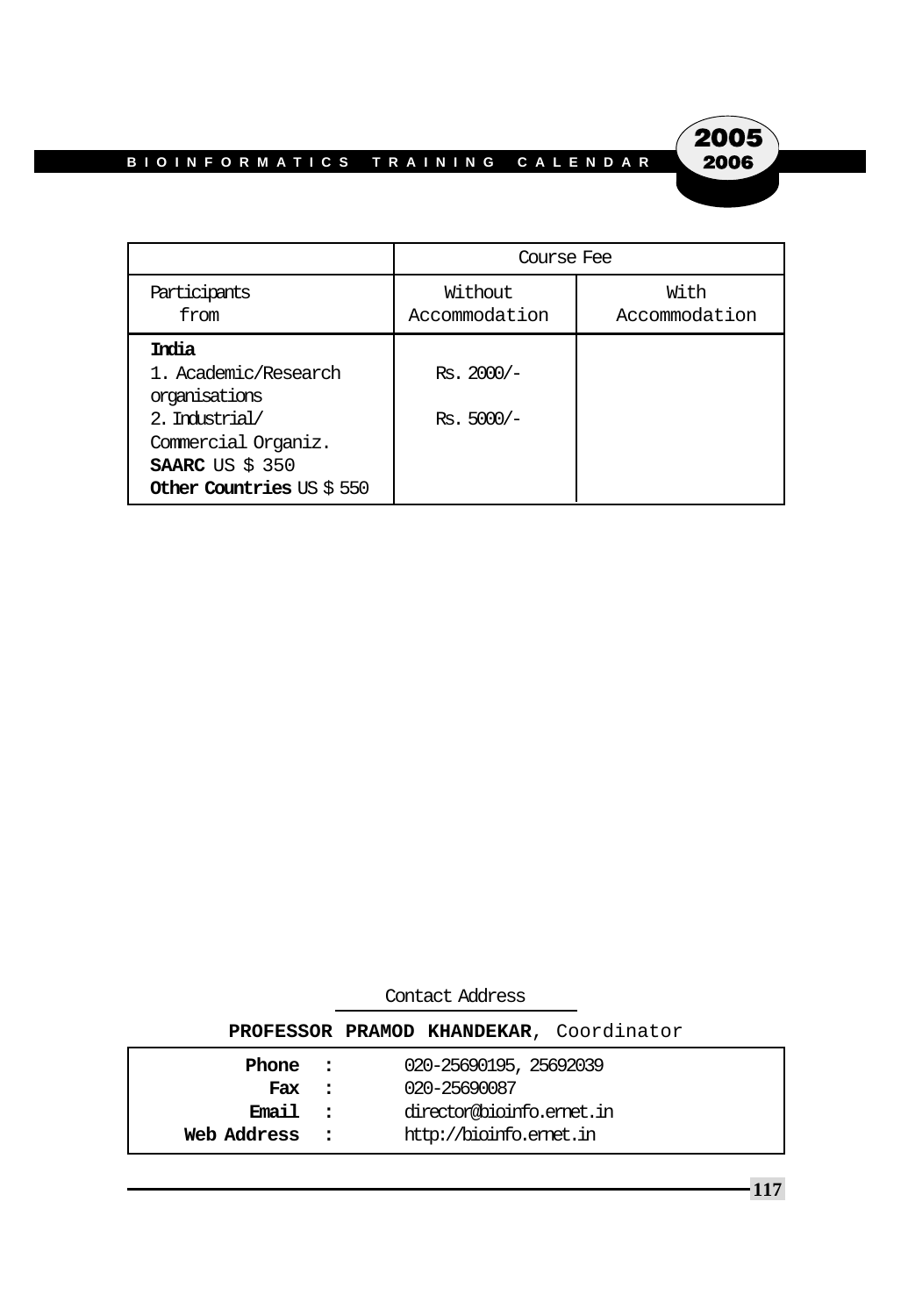| | Course Fee | |
|---|---|---|
| Participants from | Without Accommodation | With Accommodation |
| **India** | | |
| 1. Academic/Research organisations | Rs. 2000/- | |
| 2. Industrial/ Commercial Organiz. | Rs. 5000/- | |
| **SAARC** US $ 350 | | |
| **Other Countries** US $ 550 | | |

Contact Address

**PROFESSOR PRAMOD KHANDEKAR**, Coordinator

| | | |
|---|---|---|
| **Phone** | : | 020-25690195, 25692039 |
| **Fax** | : | 020-25690087 |
| **Email** | : | director@bioinfo.ernet.in |
| **Web Address** | : | http://bioinfo.ernet.in |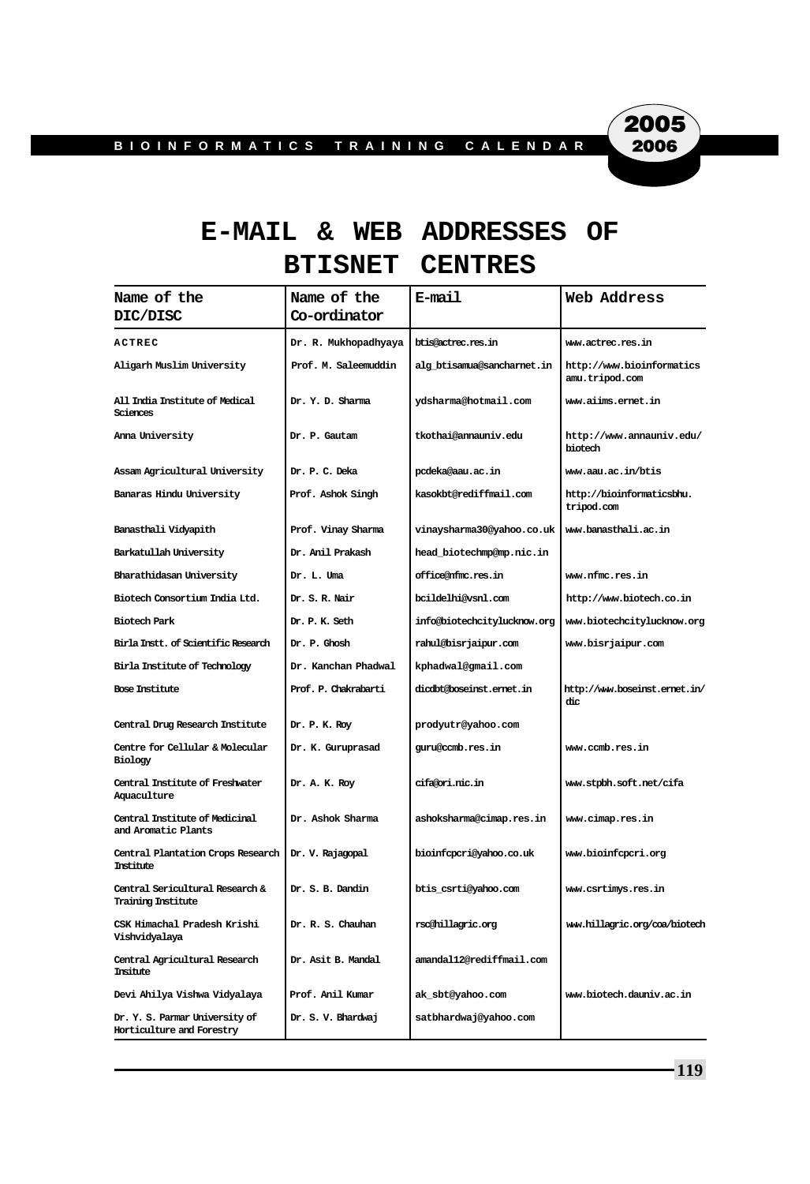# E-MAIL & WEB ADDRESSES OF BTISNET CENTRES

| Name of the DIC/DISC | Name of the Co-ordinator | E-mail | Web Address |
|---|---|---|---|
| ACTREC | Dr. R. Mukhopadhyaya | btis@actrec.res.in | www.actrec.res.in |
| Aligarh Muslim University | Prof. M. Saleemuddin | alg_btisamua@sancharnet.in | http://www.bioinformatics amu.tripod.com |
| All India Institute of Medical Sciences | Dr. Y. D. Sharma | ydsharma@hotmail.com | www.aiims.ernet.in |
| Anna University | Dr. P. Gautam | tkothai@annauniv.edu | http://www.annauniv.edu/ biotech |
| Assam Agricultural University | Dr. P. C. Deka | pcdeka@aau.ac.in | www.aau.ac.in/btis |
| Banaras Hindu University | Prof. Ashok Singh | kasokbt@rediffmail.com | http://bioinformaticsbhu. tripod.com |
| Banasthali Vidyapith | Prof. Vinay Sharma | vinaysharma30@yahoo.co.uk | www.banasthali.ac.in |
| Barkatullah University | Dr. Anil Prakash | head_biotechmp@mp.nic.in | |
| Bharathidasan University | Dr. L. Uma | office@nfmc.res.in | www.nfmc.res.in |
| Biotech Consortium India Ltd. | Dr. S. R. Nair | bcildelhi@vsnl.com | http://www.biotech.co.in |
| Biotech Park | Dr. P. K. Seth | info@biotechcitylucknow.org | www.biotechcitylucknow.org |
| Birla Instt. of Scientific Research | Dr. P. Ghosh | rahul@bisrjaipur.com | www.bisrjaipur.com |
| Birla Institute of Technology | Dr. Kanchan Phadwal | kphadwal@gmail.com | |
| Bose Institute | Prof. P. Chakrabarti | dicdbt@boseinst.ernet.in | http://www.boseinst.ernet.in/ dic |
| Central Drug Research Institute | Dr. P. K. Roy | prodyutr@yahoo.com | |
| Centre for Cellular & Molecular Biology | Dr. K. Guruprasad | guru@ccmb.res.in | www.ccmb.res.in |
| Central Institute of Freshwater Aquaculture | Dr. A. K. Roy | cifa@ori.nic.in | www.stpbh.soft.net/cifa |
| Central Institute of Medicinal and Aromatic Plants | Dr. Ashok Sharma | ashoksharma@cimap.res.in | www.cimap.res.in |
| Central Plantation Crops Research Institute | Dr. V. Rajagopal | bioinfcpcri@yahoo.co.uk | www.bioinfcpcri.org |
| Central Sericultural Research & Training Institute | Dr. S. B. Dandin | btis_csrti@yahoo.com | www.csrtimys.res.in |
| CSK Himachal Pradesh Krishi Vishvidyalaya | Dr. R. S. Chauhan | rsc@hillagric.org | www.hillagric.org/coa/biotech |
| Central Agricultural Research Insitute | Dr. Asit B. Mandal | amandal12@rediffmail.com | |
| Devi Ahilya Vishwa Vidyalaya | Prof. Anil Kumar | ak_sbt@yahoo.com | www.biotech.dauniv.ac.in |
| Dr. Y. S. Parmar University of Horticulture and Forestry | Dr. S. V. Bhardwaj | satbhardwaj@yahoo.com | |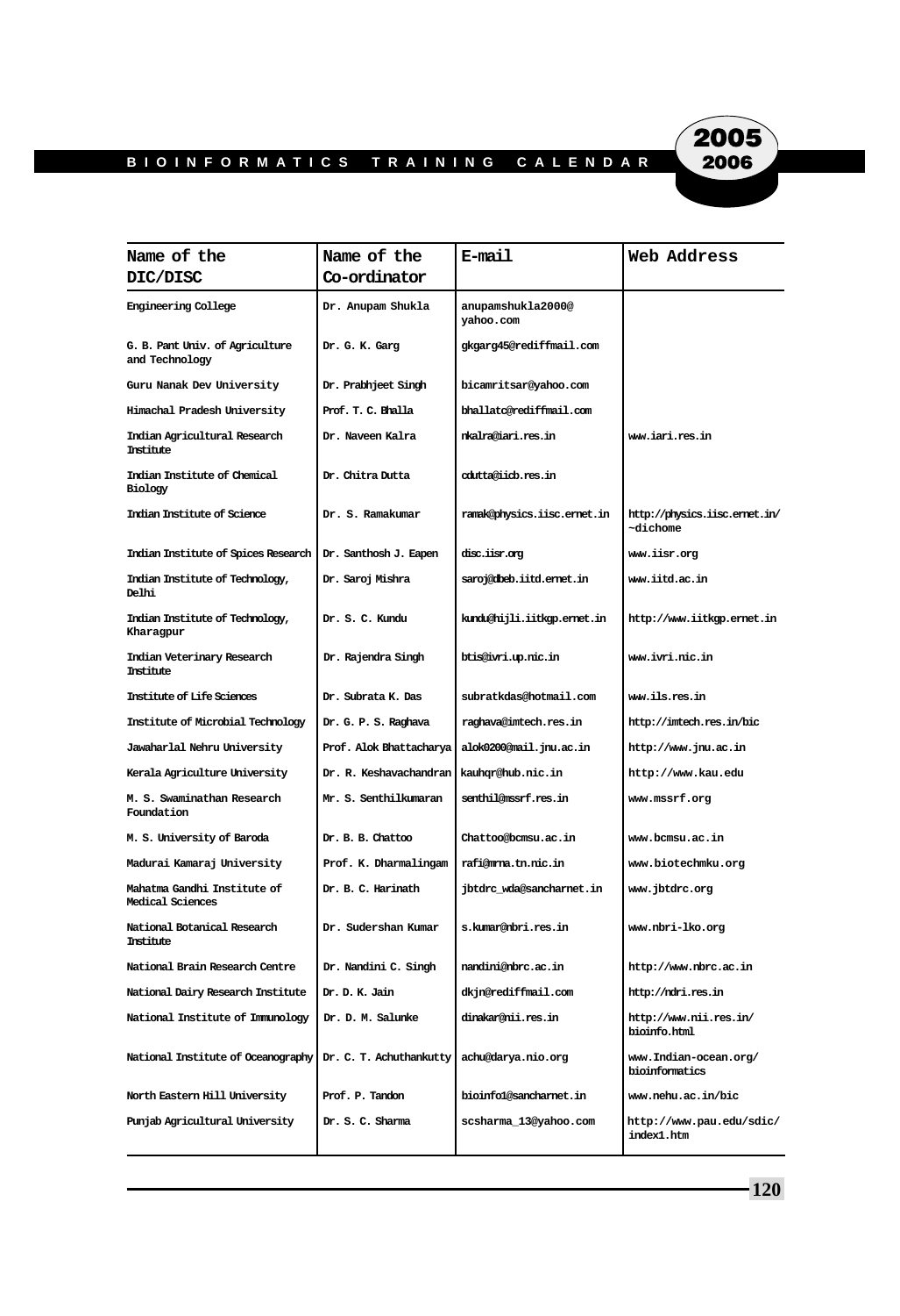| Name of the DIC/DISC | Name of the Co-ordinator | E-mail | Web Address |
|---|---|---|---|
| Engineering College | Dr. Anupam Shukla | anupamshukla2000@yahoo.com | |
| G. B. Pant Univ. of Agriculture and Technology | Dr. G. K. Garg | gkgarg45@rediffmail.com | |
| Guru Nanak Dev University | Dr. Prabhjeet Singh | bicamritsar@yahoo.com | |
| Himachal Pradesh University | Prof. T. C. Bhalla | bhallatc@rediffmail.com | |
| Indian Agricultural Research Institute | Dr. Naveen Kalra | nkalra@iari.res.in | www.iari.res.in |
| Indian Institute of Chemical Biology | Dr. Chitra Dutta | cdutta@iicb.res.in | |
| Indian Institute of Science | Dr. S. Ramakumar | ramak@physics.iisc.ernet.in | http://physics.iisc.ernet.in/~dichome |
| Indian Institute of Spices Research | Dr. Santhosh J. Eapen | disc.iisr.org | www.iisr.org |
| Indian Institute of Technology, Delhi | Dr. Saroj Mishra | saroj@dbeb.iitd.ernet.in | www.iitd.ac.in |
| Indian Institute of Technology, Kharagpur | Dr. S. C. Kundu | kundu@hijli.iitkgp.ernet.in | http://www.iitkgp.ernet.in |
| Indian Veterinary Research Institute | Dr. Rajendra Singh | btis@ivri.up.nic.in | www.ivri.nic.in |
| Institute of Life Sciences | Dr. Subrata K. Das | subratkdas@hotmail.com | www.ils.res.in |
| Institute of Microbial Technology | Dr. G. P. S. Raghava | raghava@imtech.res.in | http://imtech.res.in/bic |
| Jawaharlal Nehru University | Prof. Alok Bhattacharya | alok0200@mail.jnu.ac.in | http://www.jnu.ac.in |
| Kerala Agriculture University | Dr. R. Keshavachandran | kauhqr@hub.nic.in | http://www.kau.edu |
| M. S. Swaminathan Research Foundation | Mr. S. Senthilkumaran | senthil@mssrf.res.in | www.mssrf.org |
| M. S. University of Baroda | Dr. B. B. Chattoo | Chattoo@bcmsu.ac.in | www.bcmsu.ac.in |
| Madurai Kamaraj University | Prof. K. Dharmalingam | rafi@mrna.tn.nic.in | www.biotechmku.org |
| Mahatma Gandhi Institute of Medical Sciences | Dr. B. C. Harinath | jbtdrc_wda@sancharnet.in | www.jbtdrc.org |
| National Botanical Research Institute | Dr. Sudershan Kumar | s.kumar@nbri.res.in | www.nbri-lko.org |
| National Brain Research Centre | Dr. Nandini C. Singh | nandini@nbrc.ac.in | http://www.nbrc.ac.in |
| National Dairy Research Institute | Dr. D. K. Jain | dkjn@rediffmail.com | http://ndri.res.in |
| National Institute of Immunology | Dr. D. M. Salunke | dinakar@nii.res.in | http://www.nii.res.in/bioinfo.html |
| National Institute of Oceanography | Dr. C. T. Achuthankutty | achu@darya.nio.org | www.Indian-ocean.org/bioinformatics |
| North Eastern Hill University | Prof. P. Tandon | bioinfo1@sancharnet.in | www.nehu.ac.in/bic |
| Punjab Agricultural University | Dr. S. C. Sharma | scsharma_13@yahoo.com | http://www.pau.edu/sdic/index1.htm |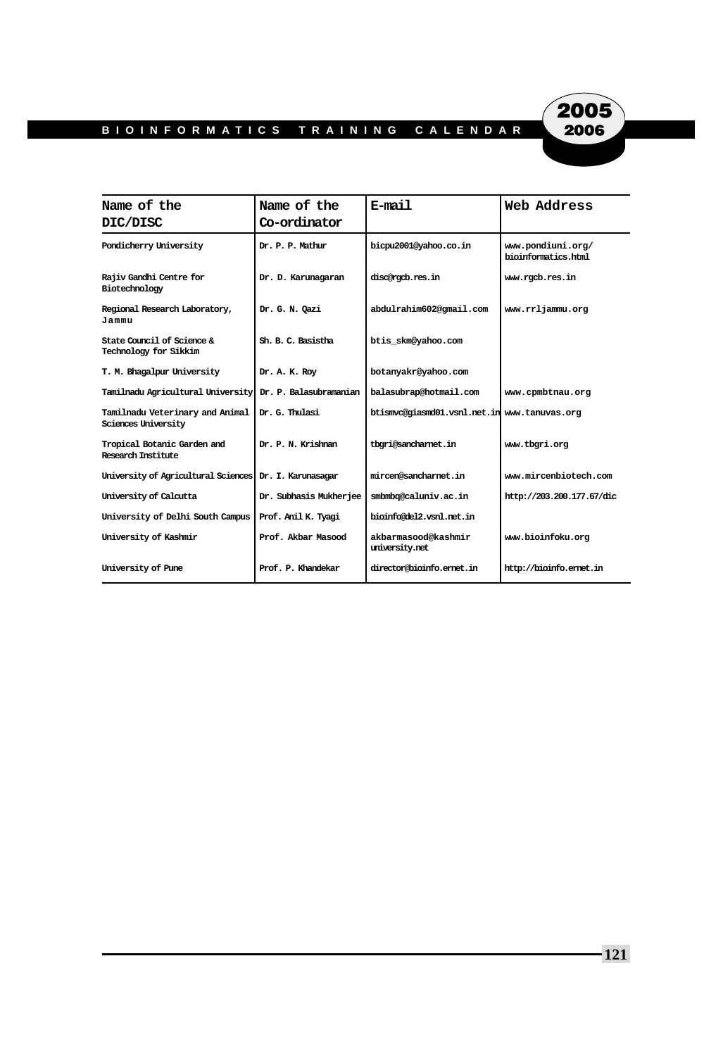| Name of the DIC/DISC | Name of the Co-ordinator | E-mail | Web Address |
|---|---|---|---|
| Pondicherry University | Dr. P. P. Mathur | bicpu2001@yahoo.co.in | www.pondiuni.org/bioinformatics.html |
| Rajiv Gandhi Centre for Biotechnology | Dr. D. Karunagaran | disc@rgcb.res.in | www.rgcb.res.in |
| Regional Research Laboratory, Jammu | Dr. G. N. Qazi | abdulrahim602@gmail.com | www.rrljammu.org |
| State Council of Science & Technology for Sikkim | Sh. B. C. Basistha | btis_skm@yahoo.com | |
| T. M. Bhagalpur University | Dr. A. K. Roy | botanyakr@yahoo.com | |
| Tamilnadu Agricultural University | Dr. P. Balasubramanian | balasubrap@hotmail.com | www.cpmbtnau.org |
| Tamilnadu Veterinary and Animal Sciences University | Dr. G. Thulasi | btismvc@giasmd01.vsnl.net.in | www.tanuvas.org |
| Tropical Botanic Garden and Research Institute | Dr. P. N. Krishnan | tbgri@sancharnet.in | www.tbgri.org |
| University of Agricultural Sciences | Dr. I. Karunasagar | mircen@sancharnet.in | www.mircenbiotech.com |
| University of Calcutta | Dr. Subhasis Mukherjee | smbmbq@caluniv.ac.in | http://203.200.177.67/dic |
| University of Delhi South Campus | Prof. Anil K. Tyagi | bioinfo@del2.vsnl.net.in | |
| University of Kashmir | Prof. Akbar Masood | akbarmasood@kashmiruniversity.net | www.bioinfoku.org |
| University of Pune | Prof. P. Khandekar | director@bioinfo.ernet.in | http://bioinfo.ernet.in |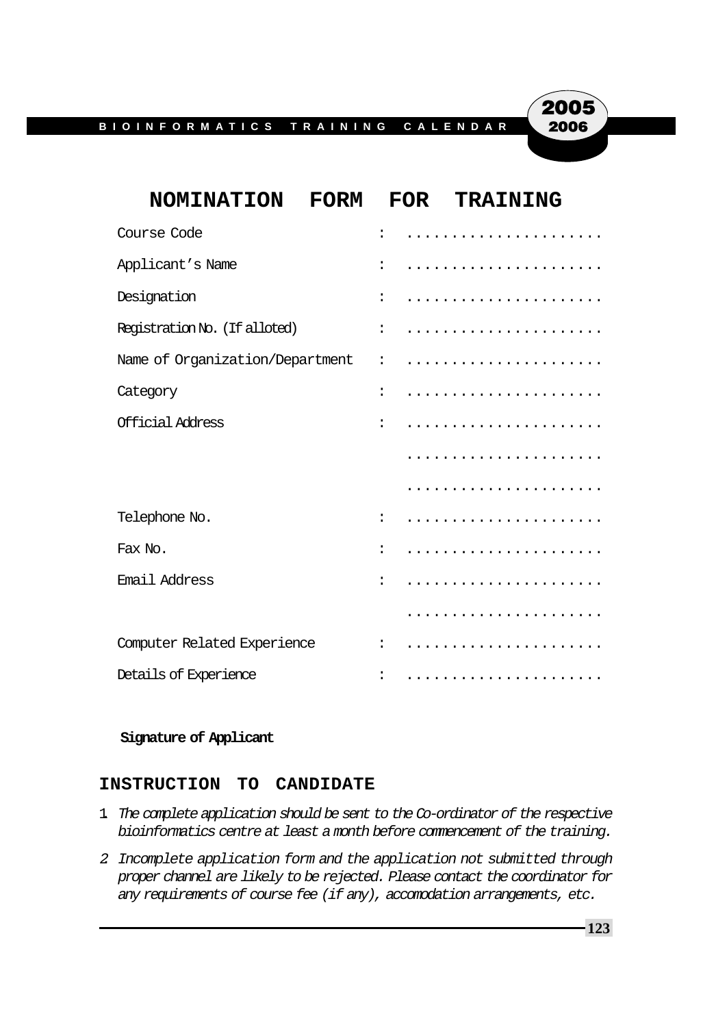# NOMINATION FORM FOR TRAINING

| | | |
|---|---|---|
| Course Code | : | ...................... |
| Applicant's Name | : | ...................... |
| Designation | : | ...................... |
| Registration No. (If alloted) | : | ...................... |
| Name of Organization/Department | : | ...................... |
| Category | : | ...................... |
| Official Address | : | ...................... |
| | | ...................... |
| | | ...................... |
| Telephone No. | : | ...................... |
| Fax No. | : | ...................... |
| Email Address | : | ...................... |
| | | ...................... |
| Computer Related Experience | : | ...................... |
| Details of Experience | : | ...................... |

**Signature of Applicant**

## INSTRUCTION TO CANDIDATE

1 *The complete application should be sent to the Co-ordinator of the respective bioinformatics centre at least a month before commencement of the training.*

2 *Incomplete application form and the application not submitted through proper channel are likely to be rejected. Please contact the coordinator for any requirements of course fee (if any), accomodation arrangements, etc.*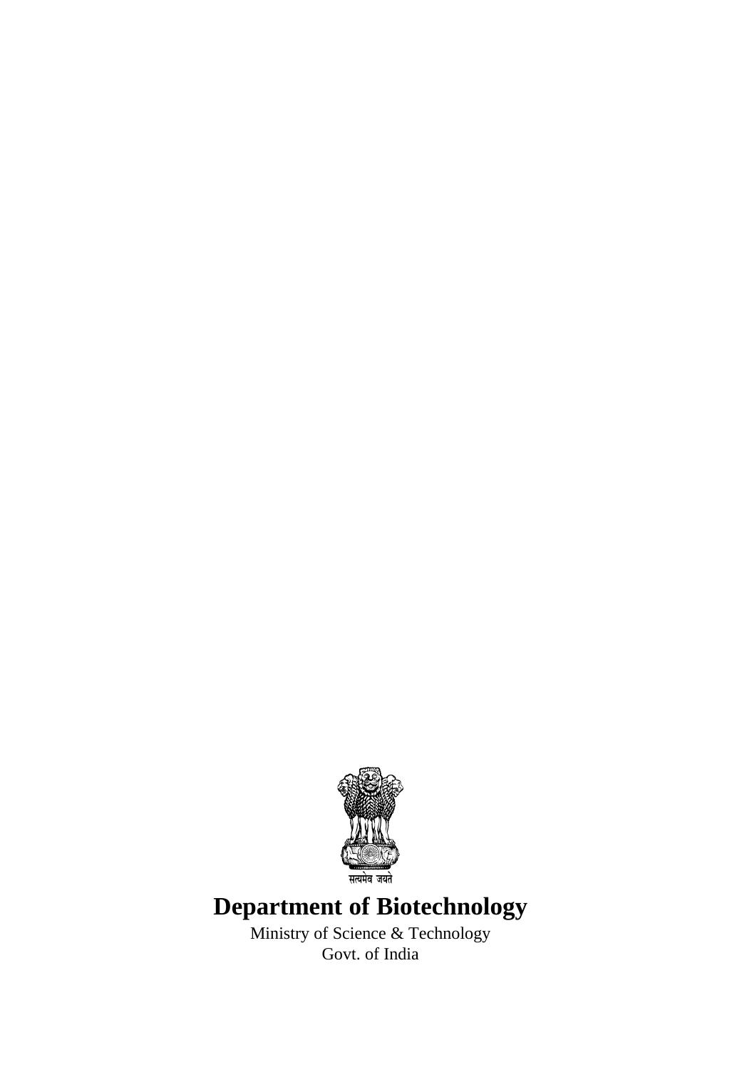सत्यमेव जयते

**Department of Biotechnology**

Ministry of Science & Technology

Govt. of India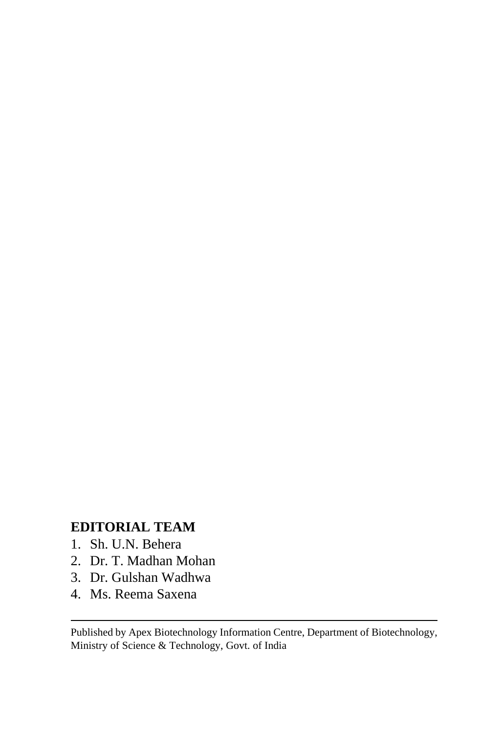**EDITORIAL TEAM**

1. Sh. U.N. Behera
2. Dr. T. Madhan Mohan
3. Dr. Gulshan Wadhwa
4. Ms. Reema Saxena

---

Published by Apex Biotechnology Information Centre, Department of Biotechnology, Ministry of Science & Technology, Govt. of India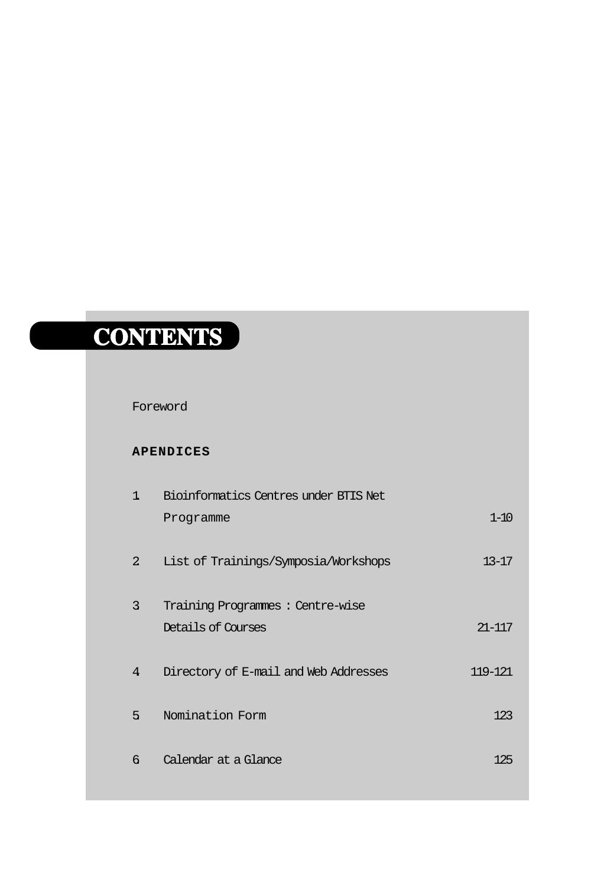# CONTENTS

Foreword

**APENDICES**

| | | |
|---|---|---|
| 1 | Bioinformatics Centres under BTIS Net Programme | 1-10 |
| 2 | List of Trainings/Symposia/Workshops | 13-17 |
| 3 | Training Programmes : Centre-wise Details of Courses | 21-117 |
| 4 | Directory of E-mail and Web Addresses | 119-121 |
| 5 | Nomination Form | 123 |
| 6 | Calendar at a Glance | 125 |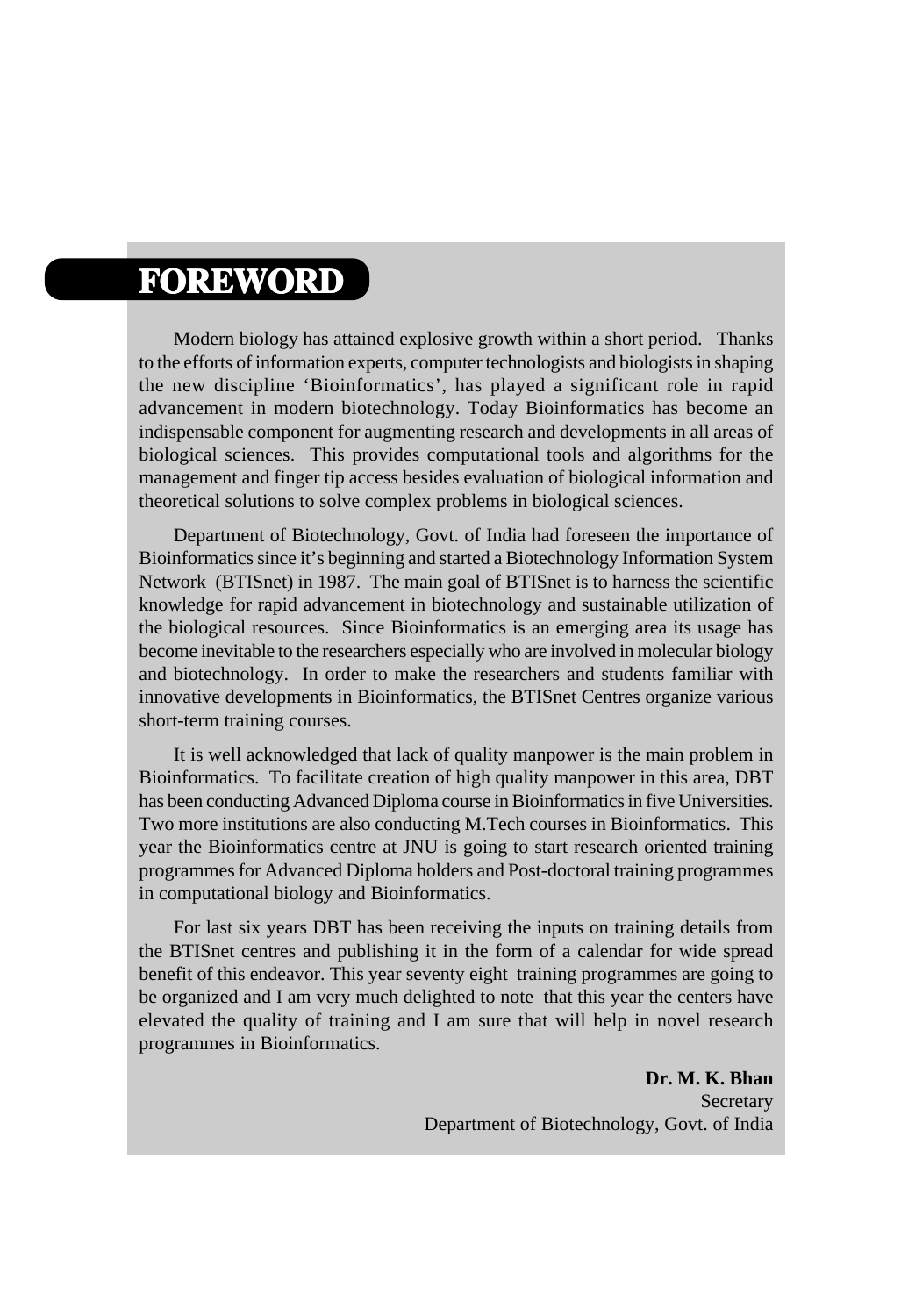# FOREWORD

Modern biology has attained explosive growth within a short period. Thanks to the efforts of information experts, computer technologists and biologists in shaping the new discipline 'Bioinformatics', has played a significant role in rapid advancement in modern biotechnology. Today Bioinformatics has become an indispensable component for augmenting research and developments in all areas of biological sciences. This provides computational tools and algorithms for the management and finger tip access besides evaluation of biological information and theoretical solutions to solve complex problems in biological sciences.

Department of Biotechnology, Govt. of India had foreseen the importance of Bioinformatics since it's beginning and started a Biotechnology Information System Network (BTISnet) in 1987. The main goal of BTISnet is to harness the scientific knowledge for rapid advancement in biotechnology and sustainable utilization of the biological resources. Since Bioinformatics is an emerging area its usage has become inevitable to the researchers especially who are involved in molecular biology and biotechnology. In order to make the researchers and students familiar with innovative developments in Bioinformatics, the BTISnet Centres organize various short-term training courses.

It is well acknowledged that lack of quality manpower is the main problem in Bioinformatics. To facilitate creation of high quality manpower in this area, DBT has been conducting Advanced Diploma course in Bioinformatics in five Universities. Two more institutions are also conducting M.Tech courses in Bioinformatics. This year the Bioinformatics centre at JNU is going to start research oriented training programmes for Advanced Diploma holders and Post-doctoral training programmes in computational biology and Bioinformatics.

For last six years DBT has been receiving the inputs on training details from the BTISnet centres and publishing it in the form of a calendar for wide spread benefit of this endeavor. This year seventy eight training programmes are going to be organized and I am very much delighted to note that this year the centers have elevated the quality of training and I am sure that will help in novel research programmes in Bioinformatics.

**Dr. M. K. Bhan**
Secretary
Department of Biotechnology, Govt. of India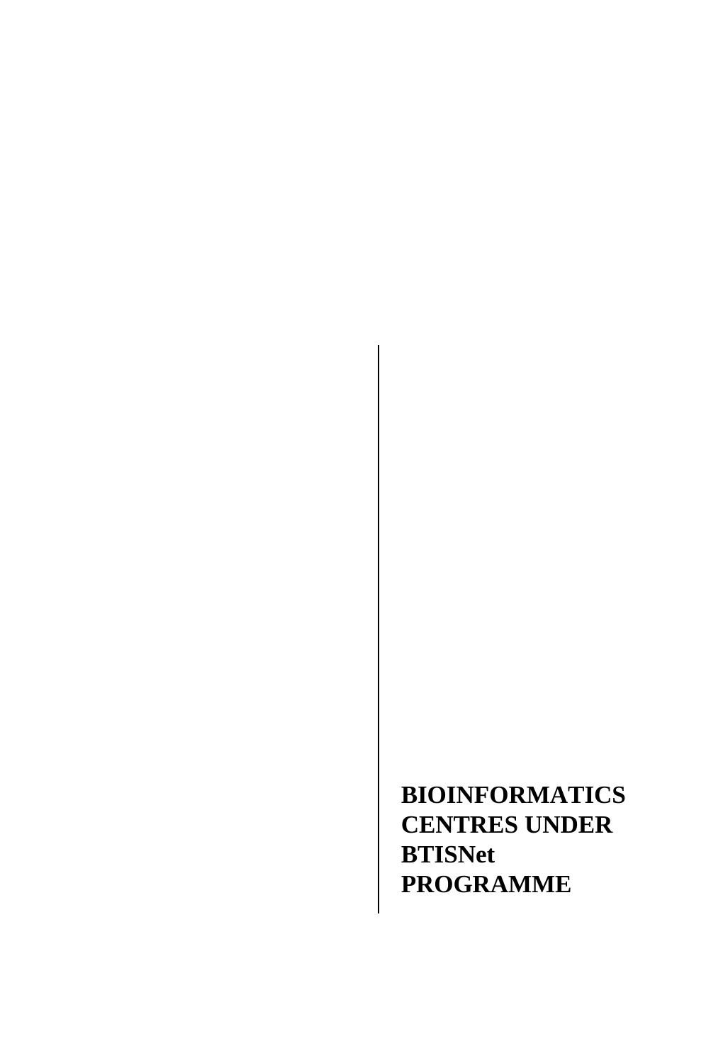# BIOINFORMATICS CENTRES UNDER BTISNet PROGRAMME